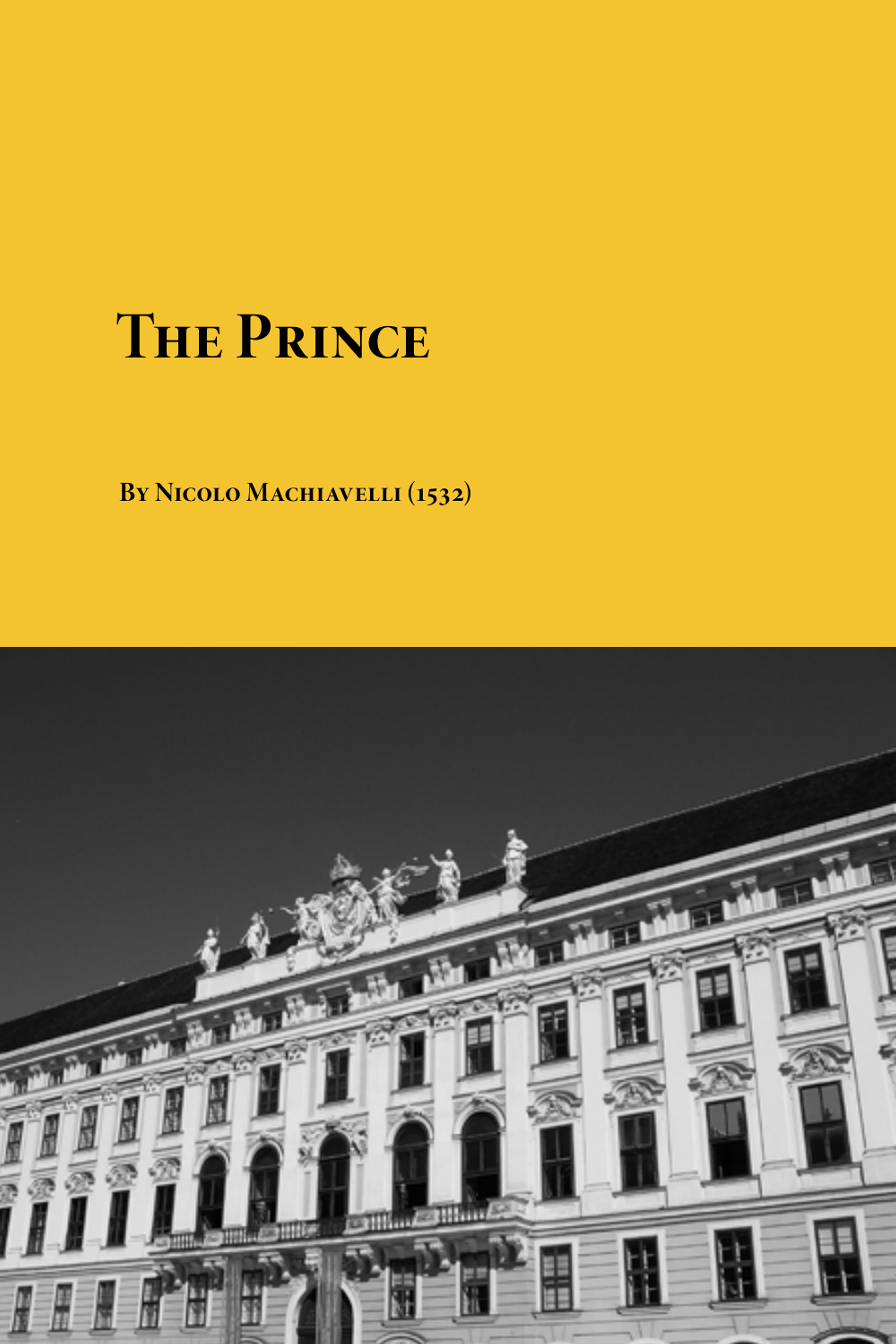# The Prince

**By Nicolo Machiavelli (1532)**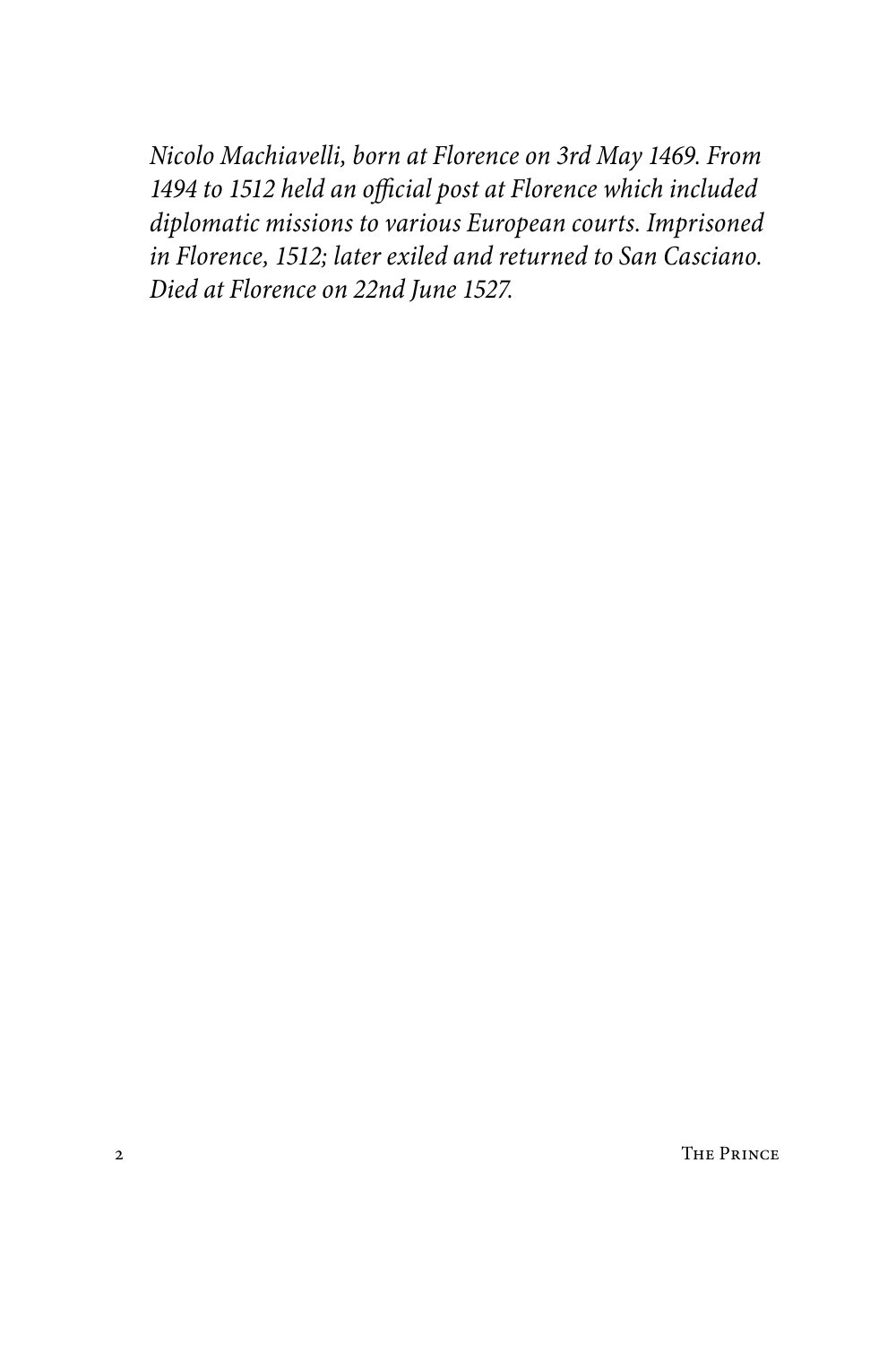*Nicolo Machiavelli, born at Florence on 3rd May 1469. From 1494 to 1512 held an official post at Florence which included diplomatic missions to various European courts. Imprisoned in Florence, 1512; later exiled and returned to San Casciano. Died at Florence on 22nd June 1527.*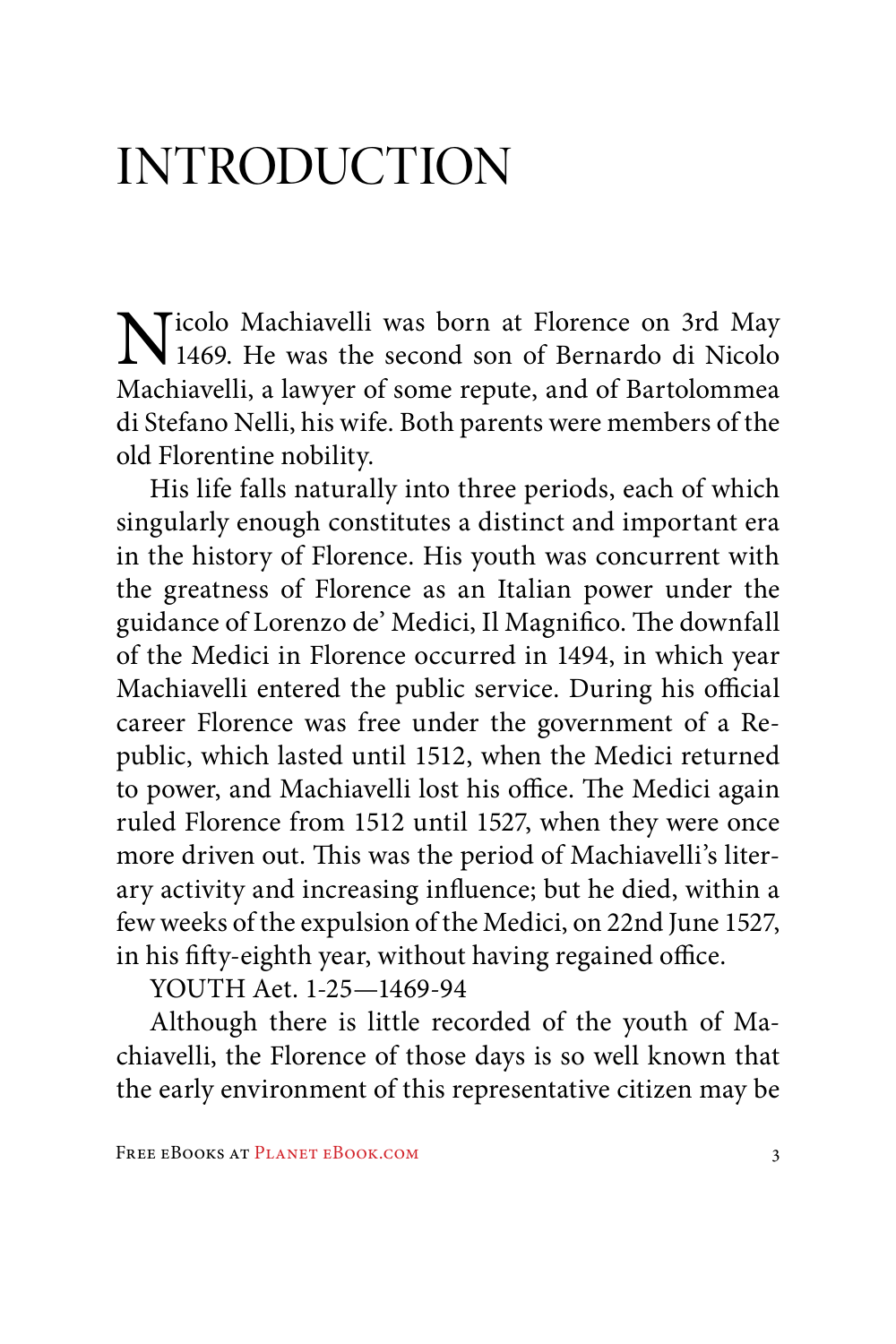# INTRODUCTION

Nicolo Machiavelli was born at Florence on 3rd May 1469. He was the second son of Bernardo di Nicolo Machiavelli, a lawyer of some repute, and of Bartolommea di Stefano Nelli, his wife. Both parents were members of the old Florentine nobility.

His life falls naturally into three periods, each of which singularly enough constitutes a distinct and important era in the history of Florence. His youth was concurrent with the greatness of Florence as an Italian power under the guidance of Lorenzo de' Medici, Il Magnifico. The downfall of the Medici in Florence occurred in 1494, in which year Machiavelli entered the public service. During his official career Florence was free under the government of a Republic, which lasted until 1512, when the Medici returned to power, and Machiavelli lost his office. The Medici again ruled Florence from 1512 until 1527, when they were once more driven out. This was the period of Machiavelli's literary activity and increasing influence; but he died, within a few weeks of the expulsion of the Medici, on 22nd June 1527, in his fifty-eighth year, without having regained office.

YOUTH Aet. 1-25—1469-94

Although there is little recorded of the youth of Machiavelli, the Florence of those days is so well known that the early environment of this representative citizen may be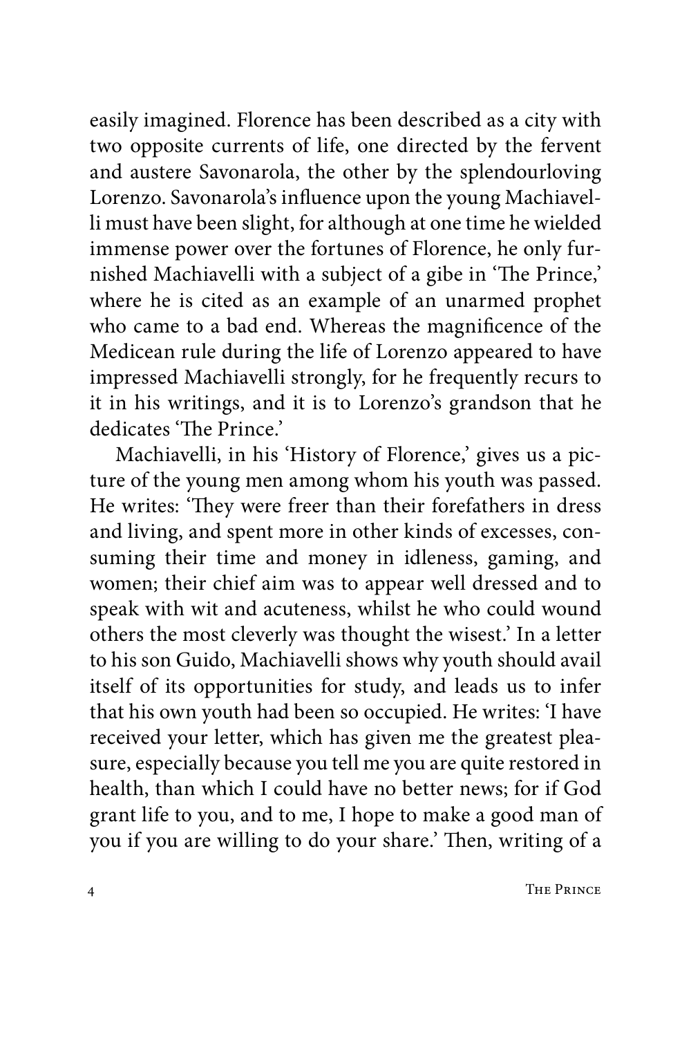easily imagined. Florence has been described as a city with two opposite currents of life, one directed by the fervent and austere Savonarola, the other by the splendourloving Lorenzo. Savonarola's influence upon the young Machiavelli must have been slight, for although at one time he wielded immense power over the fortunes of Florence, he only furnished Machiavelli with a subject of a gibe in 'The Prince,' where he is cited as an example of an unarmed prophet who came to a bad end. Whereas the magnificence of the Medicean rule during the life of Lorenzo appeared to have impressed Machiavelli strongly, for he frequently recurs to it in his writings, and it is to Lorenzo's grandson that he dedicates 'The Prince.'

Machiavelli, in his 'History of Florence,' gives us a picture of the young men among whom his youth was passed. He writes: 'They were freer than their forefathers in dress and living, and spent more in other kinds of excesses, consuming their time and money in idleness, gaming, and women; their chief aim was to appear well dressed and to speak with wit and acuteness, whilst he who could wound others the most cleverly was thought the wisest.' In a letter to his son Guido, Machiavelli shows why youth should avail itself of its opportunities for study, and leads us to infer that his own youth had been so occupied. He writes: 'I have received your letter, which has given me the greatest pleasure, especially because you tell me you are quite restored in health, than which I could have no better news; for if God grant life to you, and to me, I hope to make a good man of you if you are willing to do your share.' Then, writing of a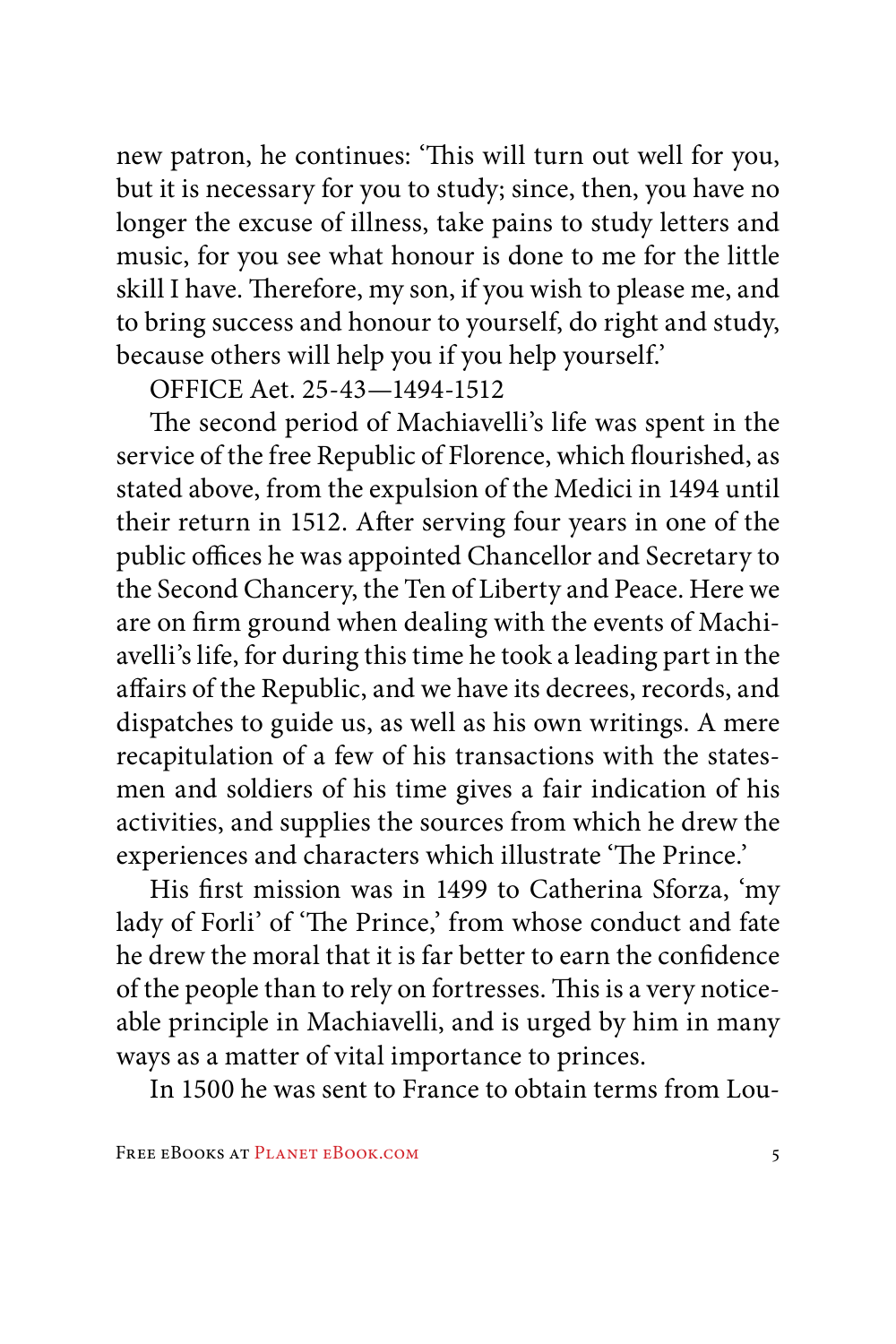new patron, he continues: 'This will turn out well for you, but it is necessary for you to study; since, then, you have no longer the excuse of illness, take pains to study letters and music, for you see what honour is done to me for the little skill I have. Therefore, my son, if you wish to please me, and to bring success and honour to yourself, do right and study, because others will help you if you help yourself.'

OFFICE Aet. 25-43—1494-1512

The second period of Machiavelli's life was spent in the service of the free Republic of Florence, which flourished, as stated above, from the expulsion of the Medici in 1494 until their return in 1512. After serving four years in one of the public offices he was appointed Chancellor and Secretary to the Second Chancery, the Ten of Liberty and Peace. Here we are on firm ground when dealing with the events of Machiavelli's life, for during this time he took a leading part in the affairs of the Republic, and we have its decrees, records, and dispatches to guide us, as well as his own writings. A mere recapitulation of a few of his transactions with the statesmen and soldiers of his time gives a fair indication of his activities, and supplies the sources from which he drew the experiences and characters which illustrate 'The Prince.'

His first mission was in 1499 to Catherina Sforza, 'my lady of Forli' of 'The Prince,' from whose conduct and fate he drew the moral that it is far better to earn the confidence of the people than to rely on fortresses. This is a very noticeable principle in Machiavelli, and is urged by him in many ways as a matter of vital importance to princes.

In 1500 he was sent to France to obtain terms from Lou-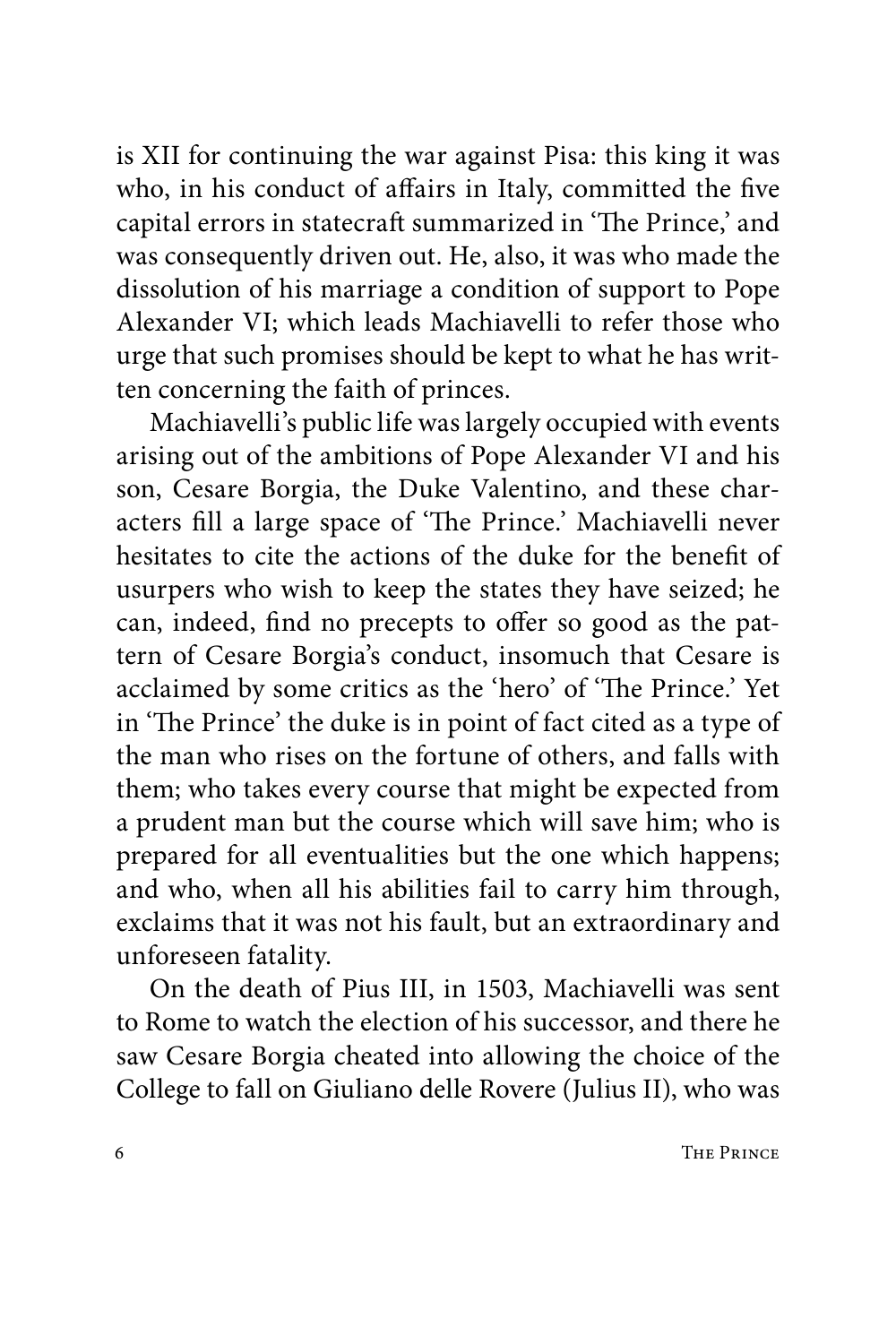is XII for continuing the war against Pisa: this king it was who, in his conduct of affairs in Italy, committed the five capital errors in statecraft summarized in 'The Prince,' and was consequently driven out. He, also, it was who made the dissolution of his marriage a condition of support to Pope Alexander VI; which leads Machiavelli to refer those who urge that such promises should be kept to what he has written concerning the faith of princes.

Machiavelli's public life was largely occupied with events arising out of the ambitions of Pope Alexander VI and his son, Cesare Borgia, the Duke Valentino, and these characters fill a large space of 'The Prince.' Machiavelli never hesitates to cite the actions of the duke for the benefit of usurpers who wish to keep the states they have seized; he can, indeed, find no precepts to offer so good as the pattern of Cesare Borgia's conduct, insomuch that Cesare is acclaimed by some critics as the 'hero' of 'The Prince.' Yet in 'The Prince' the duke is in point of fact cited as a type of the man who rises on the fortune of others, and falls with them; who takes every course that might be expected from a prudent man but the course which will save him; who is prepared for all eventualities but the one which happens; and who, when all his abilities fail to carry him through, exclaims that it was not his fault, but an extraordinary and unforeseen fatality.

On the death of Pius III, in 1503, Machiavelli was sent to Rome to watch the election of his successor, and there he saw Cesare Borgia cheated into allowing the choice of the College to fall on Giuliano delle Rovere (Julius II), who was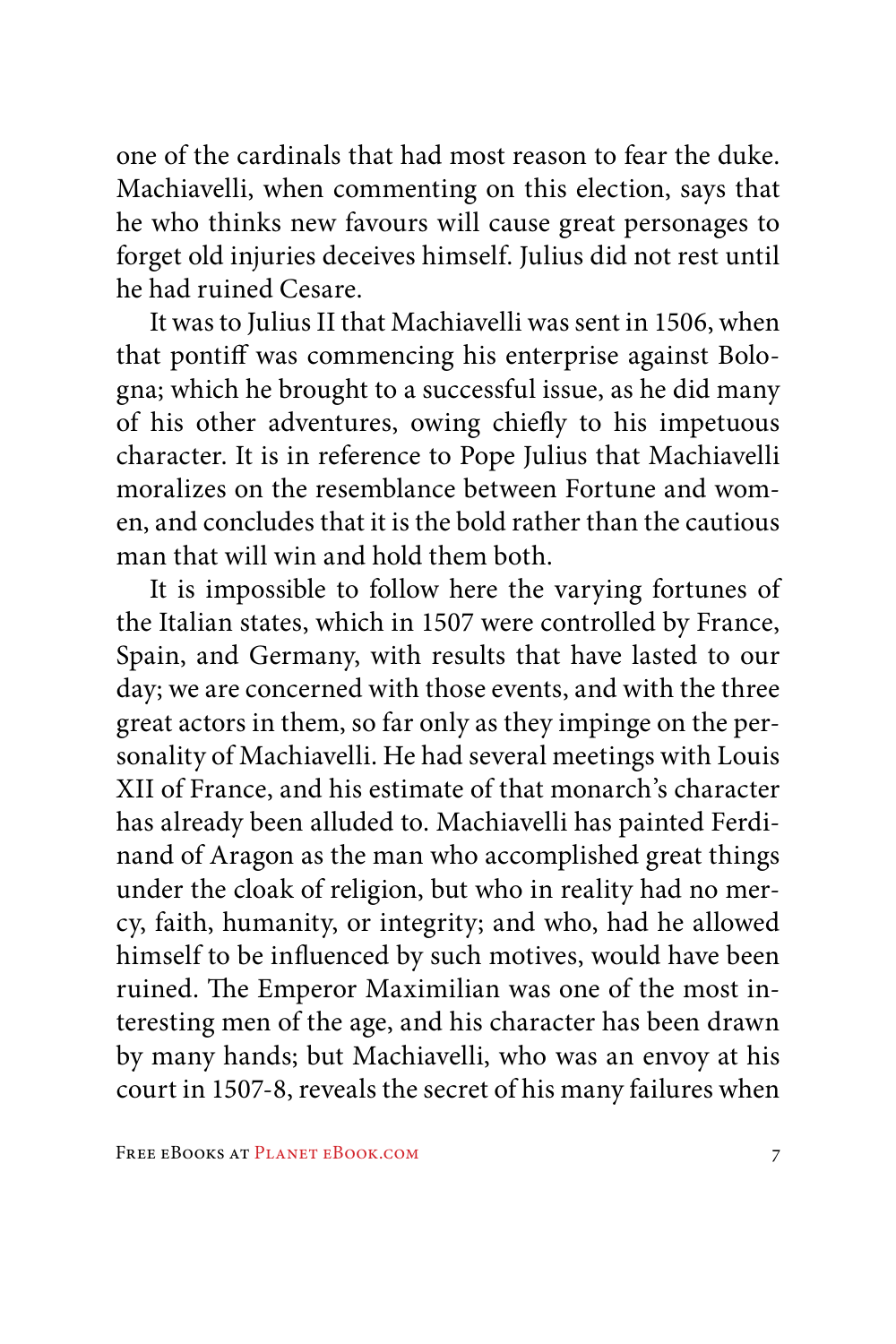one of the cardinals that had most reason to fear the duke. Machiavelli, when commenting on this election, says that he who thinks new favours will cause great personages to forget old injuries deceives himself. Julius did not rest until he had ruined Cesare.

It was to Julius II that Machiavelli was sent in 1506, when that pontiff was commencing his enterprise against Bologna; which he brought to a successful issue, as he did many of his other adventures, owing chiefly to his impetuous character. It is in reference to Pope Julius that Machiavelli moralizes on the resemblance between Fortune and women, and concludes that it is the bold rather than the cautious man that will win and hold them both.

It is impossible to follow here the varying fortunes of the Italian states, which in 1507 were controlled by France, Spain, and Germany, with results that have lasted to our day; we are concerned with those events, and with the three great actors in them, so far only as they impinge on the personality of Machiavelli. He had several meetings with Louis XII of France, and his estimate of that monarch's character has already been alluded to. Machiavelli has painted Ferdinand of Aragon as the man who accomplished great things under the cloak of religion, but who in reality had no mercy, faith, humanity, or integrity; and who, had he allowed himself to be influenced by such motives, would have been ruined. The Emperor Maximilian was one of the most interesting men of the age, and his character has been drawn by many hands; but Machiavelli, who was an envoy at his court in 1507-8, reveals the secret of his many failures when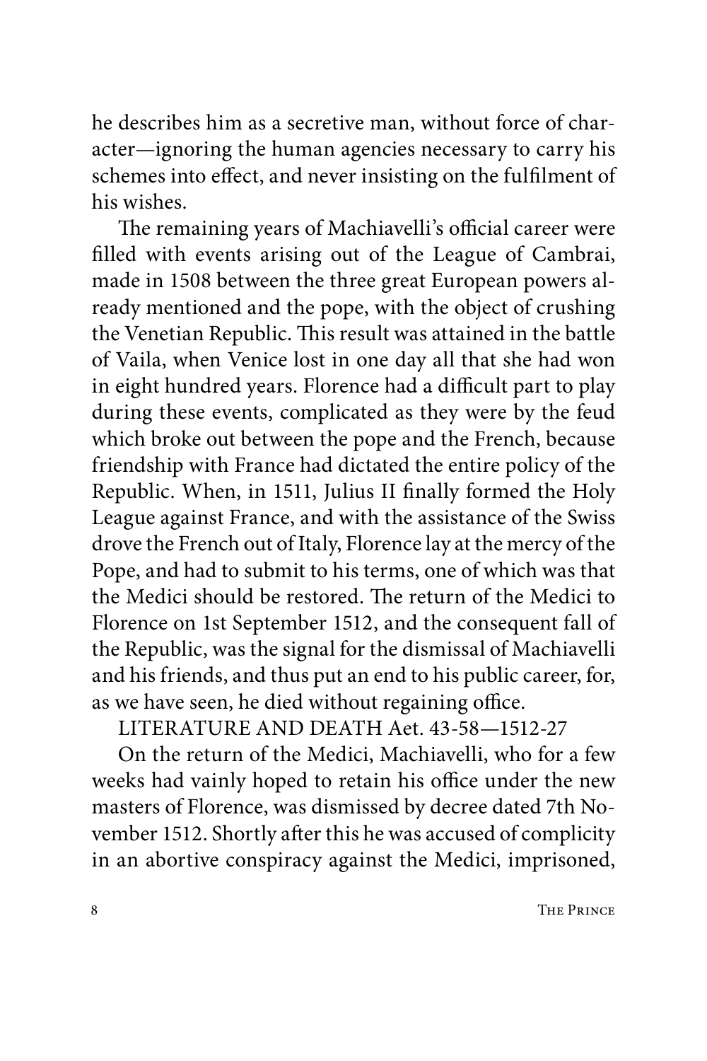he describes him as a secretive man, without force of character—ignoring the human agencies necessary to carry his schemes into effect, and never insisting on the fulfilment of his wishes.

The remaining years of Machiavelli's official career were filled with events arising out of the League of Cambrai, made in 1508 between the three great European powers already mentioned and the pope, with the object of crushing the Venetian Republic. This result was attained in the battle of Vaila, when Venice lost in one day all that she had won in eight hundred years. Florence had a difficult part to play during these events, complicated as they were by the feud which broke out between the pope and the French, because friendship with France had dictated the entire policy of the Republic. When, in 1511, Julius II finally formed the Holy League against France, and with the assistance of the Swiss drove the French out of Italy, Florence lay at the mercy of the Pope, and had to submit to his terms, one of which was that the Medici should be restored. The return of the Medici to Florence on 1st September 1512, and the consequent fall of the Republic, was the signal for the dismissal of Machiavelli and his friends, and thus put an end to his public career, for, as we have seen, he died without regaining office.

## LITERATURE AND DEATH Aet. 43-58—1512-27

On the return of the Medici, Machiavelli, who for a few weeks had vainly hoped to retain his office under the new masters of Florence, was dismissed by decree dated 7th November 1512. Shortly after this he was accused of complicity in an abortive conspiracy against the Medici, imprisoned,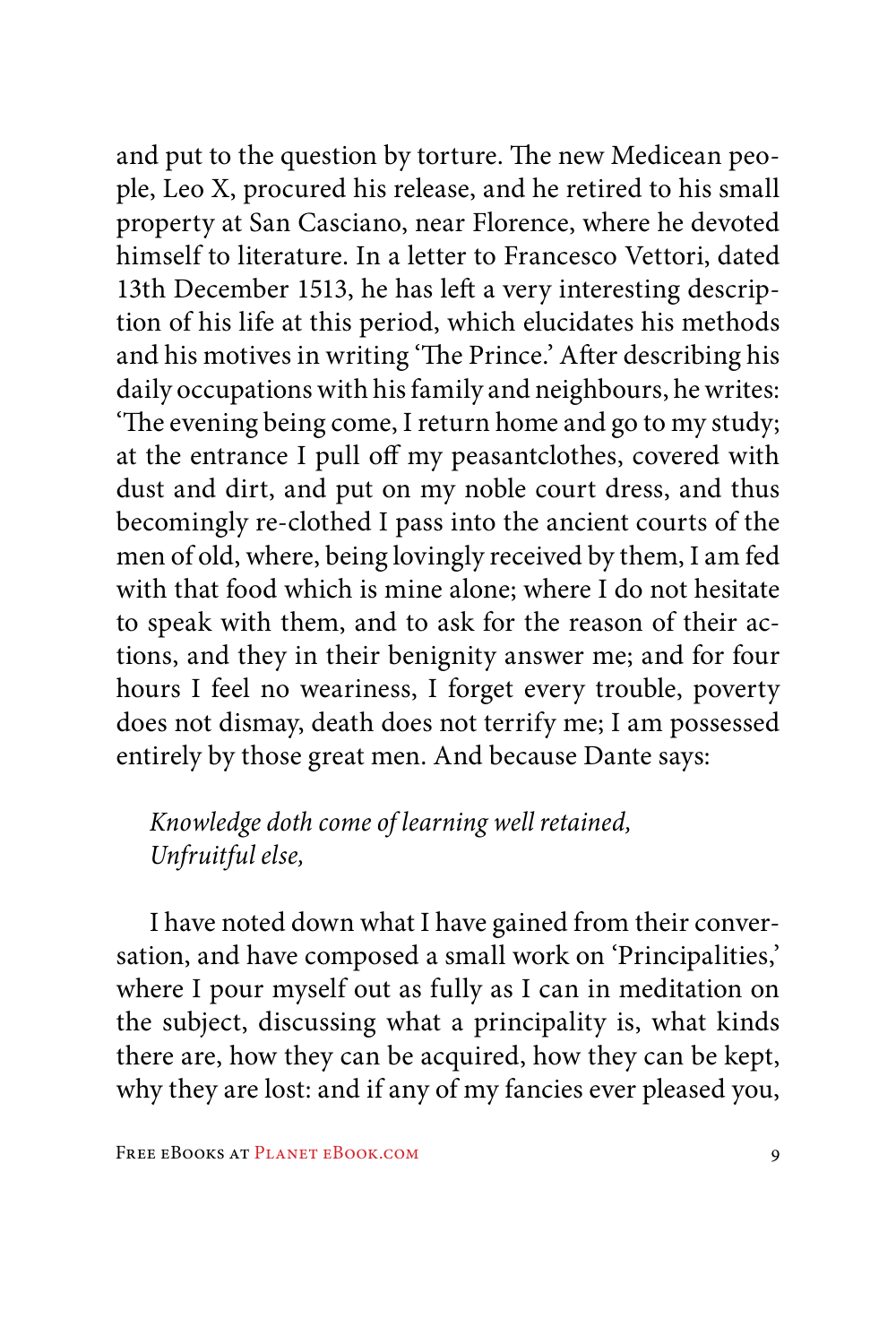and put to the question by torture. The new Medicean people, Leo X, procured his release, and he retired to his small property at San Casciano, near Florence, where he devoted himself to literature. In a letter to Francesco Vettori, dated 13th December 1513, he has left a very interesting description of his life at this period, which elucidates his methods and his motives in writing 'The Prince.' After describing his daily occupations with his family and neighbours, he writes: 'The evening being come, I return home and go to my study; at the entrance I pull off my peasantclothes, covered with dust and dirt, and put on my noble court dress, and thus becomingly re-clothed I pass into the ancient courts of the men of old, where, being lovingly received by them, I am fed with that food which is mine alone; where I do not hesitate to speak with them, and to ask for the reason of their actions, and they in their benignity answer me; and for four hours I feel no weariness, I forget every trouble, poverty does not dismay, death does not terrify me; I am possessed entirely by those great men. And because Dante says:

> *Knowledge doth come of learning well retained,*
> *Unfruitful else,*

I have noted down what I have gained from their conversation, and have composed a small work on 'Principalities,' where I pour myself out as fully as I can in meditation on the subject, discussing what a principality is, what kinds there are, how they can be acquired, how they can be kept, why they are lost: and if any of my fancies ever pleased you,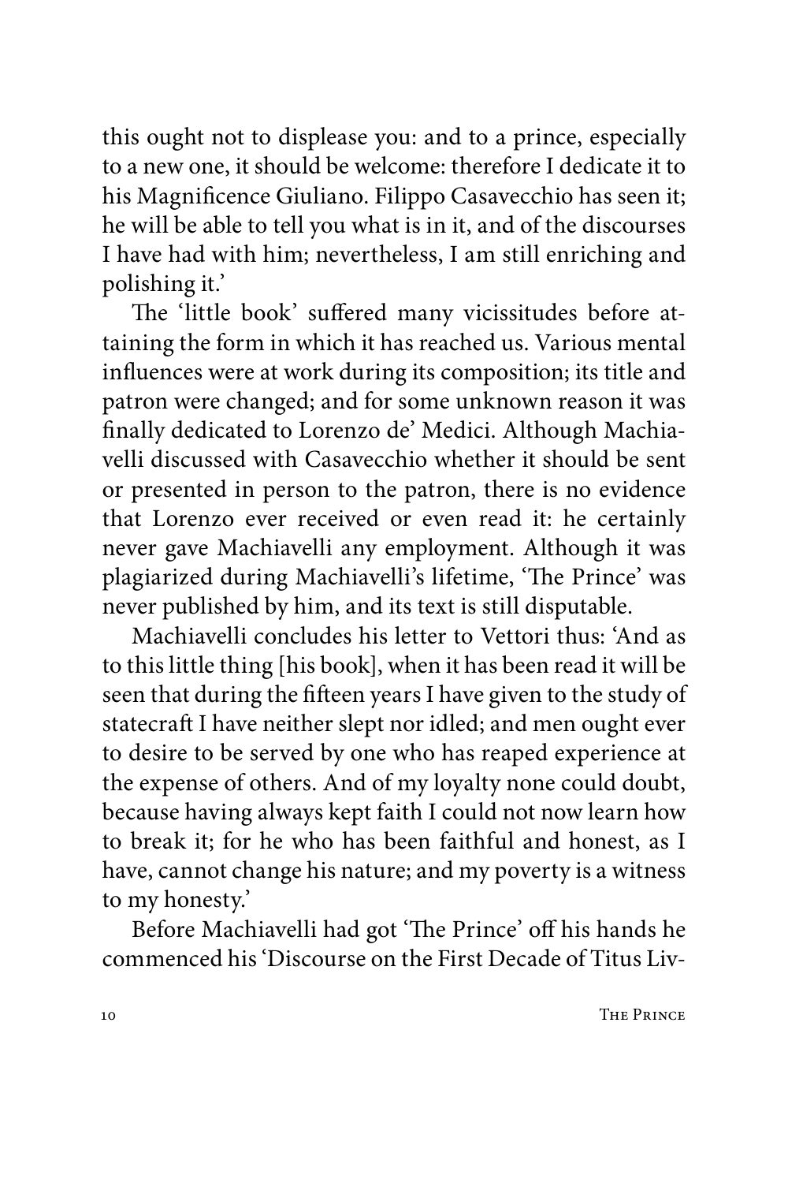this ought not to displease you: and to a prince, especially to a new one, it should be welcome: therefore I dedicate it to his Magnificence Giuliano. Filippo Casavecchio has seen it; he will be able to tell you what is in it, and of the discourses I have had with him; nevertheless, I am still enriching and polishing it.'

The 'little book' suffered many vicissitudes before attaining the form in which it has reached us. Various mental influences were at work during its composition; its title and patron were changed; and for some unknown reason it was finally dedicated to Lorenzo de' Medici. Although Machiavelli discussed with Casavecchio whether it should be sent or presented in person to the patron, there is no evidence that Lorenzo ever received or even read it: he certainly never gave Machiavelli any employment. Although it was plagiarized during Machiavelli's lifetime, 'The Prince' was never published by him, and its text is still disputable.

Machiavelli concludes his letter to Vettori thus: 'And as to this little thing [his book], when it has been read it will be seen that during the fifteen years I have given to the study of statecraft I have neither slept nor idled; and men ought ever to desire to be served by one who has reaped experience at the expense of others. And of my loyalty none could doubt, because having always kept faith I could not now learn how to break it; for he who has been faithful and honest, as I have, cannot change his nature; and my poverty is a witness to my honesty.'

Before Machiavelli had got 'The Prince' off his hands he commenced his 'Discourse on the First Decade of Titus Liv-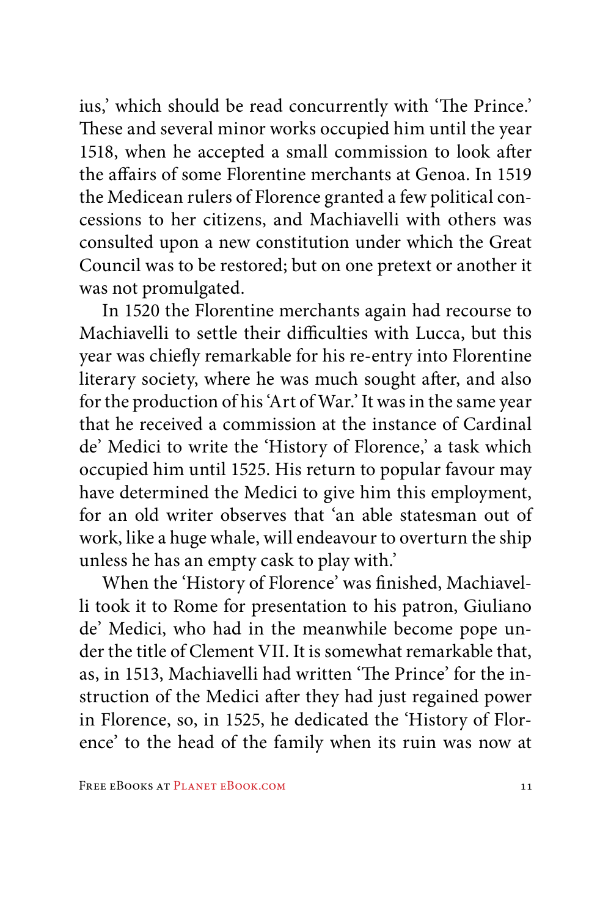ius,' which should be read concurrently with 'The Prince.' These and several minor works occupied him until the year 1518, when he accepted a small commission to look after the affairs of some Florentine merchants at Genoa. In 1519 the Medicean rulers of Florence granted a few political concessions to her citizens, and Machiavelli with others was consulted upon a new constitution under which the Great Council was to be restored; but on one pretext or another it was not promulgated.

In 1520 the Florentine merchants again had recourse to Machiavelli to settle their difficulties with Lucca, but this year was chiefly remarkable for his re-entry into Florentine literary society, where he was much sought after, and also for the production of his 'Art of War.' It was in the same year that he received a commission at the instance of Cardinal de' Medici to write the 'History of Florence,' a task which occupied him until 1525. His return to popular favour may have determined the Medici to give him this employment, for an old writer observes that 'an able statesman out of work, like a huge whale, will endeavour to overturn the ship unless he has an empty cask to play with.'

When the 'History of Florence' was finished, Machiavelli took it to Rome for presentation to his patron, Giuliano de' Medici, who had in the meanwhile become pope under the title of Clement VII. It is somewhat remarkable that, as, in 1513, Machiavelli had written 'The Prince' for the instruction of the Medici after they had just regained power in Florence, so, in 1525, he dedicated the 'History of Florence' to the head of the family when its ruin was now at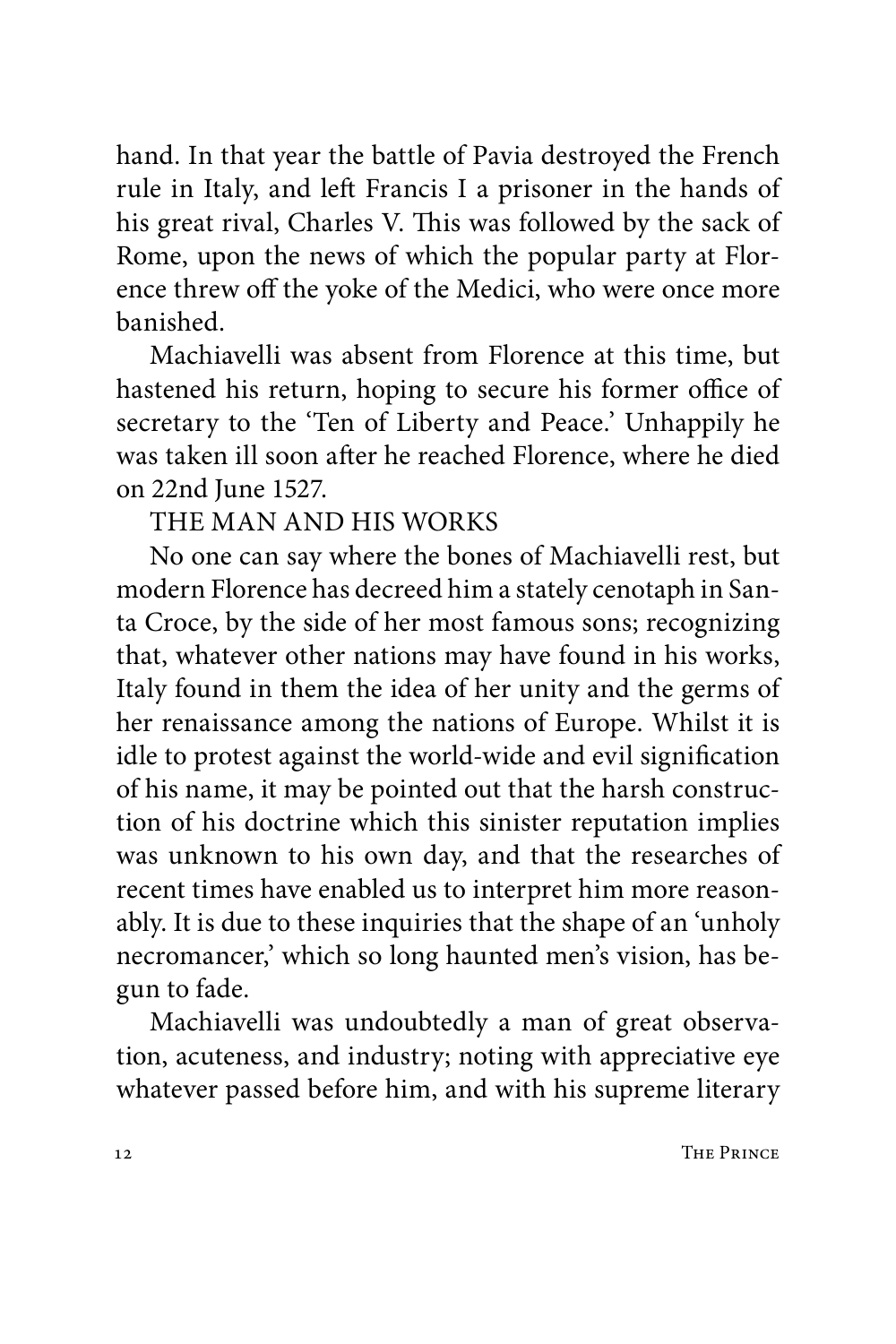hand. In that year the battle of Pavia destroyed the French rule in Italy, and left Francis I a prisoner in the hands of his great rival, Charles V. This was followed by the sack of Rome, upon the news of which the popular party at Florence threw off the yoke of the Medici, who were once more banished.

Machiavelli was absent from Florence at this time, but hastened his return, hoping to secure his former office of secretary to the 'Ten of Liberty and Peace.' Unhappily he was taken ill soon after he reached Florence, where he died on 22nd June 1527.

## THE MAN AND HIS WORKS

No one can say where the bones of Machiavelli rest, but modern Florence has decreed him a stately cenotaph in Santa Croce, by the side of her most famous sons; recognizing that, whatever other nations may have found in his works, Italy found in them the idea of her unity and the germs of her renaissance among the nations of Europe. Whilst it is idle to protest against the world-wide and evil signification of his name, it may be pointed out that the harsh construction of his doctrine which this sinister reputation implies was unknown to his own day, and that the researches of recent times have enabled us to interpret him more reasonably. It is due to these inquiries that the shape of an 'unholy necromancer,' which so long haunted men's vision, has begun to fade.

Machiavelli was undoubtedly a man of great observation, acuteness, and industry; noting with appreciative eye whatever passed before him, and with his supreme literary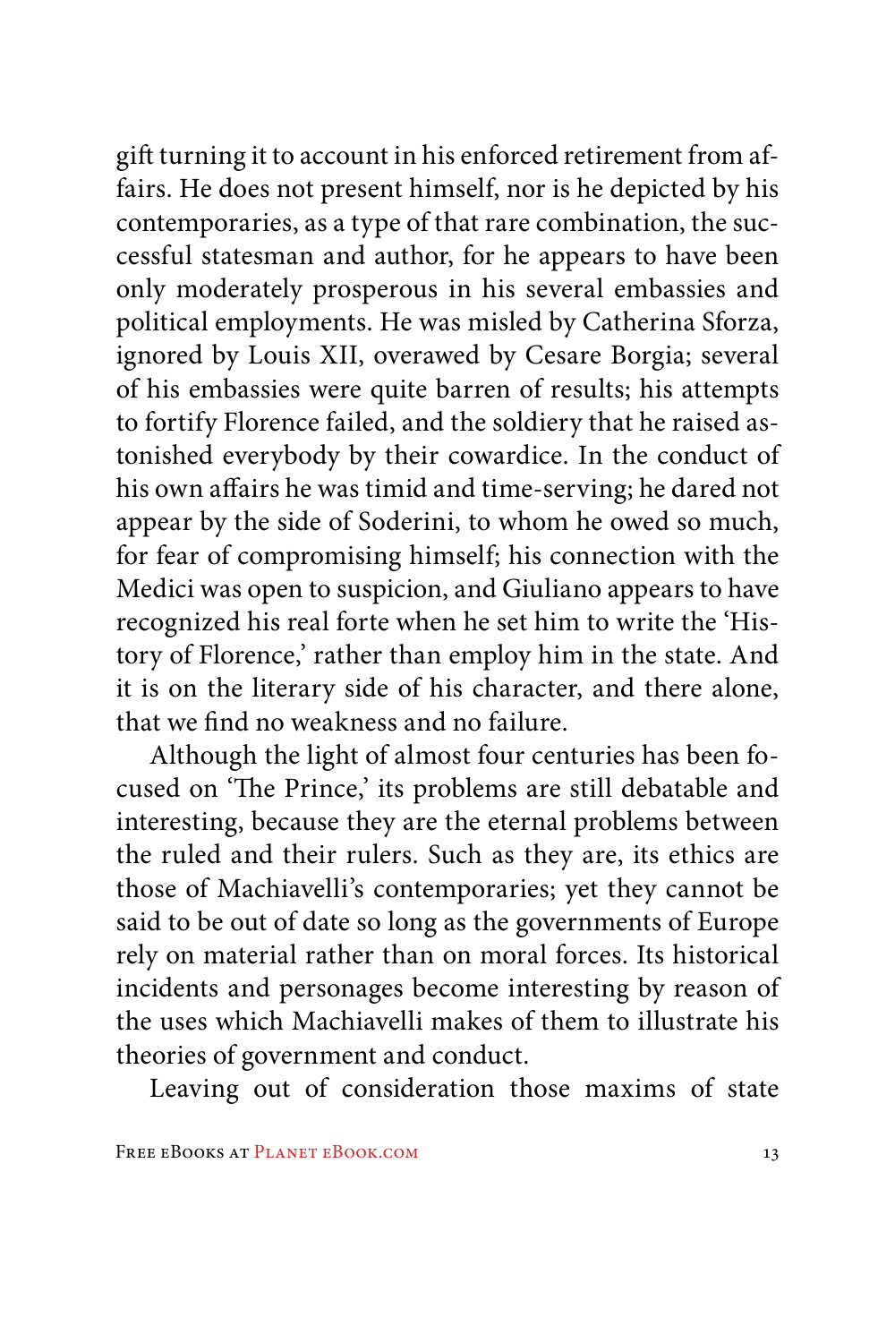gift turning it to account in his enforced retirement from affairs. He does not present himself, nor is he depicted by his contemporaries, as a type of that rare combination, the successful statesman and author, for he appears to have been only moderately prosperous in his several embassies and political employments. He was misled by Catherina Sforza, ignored by Louis XII, overawed by Cesare Borgia; several of his embassies were quite barren of results; his attempts to fortify Florence failed, and the soldiery that he raised astonished everybody by their cowardice. In the conduct of his own affairs he was timid and time-serving; he dared not appear by the side of Soderini, to whom he owed so much, for fear of compromising himself; his connection with the Medici was open to suspicion, and Giuliano appears to have recognized his real forte when he set him to write the 'History of Florence,' rather than employ him in the state. And it is on the literary side of his character, and there alone, that we find no weakness and no failure.

Although the light of almost four centuries has been focused on 'The Prince,' its problems are still debatable and interesting, because they are the eternal problems between the ruled and their rulers. Such as they are, its ethics are those of Machiavelli's contemporaries; yet they cannot be said to be out of date so long as the governments of Europe rely on material rather than on moral forces. Its historical incidents and personages become interesting by reason of the uses which Machiavelli makes of them to illustrate his theories of government and conduct.

Leaving out of consideration those maxims of state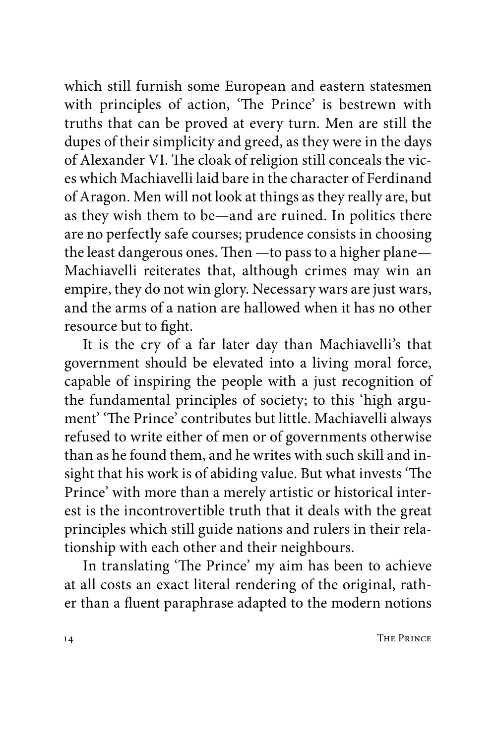which still furnish some European and eastern statesmen with principles of action, 'The Prince' is bestrewn with truths that can be proved at every turn. Men are still the dupes of their simplicity and greed, as they were in the days of Alexander VI. The cloak of religion still conceals the vices which Machiavelli laid bare in the character of Ferdinand of Aragon. Men will not look at things as they really are, but as they wish them to be—and are ruined. In politics there are no perfectly safe courses; prudence consists in choosing the least dangerous ones. Then —to pass to a higher plane— Machiavelli reiterates that, although crimes may win an empire, they do not win glory. Necessary wars are just wars, and the arms of a nation are hallowed when it has no other resource but to fight.

It is the cry of a far later day than Machiavelli's that government should be elevated into a living moral force, capable of inspiring the people with a just recognition of the fundamental principles of society; to this 'high argument' 'The Prince' contributes but little. Machiavelli always refused to write either of men or of governments otherwise than as he found them, and he writes with such skill and insight that his work is of abiding value. But what invests 'The Prince' with more than a merely artistic or historical interest is the incontrovertible truth that it deals with the great principles which still guide nations and rulers in their relationship with each other and their neighbours.

In translating 'The Prince' my aim has been to achieve at all costs an exact literal rendering of the original, rather than a fluent paraphrase adapted to the modern notions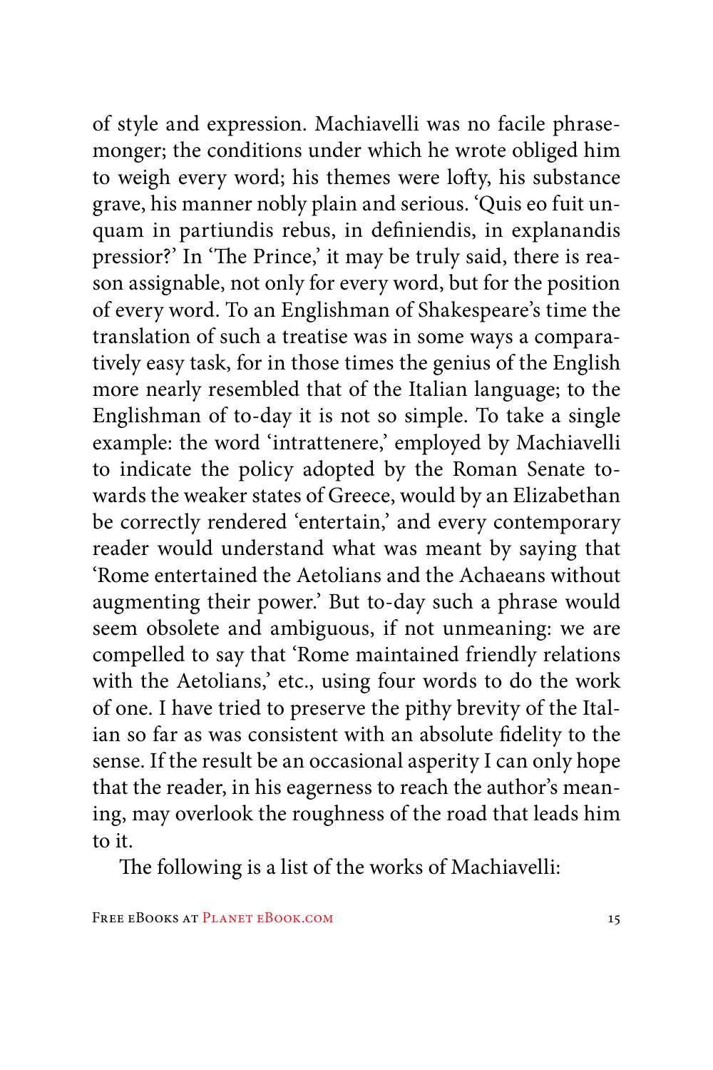of style and expression. Machiavelli was no facile phrasemonger; the conditions under which he wrote obliged him to weigh every word; his themes were lofty, his substance grave, his manner nobly plain and serious. 'Quis eo fuit unquam in partiundis rebus, in definiendis, in explanandis pressior?' In 'The Prince,' it may be truly said, there is reason assignable, not only for every word, but for the position of every word. To an Englishman of Shakespeare's time the translation of such a treatise was in some ways a comparatively easy task, for in those times the genius of the English more nearly resembled that of the Italian language; to the Englishman of to-day it is not so simple. To take a single example: the word 'intrattenere,' employed by Machiavelli to indicate the policy adopted by the Roman Senate towards the weaker states of Greece, would by an Elizabethan be correctly rendered 'entertain,' and every contemporary reader would understand what was meant by saying that 'Rome entertained the Aetolians and the Achaeans without augmenting their power.' But to-day such a phrase would seem obsolete and ambiguous, if not unmeaning: we are compelled to say that 'Rome maintained friendly relations with the Aetolians,' etc., using four words to do the work of one. I have tried to preserve the pithy brevity of the Italian so far as was consistent with an absolute fidelity to the sense. If the result be an occasional asperity I can only hope that the reader, in his eagerness to reach the author's meaning, may overlook the roughness of the road that leads him to it.

The following is a list of the works of Machiavelli: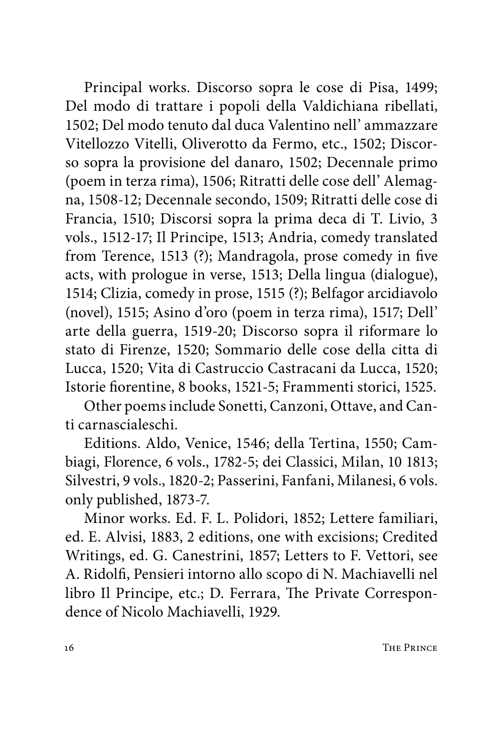Principal works. Discorso sopra le cose di Pisa, 1499; Del modo di trattare i popoli della Valdichiana ribellati, 1502; Del modo tenuto dal duca Valentino nell' ammazzare Vitellozzo Vitelli, Oliverotto da Fermo, etc., 1502; Discorso sopra la provisione del danaro, 1502; Decennale primo (poem in terza rima), 1506; Ritratti delle cose dell' Alemagna, 1508-12; Decennale secondo, 1509; Ritratti delle cose di Francia, 1510; Discorsi sopra la prima deca di T. Livio, 3 vols., 1512-17; Il Principe, 1513; Andria, comedy translated from Terence, 1513 (?); Mandragola, prose comedy in five acts, with prologue in verse, 1513; Della lingua (dialogue), 1514; Clizia, comedy in prose, 1515 (?); Belfagor arcidiavolo (novel), 1515; Asino d'oro (poem in terza rima), 1517; Dell' arte della guerra, 1519-20; Discorso sopra il riformare lo stato di Firenze, 1520; Sommario delle cose della citta di Lucca, 1520; Vita di Castruccio Castracani da Lucca, 1520; Istorie fiorentine, 8 books, 1521-5; Frammenti storici, 1525.

Other poems include Sonetti, Canzoni, Ottave, and Canti carnascialeschi.

Editions. Aldo, Venice, 1546; della Tertina, 1550; Cambiagi, Florence, 6 vols., 1782-5; dei Classici, Milan, 10 1813; Silvestri, 9 vols., 1820-2; Passerini, Fanfani, Milanesi, 6 vols. only published, 1873-7.

Minor works. Ed. F. L. Polidori, 1852; Lettere familiari, ed. E. Alvisi, 1883, 2 editions, one with excisions; Credited Writings, ed. G. Canestrini, 1857; Letters to F. Vettori, see A. Ridolfi, Pensieri intorno allo scopo di N. Machiavelli nel libro Il Principe, etc.; D. Ferrara, The Private Correspondence of Nicolo Machiavelli, 1929.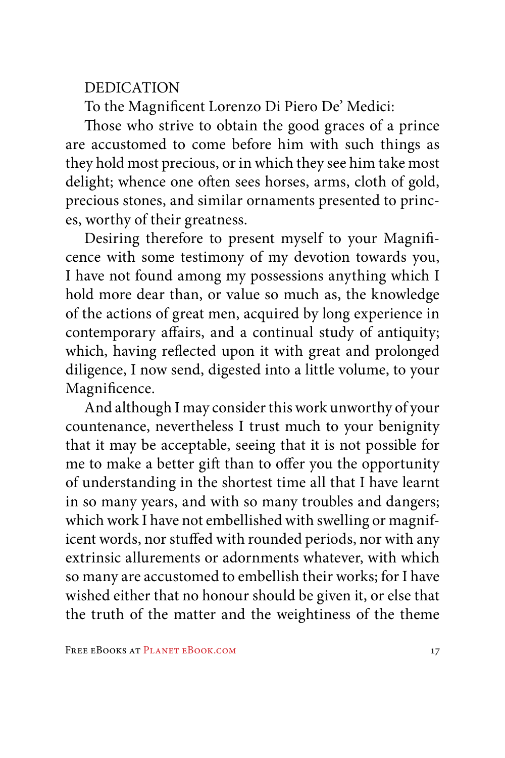## DEDICATION

To the Magnificent Lorenzo Di Piero De' Medici:

Those who strive to obtain the good graces of a prince are accustomed to come before him with such things as they hold most precious, or in which they see him take most delight; whence one often sees horses, arms, cloth of gold, precious stones, and similar ornaments presented to princes, worthy of their greatness.

Desiring therefore to present myself to your Magnificence with some testimony of my devotion towards you, I have not found among my possessions anything which I hold more dear than, or value so much as, the knowledge of the actions of great men, acquired by long experience in contemporary affairs, and a continual study of antiquity; which, having reflected upon it with great and prolonged diligence, I now send, digested into a little volume, to your Magnificence.

And although I may consider this work unworthy of your countenance, nevertheless I trust much to your benignity that it may be acceptable, seeing that it is not possible for me to make a better gift than to offer you the opportunity of understanding in the shortest time all that I have learnt in so many years, and with so many troubles and dangers; which work I have not embellished with swelling or magnificent words, nor stuffed with rounded periods, nor with any extrinsic allurements or adornments whatever, with which so many are accustomed to embellish their works; for I have wished either that no honour should be given it, or else that the truth of the matter and the weightiness of the theme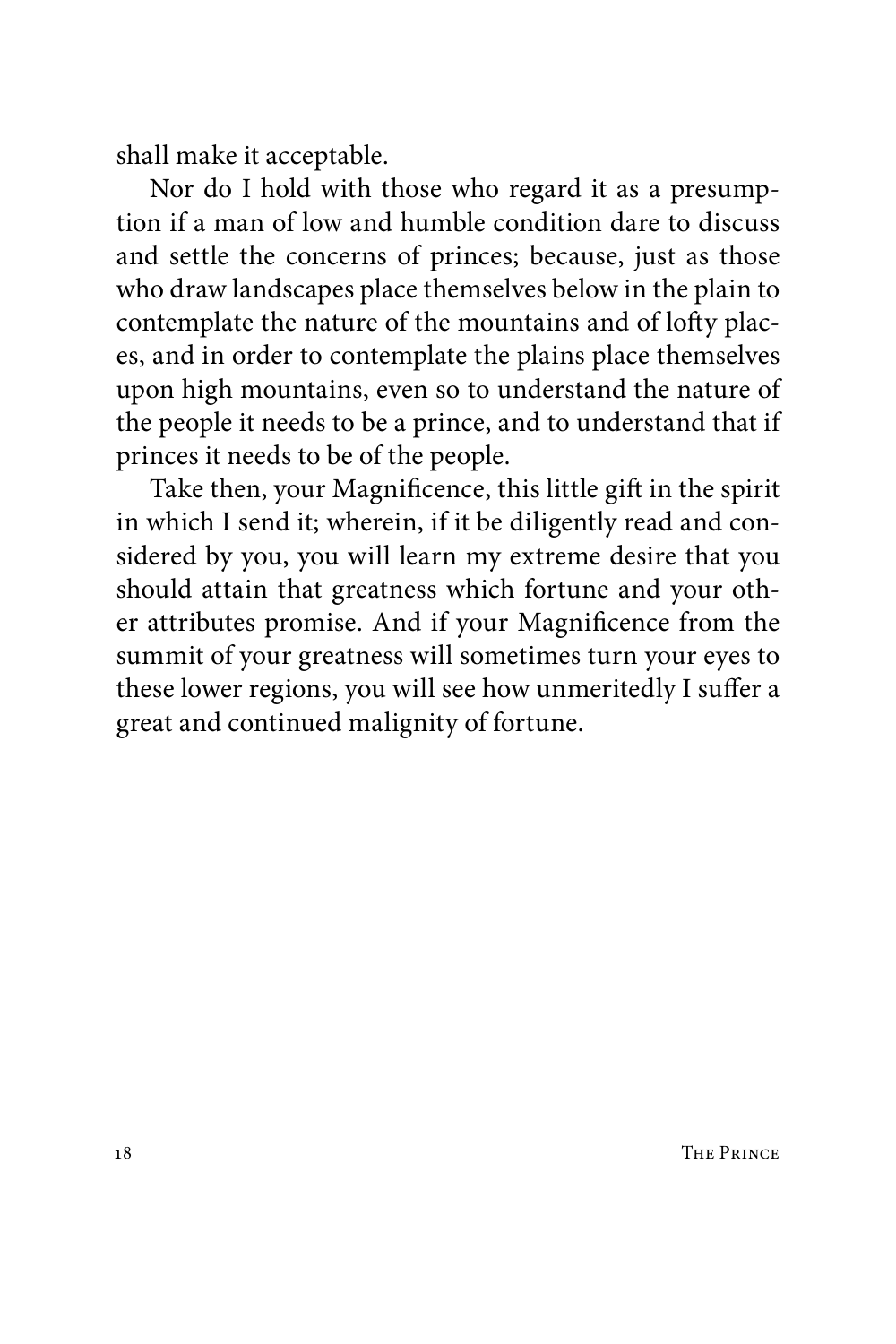shall make it acceptable.

Nor do I hold with those who regard it as a presumption if a man of low and humble condition dare to discuss and settle the concerns of princes; because, just as those who draw landscapes place themselves below in the plain to contemplate the nature of the mountains and of lofty places, and in order to contemplate the plains place themselves upon high mountains, even so to understand the nature of the people it needs to be a prince, and to understand that if princes it needs to be of the people.

Take then, your Magnificence, this little gift in the spirit in which I send it; wherein, if it be diligently read and considered by you, you will learn my extreme desire that you should attain that greatness which fortune and your other attributes promise. And if your Magnificence from the summit of your greatness will sometimes turn your eyes to these lower regions, you will see how unmeritedly I suffer a great and continued malignity of fortune.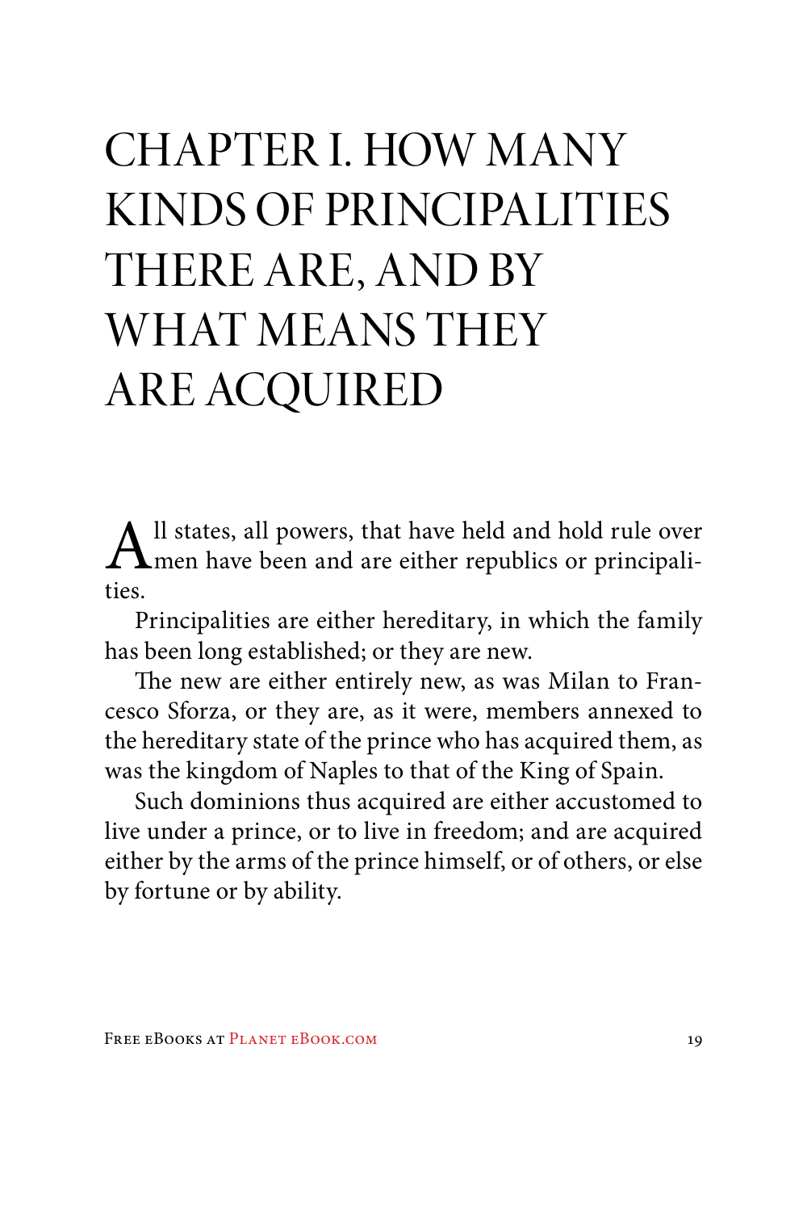# CHAPTER I. HOW MANY KINDS OF PRINCIPALITIES THERE ARE, AND BY WHAT MEANS THEY ARE ACQUIRED

All states, all powers, that have held and hold rule over men have been and are either republics or principalities.

Principalities are either hereditary, in which the family has been long established; or they are new.

The new are either entirely new, as was Milan to Francesco Sforza, or they are, as it were, members annexed to the hereditary state of the prince who has acquired them, as was the kingdom of Naples to that of the King of Spain.

Such dominions thus acquired are either accustomed to live under a prince, or to live in freedom; and are acquired either by the arms of the prince himself, or of others, or else by fortune or by ability.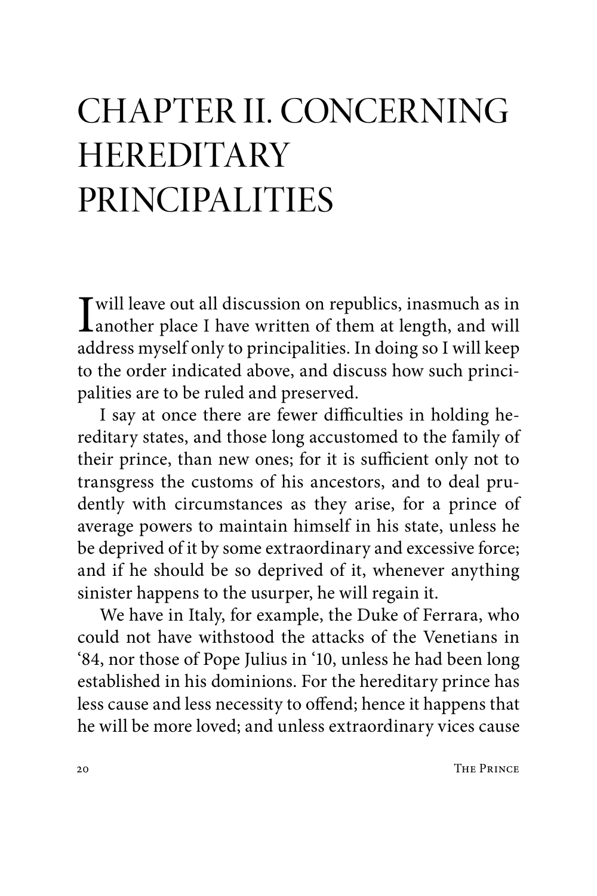# CHAPTER II. CONCERNING HEREDITARY PRINCIPALITIES

I will leave out all discussion on republics, inasmuch as in another place I have written of them at length, and will address myself only to principalities. In doing so I will keep to the order indicated above, and discuss how such principalities are to be ruled and preserved.

I say at once there are fewer difficulties in holding hereditary states, and those long accustomed to the family of their prince, than new ones; for it is sufficient only not to transgress the customs of his ancestors, and to deal prudently with circumstances as they arise, for a prince of average powers to maintain himself in his state, unless he be deprived of it by some extraordinary and excessive force; and if he should be so deprived of it, whenever anything sinister happens to the usurper, he will regain it.

We have in Italy, for example, the Duke of Ferrara, who could not have withstood the attacks of the Venetians in '84, nor those of Pope Julius in '10, unless he had been long established in his dominions. For the hereditary prince has less cause and less necessity to offend; hence it happens that he will be more loved; and unless extraordinary vices cause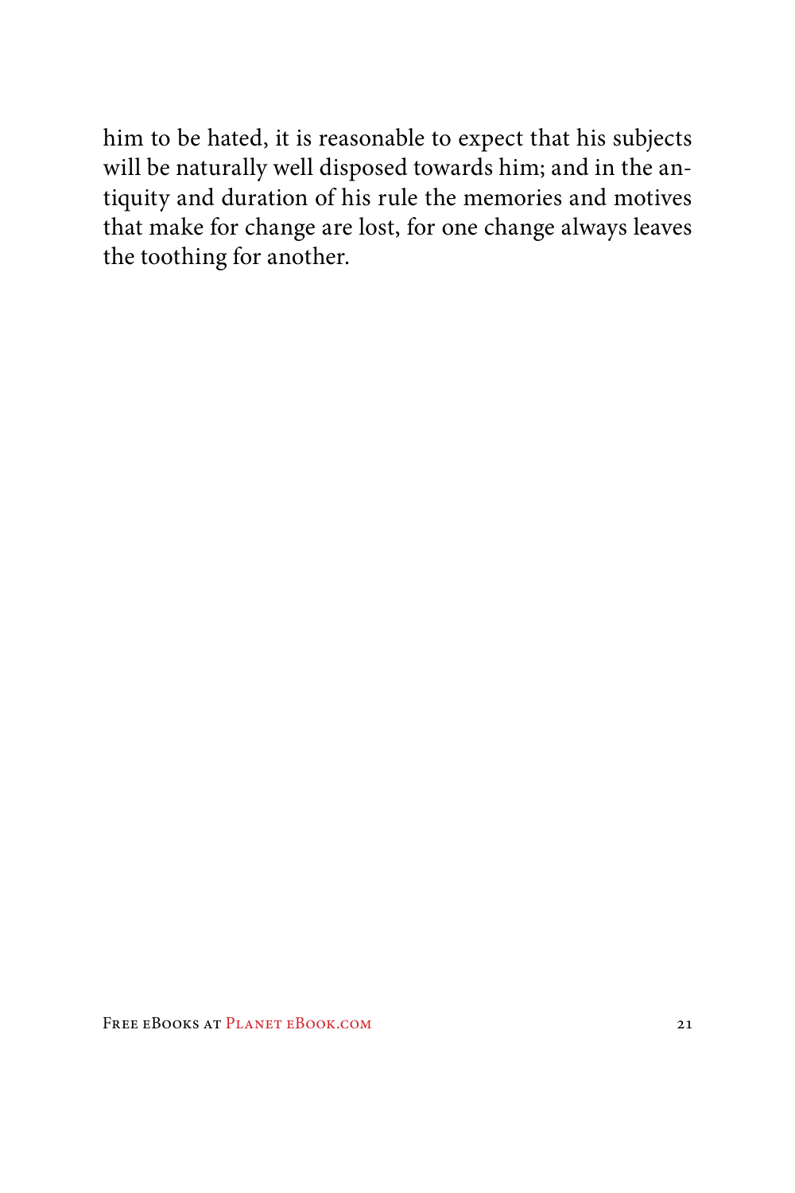him to be hated, it is reasonable to expect that his subjects will be naturally well disposed towards him; and in the antiquity and duration of his rule the memories and motives that make for change are lost, for one change always leaves the toothing for another.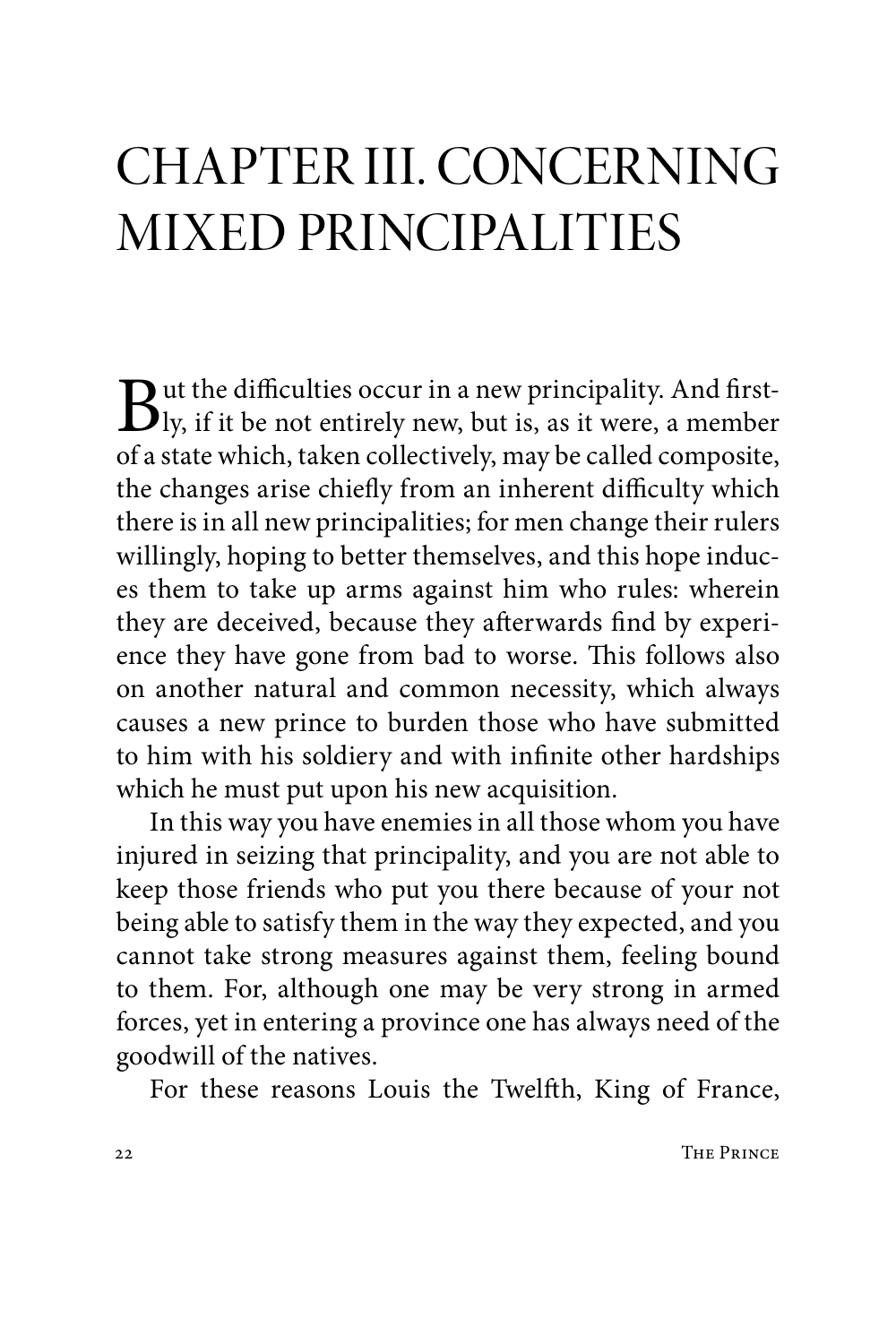# CHAPTER III. CONCERNING MIXED PRINCIPALITIES

But the difficulties occur in a new principality. And firstly, if it be not entirely new, but is, as it were, a member of a state which, taken collectively, may be called composite, the changes arise chiefly from an inherent difficulty which there is in all new principalities; for men change their rulers willingly, hoping to better themselves, and this hope induces them to take up arms against him who rules: wherein they are deceived, because they afterwards find by experience they have gone from bad to worse. This follows also on another natural and common necessity, which always causes a new prince to burden those who have submitted to him with his soldiery and with infinite other hardships which he must put upon his new acquisition.

In this way you have enemies in all those whom you have injured in seizing that principality, and you are not able to keep those friends who put you there because of your not being able to satisfy them in the way they expected, and you cannot take strong measures against them, feeling bound to them. For, although one may be very strong in armed forces, yet in entering a province one has always need of the goodwill of the natives.

For these reasons Louis the Twelfth, King of France,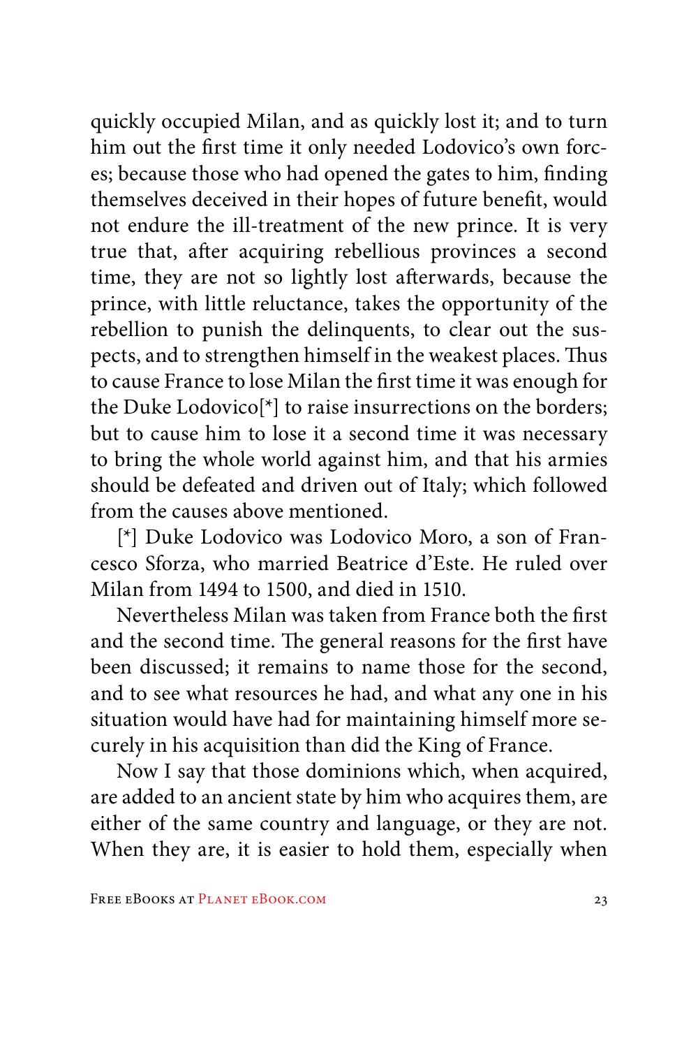quickly occupied Milan, and as quickly lost it; and to turn him out the first time it only needed Lodovico's own forces; because those who had opened the gates to him, finding themselves deceived in their hopes of future benefit, would not endure the ill-treatment of the new prince. It is very true that, after acquiring rebellious provinces a second time, they are not so lightly lost afterwards, because the prince, with little reluctance, takes the opportunity of the rebellion to punish the delinquents, to clear out the suspects, and to strengthen himself in the weakest places. Thus to cause France to lose Milan the first time it was enough for the Duke Lodovico[*] to raise insurrections on the borders; but to cause him to lose it a second time it was necessary to bring the whole world against him, and that his armies should be defeated and driven out of Italy; which followed from the causes above mentioned.

[*] Duke Lodovico was Lodovico Moro, a son of Francesco Sforza, who married Beatrice d'Este. He ruled over Milan from 1494 to 1500, and died in 1510.

Nevertheless Milan was taken from France both the first and the second time. The general reasons for the first have been discussed; it remains to name those for the second, and to see what resources he had, and what any one in his situation would have had for maintaining himself more securely in his acquisition than did the King of France.

Now I say that those dominions which, when acquired, are added to an ancient state by him who acquires them, are either of the same country and language, or they are not. When they are, it is easier to hold them, especially when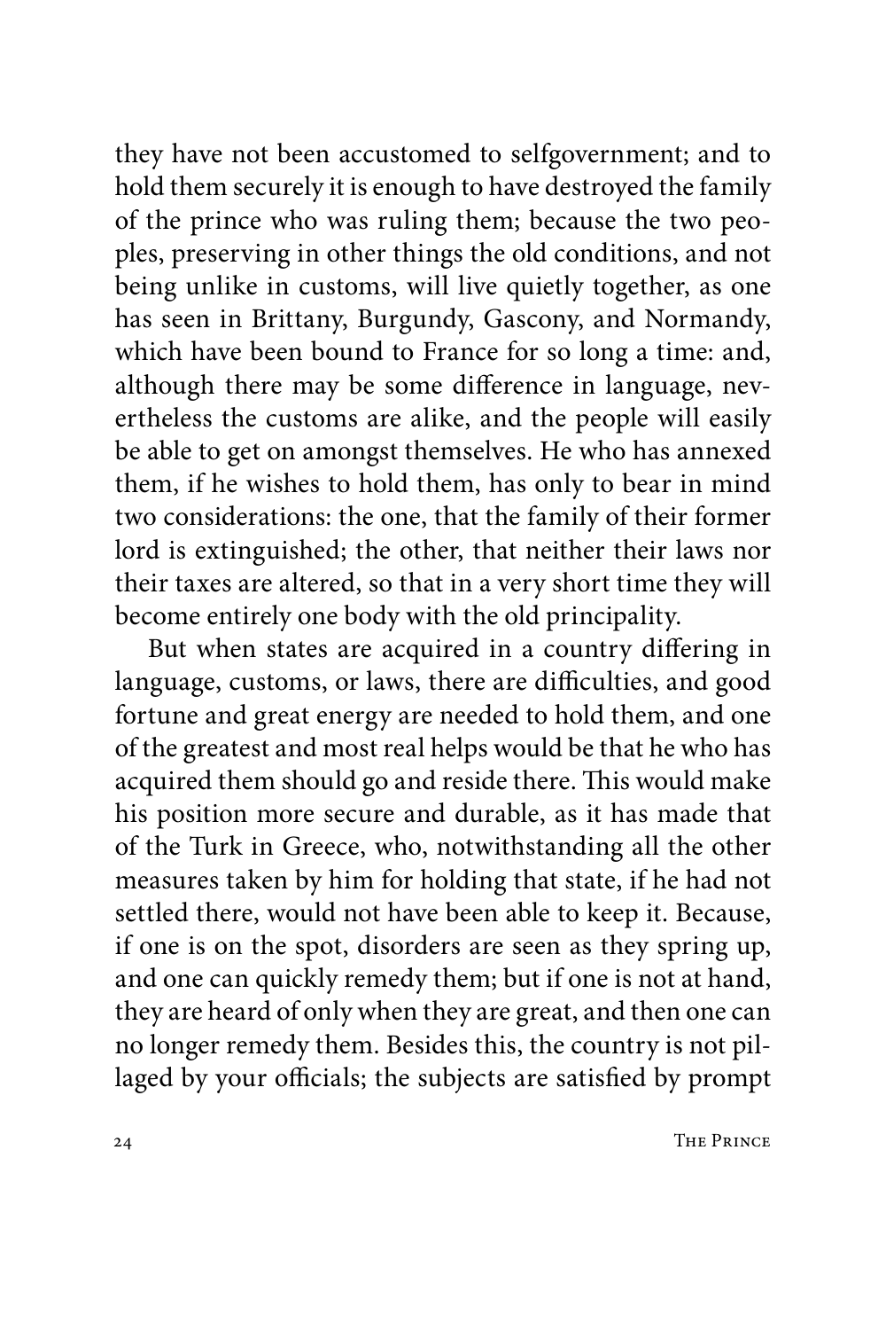they have not been accustomed to selfgovernment; and to hold them securely it is enough to have destroyed the family of the prince who was ruling them; because the two peoples, preserving in other things the old conditions, and not being unlike in customs, will live quietly together, as one has seen in Brittany, Burgundy, Gascony, and Normandy, which have been bound to France for so long a time: and, although there may be some difference in language, nevertheless the customs are alike, and the people will easily be able to get on amongst themselves. He who has annexed them, if he wishes to hold them, has only to bear in mind two considerations: the one, that the family of their former lord is extinguished; the other, that neither their laws nor their taxes are altered, so that in a very short time they will become entirely one body with the old principality.

But when states are acquired in a country differing in language, customs, or laws, there are difficulties, and good fortune and great energy are needed to hold them, and one of the greatest and most real helps would be that he who has acquired them should go and reside there. This would make his position more secure and durable, as it has made that of the Turk in Greece, who, notwithstanding all the other measures taken by him for holding that state, if he had not settled there, would not have been able to keep it. Because, if one is on the spot, disorders are seen as they spring up, and one can quickly remedy them; but if one is not at hand, they are heard of only when they are great, and then one can no longer remedy them. Besides this, the country is not pillaged by your officials; the subjects are satisfied by prompt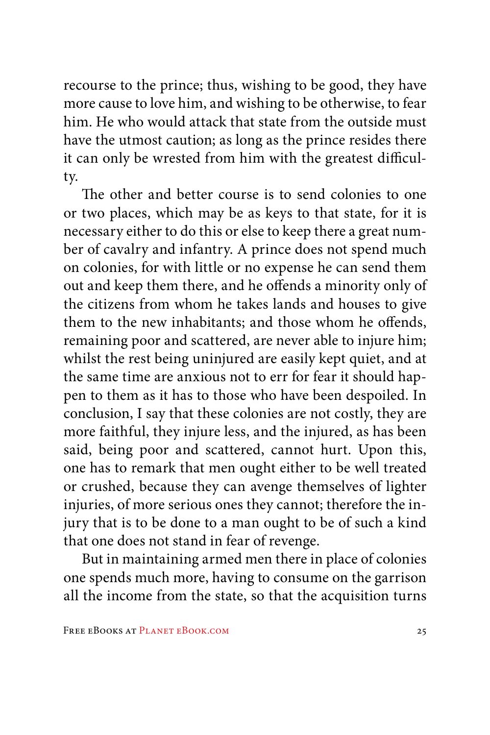recourse to the prince; thus, wishing to be good, they have more cause to love him, and wishing to be otherwise, to fear him. He who would attack that state from the outside must have the utmost caution; as long as the prince resides there it can only be wrested from him with the greatest difficulty.

The other and better course is to send colonies to one or two places, which may be as keys to that state, for it is necessary either to do this or else to keep there a great number of cavalry and infantry. A prince does not spend much on colonies, for with little or no expense he can send them out and keep them there, and he offends a minority only of the citizens from whom he takes lands and houses to give them to the new inhabitants; and those whom he offends, remaining poor and scattered, are never able to injure him; whilst the rest being uninjured are easily kept quiet, and at the same time are anxious not to err for fear it should happen to them as it has to those who have been despoiled. In conclusion, I say that these colonies are not costly, they are more faithful, they injure less, and the injured, as has been said, being poor and scattered, cannot hurt. Upon this, one has to remark that men ought either to be well treated or crushed, because they can avenge themselves of lighter injuries, of more serious ones they cannot; therefore the injury that is to be done to a man ought to be of such a kind that one does not stand in fear of revenge.

But in maintaining armed men there in place of colonies one spends much more, having to consume on the garrison all the income from the state, so that the acquisition turns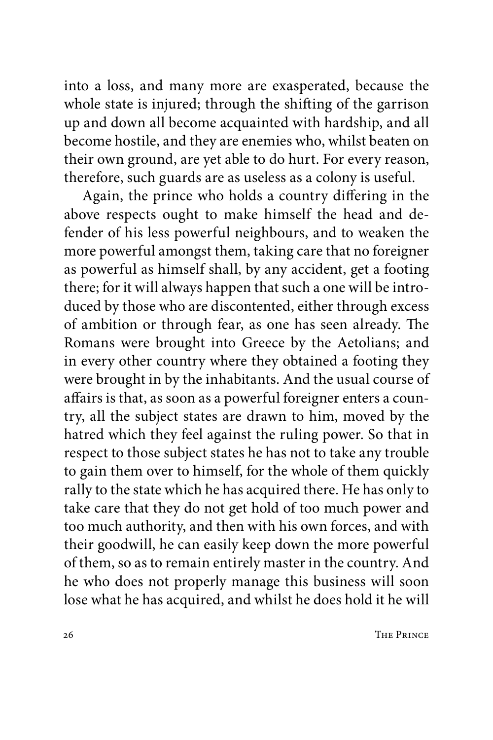into a loss, and many more are exasperated, because the whole state is injured; through the shifting of the garrison up and down all become acquainted with hardship, and all become hostile, and they are enemies who, whilst beaten on their own ground, are yet able to do hurt. For every reason, therefore, such guards are as useless as a colony is useful.

Again, the prince who holds a country differing in the above respects ought to make himself the head and defender of his less powerful neighbours, and to weaken the more powerful amongst them, taking care that no foreigner as powerful as himself shall, by any accident, get a footing there; for it will always happen that such a one will be introduced by those who are discontented, either through excess of ambition or through fear, as one has seen already. The Romans were brought into Greece by the Aetolians; and in every other country where they obtained a footing they were brought in by the inhabitants. And the usual course of affairs is that, as soon as a powerful foreigner enters a country, all the subject states are drawn to him, moved by the hatred which they feel against the ruling power. So that in respect to those subject states he has not to take any trouble to gain them over to himself, for the whole of them quickly rally to the state which he has acquired there. He has only to take care that they do not get hold of too much power and too much authority, and then with his own forces, and with their goodwill, he can easily keep down the more powerful of them, so as to remain entirely master in the country. And he who does not properly manage this business will soon lose what he has acquired, and whilst he does hold it he will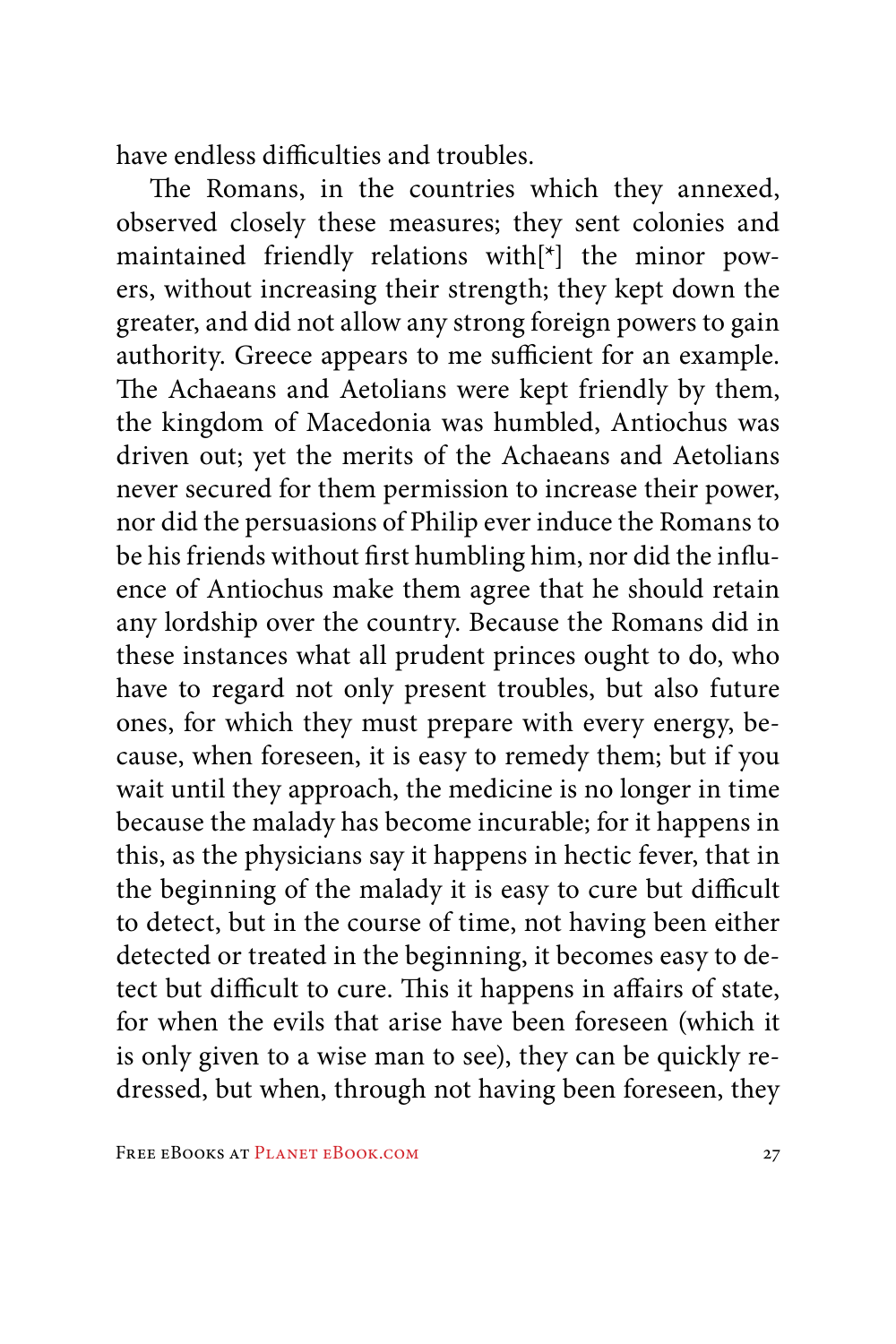have endless difficulties and troubles.

The Romans, in the countries which they annexed, observed closely these measures; they sent colonies and maintained friendly relations with[*] the minor powers, without increasing their strength; they kept down the greater, and did not allow any strong foreign powers to gain authority. Greece appears to me sufficient for an example. The Achaeans and Aetolians were kept friendly by them, the kingdom of Macedonia was humbled, Antiochus was driven out; yet the merits of the Achaeans and Aetolians never secured for them permission to increase their power, nor did the persuasions of Philip ever induce the Romans to be his friends without first humbling him, nor did the influence of Antiochus make them agree that he should retain any lordship over the country. Because the Romans did in these instances what all prudent princes ought to do, who have to regard not only present troubles, but also future ones, for which they must prepare with every energy, because, when foreseen, it is easy to remedy them; but if you wait until they approach, the medicine is no longer in time because the malady has become incurable; for it happens in this, as the physicians say it happens in hectic fever, that in the beginning of the malady it is easy to cure but difficult to detect, but in the course of time, not having been either detected or treated in the beginning, it becomes easy to detect but difficult to cure. This it happens in affairs of state, for when the evils that arise have been foreseen (which it is only given to a wise man to see), they can be quickly redressed, but when, through not having been foreseen, they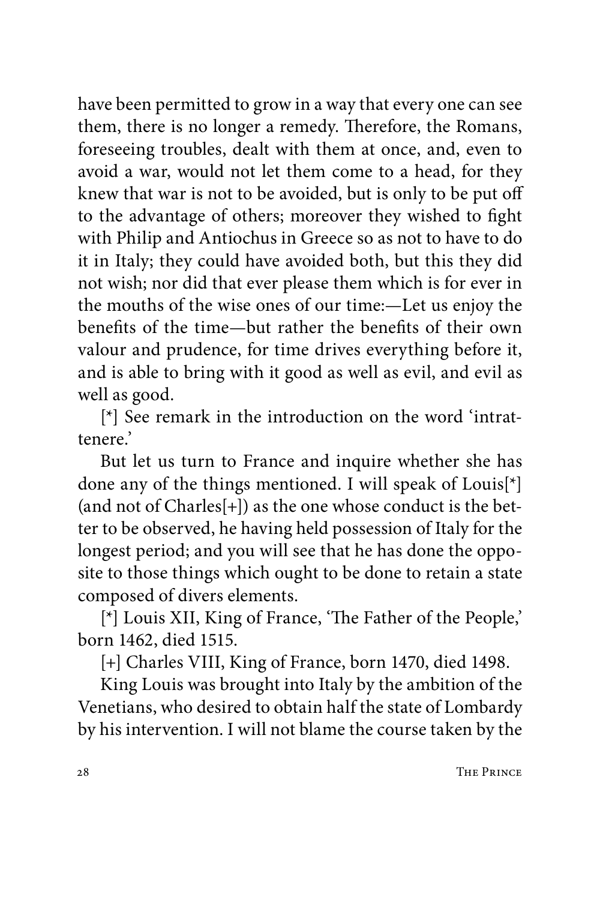have been permitted to grow in a way that every one can see them, there is no longer a remedy. Therefore, the Romans, foreseeing troubles, dealt with them at once, and, even to avoid a war, would not let them come to a head, for they knew that war is not to be avoided, but is only to be put off to the advantage of others; moreover they wished to fight with Philip and Antiochus in Greece so as not to have to do it in Italy; they could have avoided both, but this they did not wish; nor did that ever please them which is for ever in the mouths of the wise ones of our time:—Let us enjoy the benefits of the time—but rather the benefits of their own valour and prudence, for time drives everything before it, and is able to bring with it good as well as evil, and evil as well as good.

[*] See remark in the introduction on the word 'intrattenere.'

But let us turn to France and inquire whether she has done any of the things mentioned. I will speak of Louis[*] (and not of Charles[+]) as the one whose conduct is the better to be observed, he having held possession of Italy for the longest period; and you will see that he has done the opposite to those things which ought to be done to retain a state composed of divers elements.

[*] Louis XII, King of France, 'The Father of the People,' born 1462, died 1515.

[+] Charles VIII, King of France, born 1470, died 1498.

King Louis was brought into Italy by the ambition of the Venetians, who desired to obtain half the state of Lombardy by his intervention. I will not blame the course taken by the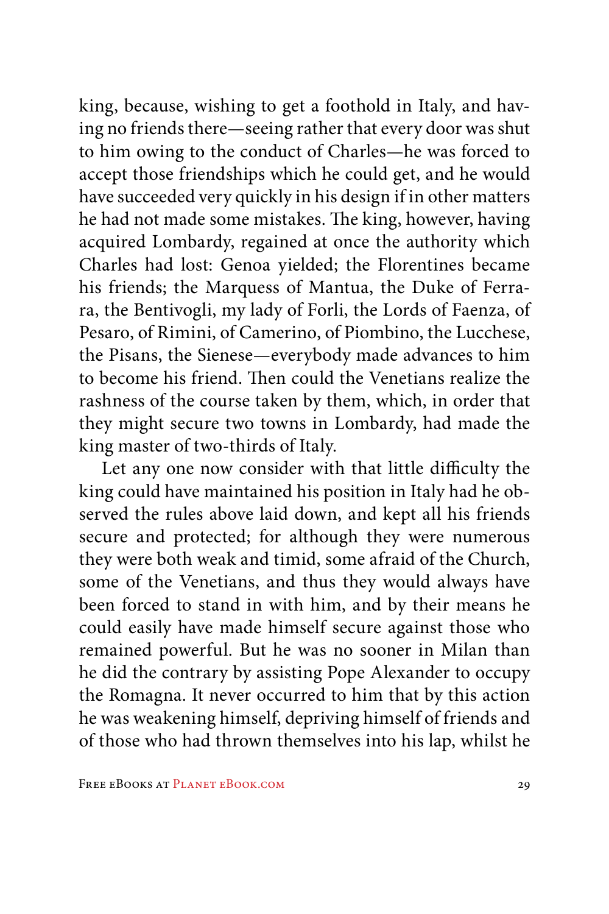king, because, wishing to get a foothold in Italy, and having no friends there—seeing rather that every door was shut to him owing to the conduct of Charles—he was forced to accept those friendships which he could get, and he would have succeeded very quickly in his design if in other matters he had not made some mistakes. The king, however, having acquired Lombardy, regained at once the authority which Charles had lost: Genoa yielded; the Florentines became his friends; the Marquess of Mantua, the Duke of Ferrara, the Bentivogli, my lady of Forli, the Lords of Faenza, of Pesaro, of Rimini, of Camerino, of Piombino, the Lucchese, the Pisans, the Sienese—everybody made advances to him to become his friend. Then could the Venetians realize the rashness of the course taken by them, which, in order that they might secure two towns in Lombardy, had made the king master of two-thirds of Italy.

Let any one now consider with that little difficulty the king could have maintained his position in Italy had he observed the rules above laid down, and kept all his friends secure and protected; for although they were numerous they were both weak and timid, some afraid of the Church, some of the Venetians, and thus they would always have been forced to stand in with him, and by their means he could easily have made himself secure against those who remained powerful. But he was no sooner in Milan than he did the contrary by assisting Pope Alexander to occupy the Romagna. It never occurred to him that by this action he was weakening himself, depriving himself of friends and of those who had thrown themselves into his lap, whilst he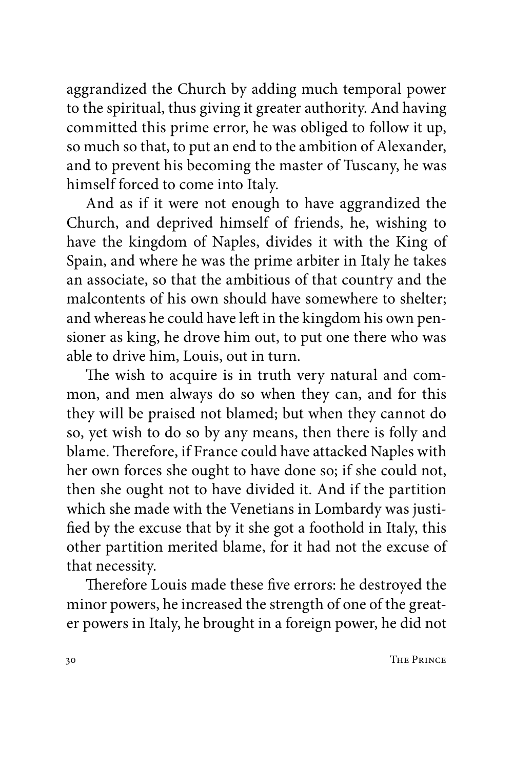aggrandized the Church by adding much temporal power to the spiritual, thus giving it greater authority. And having committed this prime error, he was obliged to follow it up, so much so that, to put an end to the ambition of Alexander, and to prevent his becoming the master of Tuscany, he was himself forced to come into Italy.

And as if it were not enough to have aggrandized the Church, and deprived himself of friends, he, wishing to have the kingdom of Naples, divides it with the King of Spain, and where he was the prime arbiter in Italy he takes an associate, so that the ambitious of that country and the malcontents of his own should have somewhere to shelter; and whereas he could have left in the kingdom his own pensioner as king, he drove him out, to put one there who was able to drive him, Louis, out in turn.

The wish to acquire is in truth very natural and common, and men always do so when they can, and for this they will be praised not blamed; but when they cannot do so, yet wish to do so by any means, then there is folly and blame. Therefore, if France could have attacked Naples with her own forces she ought to have done so; if she could not, then she ought not to have divided it. And if the partition which she made with the Venetians in Lombardy was justified by the excuse that by it she got a foothold in Italy, this other partition merited blame, for it had not the excuse of that necessity.

Therefore Louis made these five errors: he destroyed the minor powers, he increased the strength of one of the greater powers in Italy, he brought in a foreign power, he did not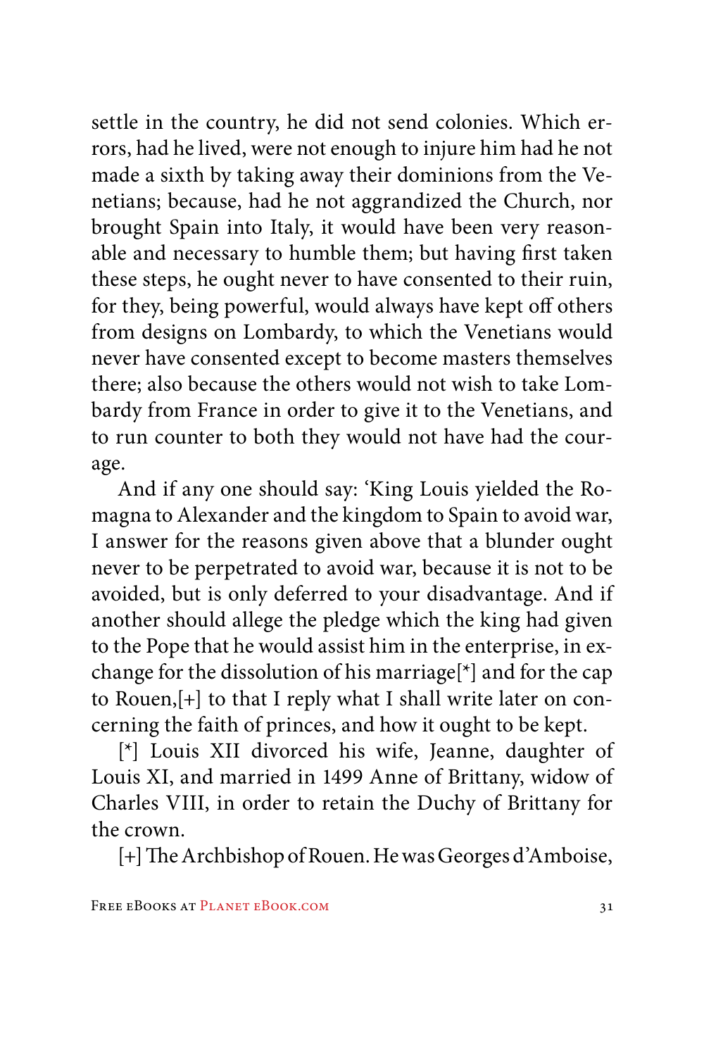settle in the country, he did not send colonies. Which errors, had he lived, were not enough to injure him had he not made a sixth by taking away their dominions from the Venetians; because, had he not aggrandized the Church, nor brought Spain into Italy, it would have been very reasonable and necessary to humble them; but having first taken these steps, he ought never to have consented to their ruin, for they, being powerful, would always have kept off others from designs on Lombardy, to which the Venetians would never have consented except to become masters themselves there; also because the others would not wish to take Lombardy from France in order to give it to the Venetians, and to run counter to both they would not have had the courage.

And if any one should say: 'King Louis yielded the Romagna to Alexander and the kingdom to Spain to avoid war, I answer for the reasons given above that a blunder ought never to be perpetrated to avoid war, because it is not to be avoided, but is only deferred to your disadvantage. And if another should allege the pledge which the king had given to the Pope that he would assist him in the enterprise, in exchange for the dissolution of his marriage[*] and for the cap to Rouen,[+] to that I reply what I shall write later on concerning the faith of princes, and how it ought to be kept.

[*] Louis XII divorced his wife, Jeanne, daughter of Louis XI, and married in 1499 Anne of Brittany, widow of Charles VIII, in order to retain the Duchy of Brittany for the crown.

[+] The Archbishop of Rouen. He was Georges d'Amboise,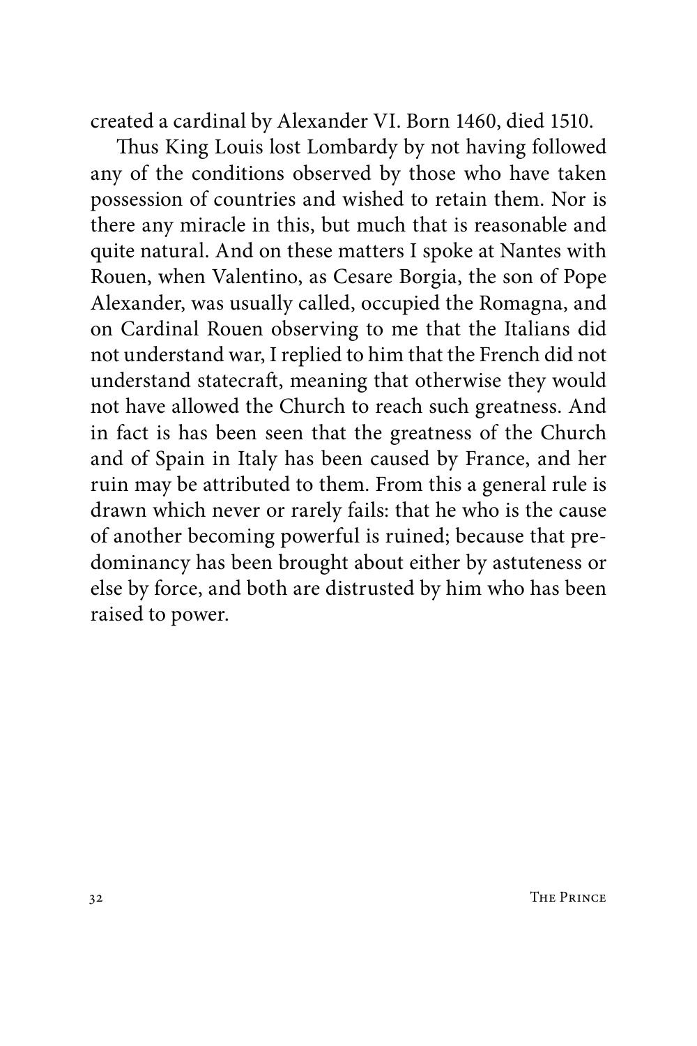created a cardinal by Alexander VI. Born 1460, died 1510.

Thus King Louis lost Lombardy by not having followed any of the conditions observed by those who have taken possession of countries and wished to retain them. Nor is there any miracle in this, but much that is reasonable and quite natural. And on these matters I spoke at Nantes with Rouen, when Valentino, as Cesare Borgia, the son of Pope Alexander, was usually called, occupied the Romagna, and on Cardinal Rouen observing to me that the Italians did not understand war, I replied to him that the French did not understand statecraft, meaning that otherwise they would not have allowed the Church to reach such greatness. And in fact is has been seen that the greatness of the Church and of Spain in Italy has been caused by France, and her ruin may be attributed to them. From this a general rule is drawn which never or rarely fails: that he who is the cause of another becoming powerful is ruined; because that predominancy has been brought about either by astuteness or else by force, and both are distrusted by him who has been raised to power.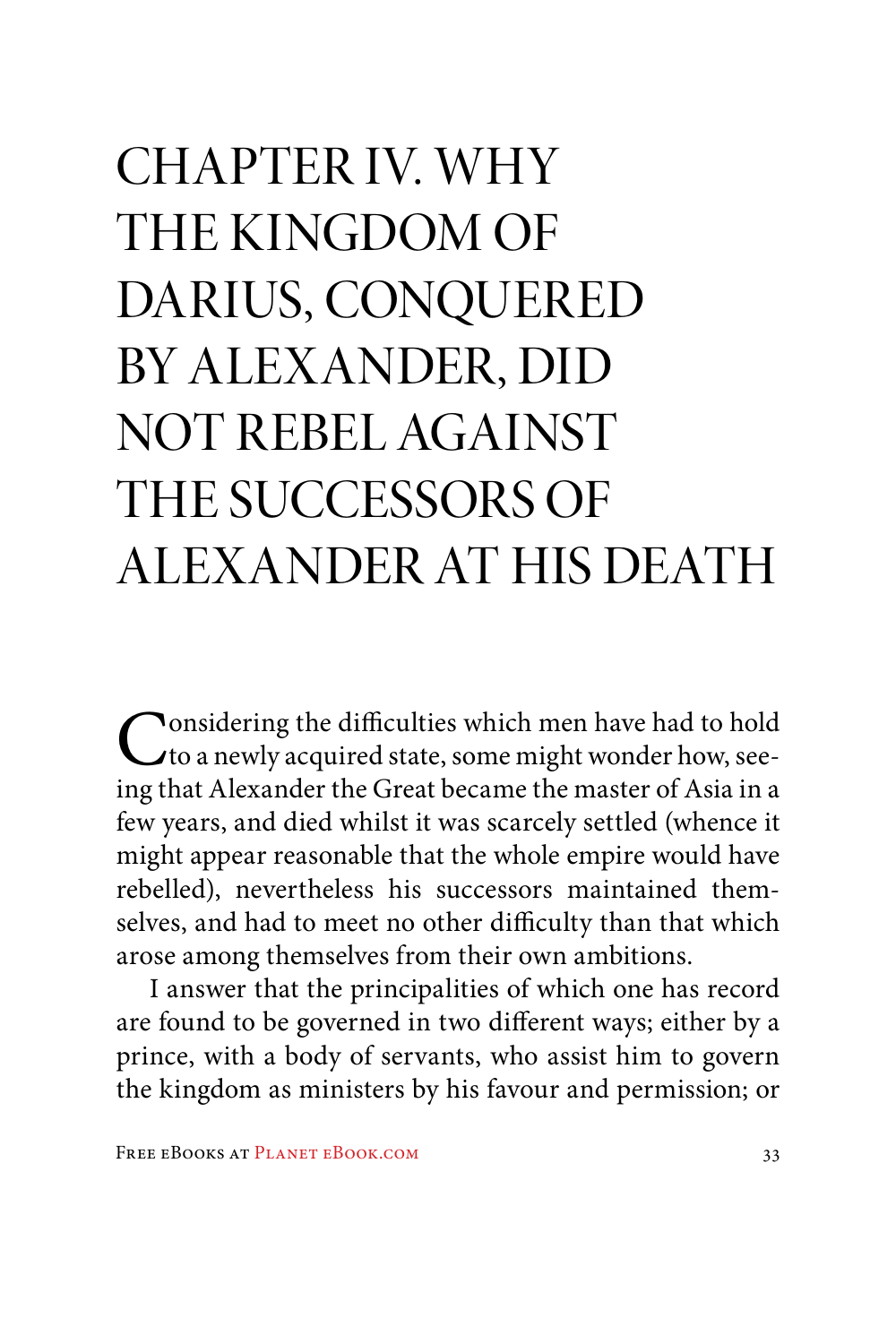# CHAPTER IV. WHY THE KINGDOM OF DARIUS, CONQUERED BY ALEXANDER, DID NOT REBEL AGAINST THE SUCCESSORS OF ALEXANDER AT HIS DEATH

Considering the difficulties which men have had to hold to a newly acquired state, some might wonder how, seeing that Alexander the Great became the master of Asia in a few years, and died whilst it was scarcely settled (whence it might appear reasonable that the whole empire would have rebelled), nevertheless his successors maintained themselves, and had to meet no other difficulty than that which arose among themselves from their own ambitions.

I answer that the principalities of which one has record are found to be governed in two different ways; either by a prince, with a body of servants, who assist him to govern the kingdom as ministers by his favour and permission; or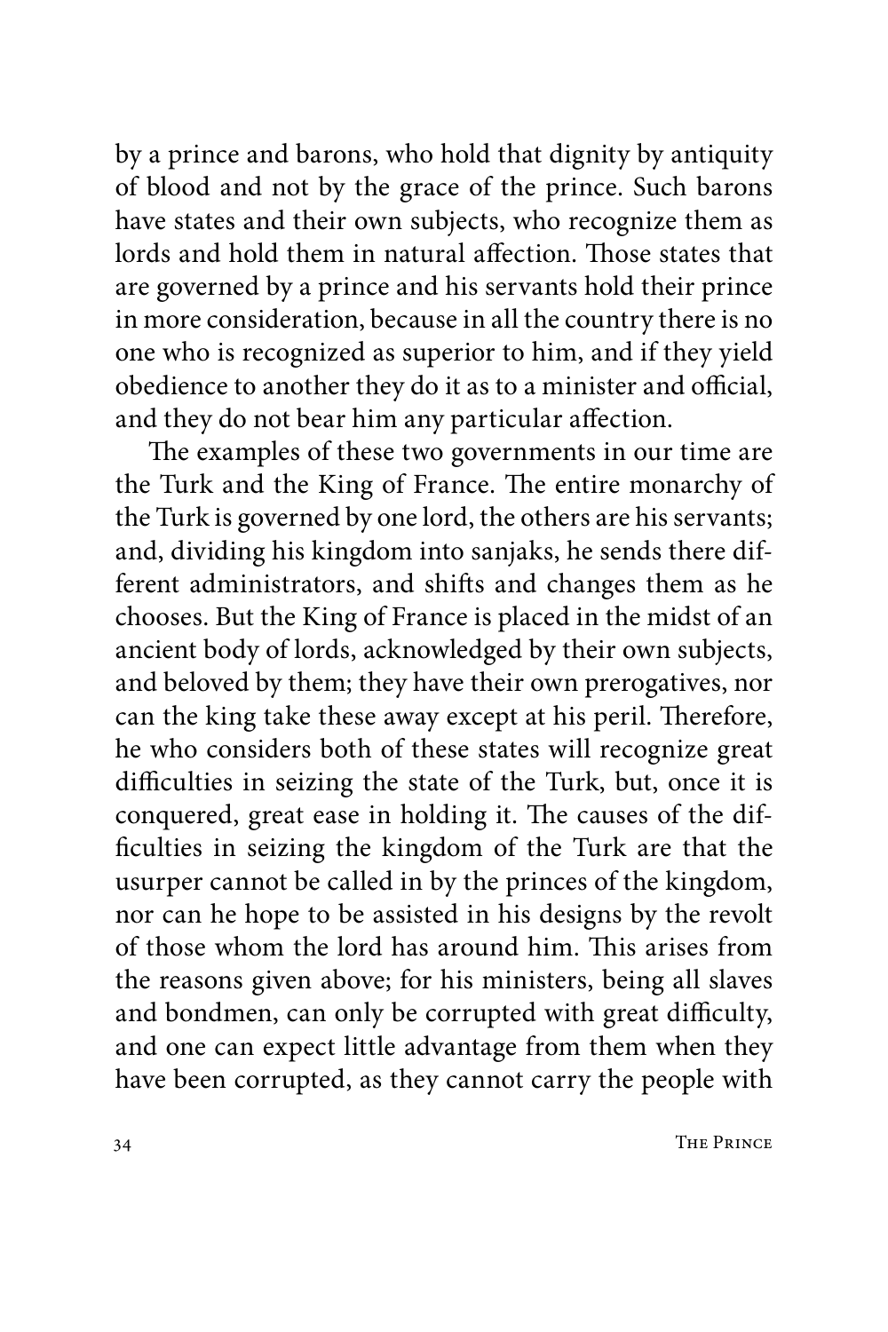by a prince and barons, who hold that dignity by antiquity of blood and not by the grace of the prince. Such barons have states and their own subjects, who recognize them as lords and hold them in natural affection. Those states that are governed by a prince and his servants hold their prince in more consideration, because in all the country there is no one who is recognized as superior to him, and if they yield obedience to another they do it as to a minister and official, and they do not bear him any particular affection.

The examples of these two governments in our time are the Turk and the King of France. The entire monarchy of the Turk is governed by one lord, the others are his servants; and, dividing his kingdom into sanjaks, he sends there different administrators, and shifts and changes them as he chooses. But the King of France is placed in the midst of an ancient body of lords, acknowledged by their own subjects, and beloved by them; they have their own prerogatives, nor can the king take these away except at his peril. Therefore, he who considers both of these states will recognize great difficulties in seizing the state of the Turk, but, once it is conquered, great ease in holding it. The causes of the difficulties in seizing the kingdom of the Turk are that the usurper cannot be called in by the princes of the kingdom, nor can he hope to be assisted in his designs by the revolt of those whom the lord has around him. This arises from the reasons given above; for his ministers, being all slaves and bondmen, can only be corrupted with great difficulty, and one can expect little advantage from them when they have been corrupted, as they cannot carry the people with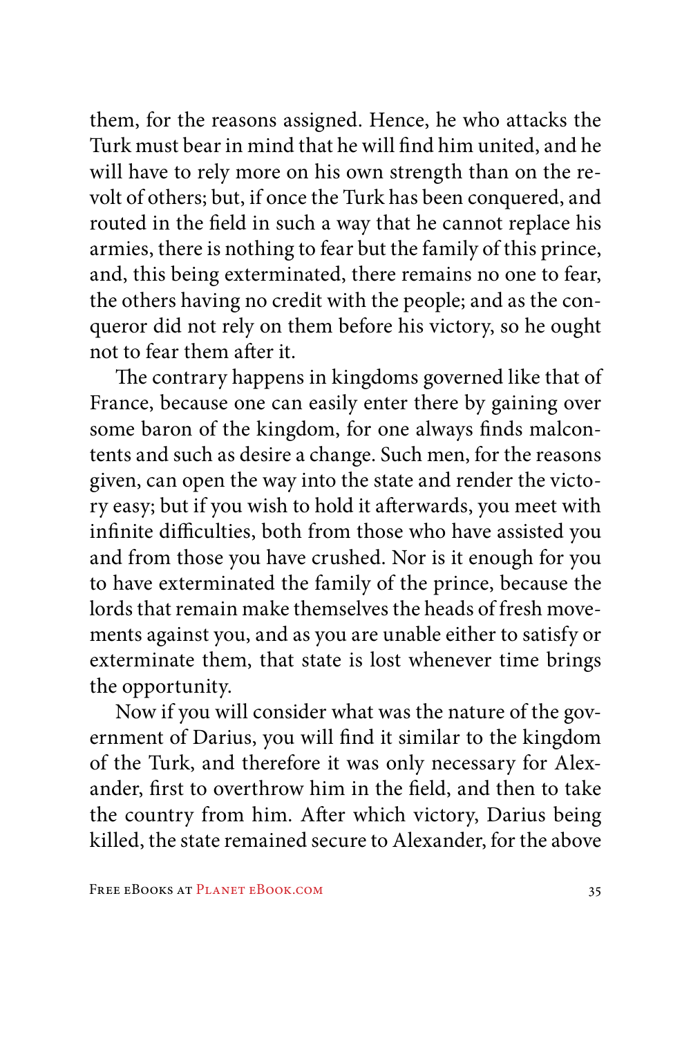them, for the reasons assigned. Hence, he who attacks the Turk must bear in mind that he will find him united, and he will have to rely more on his own strength than on the revolt of others; but, if once the Turk has been conquered, and routed in the field in such a way that he cannot replace his armies, there is nothing to fear but the family of this prince, and, this being exterminated, there remains no one to fear, the others having no credit with the people; and as the conqueror did not rely on them before his victory, so he ought not to fear them after it.

The contrary happens in kingdoms governed like that of France, because one can easily enter there by gaining over some baron of the kingdom, for one always finds malcontents and such as desire a change. Such men, for the reasons given, can open the way into the state and render the victory easy; but if you wish to hold it afterwards, you meet with infinite difficulties, both from those who have assisted you and from those you have crushed. Nor is it enough for you to have exterminated the family of the prince, because the lords that remain make themselves the heads of fresh movements against you, and as you are unable either to satisfy or exterminate them, that state is lost whenever time brings the opportunity.

Now if you will consider what was the nature of the government of Darius, you will find it similar to the kingdom of the Turk, and therefore it was only necessary for Alexander, first to overthrow him in the field, and then to take the country from him. After which victory, Darius being killed, the state remained secure to Alexander, for the above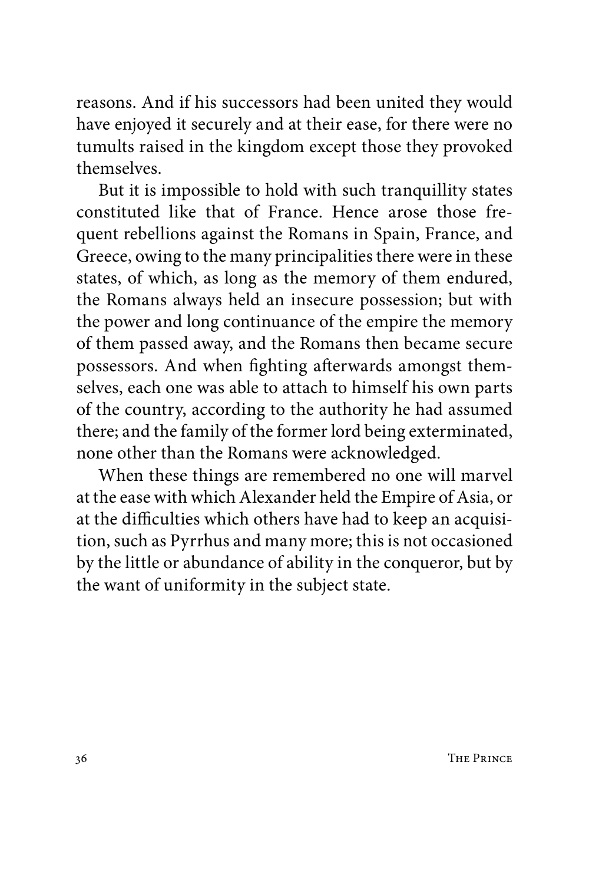reasons. And if his successors had been united they would have enjoyed it securely and at their ease, for there were no tumults raised in the kingdom except those they provoked themselves.

But it is impossible to hold with such tranquillity states constituted like that of France. Hence arose those frequent rebellions against the Romans in Spain, France, and Greece, owing to the many principalities there were in these states, of which, as long as the memory of them endured, the Romans always held an insecure possession; but with the power and long continuance of the empire the memory of them passed away, and the Romans then became secure possessors. And when fighting afterwards amongst themselves, each one was able to attach to himself his own parts of the country, according to the authority he had assumed there; and the family of the former lord being exterminated, none other than the Romans were acknowledged.

When these things are remembered no one will marvel at the ease with which Alexander held the Empire of Asia, or at the difficulties which others have had to keep an acquisition, such as Pyrrhus and many more; this is not occasioned by the little or abundance of ability in the conqueror, but by the want of uniformity in the subject state.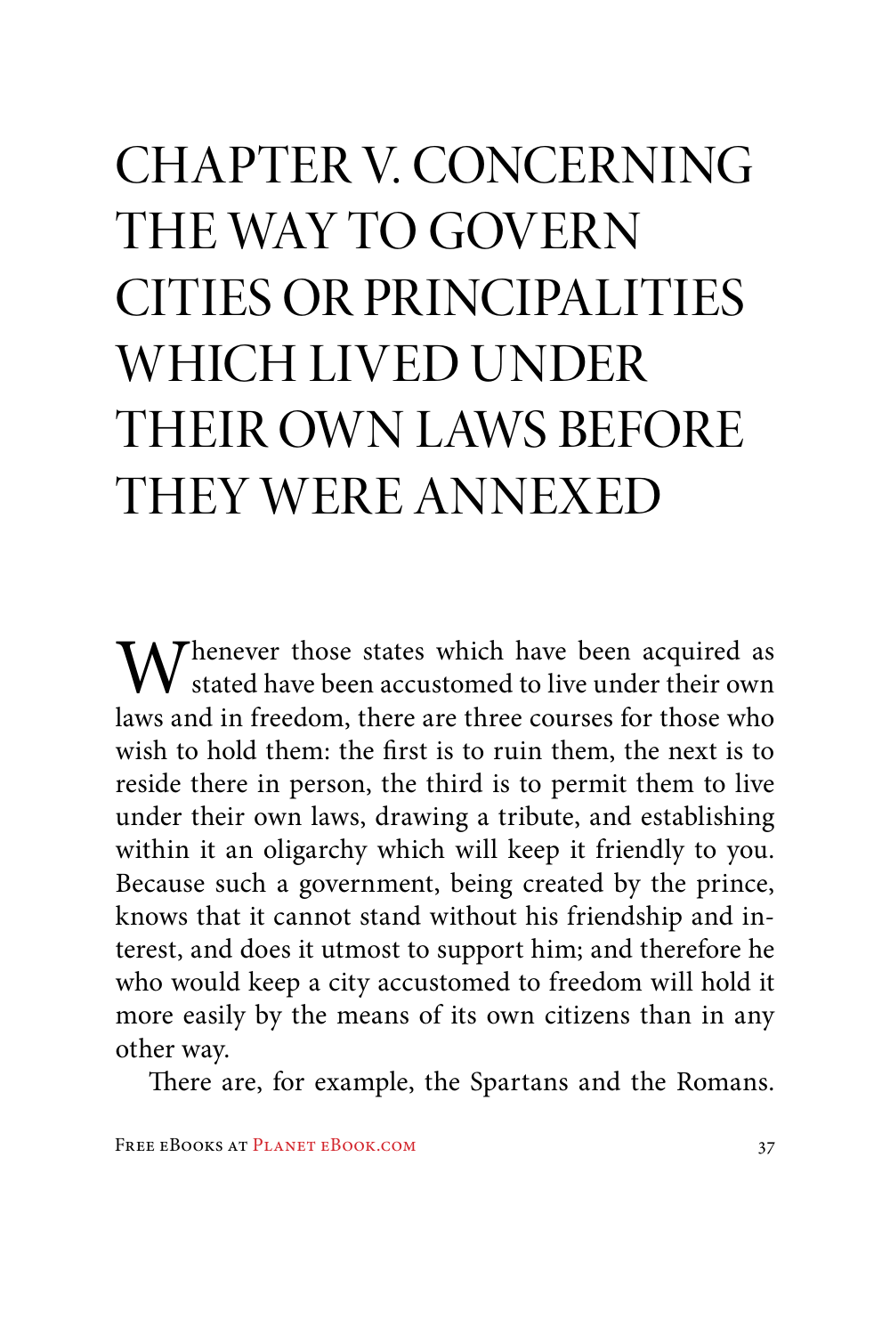# CHAPTER V. CONCERNING THE WAY TO GOVERN CITIES OR PRINCIPALITIES WHICH LIVED UNDER THEIR OWN LAWS BEFORE THEY WERE ANNEXED

Whenever those states which have been acquired as stated have been accustomed to live under their own laws and in freedom, there are three courses for those who wish to hold them: the first is to ruin them, the next is to reside there in person, the third is to permit them to live under their own laws, drawing a tribute, and establishing within it an oligarchy which will keep it friendly to you. Because such a government, being created by the prince, knows that it cannot stand without his friendship and interest, and does it utmost to support him; and therefore he who would keep a city accustomed to freedom will hold it more easily by the means of its own citizens than in any other way.

There are, for example, the Spartans and the Romans.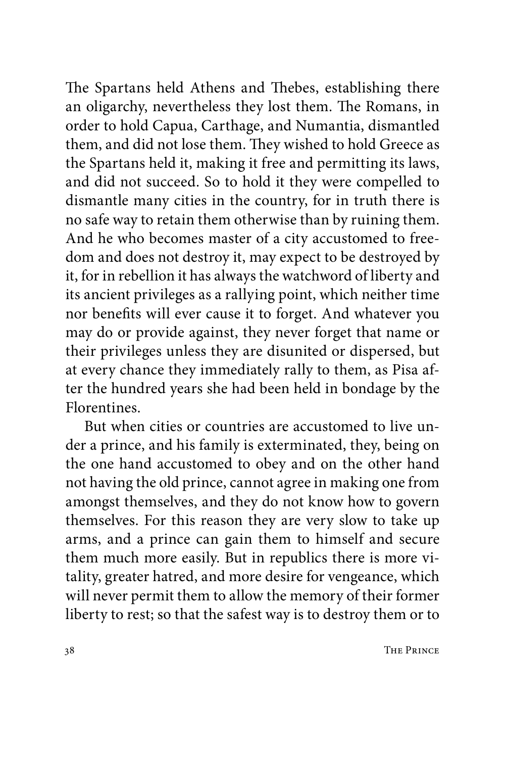The Spartans held Athens and Thebes, establishing there an oligarchy, nevertheless they lost them. The Romans, in order to hold Capua, Carthage, and Numantia, dismantled them, and did not lose them. They wished to hold Greece as the Spartans held it, making it free and permitting its laws, and did not succeed. So to hold it they were compelled to dismantle many cities in the country, for in truth there is no safe way to retain them otherwise than by ruining them. And he who becomes master of a city accustomed to freedom and does not destroy it, may expect to be destroyed by it, for in rebellion it has always the watchword of liberty and its ancient privileges as a rallying point, which neither time nor benefits will ever cause it to forget. And whatever you may do or provide against, they never forget that name or their privileges unless they are disunited or dispersed, but at every chance they immediately rally to them, as Pisa after the hundred years she had been held in bondage by the Florentines.

But when cities or countries are accustomed to live under a prince, and his family is exterminated, they, being on the one hand accustomed to obey and on the other hand not having the old prince, cannot agree in making one from amongst themselves, and they do not know how to govern themselves. For this reason they are very slow to take up arms, and a prince can gain them to himself and secure them much more easily. But in republics there is more vitality, greater hatred, and more desire for vengeance, which will never permit them to allow the memory of their former liberty to rest; so that the safest way is to destroy them or to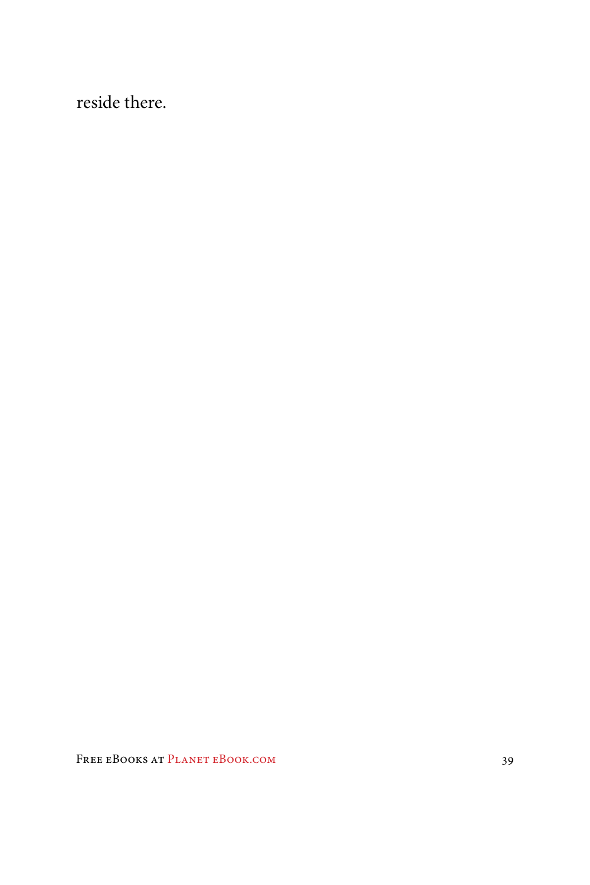reside there.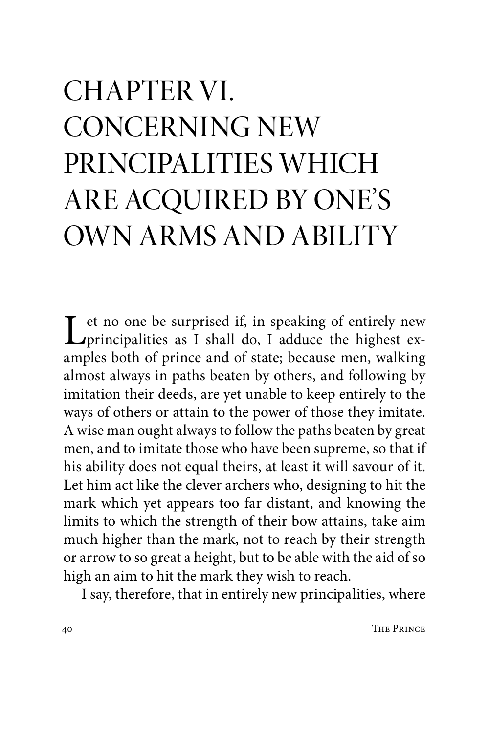# CHAPTER VI. CONCERNING NEW PRINCIPALITIES WHICH ARE ACQUIRED BY ONE'S OWN ARMS AND ABILITY

Let no one be surprised if, in speaking of entirely new principalities as I shall do, I adduce the highest examples both of prince and of state; because men, walking almost always in paths beaten by others, and following by imitation their deeds, are yet unable to keep entirely to the ways of others or attain to the power of those they imitate. A wise man ought always to follow the paths beaten by great men, and to imitate those who have been supreme, so that if his ability does not equal theirs, at least it will savour of it. Let him act like the clever archers who, designing to hit the mark which yet appears too far distant, and knowing the limits to which the strength of their bow attains, take aim much higher than the mark, not to reach by their strength or arrow to so great a height, but to be able with the aid of so high an aim to hit the mark they wish to reach.

I say, therefore, that in entirely new principalities, where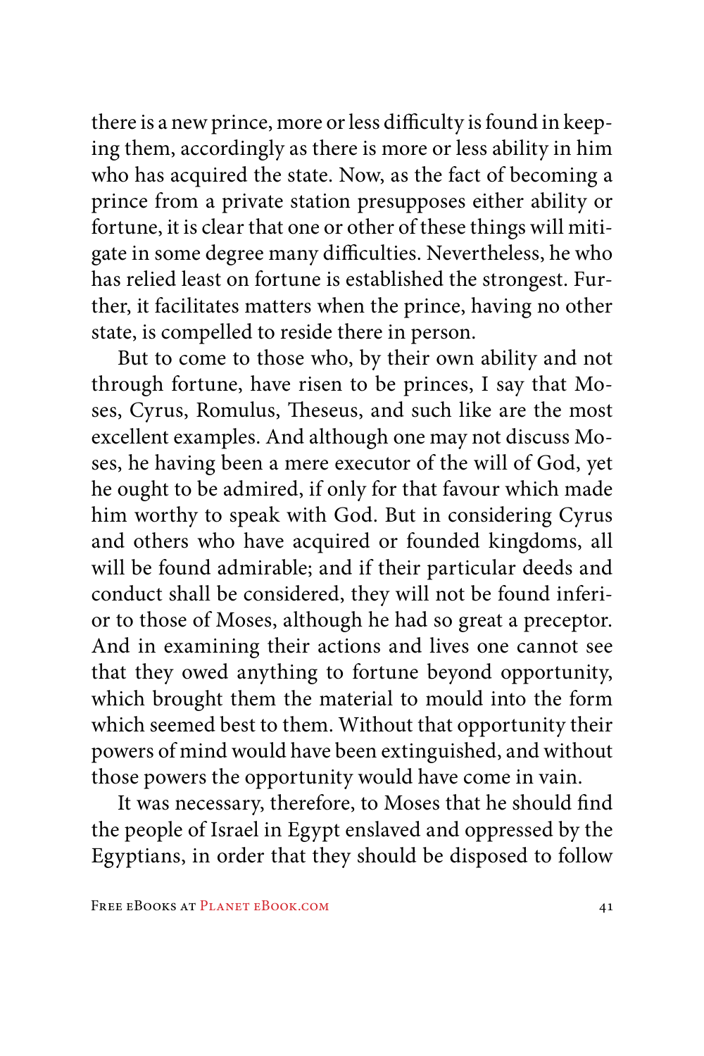there is a new prince, more or less difficulty is found in keeping them, accordingly as there is more or less ability in him who has acquired the state. Now, as the fact of becoming a prince from a private station presupposes either ability or fortune, it is clear that one or other of these things will mitigate in some degree many difficulties. Nevertheless, he who has relied least on fortune is established the strongest. Further, it facilitates matters when the prince, having no other state, is compelled to reside there in person.

But to come to those who, by their own ability and not through fortune, have risen to be princes, I say that Moses, Cyrus, Romulus, Theseus, and such like are the most excellent examples. And although one may not discuss Moses, he having been a mere executor of the will of God, yet he ought to be admired, if only for that favour which made him worthy to speak with God. But in considering Cyrus and others who have acquired or founded kingdoms, all will be found admirable; and if their particular deeds and conduct shall be considered, they will not be found inferior to those of Moses, although he had so great a preceptor. And in examining their actions and lives one cannot see that they owed anything to fortune beyond opportunity, which brought them the material to mould into the form which seemed best to them. Without that opportunity their powers of mind would have been extinguished, and without those powers the opportunity would have come in vain.

It was necessary, therefore, to Moses that he should find the people of Israel in Egypt enslaved and oppressed by the Egyptians, in order that they should be disposed to follow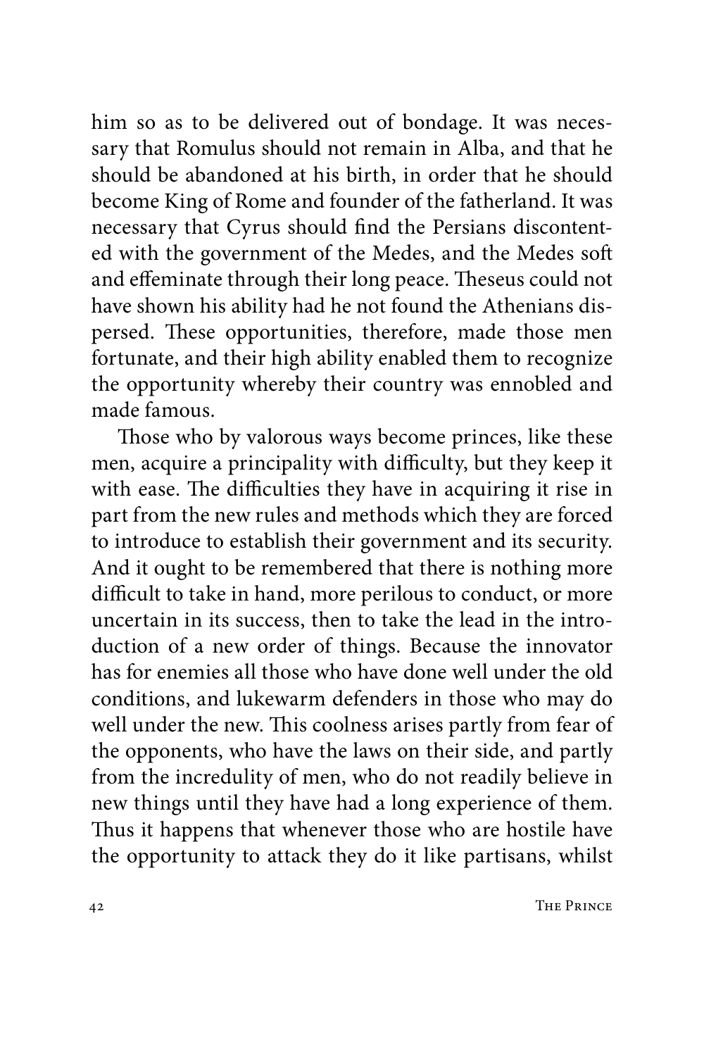him so as to be delivered out of bondage. It was necessary that Romulus should not remain in Alba, and that he should be abandoned at his birth, in order that he should become King of Rome and founder of the fatherland. It was necessary that Cyrus should find the Persians discontented with the government of the Medes, and the Medes soft and effeminate through their long peace. Theseus could not have shown his ability had he not found the Athenians dispersed. These opportunities, therefore, made those men fortunate, and their high ability enabled them to recognize the opportunity whereby their country was ennobled and made famous.

Those who by valorous ways become princes, like these men, acquire a principality with difficulty, but they keep it with ease. The difficulties they have in acquiring it rise in part from the new rules and methods which they are forced to introduce to establish their government and its security. And it ought to be remembered that there is nothing more difficult to take in hand, more perilous to conduct, or more uncertain in its success, then to take the lead in the introduction of a new order of things. Because the innovator has for enemies all those who have done well under the old conditions, and lukewarm defenders in those who may do well under the new. This coolness arises partly from fear of the opponents, who have the laws on their side, and partly from the incredulity of men, who do not readily believe in new things until they have had a long experience of them. Thus it happens that whenever those who are hostile have the opportunity to attack they do it like partisans, whilst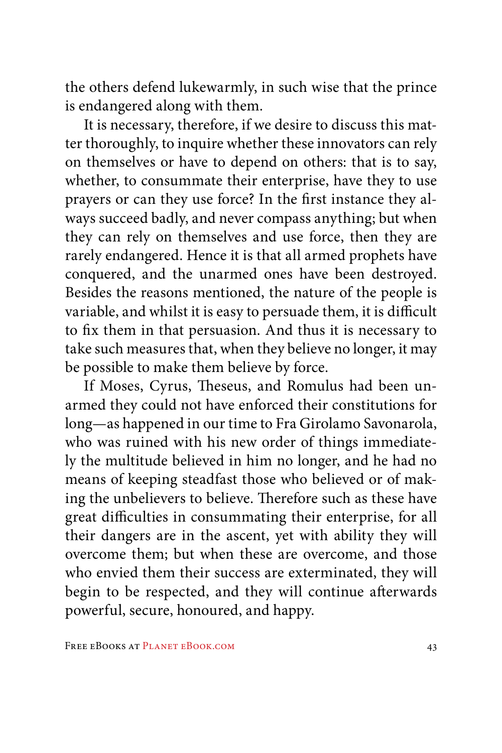the others defend lukewarmly, in such wise that the prince is endangered along with them.

It is necessary, therefore, if we desire to discuss this matter thoroughly, to inquire whether these innovators can rely on themselves or have to depend on others: that is to say, whether, to consummate their enterprise, have they to use prayers or can they use force? In the first instance they always succeed badly, and never compass anything; but when they can rely on themselves and use force, then they are rarely endangered. Hence it is that all armed prophets have conquered, and the unarmed ones have been destroyed. Besides the reasons mentioned, the nature of the people is variable, and whilst it is easy to persuade them, it is difficult to fix them in that persuasion. And thus it is necessary to take such measures that, when they believe no longer, it may be possible to make them believe by force.

If Moses, Cyrus, Theseus, and Romulus had been unarmed they could not have enforced their constitutions for long—as happened in our time to Fra Girolamo Savonarola, who was ruined with his new order of things immediately the multitude believed in him no longer, and he had no means of keeping steadfast those who believed or of making the unbelievers to believe. Therefore such as these have great difficulties in consummating their enterprise, for all their dangers are in the ascent, yet with ability they will overcome them; but when these are overcome, and those who envied them their success are exterminated, they will begin to be respected, and they will continue afterwards powerful, secure, honoured, and happy.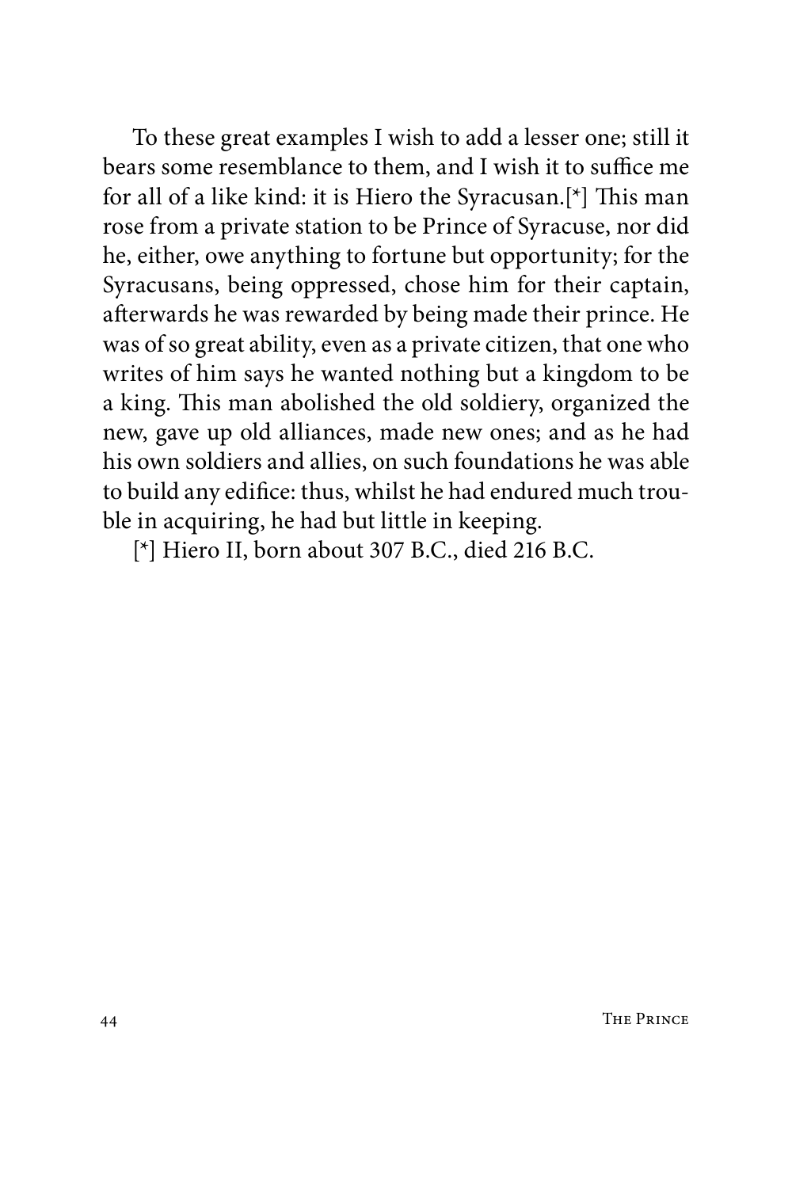To these great examples I wish to add a lesser one; still it bears some resemblance to them, and I wish it to suffice me for all of a like kind: it is Hiero the Syracusan.[*] This man rose from a private station to be Prince of Syracuse, nor did he, either, owe anything to fortune but opportunity; for the Syracusans, being oppressed, chose him for their captain, afterwards he was rewarded by being made their prince. He was of so great ability, even as a private citizen, that one who writes of him says he wanted nothing but a kingdom to be a king. This man abolished the old soldiery, organized the new, gave up old alliances, made new ones; and as he had his own soldiers and allies, on such foundations he was able to build any edifice: thus, whilst he had endured much trouble in acquiring, he had but little in keeping.

[*] Hiero II, born about 307 B.C., died 216 B.C.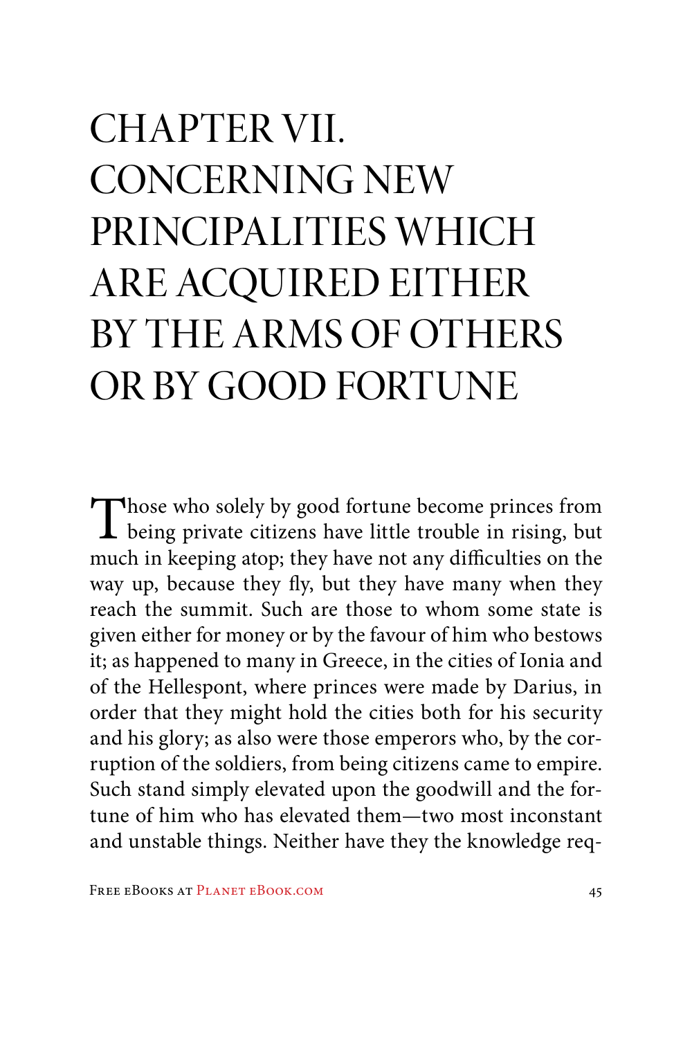# CHAPTER VII. CONCERNING NEW PRINCIPALITIES WHICH ARE ACQUIRED EITHER BY THE ARMS OF OTHERS OR BY GOOD FORTUNE

Those who solely by good fortune become princes from being private citizens have little trouble in rising, but much in keeping atop; they have not any difficulties on the way up, because they fly, but they have many when they reach the summit. Such are those to whom some state is given either for money or by the favour of him who bestows it; as happened to many in Greece, in the cities of Ionia and of the Hellespont, where princes were made by Darius, in order that they might hold the cities both for his security and his glory; as also were those emperors who, by the corruption of the soldiers, from being citizens came to empire. Such stand simply elevated upon the goodwill and the fortune of him who has elevated them—two most inconstant and unstable things. Neither have they the knowledge req-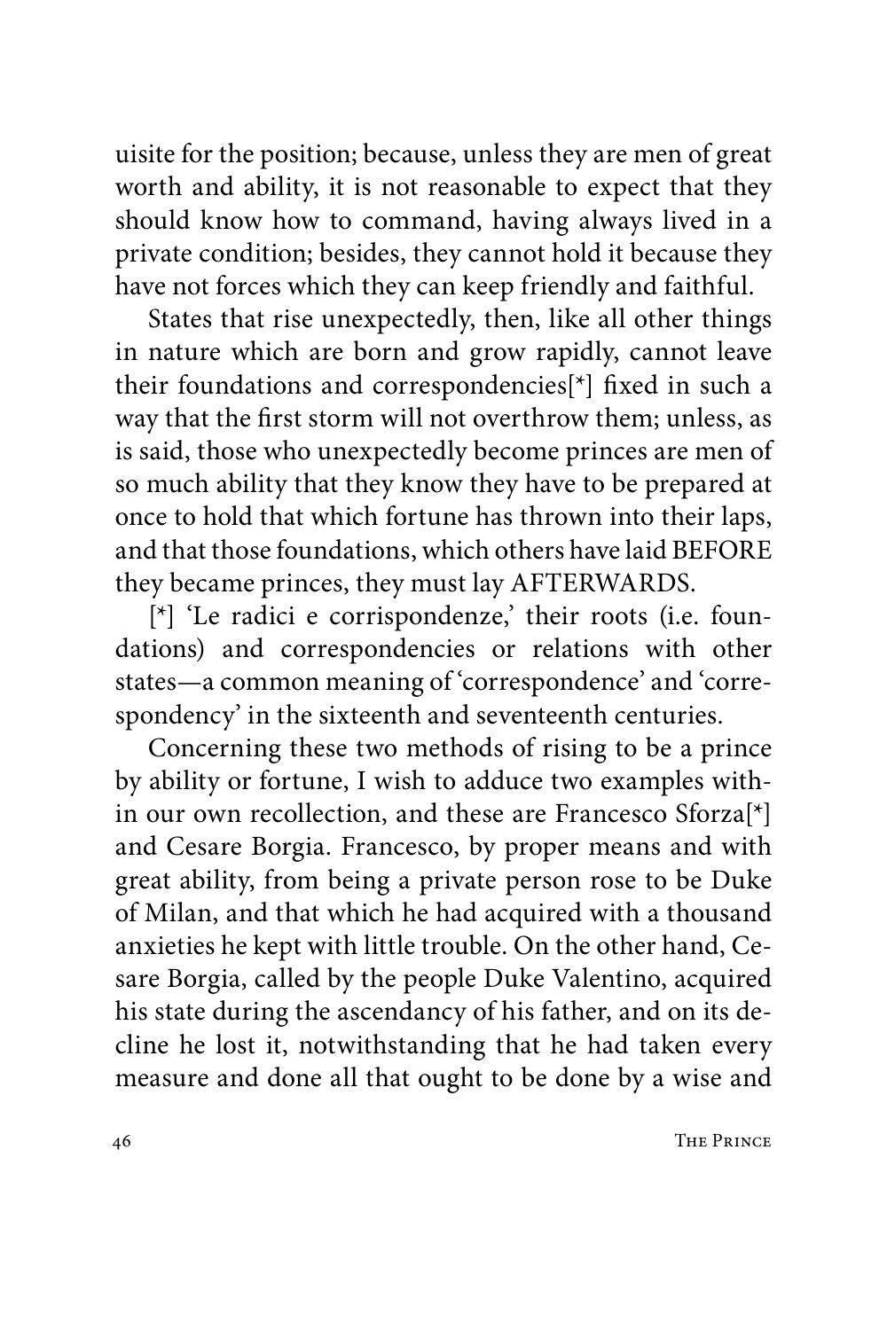uisite for the position; because, unless they are men of great worth and ability, it is not reasonable to expect that they should know how to command, having always lived in a private condition; besides, they cannot hold it because they have not forces which they can keep friendly and faithful.

States that rise unexpectedly, then, like all other things in nature which are born and grow rapidly, cannot leave their foundations and correspondencies[*] fixed in such a way that the first storm will not overthrow them; unless, as is said, those who unexpectedly become princes are men of so much ability that they know they have to be prepared at once to hold that which fortune has thrown into their laps, and that those foundations, which others have laid BEFORE they became princes, they must lay AFTERWARDS.

[*] 'Le radici e corrispondenze,' their roots (i.e. foundations) and correspondencies or relations with other states—a common meaning of 'correspondence' and 'correspondency' in the sixteenth and seventeenth centuries.

Concerning these two methods of rising to be a prince by ability or fortune, I wish to adduce two examples within our own recollection, and these are Francesco Sforza[*] and Cesare Borgia. Francesco, by proper means and with great ability, from being a private person rose to be Duke of Milan, and that which he had acquired with a thousand anxieties he kept with little trouble. On the other hand, Cesare Borgia, called by the people Duke Valentino, acquired his state during the ascendancy of his father, and on its decline he lost it, notwithstanding that he had taken every measure and done all that ought to be done by a wise and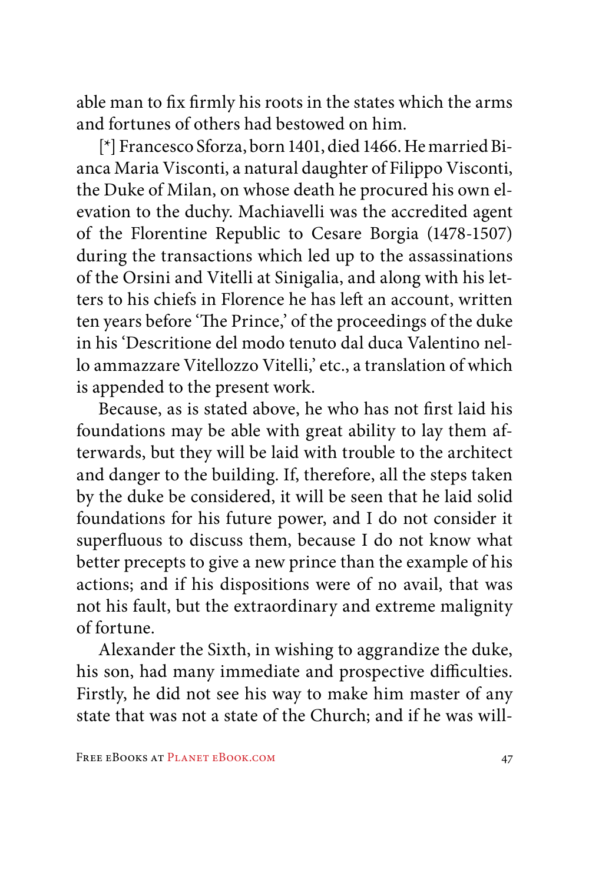able man to fix firmly his roots in the states which the arms and fortunes of others had bestowed on him.

[*] Francesco Sforza, born 1401, died 1466. He married Bianca Maria Visconti, a natural daughter of Filippo Visconti, the Duke of Milan, on whose death he procured his own elevation to the duchy. Machiavelli was the accredited agent of the Florentine Republic to Cesare Borgia (1478-1507) during the transactions which led up to the assassinations of the Orsini and Vitelli at Sinigalia, and along with his letters to his chiefs in Florence he has left an account, written ten years before 'The Prince,' of the proceedings of the duke in his 'Descritione del modo tenuto dal duca Valentino nello ammazzare Vitellozzo Vitelli,' etc., a translation of which is appended to the present work.

Because, as is stated above, he who has not first laid his foundations may be able with great ability to lay them afterwards, but they will be laid with trouble to the architect and danger to the building. If, therefore, all the steps taken by the duke be considered, it will be seen that he laid solid foundations for his future power, and I do not consider it superfluous to discuss them, because I do not know what better precepts to give a new prince than the example of his actions; and if his dispositions were of no avail, that was not his fault, but the extraordinary and extreme malignity of fortune.

Alexander the Sixth, in wishing to aggrandize the duke, his son, had many immediate and prospective difficulties. Firstly, he did not see his way to make him master of any state that was not a state of the Church; and if he was will-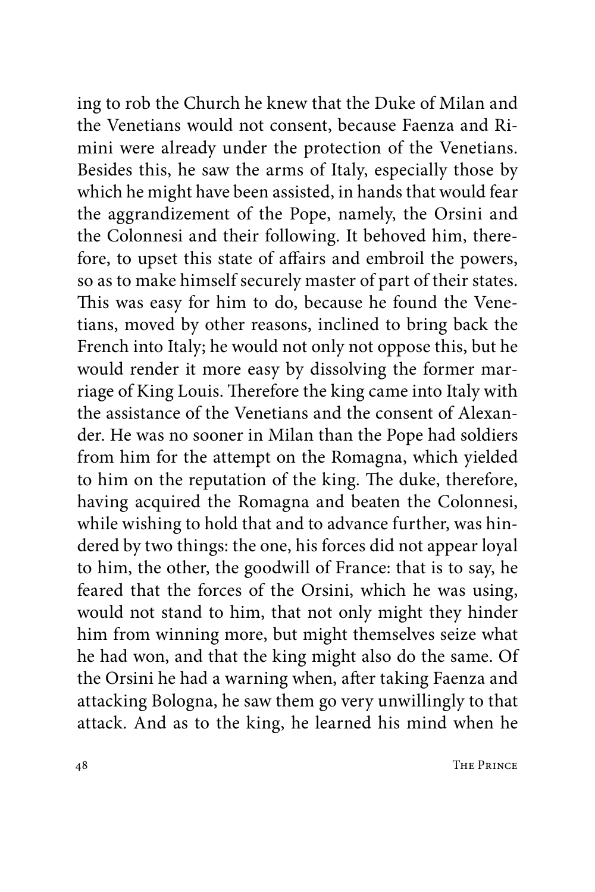ing to rob the Church he knew that the Duke of Milan and the Venetians would not consent, because Faenza and Rimini were already under the protection of the Venetians. Besides this, he saw the arms of Italy, especially those by which he might have been assisted, in hands that would fear the aggrandizement of the Pope, namely, the Orsini and the Colonnesi and their following. It behoved him, therefore, to upset this state of affairs and embroil the powers, so as to make himself securely master of part of their states. This was easy for him to do, because he found the Venetians, moved by other reasons, inclined to bring back the French into Italy; he would not only not oppose this, but he would render it more easy by dissolving the former marriage of King Louis. Therefore the king came into Italy with the assistance of the Venetians and the consent of Alexander. He was no sooner in Milan than the Pope had soldiers from him for the attempt on the Romagna, which yielded to him on the reputation of the king. The duke, therefore, having acquired the Romagna and beaten the Colonnesi, while wishing to hold that and to advance further, was hindered by two things: the one, his forces did not appear loyal to him, the other, the goodwill of France: that is to say, he feared that the forces of the Orsini, which he was using, would not stand to him, that not only might they hinder him from winning more, but might themselves seize what he had won, and that the king might also do the same. Of the Orsini he had a warning when, after taking Faenza and attacking Bologna, he saw them go very unwillingly to that attack. And as to the king, he learned his mind when he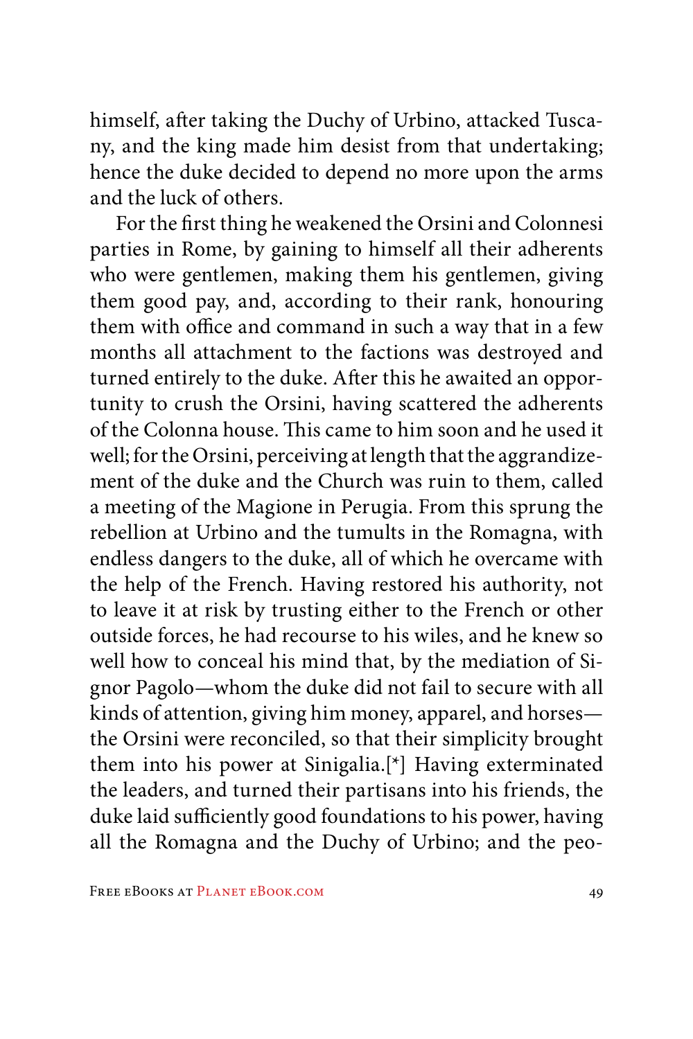himself, after taking the Duchy of Urbino, attacked Tuscany, and the king made him desist from that undertaking; hence the duke decided to depend no more upon the arms and the luck of others.

For the first thing he weakened the Orsini and Colonnesi parties in Rome, by gaining to himself all their adherents who were gentlemen, making them his gentlemen, giving them good pay, and, according to their rank, honouring them with office and command in such a way that in a few months all attachment to the factions was destroyed and turned entirely to the duke. After this he awaited an opportunity to crush the Orsini, having scattered the adherents of the Colonna house. This came to him soon and he used it well; for the Orsini, perceiving at length that the aggrandizement of the duke and the Church was ruin to them, called a meeting of the Magione in Perugia. From this sprung the rebellion at Urbino and the tumults in the Romagna, with endless dangers to the duke, all of which he overcame with the help of the French. Having restored his authority, not to leave it at risk by trusting either to the French or other outside forces, he had recourse to his wiles, and he knew so well how to conceal his mind that, by the mediation of Signor Pagolo—whom the duke did not fail to secure with all kinds of attention, giving him money, apparel, and horses—the Orsini were reconciled, so that their simplicity brought them into his power at Sinigalia.[*] Having exterminated the leaders, and turned their partisans into his friends, the duke laid sufficiently good foundations to his power, having all the Romagna and the Duchy of Urbino; and the peo-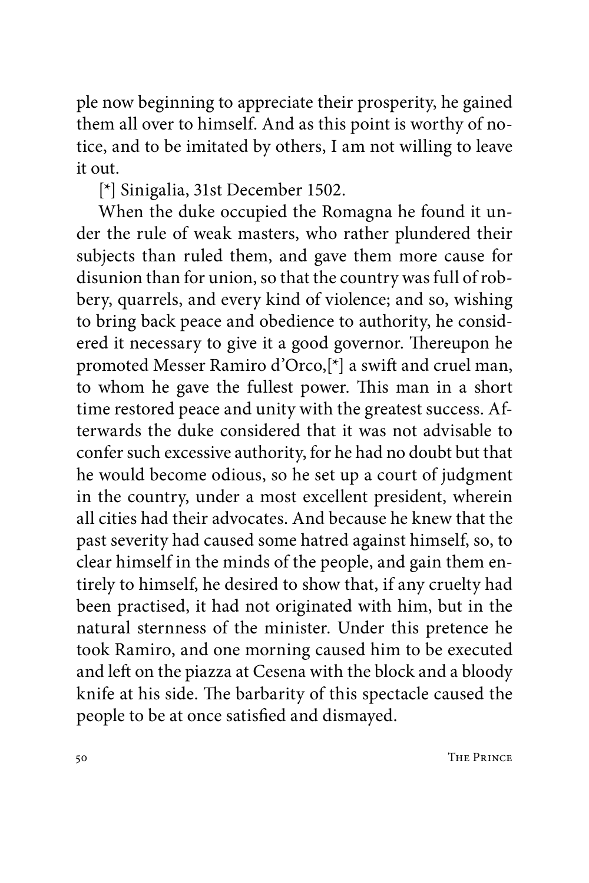ple now beginning to appreciate their prosperity, he gained them all over to himself. And as this point is worthy of notice, and to be imitated by others, I am not willing to leave it out.

[*] Sinigalia, 31st December 1502.

When the duke occupied the Romagna he found it under the rule of weak masters, who rather plundered their subjects than ruled them, and gave them more cause for disunion than for union, so that the country was full of robbery, quarrels, and every kind of violence; and so, wishing to bring back peace and obedience to authority, he considered it necessary to give it a good governor. Thereupon he promoted Messer Ramiro d'Orco,[*] a swift and cruel man, to whom he gave the fullest power. This man in a short time restored peace and unity with the greatest success. Afterwards the duke considered that it was not advisable to confer such excessive authority, for he had no doubt but that he would become odious, so he set up a court of judgment in the country, under a most excellent president, wherein all cities had their advocates. And because he knew that the past severity had caused some hatred against himself, so, to clear himself in the minds of the people, and gain them entirely to himself, he desired to show that, if any cruelty had been practised, it had not originated with him, but in the natural sternness of the minister. Under this pretence he took Ramiro, and one morning caused him to be executed and left on the piazza at Cesena with the block and a bloody knife at his side. The barbarity of this spectacle caused the people to be at once satisfied and dismayed.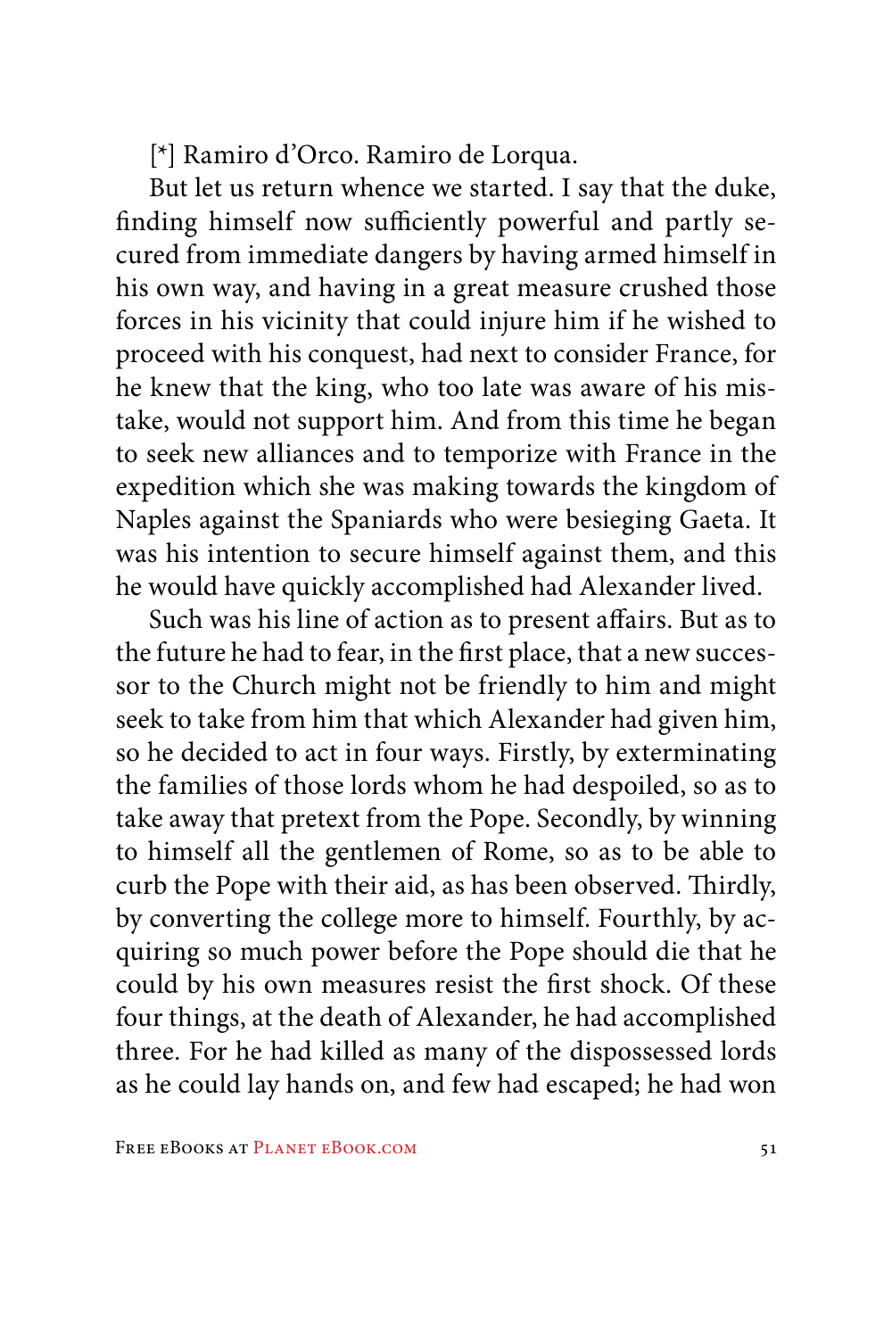[*] Ramiro d'Orco. Ramiro de Lorqua.

But let us return whence we started. I say that the duke, finding himself now sufficiently powerful and partly secured from immediate dangers by having armed himself in his own way, and having in a great measure crushed those forces in his vicinity that could injure him if he wished to proceed with his conquest, had next to consider France, for he knew that the king, who too late was aware of his mistake, would not support him. And from this time he began to seek new alliances and to temporize with France in the expedition which she was making towards the kingdom of Naples against the Spaniards who were besieging Gaeta. It was his intention to secure himself against them, and this he would have quickly accomplished had Alexander lived.

Such was his line of action as to present affairs. But as to the future he had to fear, in the first place, that a new successor to the Church might not be friendly to him and might seek to take from him that which Alexander had given him, so he decided to act in four ways. Firstly, by exterminating the families of those lords whom he had despoiled, so as to take away that pretext from the Pope. Secondly, by winning to himself all the gentlemen of Rome, so as to be able to curb the Pope with their aid, as has been observed. Thirdly, by converting the college more to himself. Fourthly, by acquiring so much power before the Pope should die that he could by his own measures resist the first shock. Of these four things, at the death of Alexander, he had accomplished three. For he had killed as many of the dispossessed lords as he could lay hands on, and few had escaped; he had won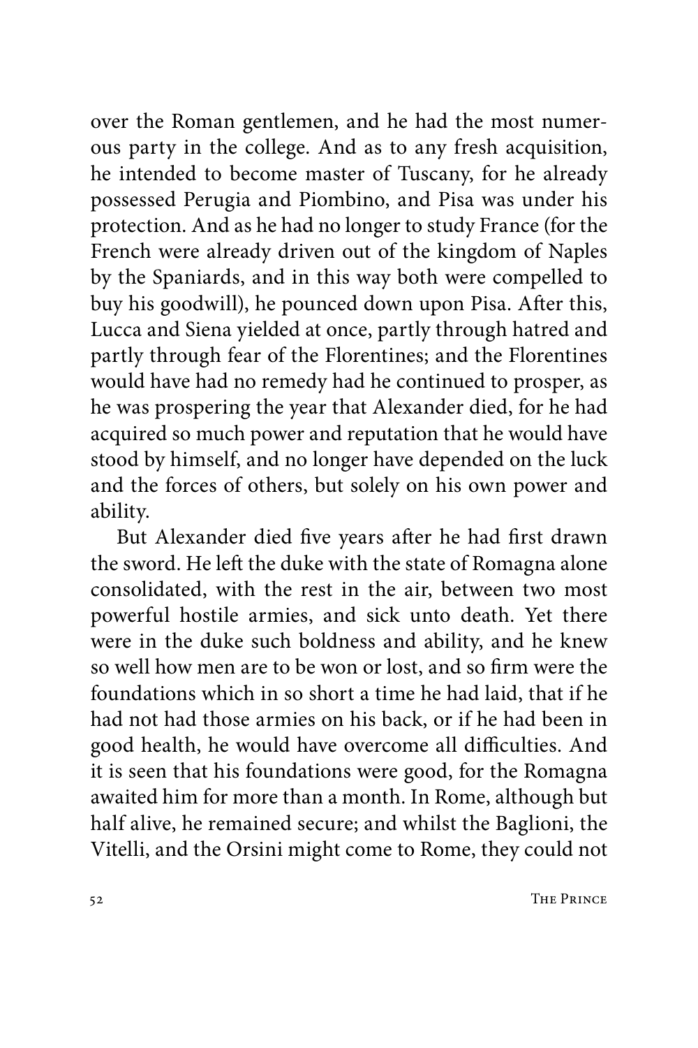over the Roman gentlemen, and he had the most numerous party in the college. And as to any fresh acquisition, he intended to become master of Tuscany, for he already possessed Perugia and Piombino, and Pisa was under his protection. And as he had no longer to study France (for the French were already driven out of the kingdom of Naples by the Spaniards, and in this way both were compelled to buy his goodwill), he pounced down upon Pisa. After this, Lucca and Siena yielded at once, partly through hatred and partly through fear of the Florentines; and the Florentines would have had no remedy had he continued to prosper, as he was prospering the year that Alexander died, for he had acquired so much power and reputation that he would have stood by himself, and no longer have depended on the luck and the forces of others, but solely on his own power and ability.

But Alexander died five years after he had first drawn the sword. He left the duke with the state of Romagna alone consolidated, with the rest in the air, between two most powerful hostile armies, and sick unto death. Yet there were in the duke such boldness and ability, and he knew so well how men are to be won or lost, and so firm were the foundations which in so short a time he had laid, that if he had not had those armies on his back, or if he had been in good health, he would have overcome all difficulties. And it is seen that his foundations were good, for the Romagna awaited him for more than a month. In Rome, although but half alive, he remained secure; and whilst the Baglioni, the Vitelli, and the Orsini might come to Rome, they could not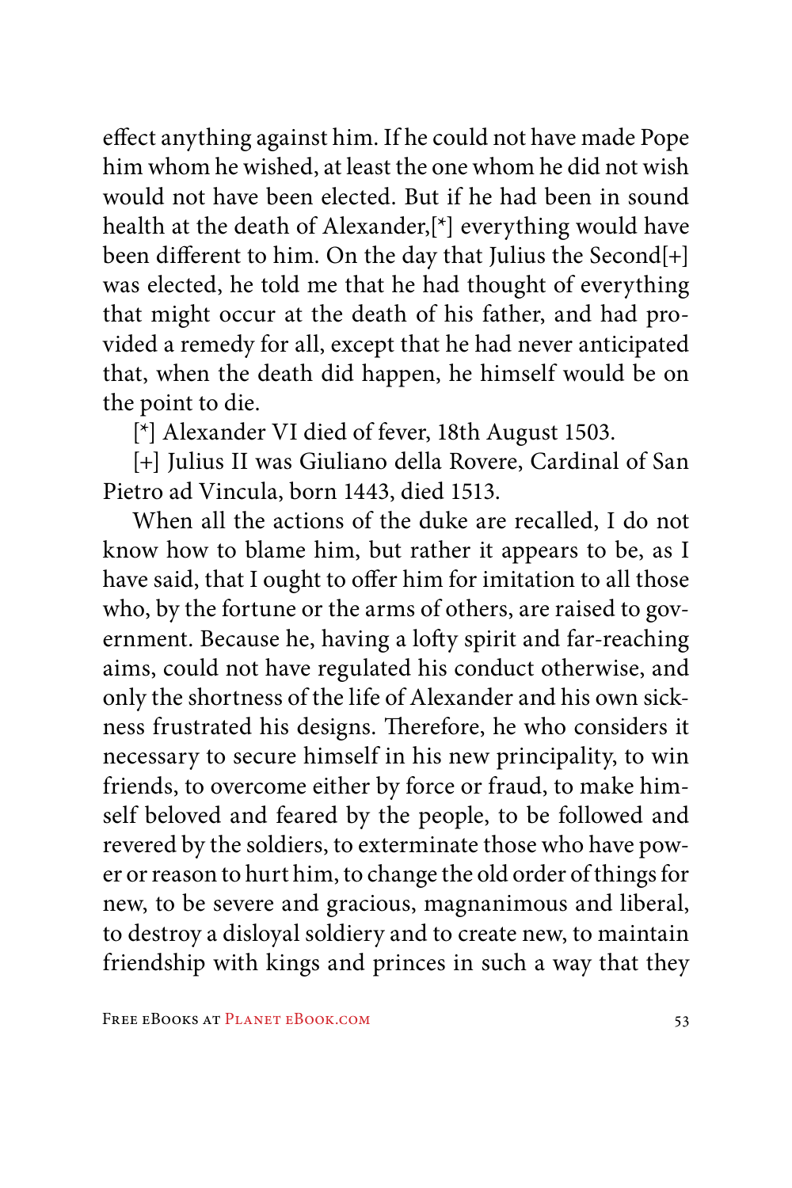effect anything against him. If he could not have made Pope him whom he wished, at least the one whom he did not wish would not have been elected. But if he had been in sound health at the death of Alexander,[*] everything would have been different to him. On the day that Julius the Second[+] was elected, he told me that he had thought of everything that might occur at the death of his father, and had provided a remedy for all, except that he had never anticipated that, when the death did happen, he himself would be on the point to die.

[*] Alexander VI died of fever, 18th August 1503.

[+] Julius II was Giuliano della Rovere, Cardinal of San Pietro ad Vincula, born 1443, died 1513.

When all the actions of the duke are recalled, I do not know how to blame him, but rather it appears to be, as I have said, that I ought to offer him for imitation to all those who, by the fortune or the arms of others, are raised to government. Because he, having a lofty spirit and far-reaching aims, could not have regulated his conduct otherwise, and only the shortness of the life of Alexander and his own sickness frustrated his designs. Therefore, he who considers it necessary to secure himself in his new principality, to win friends, to overcome either by force or fraud, to make himself beloved and feared by the people, to be followed and revered by the soldiers, to exterminate those who have power or reason to hurt him, to change the old order of things for new, to be severe and gracious, magnanimous and liberal, to destroy a disloyal soldiery and to create new, to maintain friendship with kings and princes in such a way that they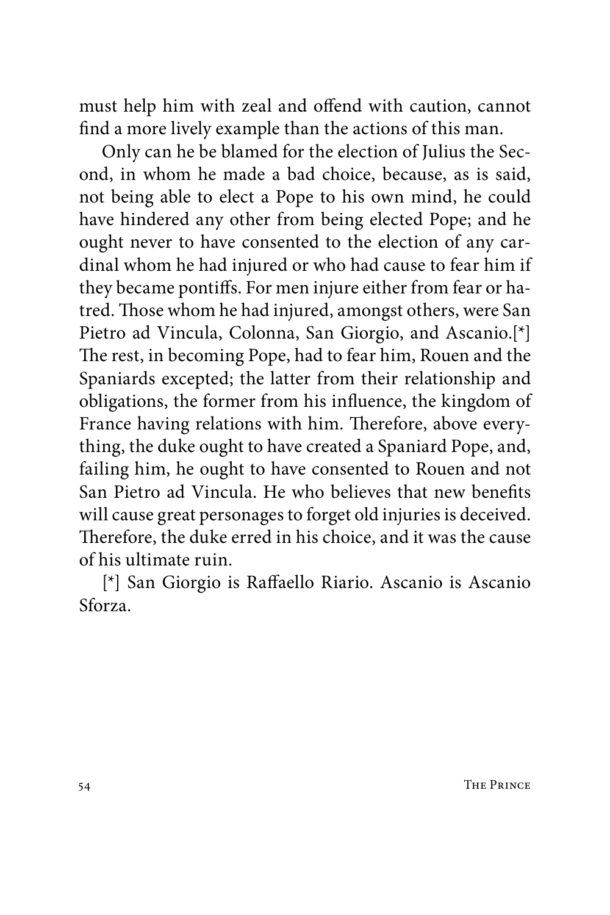must help him with zeal and offend with caution, cannot find a more lively example than the actions of this man.

Only can he be blamed for the election of Julius the Second, in whom he made a bad choice, because, as is said, not being able to elect a Pope to his own mind, he could have hindered any other from being elected Pope; and he ought never to have consented to the election of any cardinal whom he had injured or who had cause to fear him if they became pontiffs. For men injure either from fear or hatred. Those whom he had injured, amongst others, were San Pietro ad Vincula, Colonna, San Giorgio, and Ascanio.[*] The rest, in becoming Pope, had to fear him, Rouen and the Spaniards excepted; the latter from their relationship and obligations, the former from his influence, the kingdom of France having relations with him. Therefore, above everything, the duke ought to have created a Spaniard Pope, and, failing him, he ought to have consented to Rouen and not San Pietro ad Vincula. He who believes that new benefits will cause great personages to forget old injuries is deceived. Therefore, the duke erred in his choice, and it was the cause of his ultimate ruin.

[*] San Giorgio is Raffaello Riario. Ascanio is Ascanio Sforza.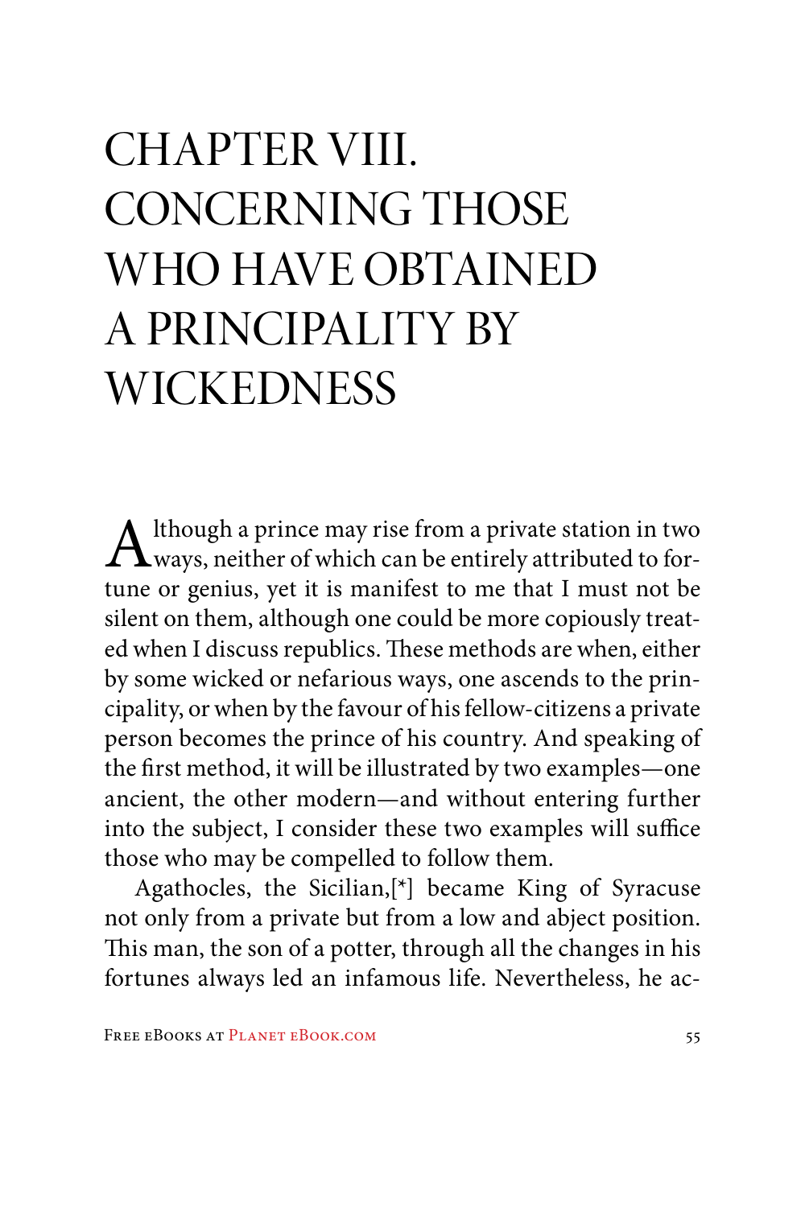# CHAPTER VIII. CONCERNING THOSE WHO HAVE OBTAINED A PRINCIPALITY BY WICKEDNESS

Although a prince may rise from a private station in two ways, neither of which can be entirely attributed to fortune or genius, yet it is manifest to me that I must not be silent on them, although one could be more copiously treated when I discuss republics. These methods are when, either by some wicked or nefarious ways, one ascends to the principality, or when by the favour of his fellow-citizens a private person becomes the prince of his country. And speaking of the first method, it will be illustrated by two examples—one ancient, the other modern—and without entering further into the subject, I consider these two examples will suffice those who may be compelled to follow them.

Agathocles, the Sicilian,[*] became King of Syracuse not only from a private but from a low and abject position. This man, the son of a potter, through all the changes in his fortunes always led an infamous life. Nevertheless, he ac-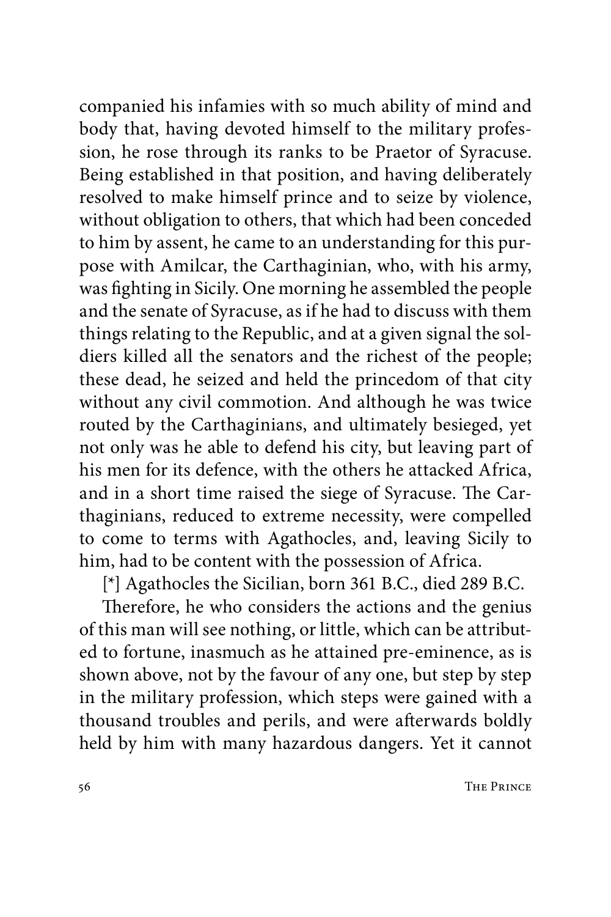companied his infamies with so much ability of mind and body that, having devoted himself to the military profession, he rose through its ranks to be Praetor of Syracuse. Being established in that position, and having deliberately resolved to make himself prince and to seize by violence, without obligation to others, that which had been conceded to him by assent, he came to an understanding for this purpose with Amilcar, the Carthaginian, who, with his army, was fighting in Sicily. One morning he assembled the people and the senate of Syracuse, as if he had to discuss with them things relating to the Republic, and at a given signal the soldiers killed all the senators and the richest of the people; these dead, he seized and held the princedom of that city without any civil commotion. And although he was twice routed by the Carthaginians, and ultimately besieged, yet not only was he able to defend his city, but leaving part of his men for its defence, with the others he attacked Africa, and in a short time raised the siege of Syracuse. The Carthaginians, reduced to extreme necessity, were compelled to come to terms with Agathocles, and, leaving Sicily to him, had to be content with the possession of Africa.

[*] Agathocles the Sicilian, born 361 B.C., died 289 B.C.

Therefore, he who considers the actions and the genius of this man will see nothing, or little, which can be attributed to fortune, inasmuch as he attained pre-eminence, as is shown above, not by the favour of any one, but step by step in the military profession, which steps were gained with a thousand troubles and perils, and were afterwards boldly held by him with many hazardous dangers. Yet it cannot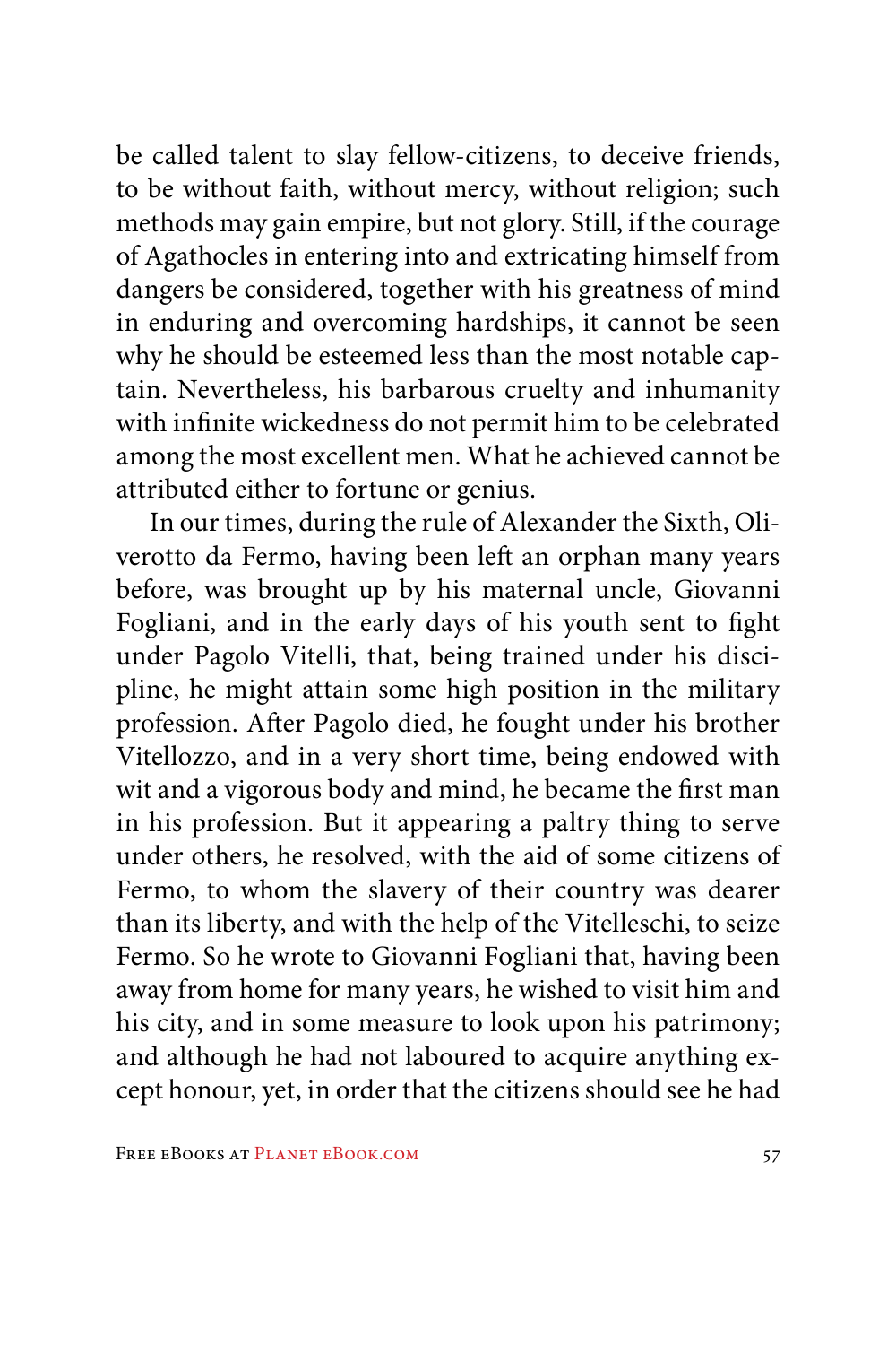be called talent to slay fellow-citizens, to deceive friends, to be without faith, without mercy, without religion; such methods may gain empire, but not glory. Still, if the courage of Agathocles in entering into and extricating himself from dangers be considered, together with his greatness of mind in enduring and overcoming hardships, it cannot be seen why he should be esteemed less than the most notable captain. Nevertheless, his barbarous cruelty and inhumanity with infinite wickedness do not permit him to be celebrated among the most excellent men. What he achieved cannot be attributed either to fortune or genius.

In our times, during the rule of Alexander the Sixth, Oliverotto da Fermo, having been left an orphan many years before, was brought up by his maternal uncle, Giovanni Fogliani, and in the early days of his youth sent to fight under Pagolo Vitelli, that, being trained under his discipline, he might attain some high position in the military profession. After Pagolo died, he fought under his brother Vitellozzo, and in a very short time, being endowed with wit and a vigorous body and mind, he became the first man in his profession. But it appearing a paltry thing to serve under others, he resolved, with the aid of some citizens of Fermo, to whom the slavery of their country was dearer than its liberty, and with the help of the Vitelleschi, to seize Fermo. So he wrote to Giovanni Fogliani that, having been away from home for many years, he wished to visit him and his city, and in some measure to look upon his patrimony; and although he had not laboured to acquire anything except honour, yet, in order that the citizens should see he had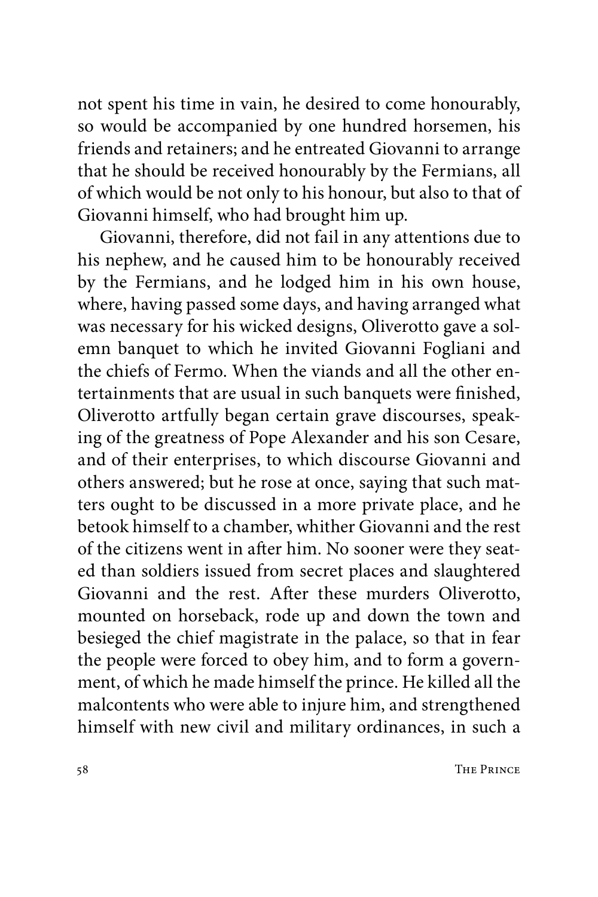not spent his time in vain, he desired to come honourably, so would be accompanied by one hundred horsemen, his friends and retainers; and he entreated Giovanni to arrange that he should be received honourably by the Fermians, all of which would be not only to his honour, but also to that of Giovanni himself, who had brought him up.

Giovanni, therefore, did not fail in any attentions due to his nephew, and he caused him to be honourably received by the Fermians, and he lodged him in his own house, where, having passed some days, and having arranged what was necessary for his wicked designs, Oliverotto gave a solemn banquet to which he invited Giovanni Fogliani and the chiefs of Fermo. When the viands and all the other entertainments that are usual in such banquets were finished, Oliverotto artfully began certain grave discourses, speaking of the greatness of Pope Alexander and his son Cesare, and of their enterprises, to which discourse Giovanni and others answered; but he rose at once, saying that such matters ought to be discussed in a more private place, and he betook himself to a chamber, whither Giovanni and the rest of the citizens went in after him. No sooner were they seated than soldiers issued from secret places and slaughtered Giovanni and the rest. After these murders Oliverotto, mounted on horseback, rode up and down the town and besieged the chief magistrate in the palace, so that in fear the people were forced to obey him, and to form a government, of which he made himself the prince. He killed all the malcontents who were able to injure him, and strengthened himself with new civil and military ordinances, in such a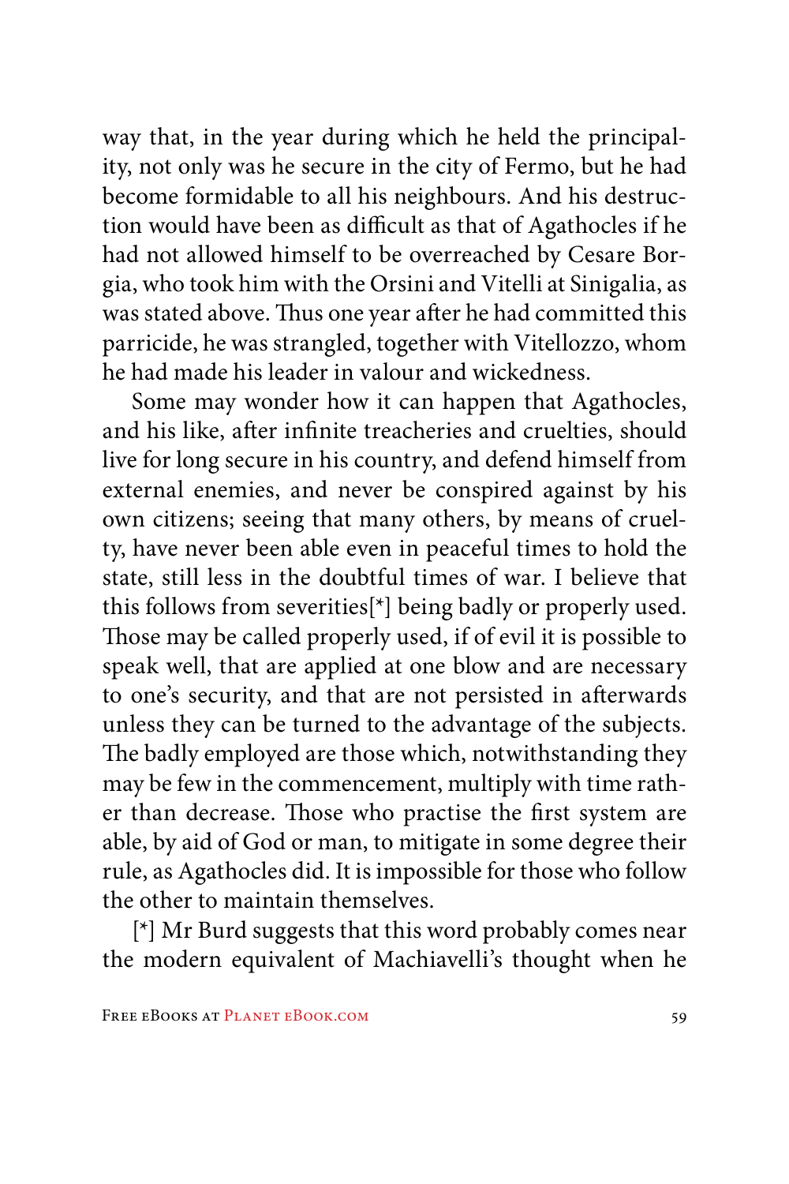way that, in the year during which he held the principality, not only was he secure in the city of Fermo, but he had become formidable to all his neighbours. And his destruction would have been as difficult as that of Agathocles if he had not allowed himself to be overreached by Cesare Borgia, who took him with the Orsini and Vitelli at Sinigalia, as was stated above. Thus one year after he had committed this parricide, he was strangled, together with Vitellozzo, whom he had made his leader in valour and wickedness.

Some may wonder how it can happen that Agathocles, and his like, after infinite treacheries and cruelties, should live for long secure in his country, and defend himself from external enemies, and never be conspired against by his own citizens; seeing that many others, by means of cruelty, have never been able even in peaceful times to hold the state, still less in the doubtful times of war. I believe that this follows from severities[*] being badly or properly used. Those may be called properly used, if of evil it is possible to speak well, that are applied at one blow and are necessary to one's security, and that are not persisted in afterwards unless they can be turned to the advantage of the subjects. The badly employed are those which, notwithstanding they may be few in the commencement, multiply with time rather than decrease. Those who practise the first system are able, by aid of God or man, to mitigate in some degree their rule, as Agathocles did. It is impossible for those who follow the other to maintain themselves.

[*] Mr Burd suggests that this word probably comes near the modern equivalent of Machiavelli's thought when he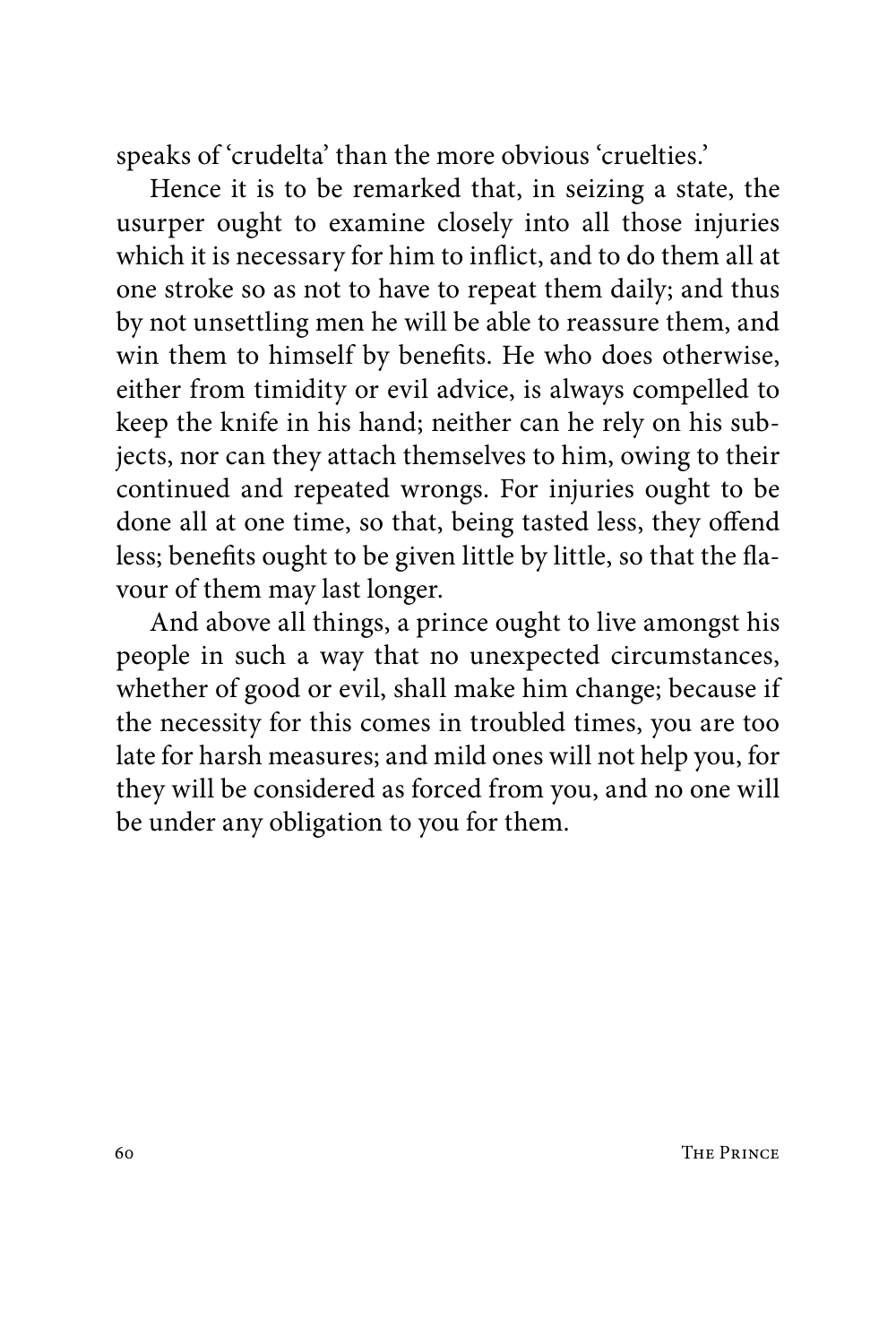speaks of 'crudelta' than the more obvious 'cruelties.'

Hence it is to be remarked that, in seizing a state, the usurper ought to examine closely into all those injuries which it is necessary for him to inflict, and to do them all at one stroke so as not to have to repeat them daily; and thus by not unsettling men he will be able to reassure them, and win them to himself by benefits. He who does otherwise, either from timidity or evil advice, is always compelled to keep the knife in his hand; neither can he rely on his subjects, nor can they attach themselves to him, owing to their continued and repeated wrongs. For injuries ought to be done all at one time, so that, being tasted less, they offend less; benefits ought to be given little by little, so that the flavour of them may last longer.

And above all things, a prince ought to live amongst his people in such a way that no unexpected circumstances, whether of good or evil, shall make him change; because if the necessity for this comes in troubled times, you are too late for harsh measures; and mild ones will not help you, for they will be considered as forced from you, and no one will be under any obligation to you for them.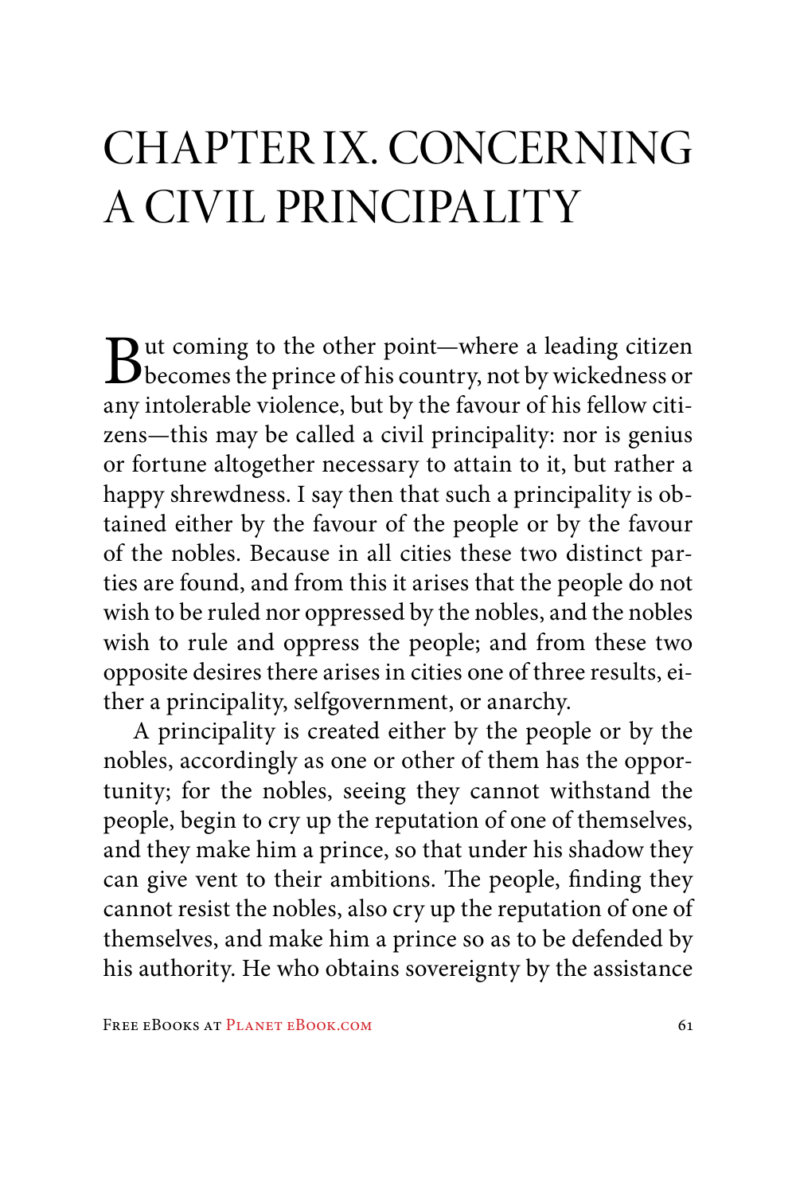# CHAPTER IX. CONCERNING A CIVIL PRINCIPALITY

But coming to the other point—where a leading citizen becomes the prince of his country, not by wickedness or any intolerable violence, but by the favour of his fellow citizens—this may be called a civil principality: nor is genius or fortune altogether necessary to attain to it, but rather a happy shrewdness. I say then that such a principality is obtained either by the favour of the people or by the favour of the nobles. Because in all cities these two distinct parties are found, and from this it arises that the people do not wish to be ruled nor oppressed by the nobles, and the nobles wish to rule and oppress the people; and from these two opposite desires there arises in cities one of three results, either a principality, selfgovernment, or anarchy.

A principality is created either by the people or by the nobles, accordingly as one or other of them has the opportunity; for the nobles, seeing they cannot withstand the people, begin to cry up the reputation of one of themselves, and they make him a prince, so that under his shadow they can give vent to their ambitions. The people, finding they cannot resist the nobles, also cry up the reputation of one of themselves, and make him a prince so as to be defended by his authority. He who obtains sovereignty by the assistance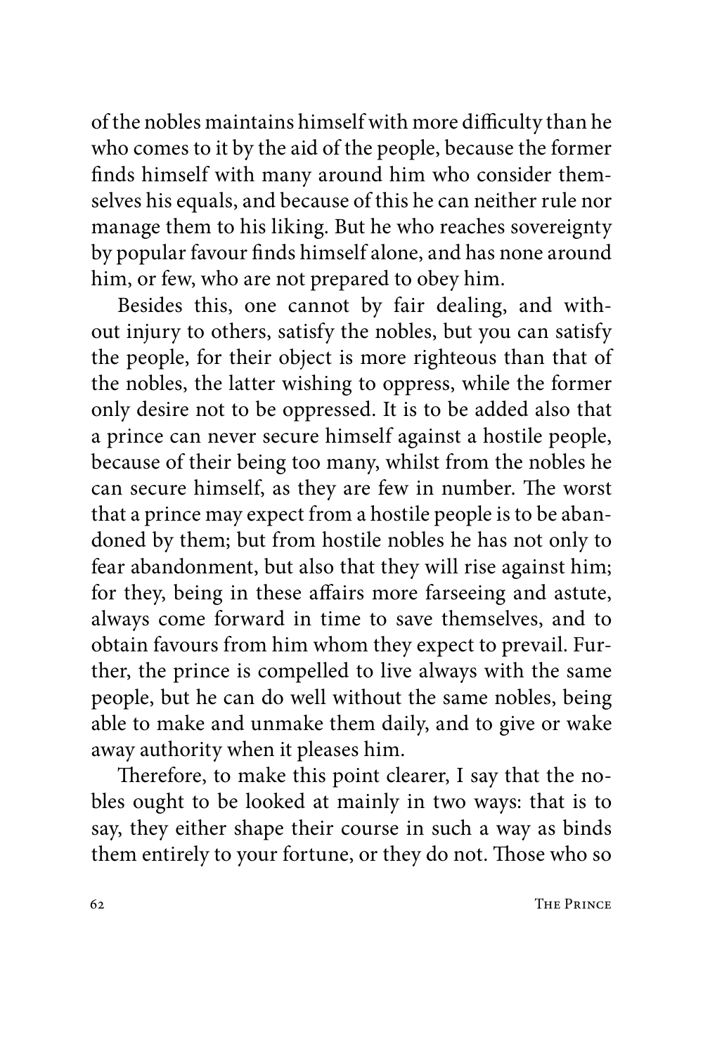of the nobles maintains himself with more difficulty than he who comes to it by the aid of the people, because the former finds himself with many around him who consider themselves his equals, and because of this he can neither rule nor manage them to his liking. But he who reaches sovereignty by popular favour finds himself alone, and has none around him, or few, who are not prepared to obey him.

Besides this, one cannot by fair dealing, and without injury to others, satisfy the nobles, but you can satisfy the people, for their object is more righteous than that of the nobles, the latter wishing to oppress, while the former only desire not to be oppressed. It is to be added also that a prince can never secure himself against a hostile people, because of their being too many, whilst from the nobles he can secure himself, as they are few in number. The worst that a prince may expect from a hostile people is to be abandoned by them; but from hostile nobles he has not only to fear abandonment, but also that they will rise against him; for they, being in these affairs more farseeing and astute, always come forward in time to save themselves, and to obtain favours from him whom they expect to prevail. Further, the prince is compelled to live always with the same people, but he can do well without the same nobles, being able to make and unmake them daily, and to give or wake away authority when it pleases him.

Therefore, to make this point clearer, I say that the nobles ought to be looked at mainly in two ways: that is to say, they either shape their course in such a way as binds them entirely to your fortune, or they do not. Those who so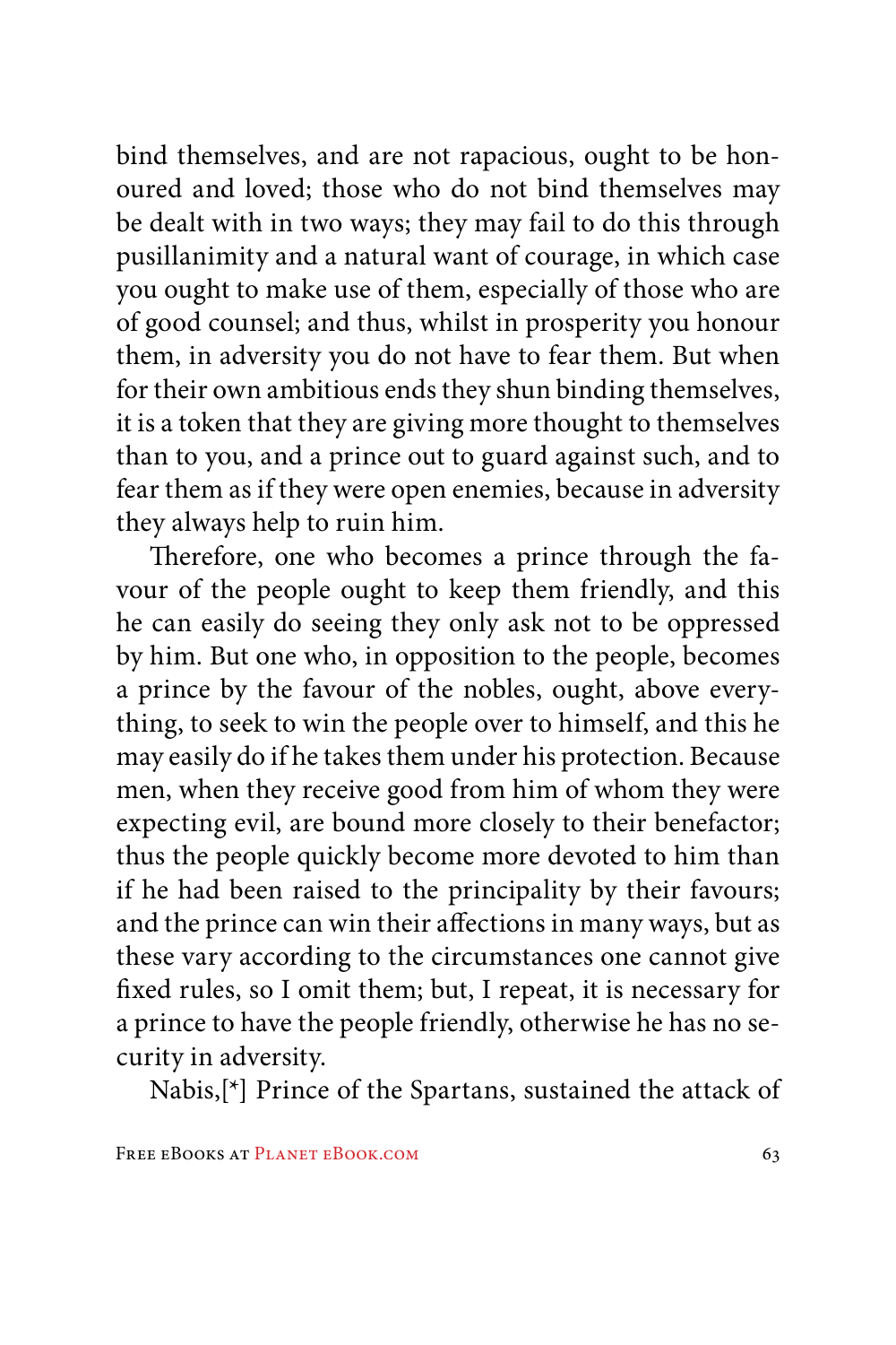bind themselves, and are not rapacious, ought to be honoured and loved; those who do not bind themselves may be dealt with in two ways; they may fail to do this through pusillanimity and a natural want of courage, in which case you ought to make use of them, especially of those who are of good counsel; and thus, whilst in prosperity you honour them, in adversity you do not have to fear them. But when for their own ambitious ends they shun binding themselves, it is a token that they are giving more thought to themselves than to you, and a prince out to guard against such, and to fear them as if they were open enemies, because in adversity they always help to ruin him.

Therefore, one who becomes a prince through the favour of the people ought to keep them friendly, and this he can easily do seeing they only ask not to be oppressed by him. But one who, in opposition to the people, becomes a prince by the favour of the nobles, ought, above everything, to seek to win the people over to himself, and this he may easily do if he takes them under his protection. Because men, when they receive good from him of whom they were expecting evil, are bound more closely to their benefactor; thus the people quickly become more devoted to him than if he had been raised to the principality by their favours; and the prince can win their affections in many ways, but as these vary according to the circumstances one cannot give fixed rules, so I omit them; but, I repeat, it is necessary for a prince to have the people friendly, otherwise he has no security in adversity.

Nabis,[*] Prince of the Spartans, sustained the attack of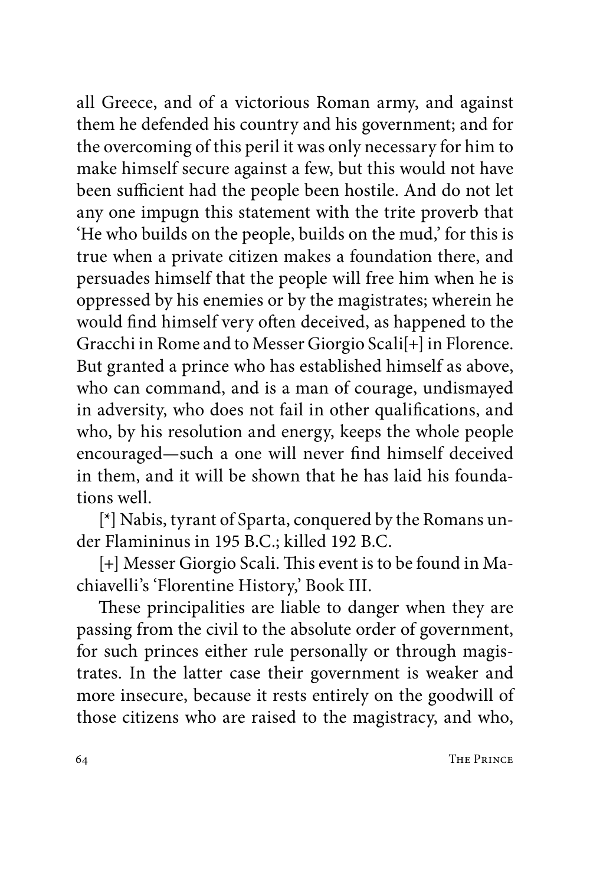all Greece, and of a victorious Roman army, and against them he defended his country and his government; and for the overcoming of this peril it was only necessary for him to make himself secure against a few, but this would not have been sufficient had the people been hostile. And do not let any one impugn this statement with the trite proverb that 'He who builds on the people, builds on the mud,' for this is true when a private citizen makes a foundation there, and persuades himself that the people will free him when he is oppressed by his enemies or by the magistrates; wherein he would find himself very often deceived, as happened to the Gracchi in Rome and to Messer Giorgio Scali[+] in Florence. But granted a prince who has established himself as above, who can command, and is a man of courage, undismayed in adversity, who does not fail in other qualifications, and who, by his resolution and energy, keeps the whole people encouraged—such a one will never find himself deceived in them, and it will be shown that he has laid his foundations well.

[*] Nabis, tyrant of Sparta, conquered by the Romans under Flamininus in 195 B.C.; killed 192 B.C.

[+] Messer Giorgio Scali. This event is to be found in Machiavelli's 'Florentine History,' Book III.

These principalities are liable to danger when they are passing from the civil to the absolute order of government, for such princes either rule personally or through magistrates. In the latter case their government is weaker and more insecure, because it rests entirely on the goodwill of those citizens who are raised to the magistracy, and who,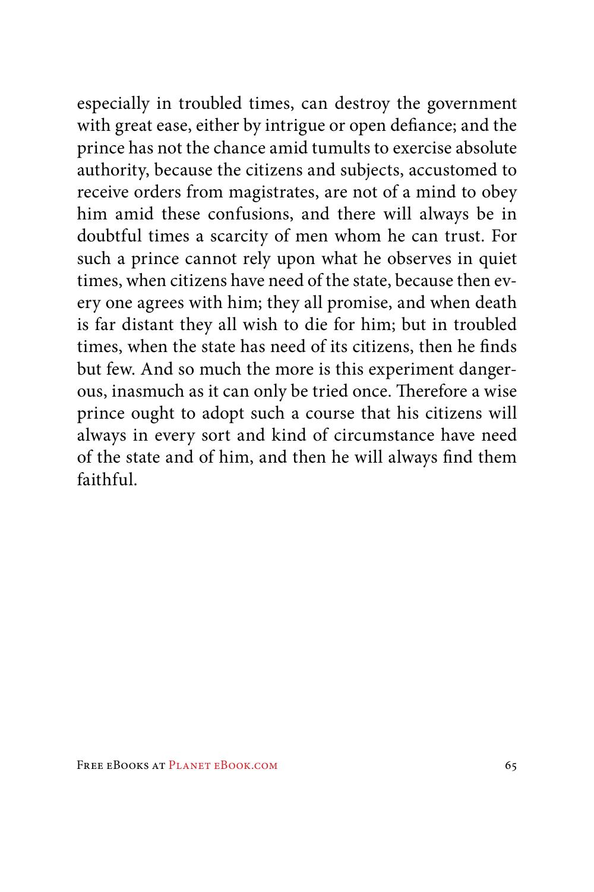especially in troubled times, can destroy the government with great ease, either by intrigue or open defiance; and the prince has not the chance amid tumults to exercise absolute authority, because the citizens and subjects, accustomed to receive orders from magistrates, are not of a mind to obey him amid these confusions, and there will always be in doubtful times a scarcity of men whom he can trust. For such a prince cannot rely upon what he observes in quiet times, when citizens have need of the state, because then every one agrees with him; they all promise, and when death is far distant they all wish to die for him; but in troubled times, when the state has need of its citizens, then he finds but few. And so much the more is this experiment dangerous, inasmuch as it can only be tried once. Therefore a wise prince ought to adopt such a course that his citizens will always in every sort and kind of circumstance have need of the state and of him, and then he will always find them faithful.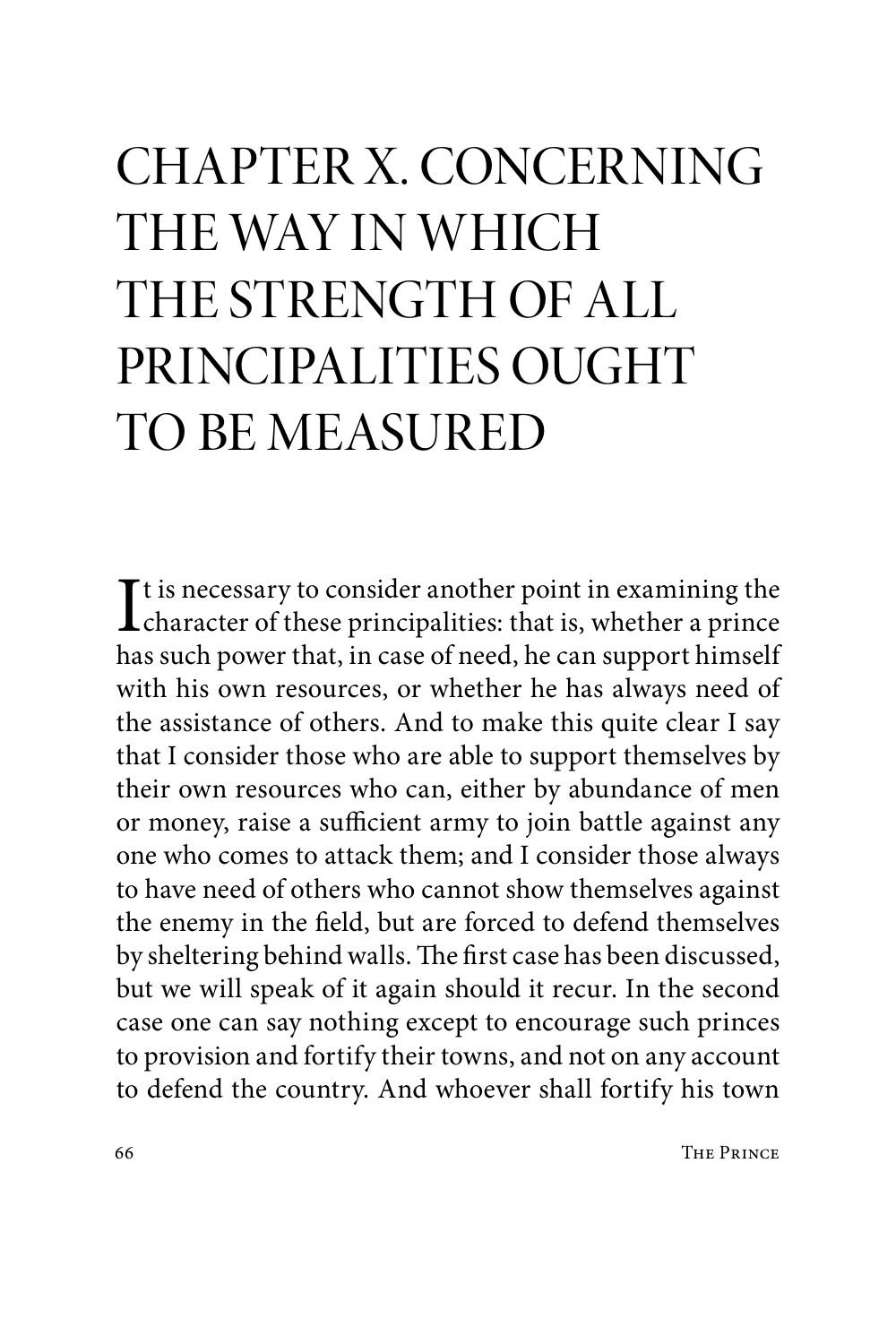# CHAPTER X. CONCERNING THE WAY IN WHICH THE STRENGTH OF ALL PRINCIPALITIES OUGHT TO BE MEASURED

It is necessary to consider another point in examining the character of these principalities: that is, whether a prince has such power that, in case of need, he can support himself with his own resources, or whether he has always need of the assistance of others. And to make this quite clear I say that I consider those who are able to support themselves by their own resources who can, either by abundance of men or money, raise a sufficient army to join battle against any one who comes to attack them; and I consider those always to have need of others who cannot show themselves against the enemy in the field, but are forced to defend themselves by sheltering behind walls. The first case has been discussed, but we will speak of it again should it recur. In the second case one can say nothing except to encourage such princes to provision and fortify their towns, and not on any account to defend the country. And whoever shall fortify his town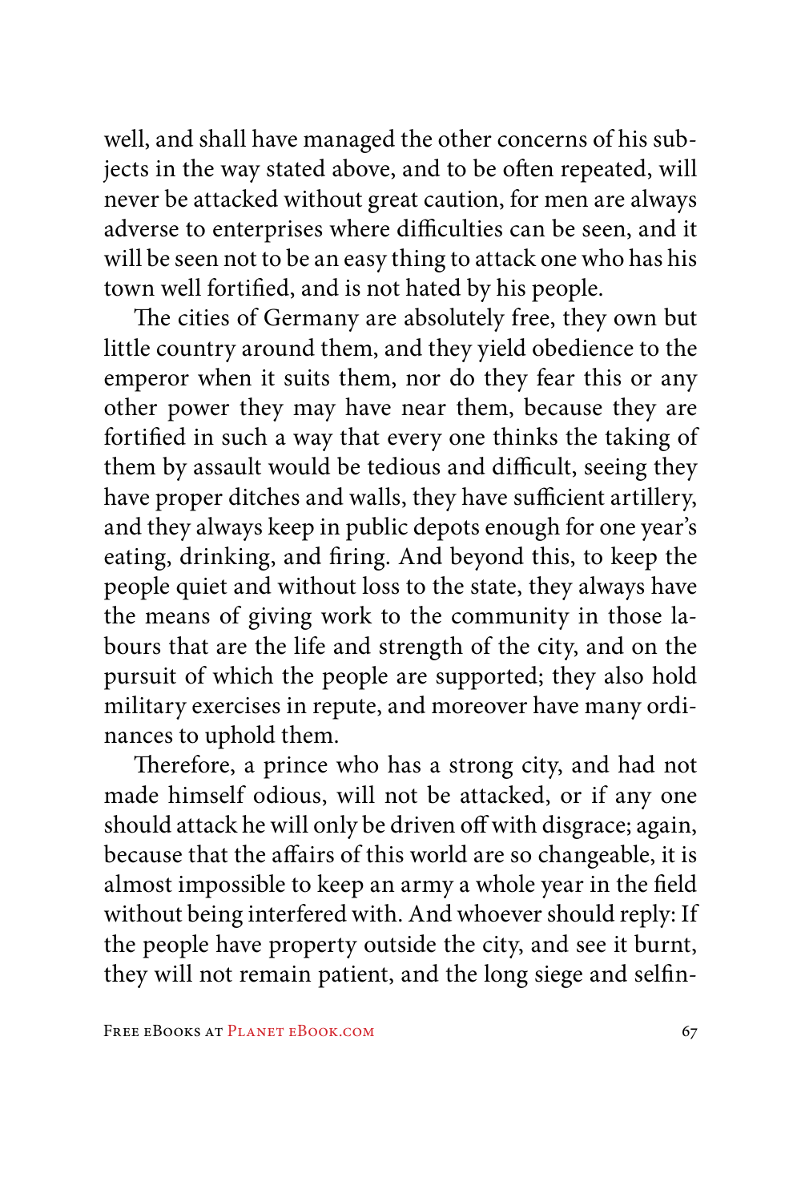well, and shall have managed the other concerns of his subjects in the way stated above, and to be often repeated, will never be attacked without great caution, for men are always adverse to enterprises where difficulties can be seen, and it will be seen not to be an easy thing to attack one who has his town well fortified, and is not hated by his people.

The cities of Germany are absolutely free, they own but little country around them, and they yield obedience to the emperor when it suits them, nor do they fear this or any other power they may have near them, because they are fortified in such a way that every one thinks the taking of them by assault would be tedious and difficult, seeing they have proper ditches and walls, they have sufficient artillery, and they always keep in public depots enough for one year's eating, drinking, and firing. And beyond this, to keep the people quiet and without loss to the state, they always have the means of giving work to the community in those labours that are the life and strength of the city, and on the pursuit of which the people are supported; they also hold military exercises in repute, and moreover have many ordinances to uphold them.

Therefore, a prince who has a strong city, and had not made himself odious, will not be attacked, or if any one should attack he will only be driven off with disgrace; again, because that the affairs of this world are so changeable, it is almost impossible to keep an army a whole year in the field without being interfered with. And whoever should reply: If the people have property outside the city, and see it burnt, they will not remain patient, and the long siege and selfin-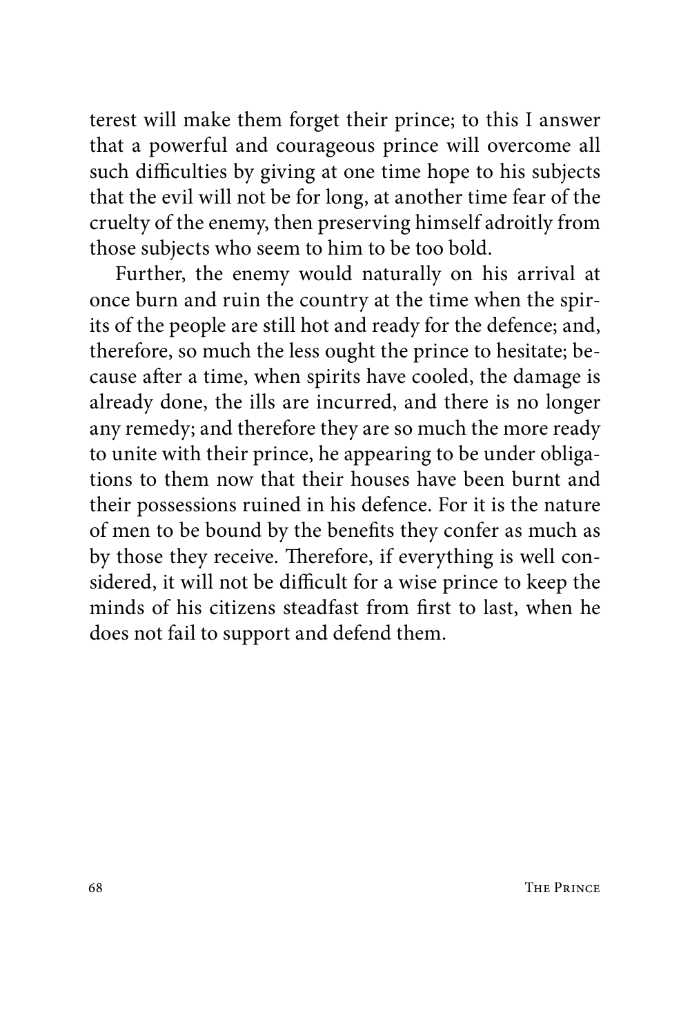terest will make them forget their prince; to this I answer that a powerful and courageous prince will overcome all such difficulties by giving at one time hope to his subjects that the evil will not be for long, at another time fear of the cruelty of the enemy, then preserving himself adroitly from those subjects who seem to him to be too bold.

Further, the enemy would naturally on his arrival at once burn and ruin the country at the time when the spirits of the people are still hot and ready for the defence; and, therefore, so much the less ought the prince to hesitate; because after a time, when spirits have cooled, the damage is already done, the ills are incurred, and there is no longer any remedy; and therefore they are so much the more ready to unite with their prince, he appearing to be under obligations to them now that their houses have been burnt and their possessions ruined in his defence. For it is the nature of men to be bound by the benefits they confer as much as by those they receive. Therefore, if everything is well considered, it will not be difficult for a wise prince to keep the minds of his citizens steadfast from first to last, when he does not fail to support and defend them.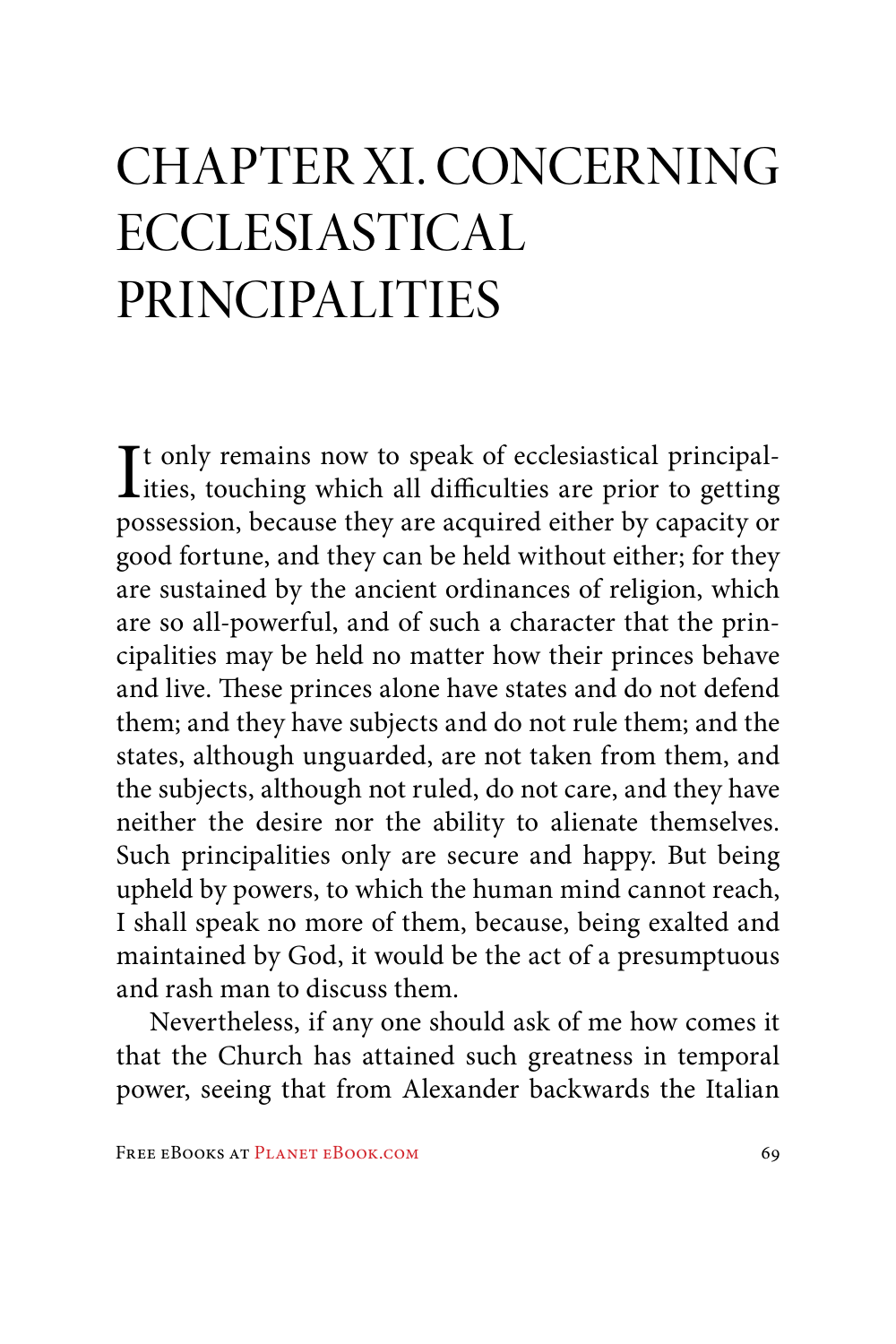# CHAPTER XI. CONCERNING ECCLESIASTICAL PRINCIPALITIES

It only remains now to speak of ecclesiastical principalities, touching which all difficulties are prior to getting possession, because they are acquired either by capacity or good fortune, and they can be held without either; for they are sustained by the ancient ordinances of religion, which are so all-powerful, and of such a character that the principalities may be held no matter how their princes behave and live. These princes alone have states and do not defend them; and they have subjects and do not rule them; and the states, although unguarded, are not taken from them, and the subjects, although not ruled, do not care, and they have neither the desire nor the ability to alienate themselves. Such principalities only are secure and happy. But being upheld by powers, to which the human mind cannot reach, I shall speak no more of them, because, being exalted and maintained by God, it would be the act of a presumptuous and rash man to discuss them.

Nevertheless, if any one should ask of me how comes it that the Church has attained such greatness in temporal power, seeing that from Alexander backwards the Italian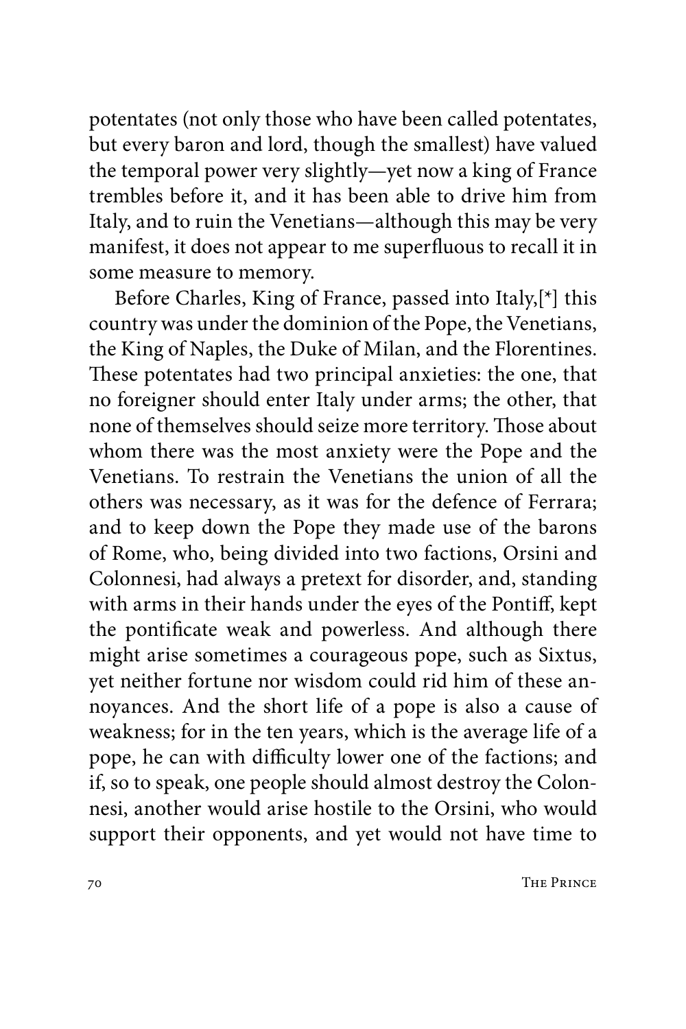potentates (not only those who have been called potentates, but every baron and lord, though the smallest) have valued the temporal power very slightly—yet now a king of France trembles before it, and it has been able to drive him from Italy, and to ruin the Venetians—although this may be very manifest, it does not appear to me superfluous to recall it in some measure to memory.

Before Charles, King of France, passed into Italy,[*] this country was under the dominion of the Pope, the Venetians, the King of Naples, the Duke of Milan, and the Florentines. These potentates had two principal anxieties: the one, that no foreigner should enter Italy under arms; the other, that none of themselves should seize more territory. Those about whom there was the most anxiety were the Pope and the Venetians. To restrain the Venetians the union of all the others was necessary, as it was for the defence of Ferrara; and to keep down the Pope they made use of the barons of Rome, who, being divided into two factions, Orsini and Colonnesi, had always a pretext for disorder, and, standing with arms in their hands under the eyes of the Pontiff, kept the pontificate weak and powerless. And although there might arise sometimes a courageous pope, such as Sixtus, yet neither fortune nor wisdom could rid him of these annoyances. And the short life of a pope is also a cause of weakness; for in the ten years, which is the average life of a pope, he can with difficulty lower one of the factions; and if, so to speak, one people should almost destroy the Colonnesi, another would arise hostile to the Orsini, who would support their opponents, and yet would not have time to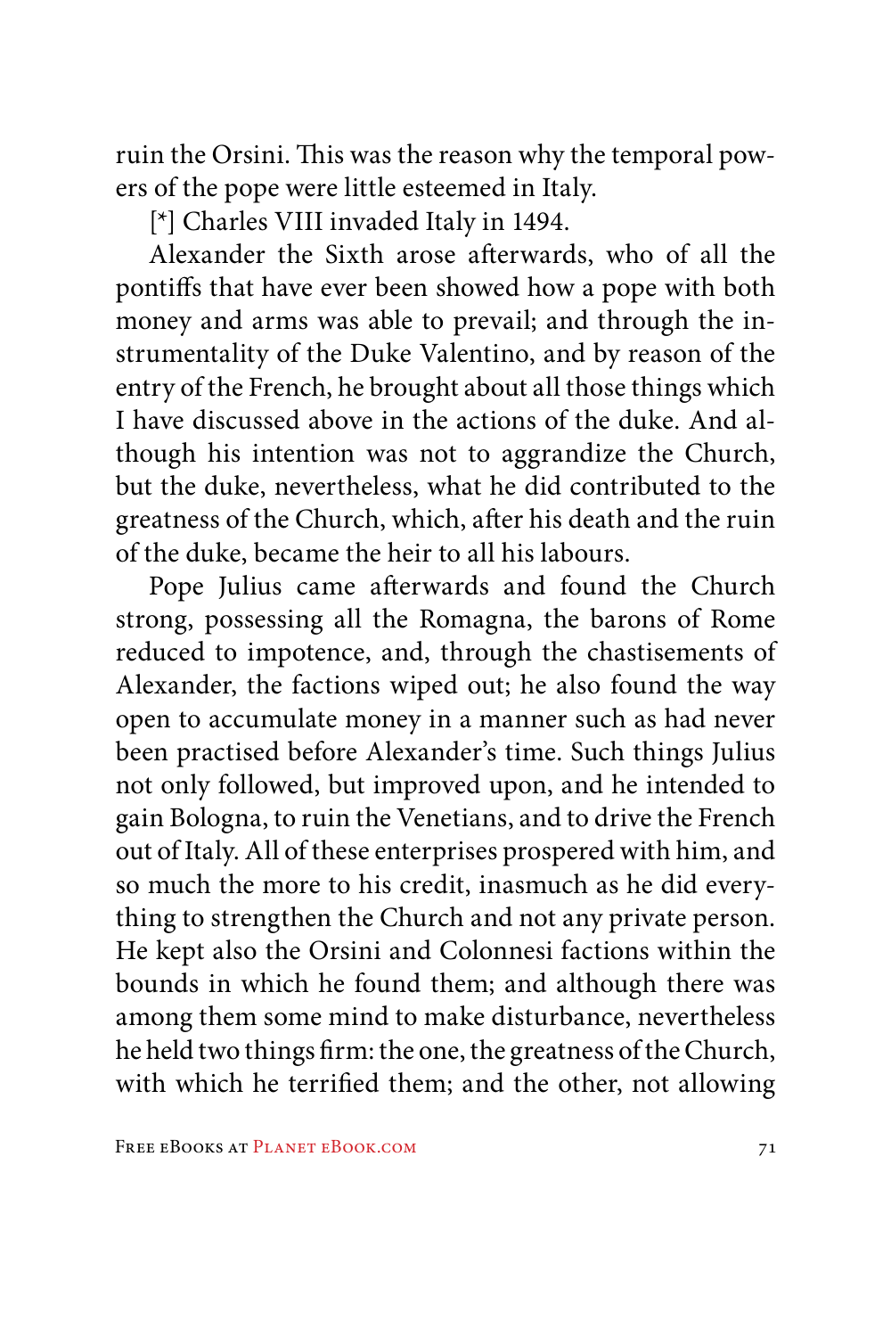ruin the Orsini. This was the reason why the temporal powers of the pope were little esteemed in Italy.

[*] Charles VIII invaded Italy in 1494.

Alexander the Sixth arose afterwards, who of all the pontiffs that have ever been showed how a pope with both money and arms was able to prevail; and through the instrumentality of the Duke Valentino, and by reason of the entry of the French, he brought about all those things which I have discussed above in the actions of the duke. And although his intention was not to aggrandize the Church, but the duke, nevertheless, what he did contributed to the greatness of the Church, which, after his death and the ruin of the duke, became the heir to all his labours.

Pope Julius came afterwards and found the Church strong, possessing all the Romagna, the barons of Rome reduced to impotence, and, through the chastisements of Alexander, the factions wiped out; he also found the way open to accumulate money in a manner such as had never been practised before Alexander's time. Such things Julius not only followed, but improved upon, and he intended to gain Bologna, to ruin the Venetians, and to drive the French out of Italy. All of these enterprises prospered with him, and so much the more to his credit, inasmuch as he did everything to strengthen the Church and not any private person. He kept also the Orsini and Colonnesi factions within the bounds in which he found them; and although there was among them some mind to make disturbance, nevertheless he held two things firm: the one, the greatness of the Church, with which he terrified them; and the other, not allowing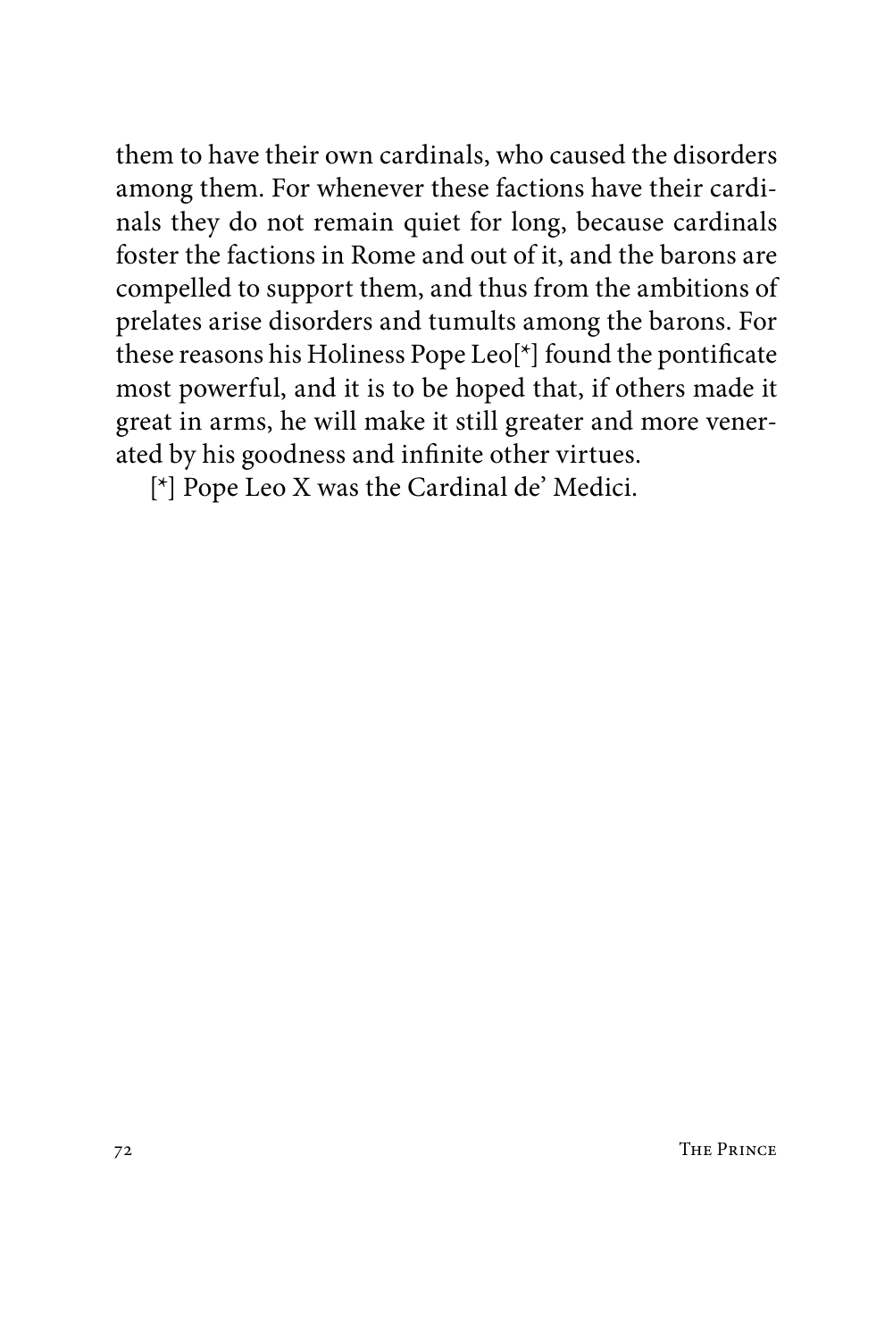them to have their own cardinals, who caused the disorders among them. For whenever these factions have their cardinals they do not remain quiet for long, because cardinals foster the factions in Rome and out of it, and the barons are compelled to support them, and thus from the ambitions of prelates arise disorders and tumults among the barons. For these reasons his Holiness Pope Leo[*] found the pontificate most powerful, and it is to be hoped that, if others made it great in arms, he will make it still greater and more venerated by his goodness and infinite other virtues.

[*] Pope Leo X was the Cardinal de' Medici.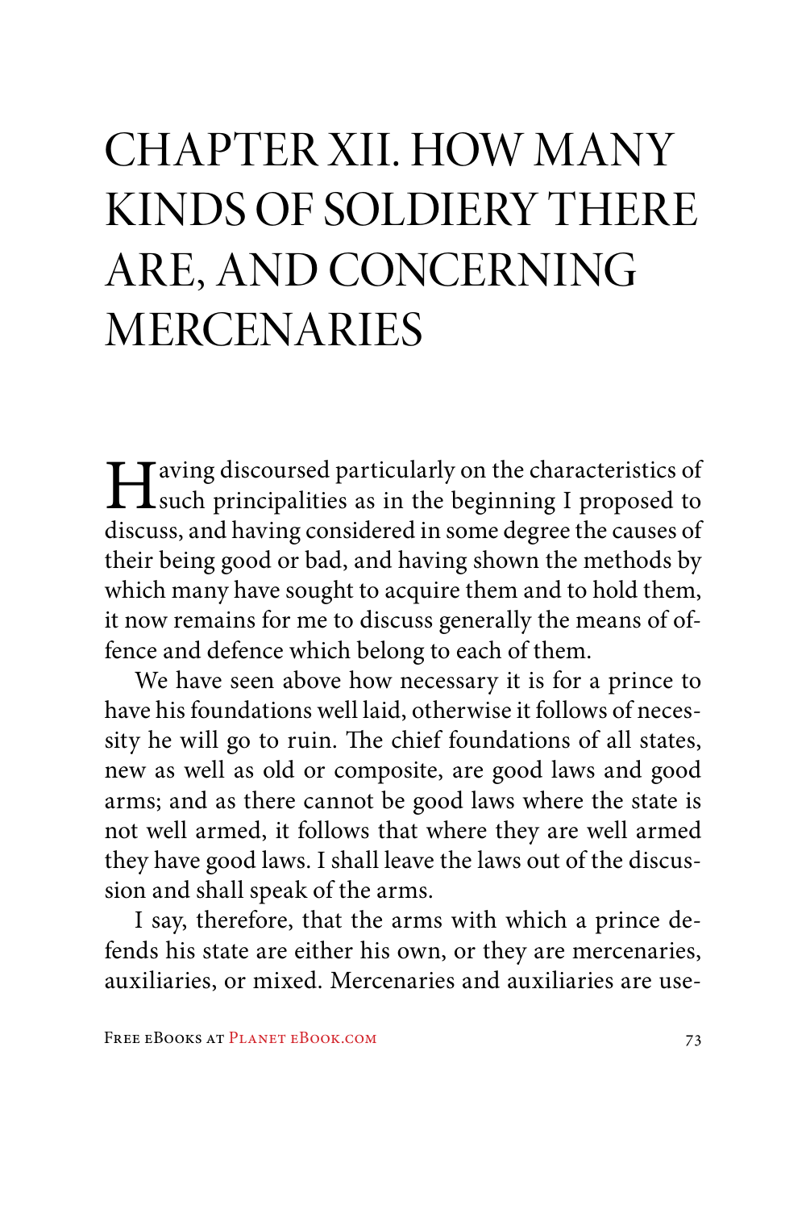# CHAPTER XII. HOW MANY KINDS OF SOLDIERY THERE ARE, AND CONCERNING MERCENARIES

Having discoursed particularly on the characteristics of such principalities as in the beginning I proposed to discuss, and having considered in some degree the causes of their being good or bad, and having shown the methods by which many have sought to acquire them and to hold them, it now remains for me to discuss generally the means of offence and defence which belong to each of them.

We have seen above how necessary it is for a prince to have his foundations well laid, otherwise it follows of necessity he will go to ruin. The chief foundations of all states, new as well as old or composite, are good laws and good arms; and as there cannot be good laws where the state is not well armed, it follows that where they are well armed they have good laws. I shall leave the laws out of the discussion and shall speak of the arms.

I say, therefore, that the arms with which a prince defends his state are either his own, or they are mercenaries, auxiliaries, or mixed. Mercenaries and auxiliaries are use-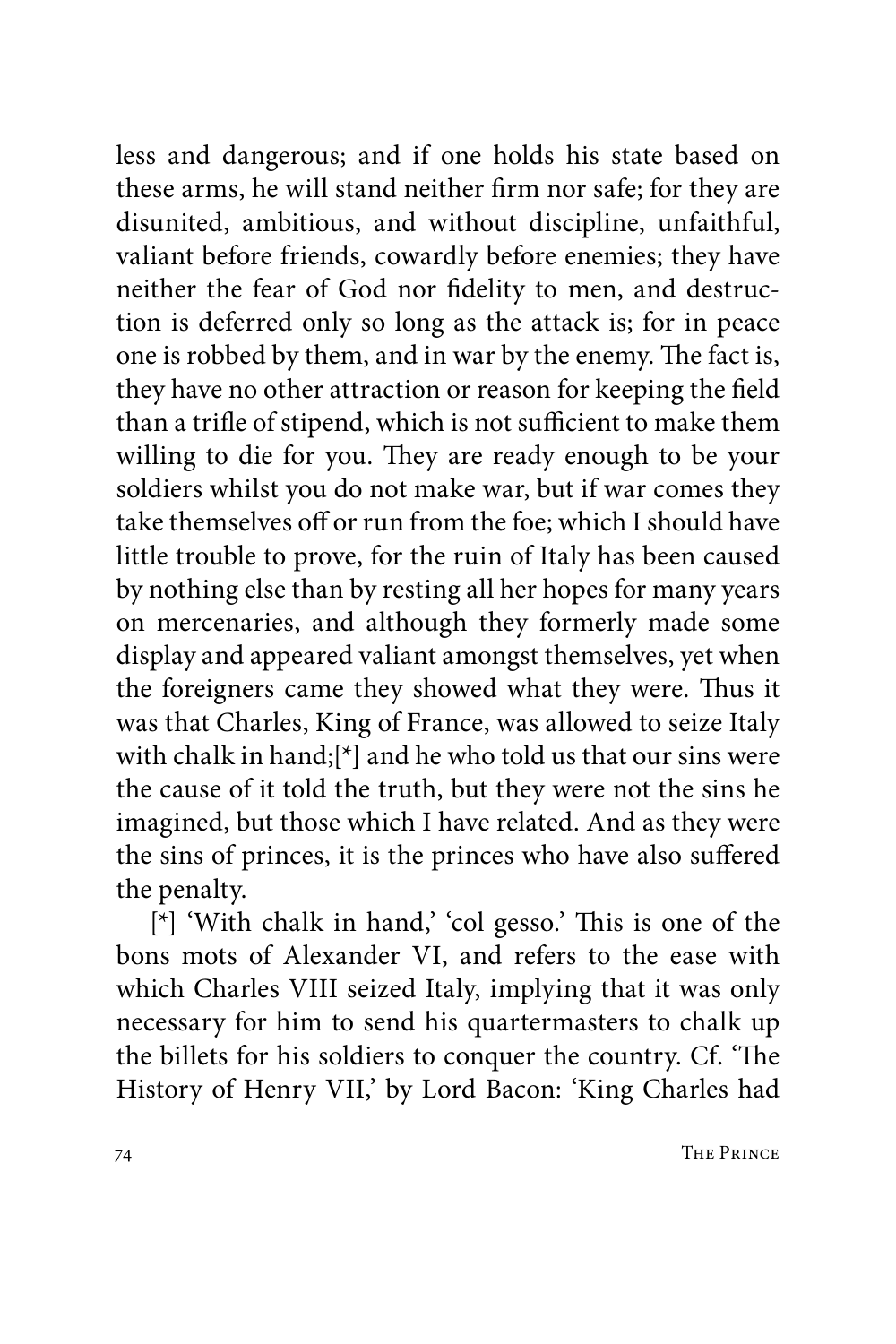less and dangerous; and if one holds his state based on these arms, he will stand neither firm nor safe; for they are disunited, ambitious, and without discipline, unfaithful, valiant before friends, cowardly before enemies; they have neither the fear of God nor fidelity to men, and destruction is deferred only so long as the attack is; for in peace one is robbed by them, and in war by the enemy. The fact is, they have no other attraction or reason for keeping the field than a trifle of stipend, which is not sufficient to make them willing to die for you. They are ready enough to be your soldiers whilst you do not make war, but if war comes they take themselves off or run from the foe; which I should have little trouble to prove, for the ruin of Italy has been caused by nothing else than by resting all her hopes for many years on mercenaries, and although they formerly made some display and appeared valiant amongst themselves, yet when the foreigners came they showed what they were. Thus it was that Charles, King of France, was allowed to seize Italy with chalk in hand;[*] and he who told us that our sins were the cause of it told the truth, but they were not the sins he imagined, but those which I have related. And as they were the sins of princes, it is the princes who have also suffered the penalty.

[*] 'With chalk in hand,' 'col gesso.' This is one of the bons mots of Alexander VI, and refers to the ease with which Charles VIII seized Italy, implying that it was only necessary for him to send his quartermasters to chalk up the billets for his soldiers to conquer the country. Cf. 'The History of Henry VII,' by Lord Bacon: 'King Charles had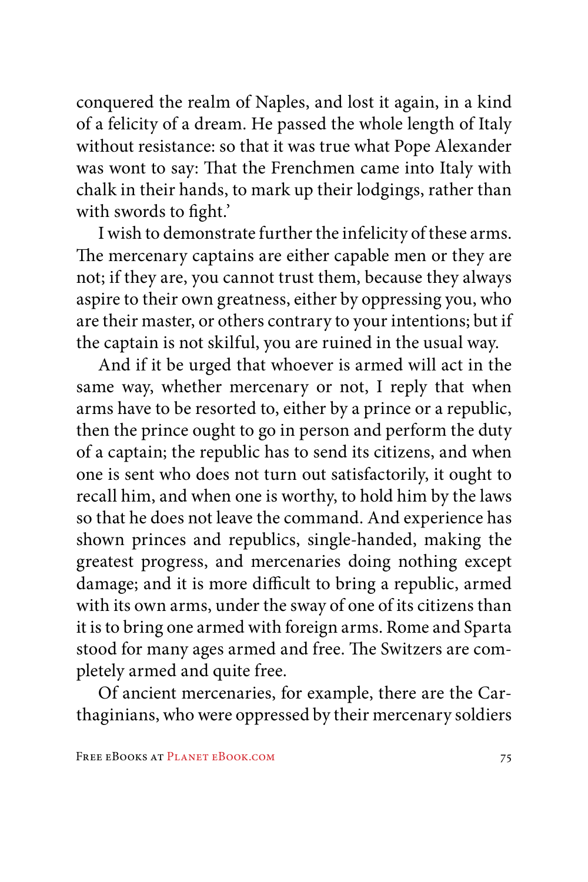conquered the realm of Naples, and lost it again, in a kind of a felicity of a dream. He passed the whole length of Italy without resistance: so that it was true what Pope Alexander was wont to say: That the Frenchmen came into Italy with chalk in their hands, to mark up their lodgings, rather than with swords to fight.'

I wish to demonstrate further the infelicity of these arms. The mercenary captains are either capable men or they are not; if they are, you cannot trust them, because they always aspire to their own greatness, either by oppressing you, who are their master, or others contrary to your intentions; but if the captain is not skilful, you are ruined in the usual way.

And if it be urged that whoever is armed will act in the same way, whether mercenary or not, I reply that when arms have to be resorted to, either by a prince or a republic, then the prince ought to go in person and perform the duty of a captain; the republic has to send its citizens, and when one is sent who does not turn out satisfactorily, it ought to recall him, and when one is worthy, to hold him by the laws so that he does not leave the command. And experience has shown princes and republics, single-handed, making the greatest progress, and mercenaries doing nothing except damage; and it is more difficult to bring a republic, armed with its own arms, under the sway of one of its citizens than it is to bring one armed with foreign arms. Rome and Sparta stood for many ages armed and free. The Switzers are completely armed and quite free.

Of ancient mercenaries, for example, there are the Carthaginians, who were oppressed by their mercenary soldiers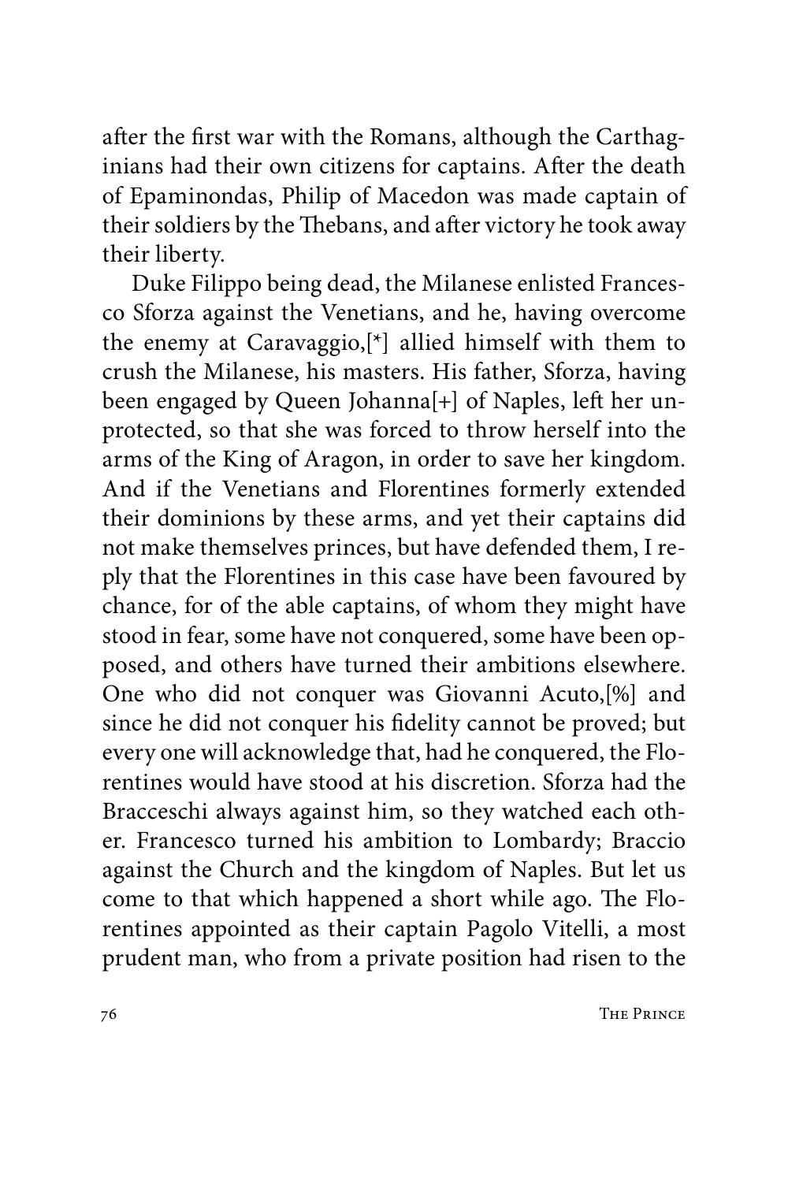after the first war with the Romans, although the Carthaginians had their own citizens for captains. After the death of Epaminondas, Philip of Macedon was made captain of their soldiers by the Thebans, and after victory he took away their liberty.

Duke Filippo being dead, the Milanese enlisted Francesco Sforza against the Venetians, and he, having overcome the enemy at Caravaggio,[*] allied himself with them to crush the Milanese, his masters. His father, Sforza, having been engaged by Queen Johanna[+] of Naples, left her unprotected, so that she was forced to throw herself into the arms of the King of Aragon, in order to save her kingdom. And if the Venetians and Florentines formerly extended their dominions by these arms, and yet their captains did not make themselves princes, but have defended them, I reply that the Florentines in this case have been favoured by chance, for of the able captains, of whom they might have stood in fear, some have not conquered, some have been opposed, and others have turned their ambitions elsewhere. One who did not conquer was Giovanni Acuto,[%] and since he did not conquer his fidelity cannot be proved; but every one will acknowledge that, had he conquered, the Florentines would have stood at his discretion. Sforza had the Bracceschi always against him, so they watched each other. Francesco turned his ambition to Lombardy; Braccio against the Church and the kingdom of Naples. But let us come to that which happened a short while ago. The Florentines appointed as their captain Pagolo Vitelli, a most prudent man, who from a private position had risen to the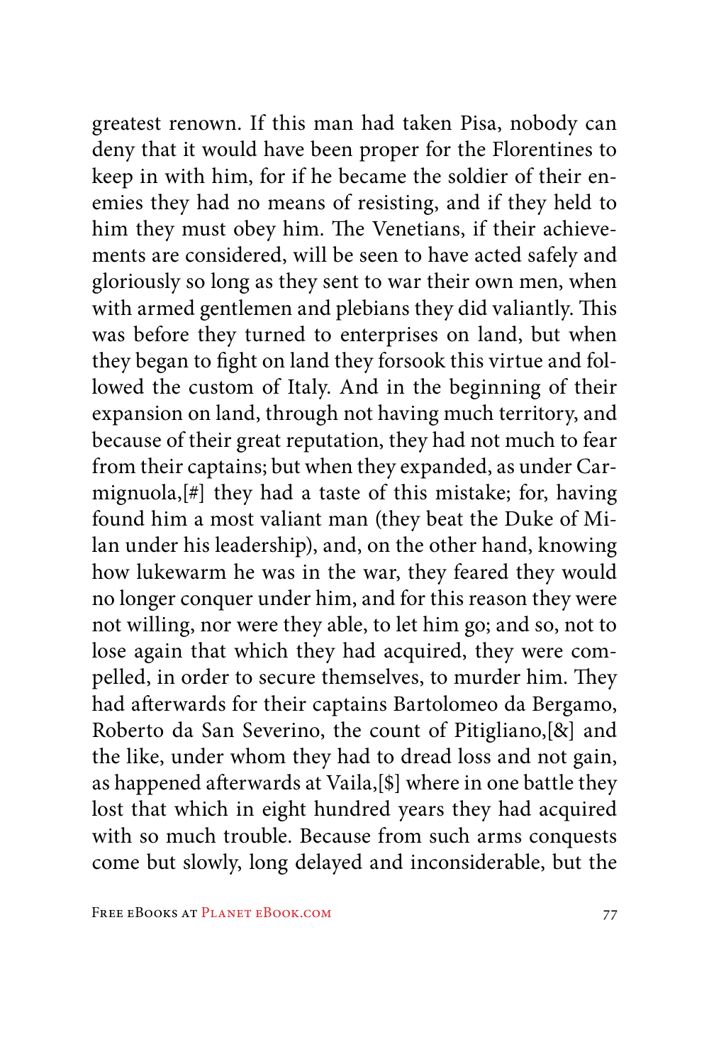greatest renown. If this man had taken Pisa, nobody can deny that it would have been proper for the Florentines to keep in with him, for if he became the soldier of their enemies they had no means of resisting, and if they held to him they must obey him. The Venetians, if their achievements are considered, will be seen to have acted safely and gloriously so long as they sent to war their own men, when with armed gentlemen and plebians they did valiantly. This was before they turned to enterprises on land, but when they began to fight on land they forsook this virtue and followed the custom of Italy. And in the beginning of their expansion on land, through not having much territory, and because of their great reputation, they had not much to fear from their captains; but when they expanded, as under Carmignuola,[#] they had a taste of this mistake; for, having found him a most valiant man (they beat the Duke of Milan under his leadership), and, on the other hand, knowing how lukewarm he was in the war, they feared they would no longer conquer under him, and for this reason they were not willing, nor were they able, to let him go; and so, not to lose again that which they had acquired, they were compelled, in order to secure themselves, to murder him. They had afterwards for their captains Bartolomeo da Bergamo, Roberto da San Severino, the count of Pitigliano,[&] and the like, under whom they had to dread loss and not gain, as happened afterwards at Vaila,[$] where in one battle they lost that which in eight hundred years they had acquired with so much trouble. Because from such arms conquests come but slowly, long delayed and inconsiderable, but the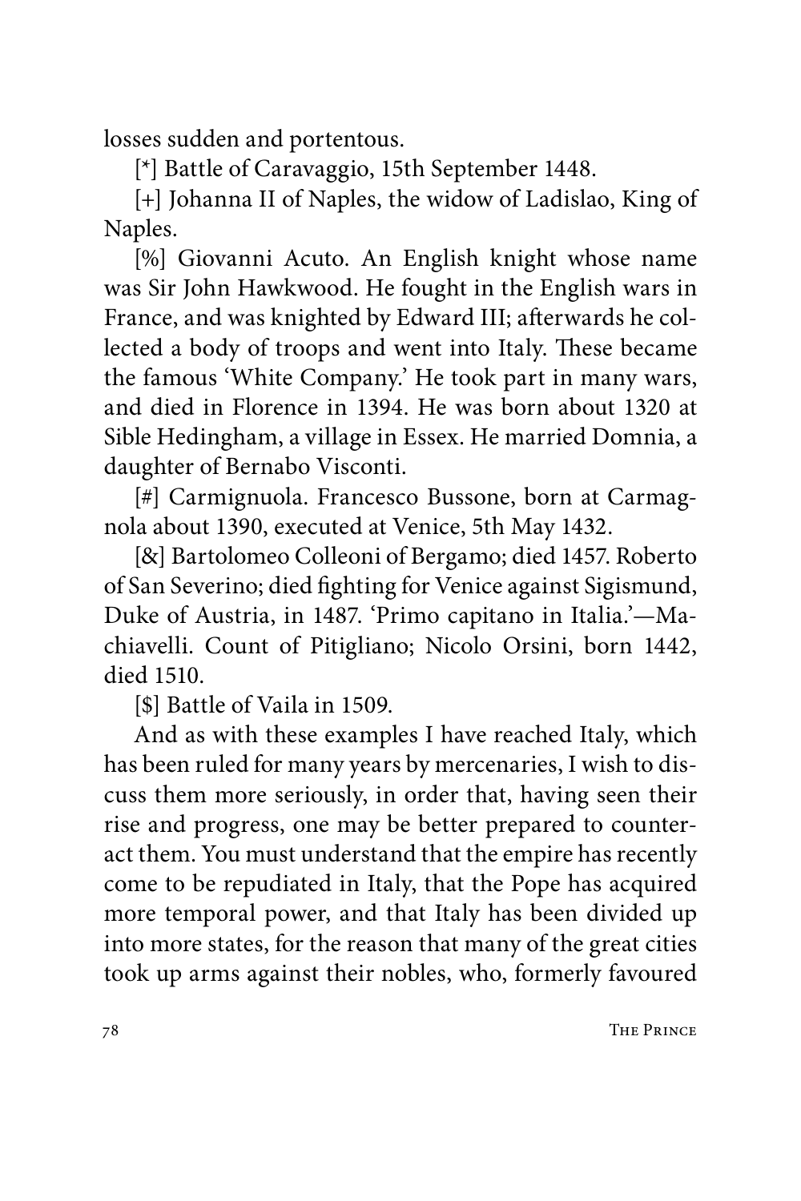losses sudden and portentous.

[*] Battle of Caravaggio, 15th September 1448.

[+] Johanna II of Naples, the widow of Ladislao, King of Naples.

[%] Giovanni Acuto. An English knight whose name was Sir John Hawkwood. He fought in the English wars in France, and was knighted by Edward III; afterwards he collected a body of troops and went into Italy. These became the famous 'White Company.' He took part in many wars, and died in Florence in 1394. He was born about 1320 at Sible Hedingham, a village in Essex. He married Domnia, a daughter of Bernabo Visconti.

[#] Carmignuola. Francesco Bussone, born at Carmagnola about 1390, executed at Venice, 5th May 1432.

[&] Bartolomeo Colleoni of Bergamo; died 1457. Roberto of San Severino; died fighting for Venice against Sigismund, Duke of Austria, in 1487. 'Primo capitano in Italia.'—Machiavelli. Count of Pitigliano; Nicolo Orsini, born 1442, died 1510.

[$] Battle of Vaila in 1509.

And as with these examples I have reached Italy, which has been ruled for many years by mercenaries, I wish to discuss them more seriously, in order that, having seen their rise and progress, one may be better prepared to counteract them. You must understand that the empire has recently come to be repudiated in Italy, that the Pope has acquired more temporal power, and that Italy has been divided up into more states, for the reason that many of the great cities took up arms against their nobles, who, formerly favoured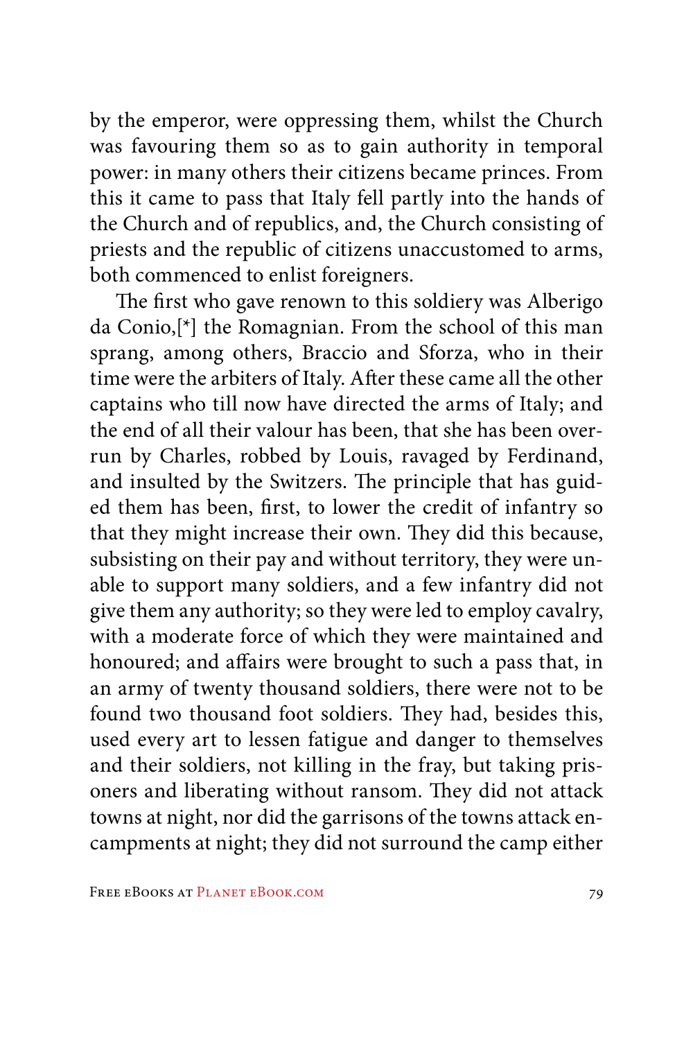by the emperor, were oppressing them, whilst the Church was favouring them so as to gain authority in temporal power: in many others their citizens became princes. From this it came to pass that Italy fell partly into the hands of the Church and of republics, and, the Church consisting of priests and the republic of citizens unaccustomed to arms, both commenced to enlist foreigners.

The first who gave renown to this soldiery was Alberigo da Conio,[*] the Romagnian. From the school of this man sprang, among others, Braccio and Sforza, who in their time were the arbiters of Italy. After these came all the other captains who till now have directed the arms of Italy; and the end of all their valour has been, that she has been overrun by Charles, robbed by Louis, ravaged by Ferdinand, and insulted by the Switzers. The principle that has guided them has been, first, to lower the credit of infantry so that they might increase their own. They did this because, subsisting on their pay and without territory, they were unable to support many soldiers, and a few infantry did not give them any authority; so they were led to employ cavalry, with a moderate force of which they were maintained and honoured; and affairs were brought to such a pass that, in an army of twenty thousand soldiers, there were not to be found two thousand foot soldiers. They had, besides this, used every art to lessen fatigue and danger to themselves and their soldiers, not killing in the fray, but taking prisoners and liberating without ransom. They did not attack towns at night, nor did the garrisons of the towns attack encampments at night; they did not surround the camp either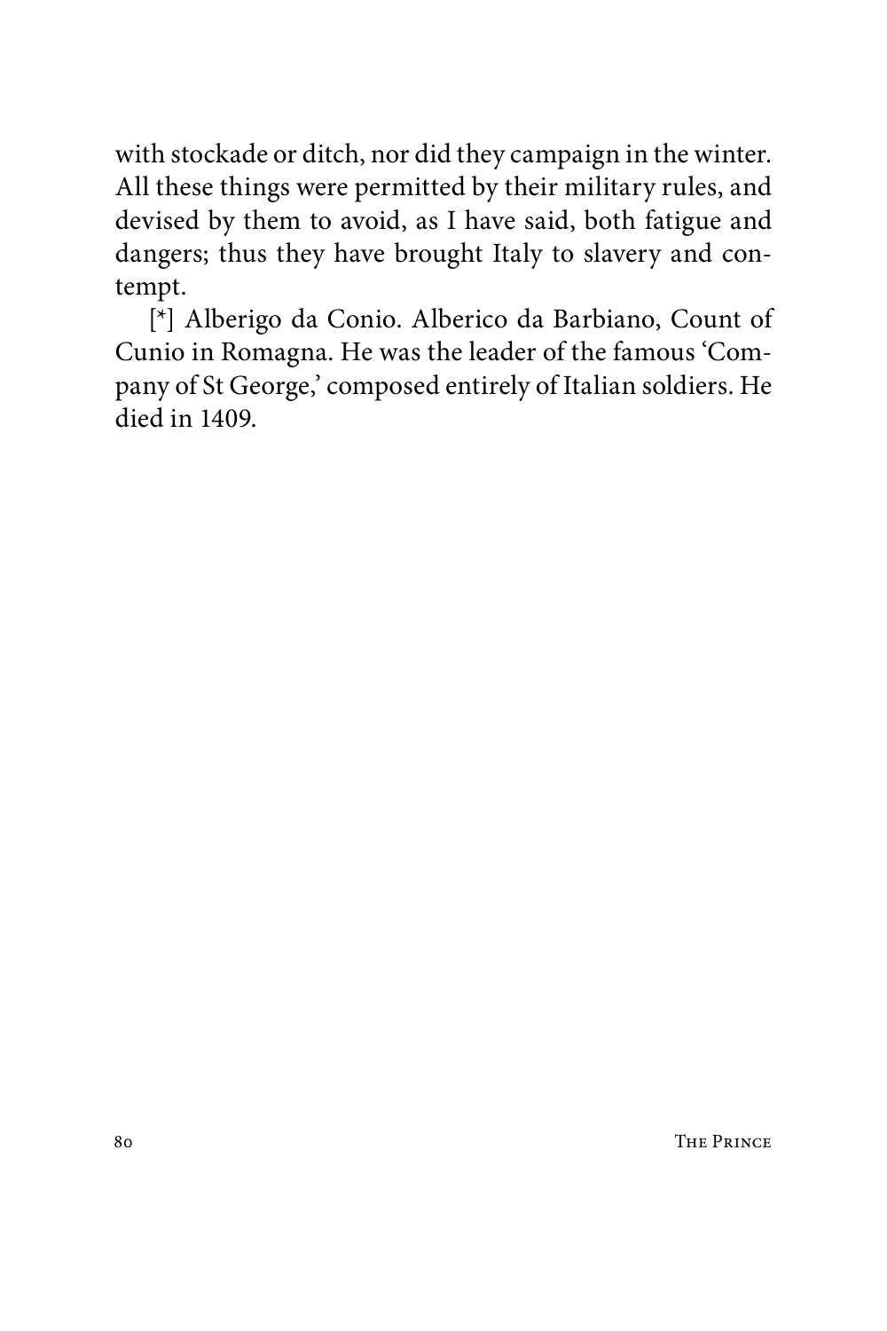with stockade or ditch, nor did they campaign in the winter. All these things were permitted by their military rules, and devised by them to avoid, as I have said, both fatigue and dangers; thus they have brought Italy to slavery and contempt.

[*] Alberigo da Conio. Alberico da Barbiano, Count of Cunio in Romagna. He was the leader of the famous 'Company of St George,' composed entirely of Italian soldiers. He died in 1409.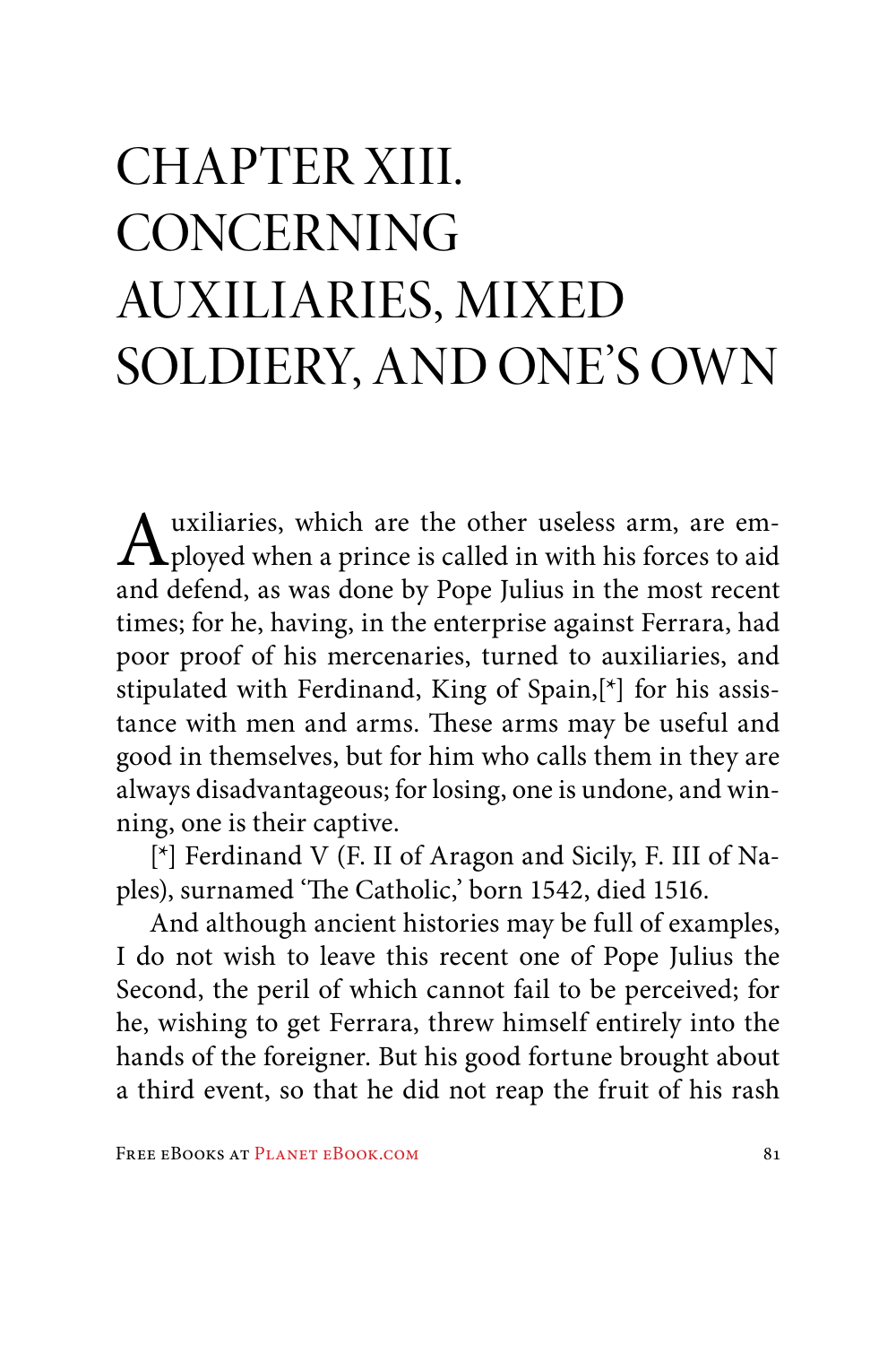# CHAPTER XIII. CONCERNING AUXILIARIES, MIXED SOLDIERY, AND ONE'S OWN

Auxiliaries, which are the other useless arm, are employed when a prince is called in with his forces to aid and defend, as was done by Pope Julius in the most recent times; for he, having, in the enterprise against Ferrara, had poor proof of his mercenaries, turned to auxiliaries, and stipulated with Ferdinand, King of Spain,[*] for his assistance with men and arms. These arms may be useful and good in themselves, but for him who calls them in they are always disadvantageous; for losing, one is undone, and winning, one is their captive.

[*] Ferdinand V (F. II of Aragon and Sicily, F. III of Naples), surnamed 'The Catholic,' born 1542, died 1516.

And although ancient histories may be full of examples, I do not wish to leave this recent one of Pope Julius the Second, the peril of which cannot fail to be perceived; for he, wishing to get Ferrara, threw himself entirely into the hands of the foreigner. But his good fortune brought about a third event, so that he did not reap the fruit of his rash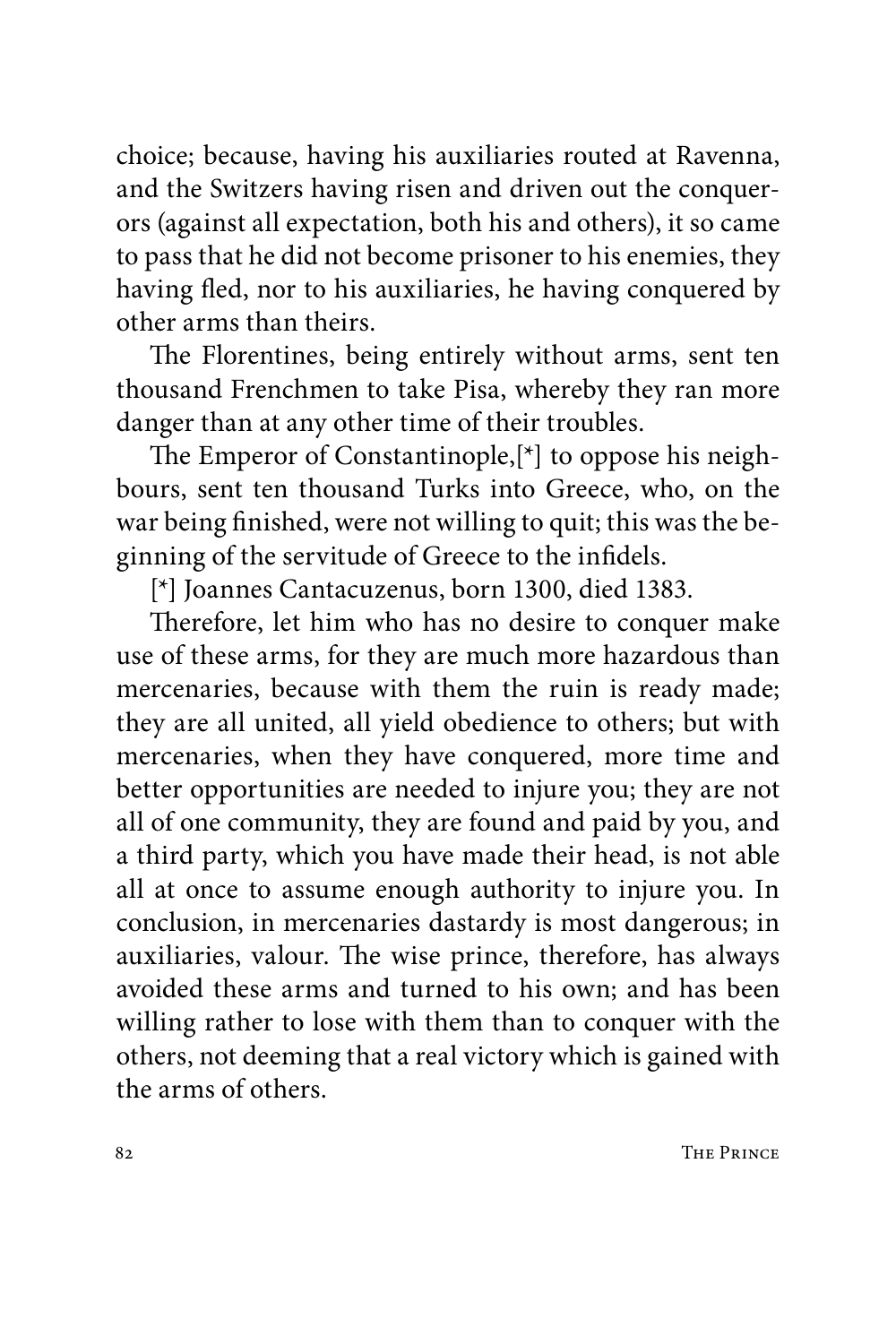choice; because, having his auxiliaries routed at Ravenna, and the Switzers having risen and driven out the conquerors (against all expectation, both his and others), it so came to pass that he did not become prisoner to his enemies, they having fled, nor to his auxiliaries, he having conquered by other arms than theirs.

The Florentines, being entirely without arms, sent ten thousand Frenchmen to take Pisa, whereby they ran more danger than at any other time of their troubles.

The Emperor of Constantinople,[*] to oppose his neighbours, sent ten thousand Turks into Greece, who, on the war being finished, were not willing to quit; this was the beginning of the servitude of Greece to the infidels.

[*] Joannes Cantacuzenus, born 1300, died 1383.

Therefore, let him who has no desire to conquer make use of these arms, for they are much more hazardous than mercenaries, because with them the ruin is ready made; they are all united, all yield obedience to others; but with mercenaries, when they have conquered, more time and better opportunities are needed to injure you; they are not all of one community, they are found and paid by you, and a third party, which you have made their head, is not able all at once to assume enough authority to injure you. In conclusion, in mercenaries dastardy is most dangerous; in auxiliaries, valour. The wise prince, therefore, has always avoided these arms and turned to his own; and has been willing rather to lose with them than to conquer with the others, not deeming that a real victory which is gained with the arms of others.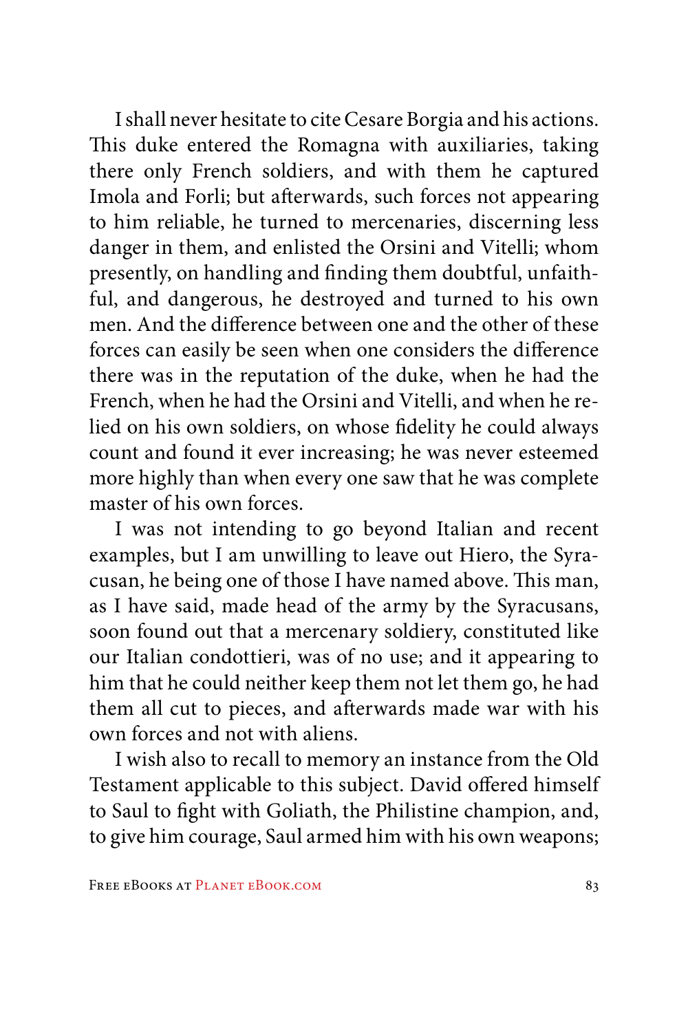I shall never hesitate to cite Cesare Borgia and his actions. This duke entered the Romagna with auxiliaries, taking there only French soldiers, and with them he captured Imola and Forli; but afterwards, such forces not appearing to him reliable, he turned to mercenaries, discerning less danger in them, and enlisted the Orsini and Vitelli; whom presently, on handling and finding them doubtful, unfaithful, and dangerous, he destroyed and turned to his own men. And the difference between one and the other of these forces can easily be seen when one considers the difference there was in the reputation of the duke, when he had the French, when he had the Orsini and Vitelli, and when he relied on his own soldiers, on whose fidelity he could always count and found it ever increasing; he was never esteemed more highly than when every one saw that he was complete master of his own forces.

I was not intending to go beyond Italian and recent examples, but I am unwilling to leave out Hiero, the Syracusan, he being one of those I have named above. This man, as I have said, made head of the army by the Syracusans, soon found out that a mercenary soldiery, constituted like our Italian condottieri, was of no use; and it appearing to him that he could neither keep them not let them go, he had them all cut to pieces, and afterwards made war with his own forces and not with aliens.

I wish also to recall to memory an instance from the Old Testament applicable to this subject. David offered himself to Saul to fight with Goliath, the Philistine champion, and, to give him courage, Saul armed him with his own weapons;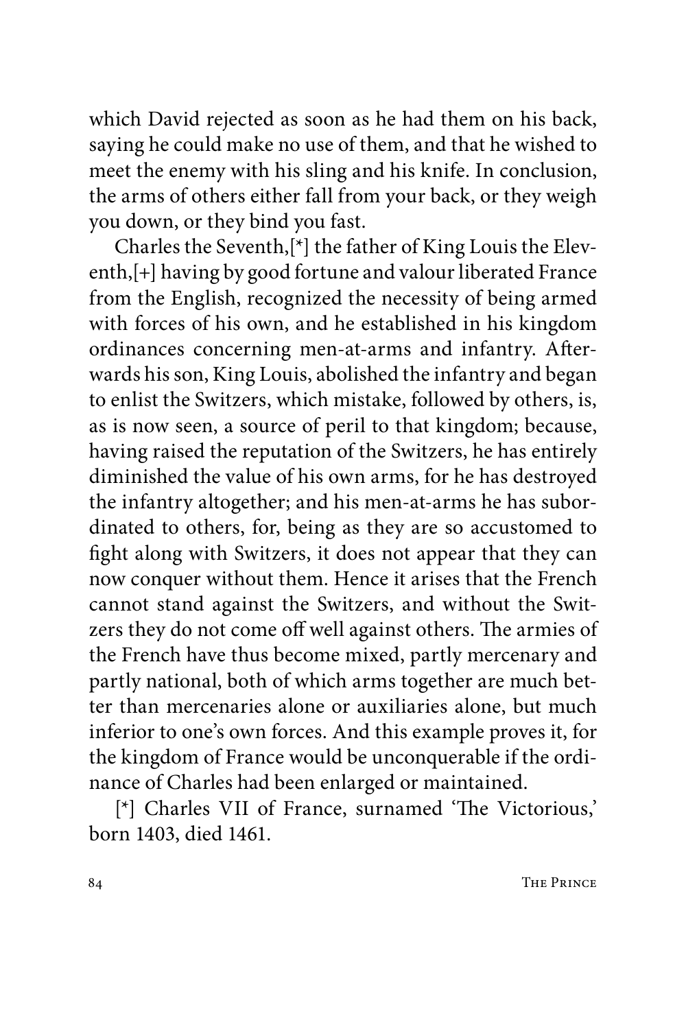which David rejected as soon as he had them on his back, saying he could make no use of them, and that he wished to meet the enemy with his sling and his knife. In conclusion, the arms of others either fall from your back, or they weigh you down, or they bind you fast.

Charles the Seventh,[*] the father of King Louis the Eleventh,[+] having by good fortune and valour liberated France from the English, recognized the necessity of being armed with forces of his own, and he established in his kingdom ordinances concerning men-at-arms and infantry. Afterwards his son, King Louis, abolished the infantry and began to enlist the Switzers, which mistake, followed by others, is, as is now seen, a source of peril to that kingdom; because, having raised the reputation of the Switzers, he has entirely diminished the value of his own arms, for he has destroyed the infantry altogether; and his men-at-arms he has subordinated to others, for, being as they are so accustomed to fight along with Switzers, it does not appear that they can now conquer without them. Hence it arises that the French cannot stand against the Switzers, and without the Switzers they do not come off well against others. The armies of the French have thus become mixed, partly mercenary and partly national, both of which arms together are much better than mercenaries alone or auxiliaries alone, but much inferior to one's own forces. And this example proves it, for the kingdom of France would be unconquerable if the ordinance of Charles had been enlarged or maintained.

[*] Charles VII of France, surnamed 'The Victorious,' born 1403, died 1461.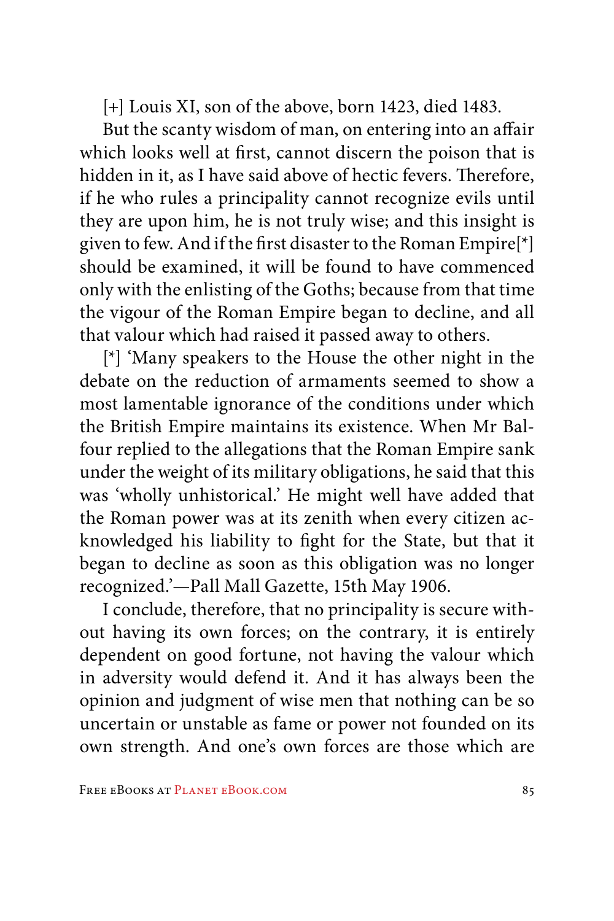[+] Louis XI, son of the above, born 1423, died 1483.

But the scanty wisdom of man, on entering into an affair which looks well at first, cannot discern the poison that is hidden in it, as I have said above of hectic fevers. Therefore, if he who rules a principality cannot recognize evils until they are upon him, he is not truly wise; and this insight is given to few. And if the first disaster to the Roman Empire[*] should be examined, it will be found to have commenced only with the enlisting of the Goths; because from that time the vigour of the Roman Empire began to decline, and all that valour which had raised it passed away to others.

[*] 'Many speakers to the House the other night in the debate on the reduction of armaments seemed to show a most lamentable ignorance of the conditions under which the British Empire maintains its existence. When Mr Balfour replied to the allegations that the Roman Empire sank under the weight of its military obligations, he said that this was 'wholly unhistorical.' He might well have added that the Roman power was at its zenith when every citizen acknowledged his liability to fight for the State, but that it began to decline as soon as this obligation was no longer recognized.'—Pall Mall Gazette, 15th May 1906.

I conclude, therefore, that no principality is secure without having its own forces; on the contrary, it is entirely dependent on good fortune, not having the valour which in adversity would defend it. And it has always been the opinion and judgment of wise men that nothing can be so uncertain or unstable as fame or power not founded on its own strength. And one's own forces are those which are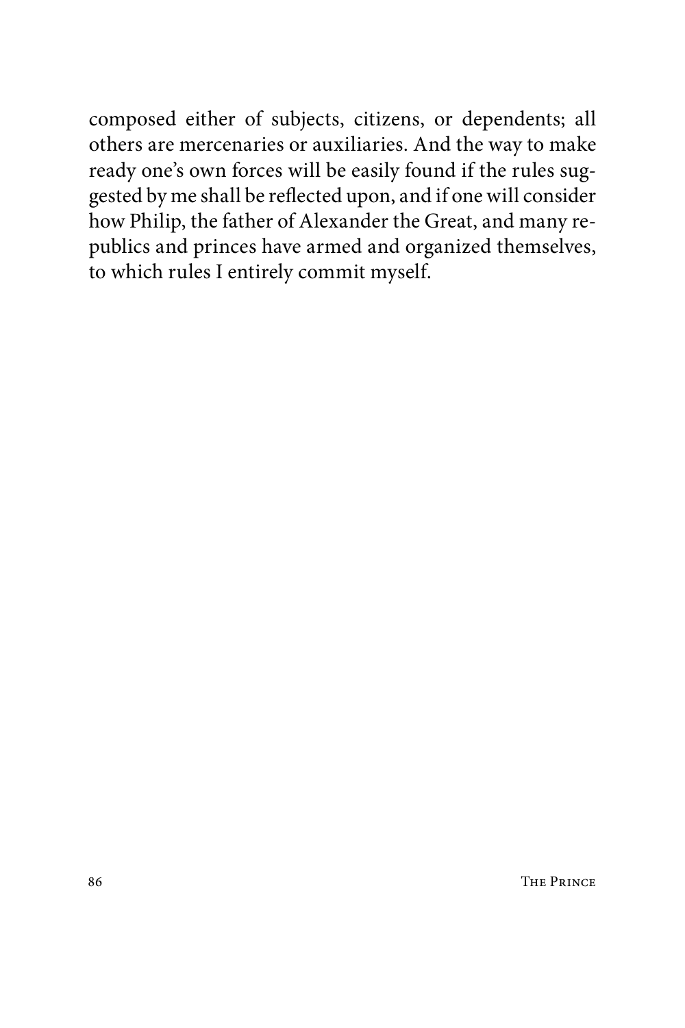composed either of subjects, citizens, or dependents; all others are mercenaries or auxiliaries. And the way to make ready one's own forces will be easily found if the rules suggested by me shall be reflected upon, and if one will consider how Philip, the father of Alexander the Great, and many republics and princes have armed and organized themselves, to which rules I entirely commit myself.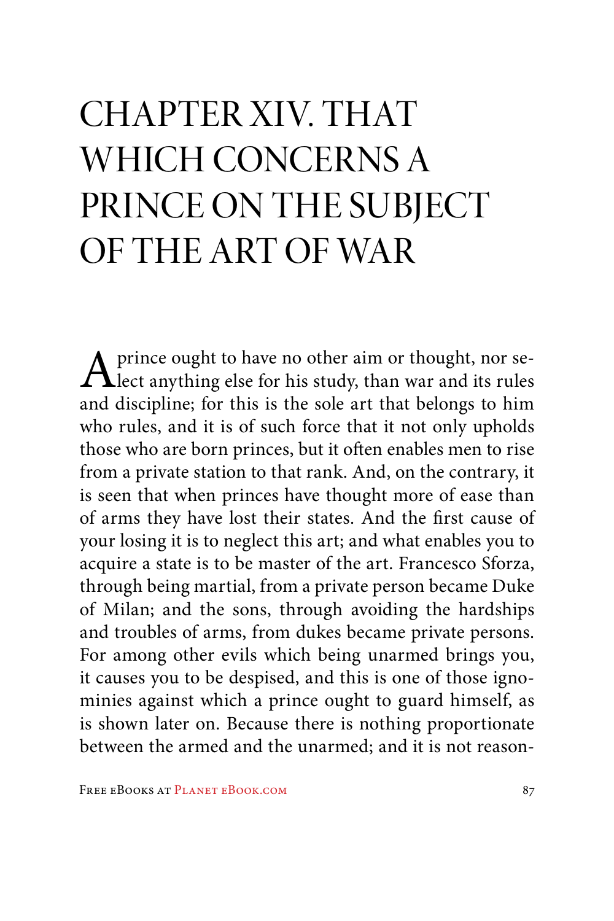# CHAPTER XIV. THAT WHICH CONCERNS A PRINCE ON THE SUBJECT OF THE ART OF WAR

A prince ought to have no other aim or thought, nor select anything else for his study, than war and its rules and discipline; for this is the sole art that belongs to him who rules, and it is of such force that it not only upholds those who are born princes, but it often enables men to rise from a private station to that rank. And, on the contrary, it is seen that when princes have thought more of ease than of arms they have lost their states. And the first cause of your losing it is to neglect this art; and what enables you to acquire a state is to be master of the art. Francesco Sforza, through being martial, from a private person became Duke of Milan; and the sons, through avoiding the hardships and troubles of arms, from dukes became private persons. For among other evils which being unarmed brings you, it causes you to be despised, and this is one of those ignominies against which a prince ought to guard himself, as is shown later on. Because there is nothing proportionate between the armed and the unarmed; and it is not reason-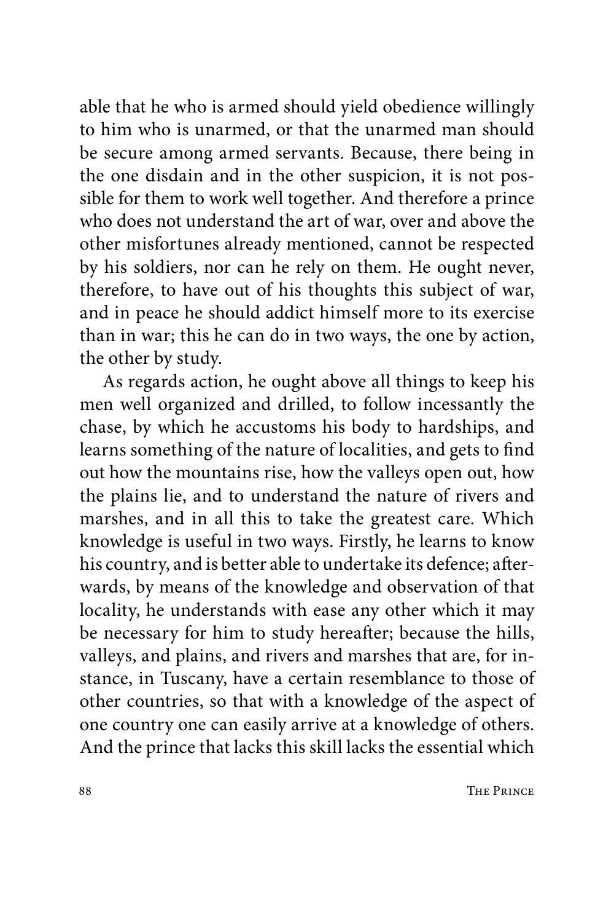able that he who is armed should yield obedience willingly to him who is unarmed, or that the unarmed man should be secure among armed servants. Because, there being in the one disdain and in the other suspicion, it is not possible for them to work well together. And therefore a prince who does not understand the art of war, over and above the other misfortunes already mentioned, cannot be respected by his soldiers, nor can he rely on them. He ought never, therefore, to have out of his thoughts this subject of war, and in peace he should addict himself more to its exercise than in war; this he can do in two ways, the one by action, the other by study.

As regards action, he ought above all things to keep his men well organized and drilled, to follow incessantly the chase, by which he accustoms his body to hardships, and learns something of the nature of localities, and gets to find out how the mountains rise, how the valleys open out, how the plains lie, and to understand the nature of rivers and marshes, and in all this to take the greatest care. Which knowledge is useful in two ways. Firstly, he learns to know his country, and is better able to undertake its defence; afterwards, by means of the knowledge and observation of that locality, he understands with ease any other which it may be necessary for him to study hereafter; because the hills, valleys, and plains, and rivers and marshes that are, for instance, in Tuscany, have a certain resemblance to those of other countries, so that with a knowledge of the aspect of one country one can easily arrive at a knowledge of others. And the prince that lacks this skill lacks the essential which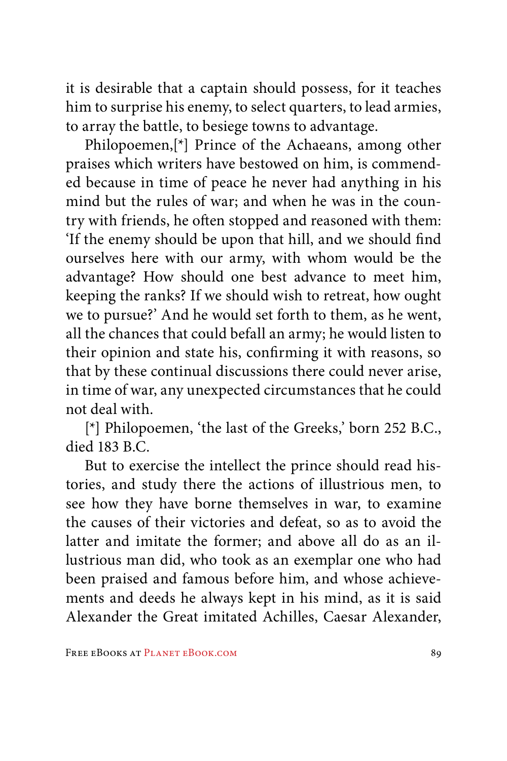it is desirable that a captain should possess, for it teaches him to surprise his enemy, to select quarters, to lead armies, to array the battle, to besiege towns to advantage.

Philopoemen,[*] Prince of the Achaeans, among other praises which writers have bestowed on him, is commended because in time of peace he never had anything in his mind but the rules of war; and when he was in the country with friends, he often stopped and reasoned with them: 'If the enemy should be upon that hill, and we should find ourselves here with our army, with whom would be the advantage? How should one best advance to meet him, keeping the ranks? If we should wish to retreat, how ought we to pursue?' And he would set forth to them, as he went, all the chances that could befall an army; he would listen to their opinion and state his, confirming it with reasons, so that by these continual discussions there could never arise, in time of war, any unexpected circumstances that he could not deal with.

[*] Philopoemen, 'the last of the Greeks,' born 252 B.C., died 183 B.C.

But to exercise the intellect the prince should read histories, and study there the actions of illustrious men, to see how they have borne themselves in war, to examine the causes of their victories and defeat, so as to avoid the latter and imitate the former; and above all do as an illustrious man did, who took as an exemplar one who had been praised and famous before him, and whose achievements and deeds he always kept in his mind, as it is said Alexander the Great imitated Achilles, Caesar Alexander,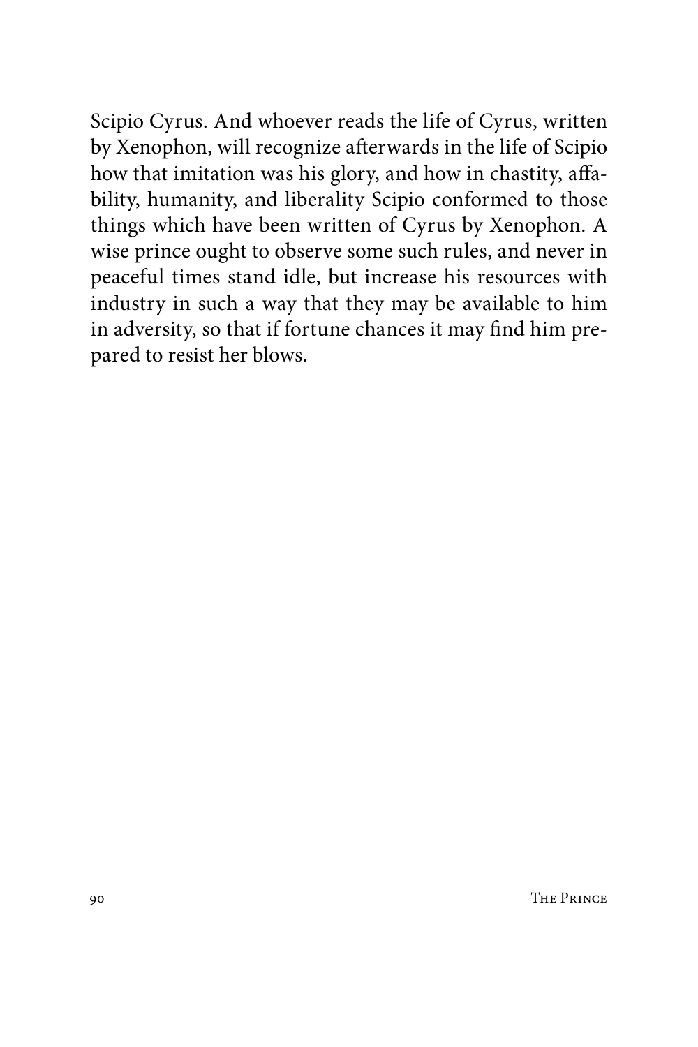Scipio Cyrus. And whoever reads the life of Cyrus, written by Xenophon, will recognize afterwards in the life of Scipio how that imitation was his glory, and how in chastity, affability, humanity, and liberality Scipio conformed to those things which have been written of Cyrus by Xenophon. A wise prince ought to observe some such rules, and never in peaceful times stand idle, but increase his resources with industry in such a way that they may be available to him in adversity, so that if fortune chances it may find him prepared to resist her blows.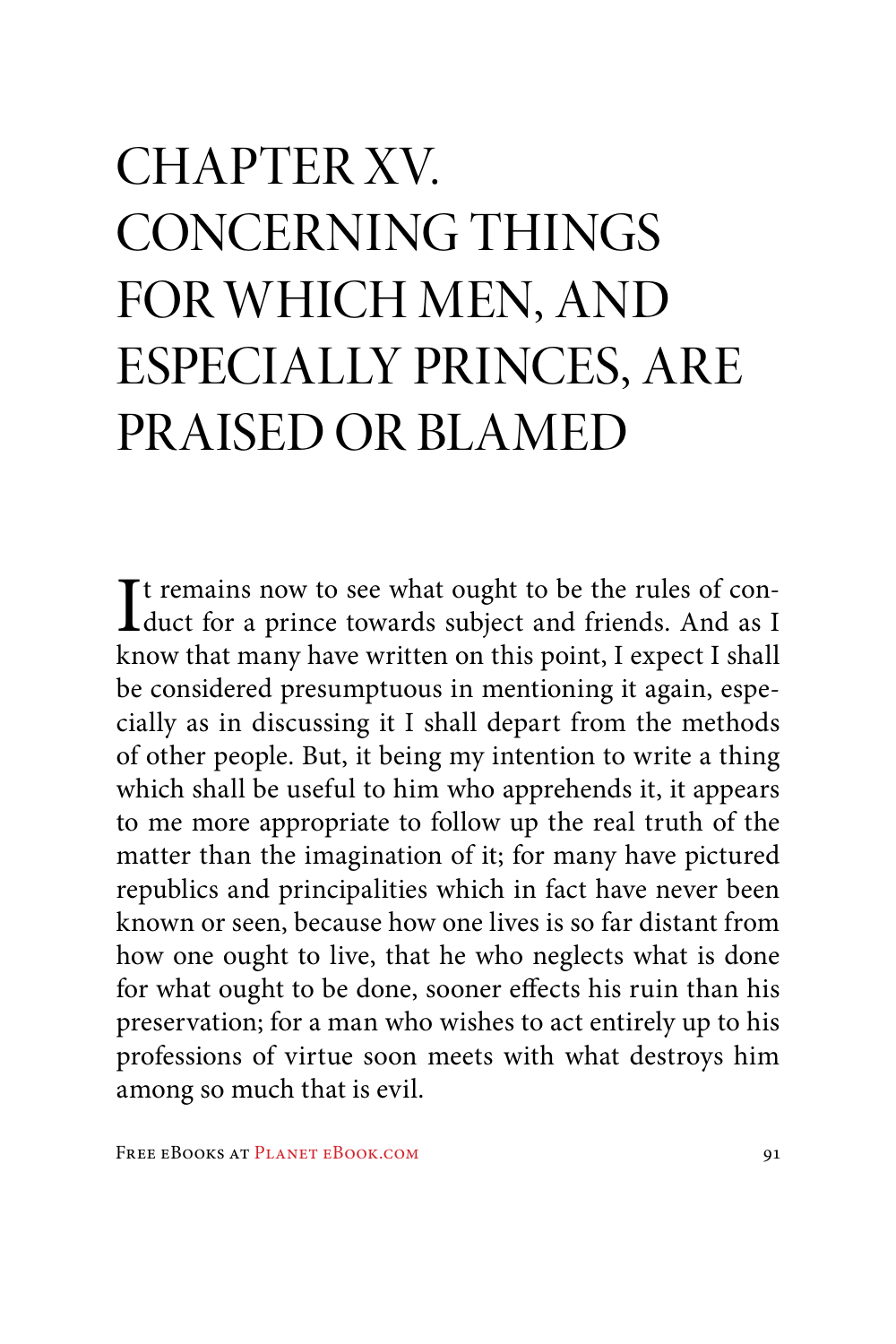# CHAPTER XV. CONCERNING THINGS FOR WHICH MEN, AND ESPECIALLY PRINCES, ARE PRAISED OR BLAMED

It remains now to see what ought to be the rules of conduct for a prince towards subject and friends. And as I know that many have written on this point, I expect I shall be considered presumptuous in mentioning it again, especially as in discussing it I shall depart from the methods of other people. But, it being my intention to write a thing which shall be useful to him who apprehends it, it appears to me more appropriate to follow up the real truth of the matter than the imagination of it; for many have pictured republics and principalities which in fact have never been known or seen, because how one lives is so far distant from how one ought to live, that he who neglects what is done for what ought to be done, sooner effects his ruin than his preservation; for a man who wishes to act entirely up to his professions of virtue soon meets with what destroys him among so much that is evil.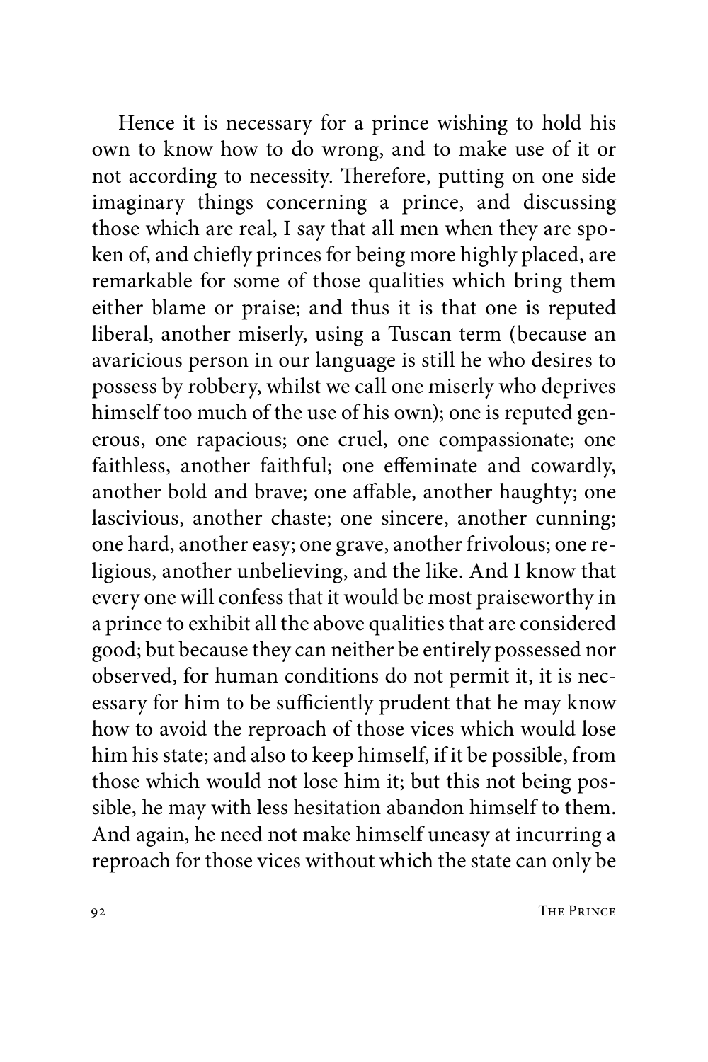Hence it is necessary for a prince wishing to hold his own to know how to do wrong, and to make use of it or not according to necessity. Therefore, putting on one side imaginary things concerning a prince, and discussing those which are real, I say that all men when they are spoken of, and chiefly princes for being more highly placed, are remarkable for some of those qualities which bring them either blame or praise; and thus it is that one is reputed liberal, another miserly, using a Tuscan term (because an avaricious person in our language is still he who desires to possess by robbery, whilst we call one miserly who deprives himself too much of the use of his own); one is reputed generous, one rapacious; one cruel, one compassionate; one faithless, another faithful; one effeminate and cowardly, another bold and brave; one affable, another haughty; one lascivious, another chaste; one sincere, another cunning; one hard, another easy; one grave, another frivolous; one religious, another unbelieving, and the like. And I know that every one will confess that it would be most praiseworthy in a prince to exhibit all the above qualities that are considered good; but because they can neither be entirely possessed nor observed, for human conditions do not permit it, it is necessary for him to be sufficiently prudent that he may know how to avoid the reproach of those vices which would lose him his state; and also to keep himself, if it be possible, from those which would not lose him it; but this not being possible, he may with less hesitation abandon himself to them. And again, he need not make himself uneasy at incurring a reproach for those vices without which the state can only be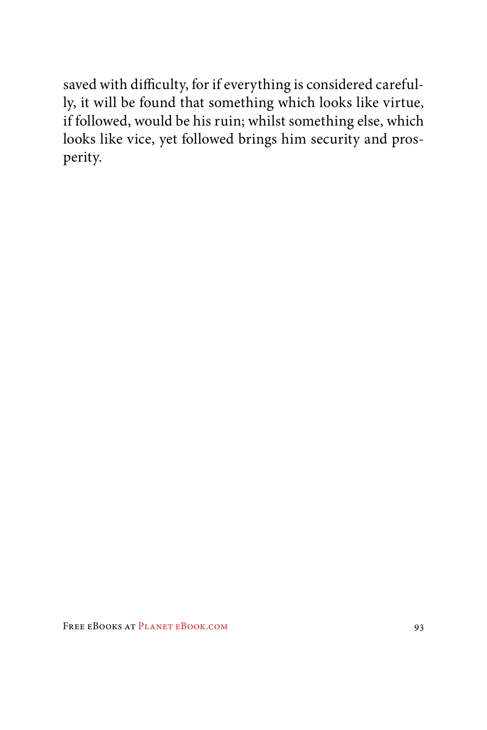saved with difficulty, for if everything is considered carefully, it will be found that something which looks like virtue, if followed, would be his ruin; whilst something else, which looks like vice, yet followed brings him security and prosperity.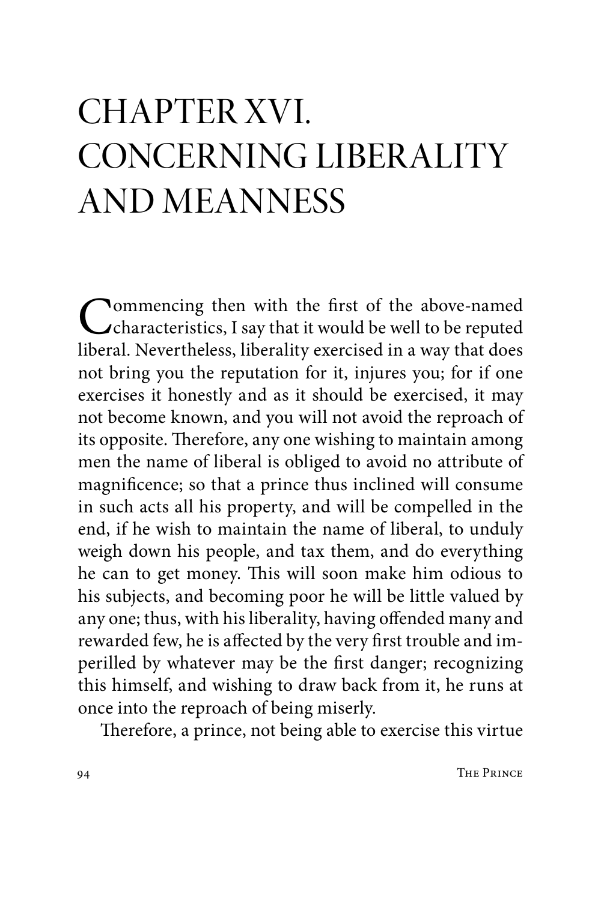# CHAPTER XVI. CONCERNING LIBERALITY AND MEANNESS

Commencing then with the first of the above-named characteristics, I say that it would be well to be reputed liberal. Nevertheless, liberality exercised in a way that does not bring you the reputation for it, injures you; for if one exercises it honestly and as it should be exercised, it may not become known, and you will not avoid the reproach of its opposite. Therefore, any one wishing to maintain among men the name of liberal is obliged to avoid no attribute of magnificence; so that a prince thus inclined will consume in such acts all his property, and will be compelled in the end, if he wish to maintain the name of liberal, to unduly weigh down his people, and tax them, and do everything he can to get money. This will soon make him odious to his subjects, and becoming poor he will be little valued by any one; thus, with his liberality, having offended many and rewarded few, he is affected by the very first trouble and imperilled by whatever may be the first danger; recognizing this himself, and wishing to draw back from it, he runs at once into the reproach of being miserly.

Therefore, a prince, not being able to exercise this virtue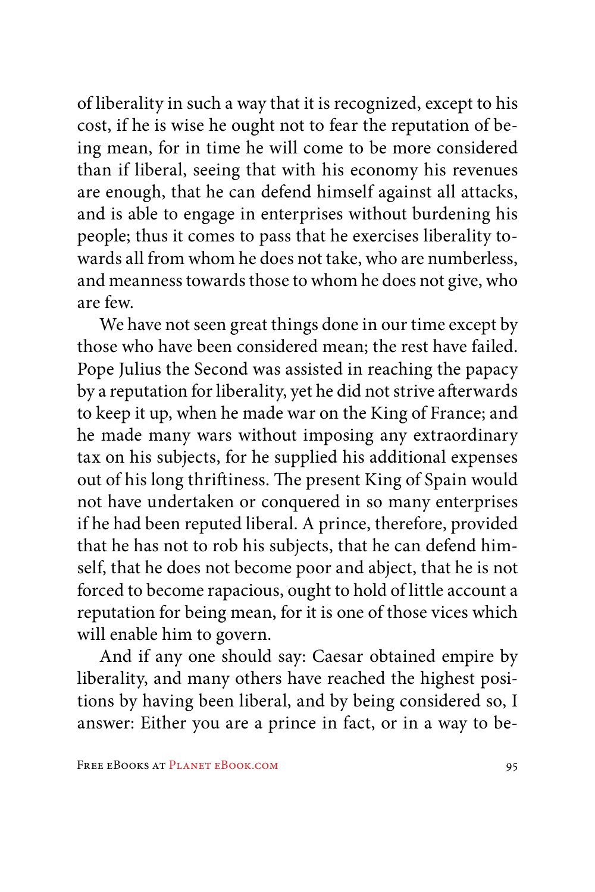of liberality in such a way that it is recognized, except to his cost, if he is wise he ought not to fear the reputation of being mean, for in time he will come to be more considered than if liberal, seeing that with his economy his revenues are enough, that he can defend himself against all attacks, and is able to engage in enterprises without burdening his people; thus it comes to pass that he exercises liberality towards all from whom he does not take, who are numberless, and meanness towards those to whom he does not give, who are few.

We have not seen great things done in our time except by those who have been considered mean; the rest have failed. Pope Julius the Second was assisted in reaching the papacy by a reputation for liberality, yet he did not strive afterwards to keep it up, when he made war on the King of France; and he made many wars without imposing any extraordinary tax on his subjects, for he supplied his additional expenses out of his long thriftiness. The present King of Spain would not have undertaken or conquered in so many enterprises if he had been reputed liberal. A prince, therefore, provided that he has not to rob his subjects, that he can defend himself, that he does not become poor and abject, that he is not forced to become rapacious, ought to hold of little account a reputation for being mean, for it is one of those vices which will enable him to govern.

And if any one should say: Caesar obtained empire by liberality, and many others have reached the highest positions by having been liberal, and by being considered so, I answer: Either you are a prince in fact, or in a way to be-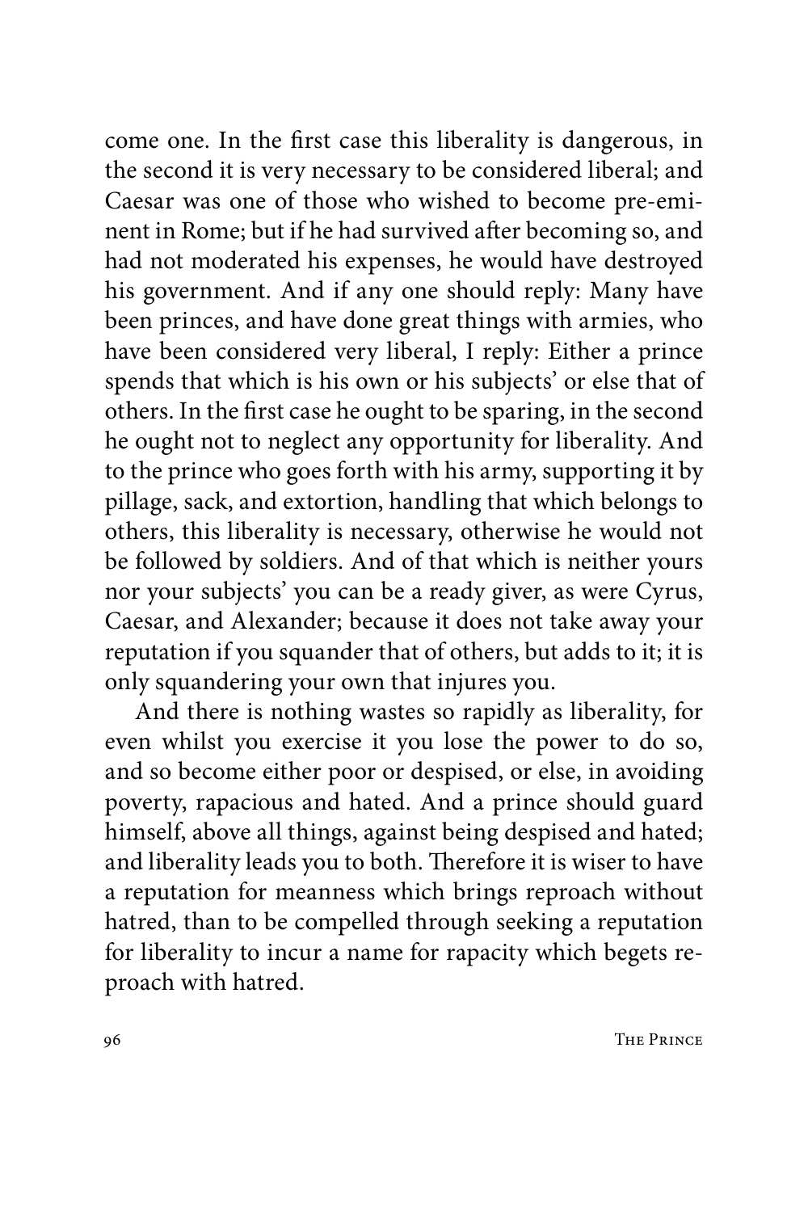come one. In the first case this liberality is dangerous, in the second it is very necessary to be considered liberal; and Caesar was one of those who wished to become pre-eminent in Rome; but if he had survived after becoming so, and had not moderated his expenses, he would have destroyed his government. And if any one should reply: Many have been princes, and have done great things with armies, who have been considered very liberal, I reply: Either a prince spends that which is his own or his subjects' or else that of others. In the first case he ought to be sparing, in the second he ought not to neglect any opportunity for liberality. And to the prince who goes forth with his army, supporting it by pillage, sack, and extortion, handling that which belongs to others, this liberality is necessary, otherwise he would not be followed by soldiers. And of that which is neither yours nor your subjects' you can be a ready giver, as were Cyrus, Caesar, and Alexander; because it does not take away your reputation if you squander that of others, but adds to it; it is only squandering your own that injures you.

And there is nothing wastes so rapidly as liberality, for even whilst you exercise it you lose the power to do so, and so become either poor or despised, or else, in avoiding poverty, rapacious and hated. And a prince should guard himself, above all things, against being despised and hated; and liberality leads you to both. Therefore it is wiser to have a reputation for meanness which brings reproach without hatred, than to be compelled through seeking a reputation for liberality to incur a name for rapacity which begets reproach with hatred.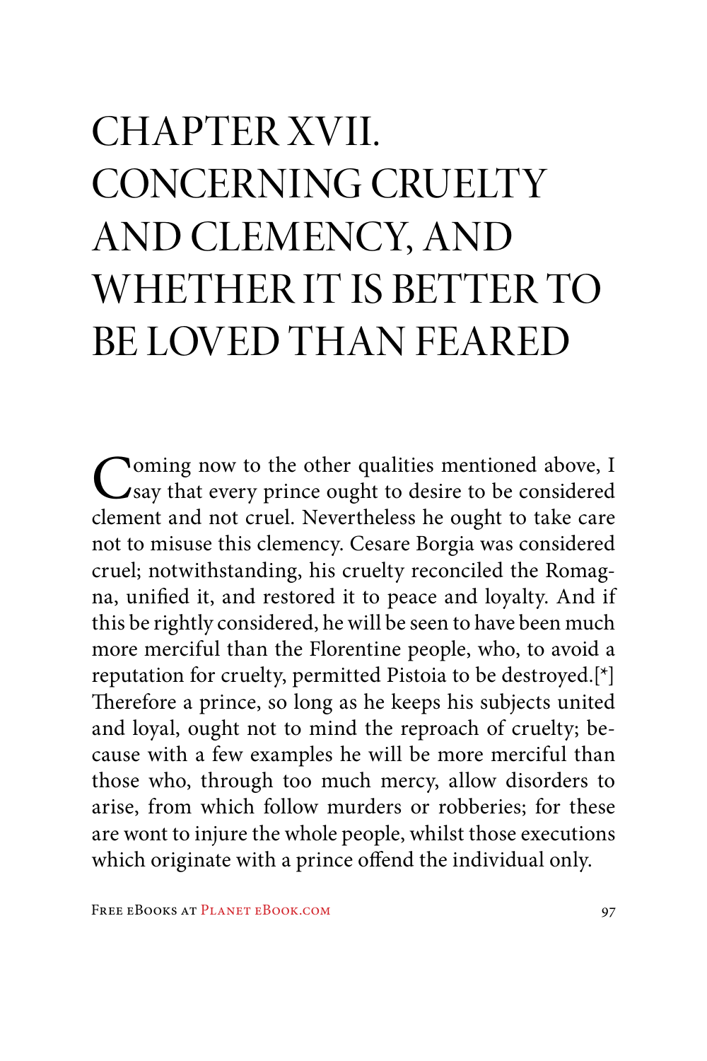# CHAPTER XVII. CONCERNING CRUELTY AND CLEMENCY, AND WHETHER IT IS BETTER TO BE LOVED THAN FEARED

Coming now to the other qualities mentioned above, I say that every prince ought to desire to be considered clement and not cruel. Nevertheless he ought to take care not to misuse this clemency. Cesare Borgia was considered cruel; notwithstanding, his cruelty reconciled the Romagna, unified it, and restored it to peace and loyalty. And if this be rightly considered, he will be seen to have been much more merciful than the Florentine people, who, to avoid a reputation for cruelty, permitted Pistoia to be destroyed.[*] Therefore a prince, so long as he keeps his subjects united and loyal, ought not to mind the reproach of cruelty; because with a few examples he will be more merciful than those who, through too much mercy, allow disorders to arise, from which follow murders or robberies; for these are wont to injure the whole people, whilst those executions which originate with a prince offend the individual only.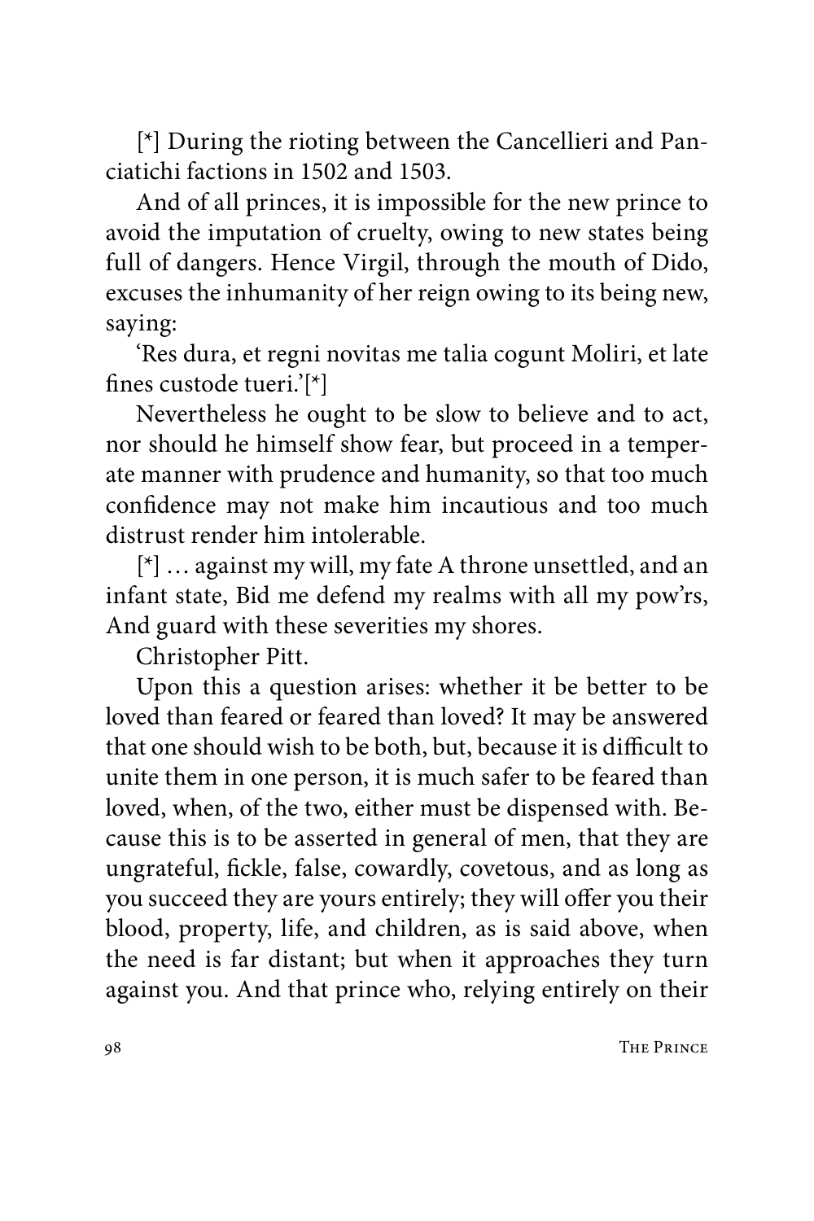[*] During the rioting between the Cancellieri and Panciatichi factions in 1502 and 1503.

And of all princes, it is impossible for the new prince to avoid the imputation of cruelty, owing to new states being full of dangers. Hence Virgil, through the mouth of Dido, excuses the inhumanity of her reign owing to its being new, saying:

'Res dura, et regni novitas me talia cogunt Moliri, et late fines custode tueri.'[*]

Nevertheless he ought to be slow to believe and to act, nor should he himself show fear, but proceed in a temperate manner with prudence and humanity, so that too much confidence may not make him incautious and too much distrust render him intolerable.

[*] … against my will, my fate A throne unsettled, and an infant state, Bid me defend my realms with all my pow'rs, And guard with these severities my shores.

Christopher Pitt.

Upon this a question arises: whether it be better to be loved than feared or feared than loved? It may be answered that one should wish to be both, but, because it is difficult to unite them in one person, it is much safer to be feared than loved, when, of the two, either must be dispensed with. Because this is to be asserted in general of men, that they are ungrateful, fickle, false, cowardly, covetous, and as long as you succeed they are yours entirely; they will offer you their blood, property, life, and children, as is said above, when the need is far distant; but when it approaches they turn against you. And that prince who, relying entirely on their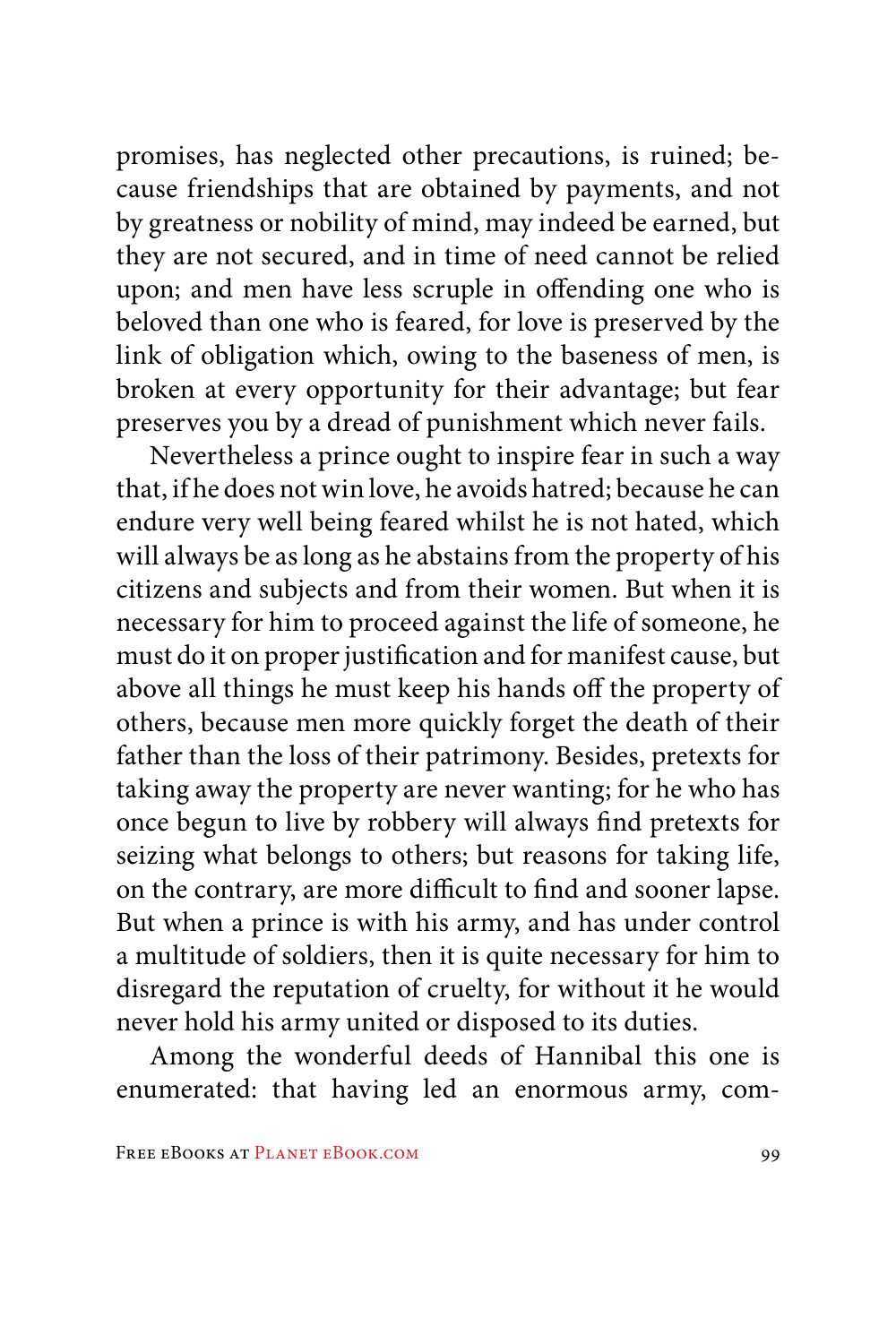promises, has neglected other precautions, is ruined; because friendships that are obtained by payments, and not by greatness or nobility of mind, may indeed be earned, but they are not secured, and in time of need cannot be relied upon; and men have less scruple in offending one who is beloved than one who is feared, for love is preserved by the link of obligation which, owing to the baseness of men, is broken at every opportunity for their advantage; but fear preserves you by a dread of punishment which never fails.

Nevertheless a prince ought to inspire fear in such a way that, if he does not win love, he avoids hatred; because he can endure very well being feared whilst he is not hated, which will always be as long as he abstains from the property of his citizens and subjects and from their women. But when it is necessary for him to proceed against the life of someone, he must do it on proper justification and for manifest cause, but above all things he must keep his hands off the property of others, because men more quickly forget the death of their father than the loss of their patrimony. Besides, pretexts for taking away the property are never wanting; for he who has once begun to live by robbery will always find pretexts for seizing what belongs to others; but reasons for taking life, on the contrary, are more difficult to find and sooner lapse. But when a prince is with his army, and has under control a multitude of soldiers, then it is quite necessary for him to disregard the reputation of cruelty, for without it he would never hold his army united or disposed to its duties.

Among the wonderful deeds of Hannibal this one is enumerated: that having led an enormous army, com-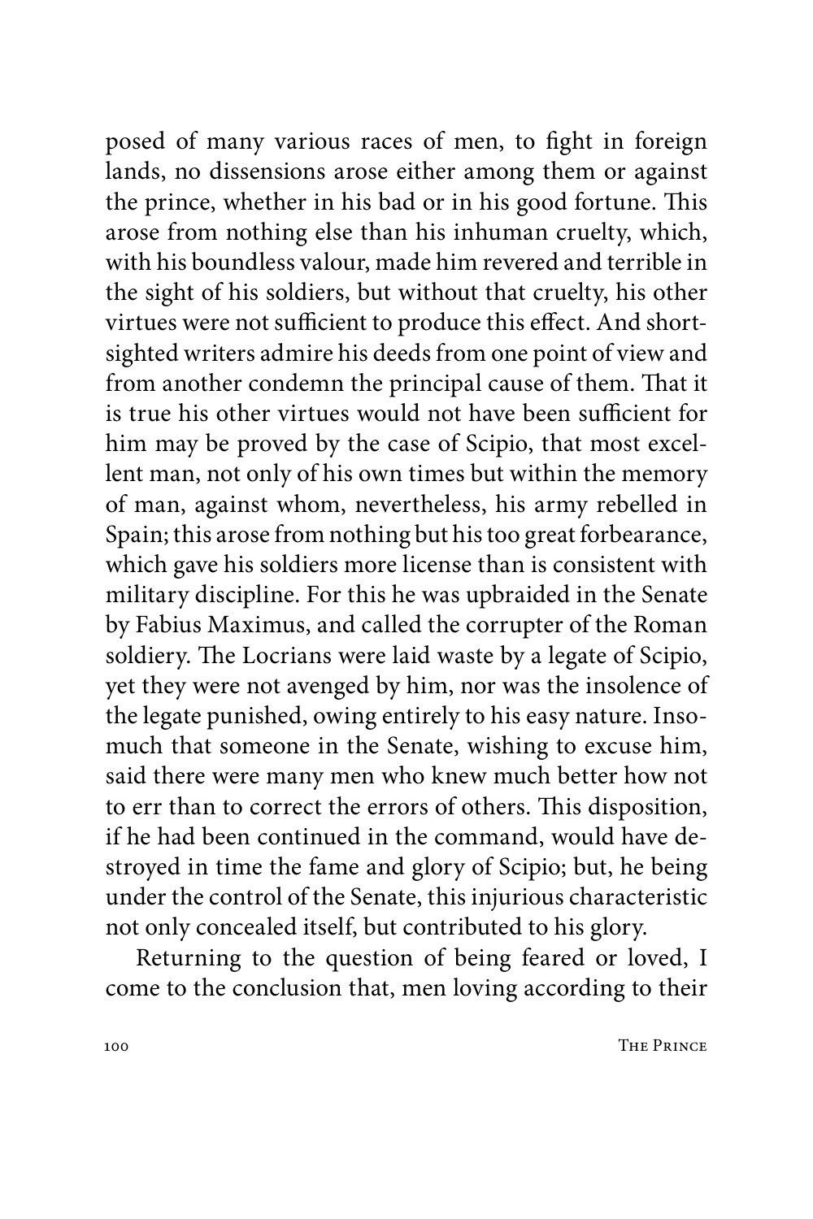posed of many various races of men, to fight in foreign lands, no dissensions arose either among them or against the prince, whether in his bad or in his good fortune. This arose from nothing else than his inhuman cruelty, which, with his boundless valour, made him revered and terrible in the sight of his soldiers, but without that cruelty, his other virtues were not sufficient to produce this effect. And short-sighted writers admire his deeds from one point of view and from another condemn the principal cause of them. That it is true his other virtues would not have been sufficient for him may be proved by the case of Scipio, that most excellent man, not only of his own times but within the memory of man, against whom, nevertheless, his army rebelled in Spain; this arose from nothing but his too great forbearance, which gave his soldiers more license than is consistent with military discipline. For this he was upbraided in the Senate by Fabius Maximus, and called the corrupter of the Roman soldiery. The Locrians were laid waste by a legate of Scipio, yet they were not avenged by him, nor was the insolence of the legate punished, owing entirely to his easy nature. Insomuch that someone in the Senate, wishing to excuse him, said there were many men who knew much better how not to err than to correct the errors of others. This disposition, if he had been continued in the command, would have destroyed in time the fame and glory of Scipio; but, he being under the control of the Senate, this injurious characteristic not only concealed itself, but contributed to his glory.

Returning to the question of being feared or loved, I come to the conclusion that, men loving according to their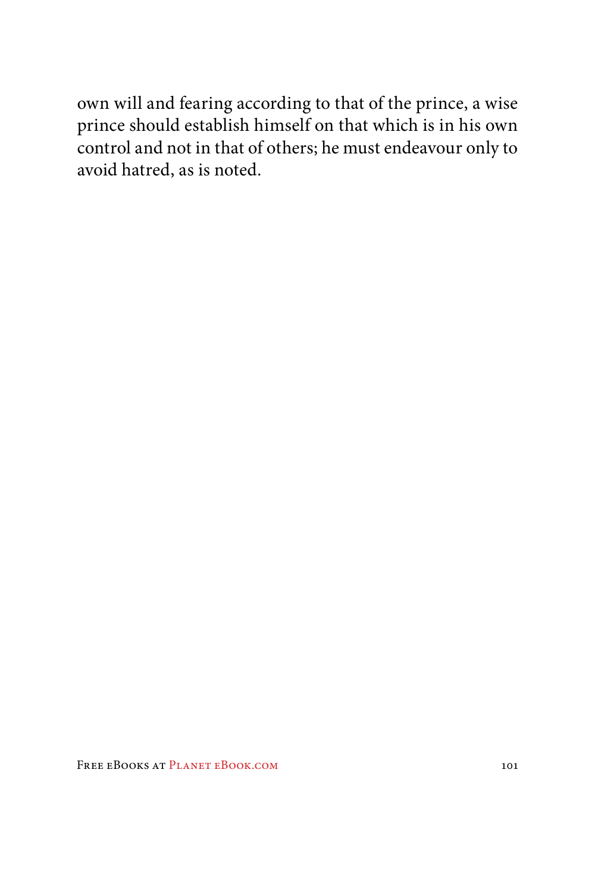own will and fearing according to that of the prince, a wise prince should establish himself on that which is in his own control and not in that of others; he must endeavour only to avoid hatred, as is noted.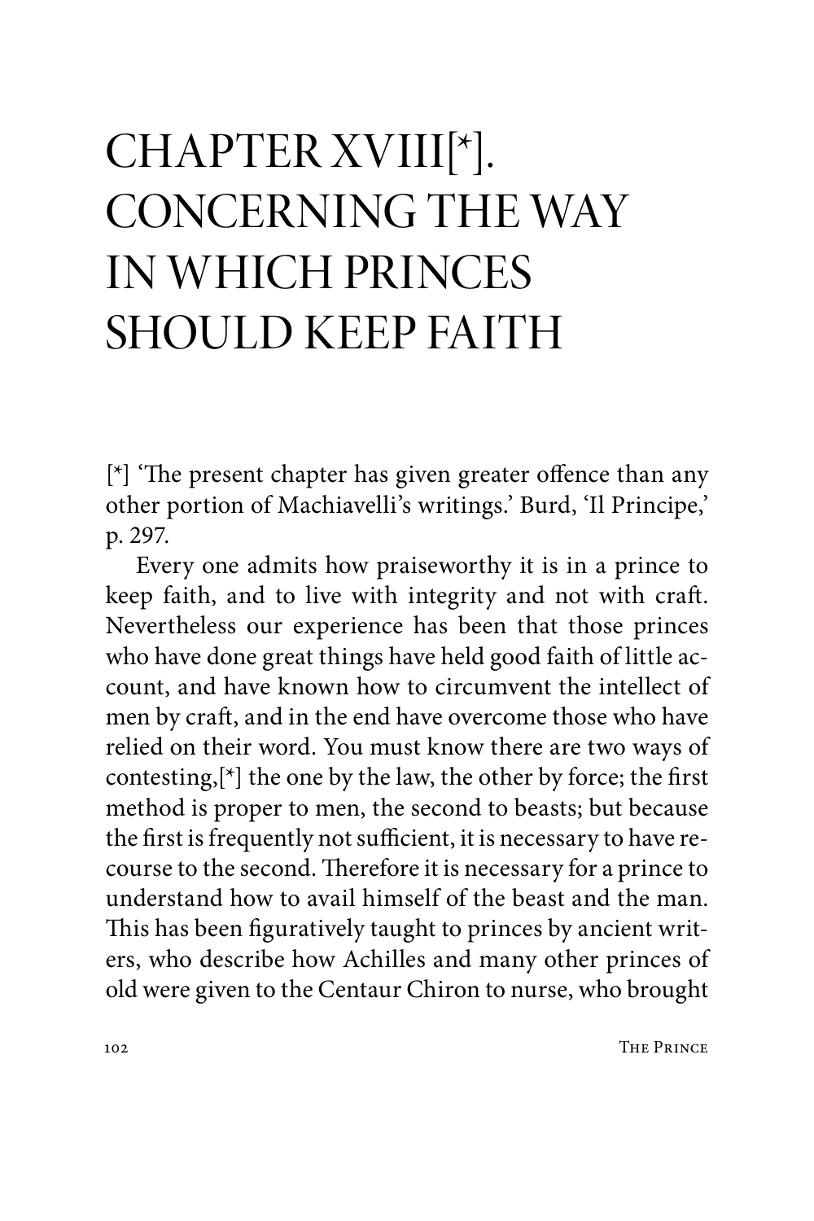# CHAPTER XVIII[*]. CONCERNING THE WAY IN WHICH PRINCES SHOULD KEEP FAITH

[*] 'The present chapter has given greater offence than any other portion of Machiavelli's writings.' Burd, 'Il Principe,' p. 297.

Every one admits how praiseworthy it is in a prince to keep faith, and to live with integrity and not with craft. Nevertheless our experience has been that those princes who have done great things have held good faith of little account, and have known how to circumvent the intellect of men by craft, and in the end have overcome those who have relied on their word. You must know there are two ways of contesting,[*] the one by the law, the other by force; the first method is proper to men, the second to beasts; but because the first is frequently not sufficient, it is necessary to have recourse to the second. Therefore it is necessary for a prince to understand how to avail himself of the beast and the man. This has been figuratively taught to princes by ancient writers, who describe how Achilles and many other princes of old were given to the Centaur Chiron to nurse, who brought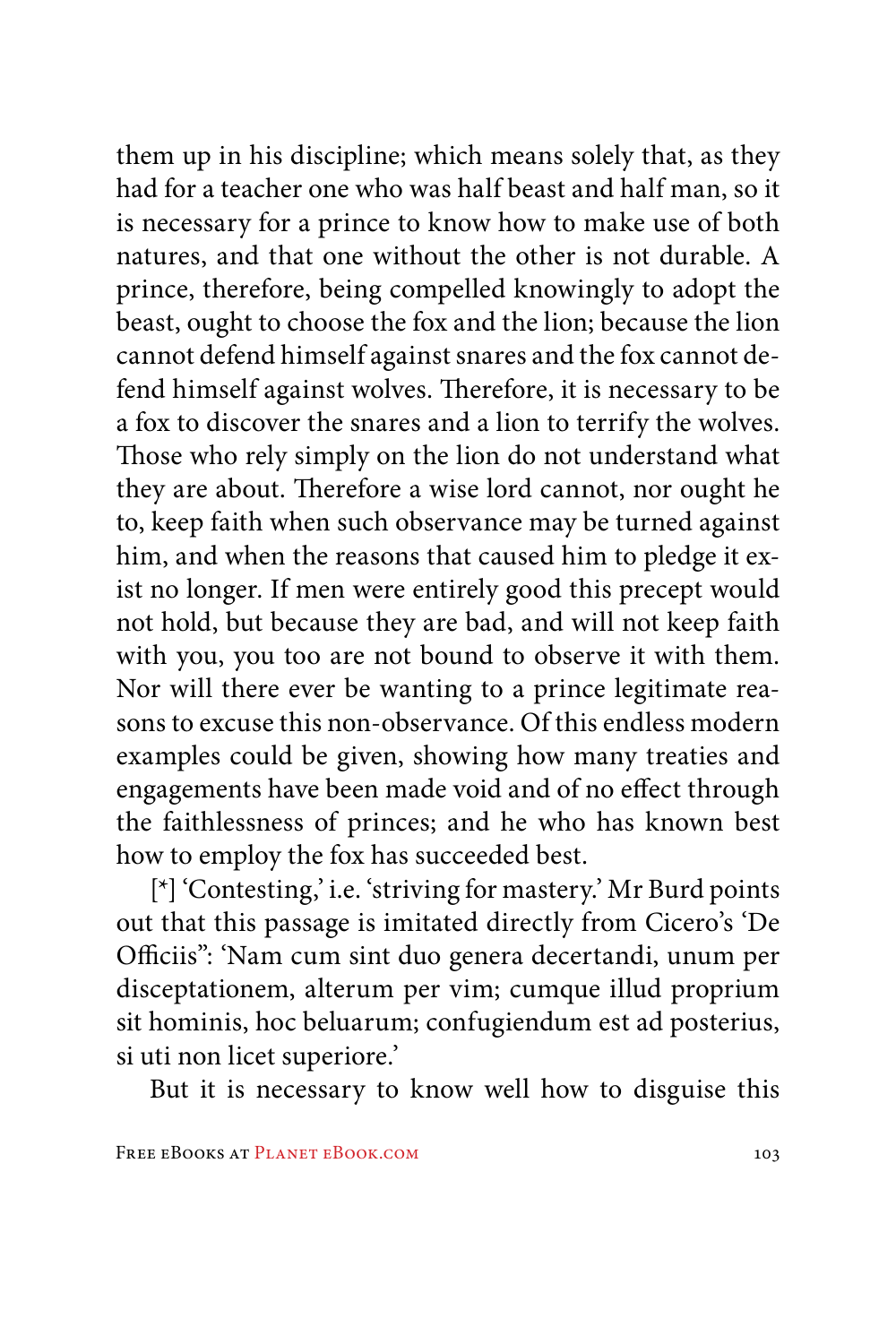them up in his discipline; which means solely that, as they had for a teacher one who was half beast and half man, so it is necessary for a prince to know how to make use of both natures, and that one without the other is not durable. A prince, therefore, being compelled knowingly to adopt the beast, ought to choose the fox and the lion; because the lion cannot defend himself against snares and the fox cannot defend himself against wolves. Therefore, it is necessary to be a fox to discover the snares and a lion to terrify the wolves. Those who rely simply on the lion do not understand what they are about. Therefore a wise lord cannot, nor ought he to, keep faith when such observance may be turned against him, and when the reasons that caused him to pledge it exist no longer. If men were entirely good this precept would not hold, but because they are bad, and will not keep faith with you, you too are not bound to observe it with them. Nor will there ever be wanting to a prince legitimate reasons to excuse this non-observance. Of this endless modern examples could be given, showing how many treaties and engagements have been made void and of no effect through the faithlessness of princes; and he who has known best how to employ the fox has succeeded best.

[*] 'Contesting,' i.e. 'striving for mastery.' Mr Burd points out that this passage is imitated directly from Cicero's 'De Officiis": 'Nam cum sint duo genera decertandi, unum per disceptationem, alterum per vim; cumque illud proprium sit hominis, hoc beluarum; confugiendum est ad posterius, si uti non licet superiore.'

But it is necessary to know well how to disguise this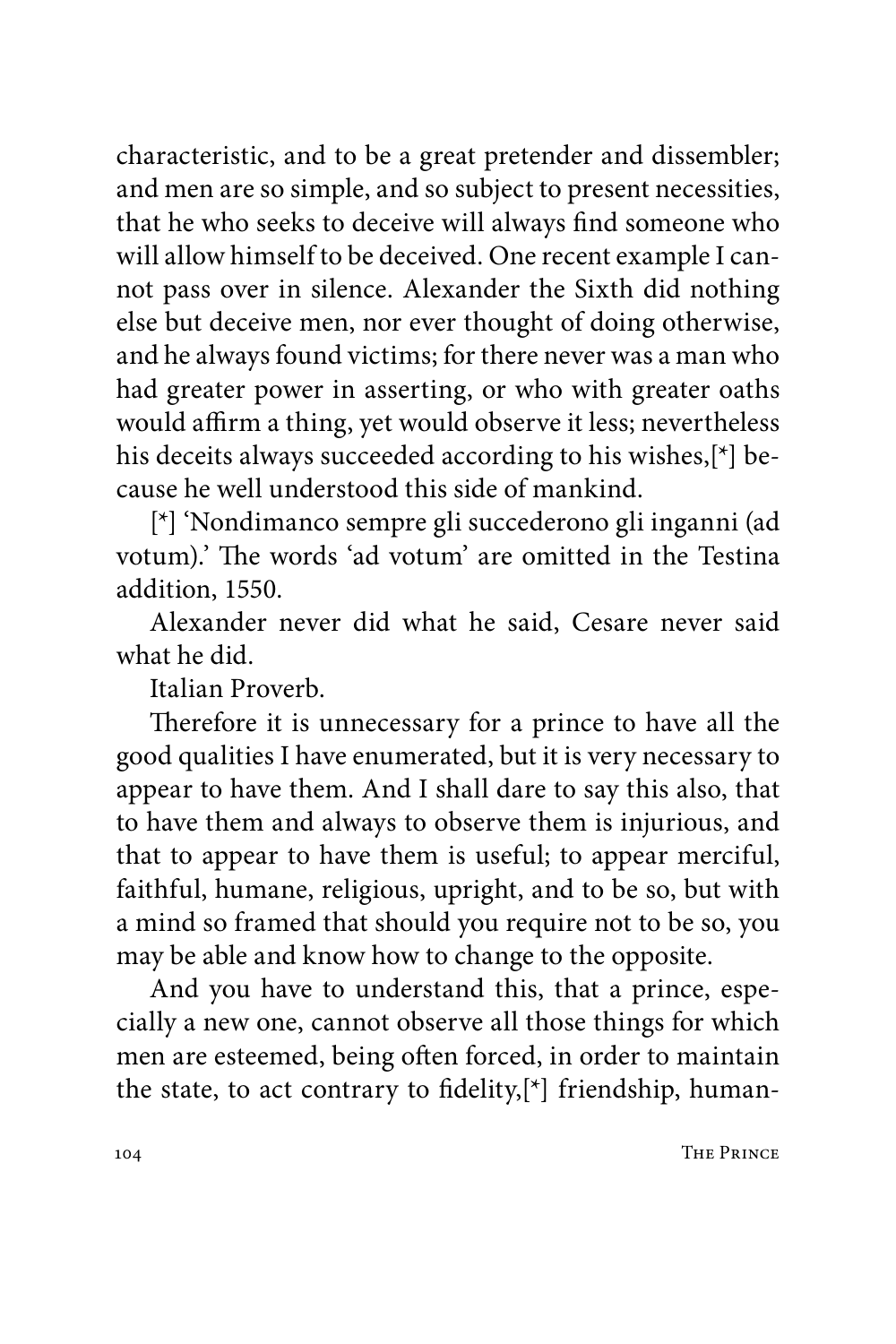characteristic, and to be a great pretender and dissembler; and men are so simple, and so subject to present necessities, that he who seeks to deceive will always find someone who will allow himself to be deceived. One recent example I cannot pass over in silence. Alexander the Sixth did nothing else but deceive men, nor ever thought of doing otherwise, and he always found victims; for there never was a man who had greater power in asserting, or who with greater oaths would affirm a thing, yet would observe it less; nevertheless his deceits always succeeded according to his wishes,[*] because he well understood this side of mankind.

[*] 'Nondimanco sempre gli succederono gli inganni (ad votum).' The words 'ad votum' are omitted in the Testina addition, 1550.

Alexander never did what he said, Cesare never said what he did.

Italian Proverb.

Therefore it is unnecessary for a prince to have all the good qualities I have enumerated, but it is very necessary to appear to have them. And I shall dare to say this also, that to have them and always to observe them is injurious, and that to appear to have them is useful; to appear merciful, faithful, humane, religious, upright, and to be so, but with a mind so framed that should you require not to be so, you may be able and know how to change to the opposite.

And you have to understand this, that a prince, especially a new one, cannot observe all those things for which men are esteemed, being often forced, in order to maintain the state, to act contrary to fidelity,[*] friendship, human-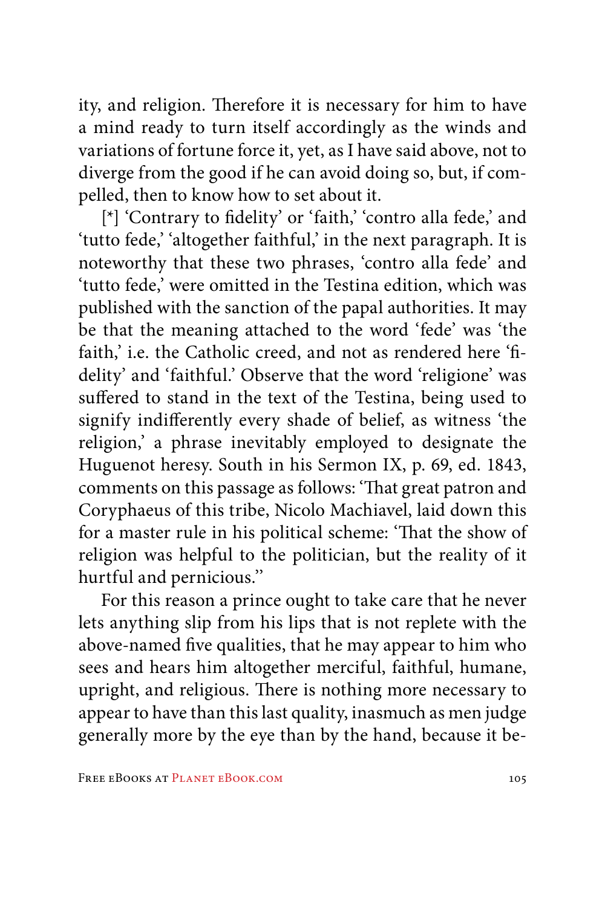ity, and religion. Therefore it is necessary for him to have a mind ready to turn itself accordingly as the winds and variations of fortune force it, yet, as I have said above, not to diverge from the good if he can avoid doing so, but, if compelled, then to know how to set about it.

[*] 'Contrary to fidelity' or 'faith,' 'contro alla fede,' and 'tutto fede,' 'altogether faithful,' in the next paragraph. It is noteworthy that these two phrases, 'contro alla fede' and 'tutto fede,' were omitted in the Testina edition, which was published with the sanction of the papal authorities. It may be that the meaning attached to the word 'fede' was 'the faith,' i.e. the Catholic creed, and not as rendered here 'fidelity' and 'faithful.' Observe that the word 'religione' was suffered to stand in the text of the Testina, being used to signify indifferently every shade of belief, as witness 'the religion,' a phrase inevitably employed to designate the Huguenot heresy. South in his Sermon IX, p. 69, ed. 1843, comments on this passage as follows: 'That great patron and Coryphaeus of this tribe, Nicolo Machiavel, laid down this for a master rule in his political scheme: 'That the show of religion was helpful to the politician, but the reality of it hurtful and pernicious.''

For this reason a prince ought to take care that he never lets anything slip from his lips that is not replete with the above-named five qualities, that he may appear to him who sees and hears him altogether merciful, faithful, humane, upright, and religious. There is nothing more necessary to appear to have than this last quality, inasmuch as men judge generally more by the eye than by the hand, because it be-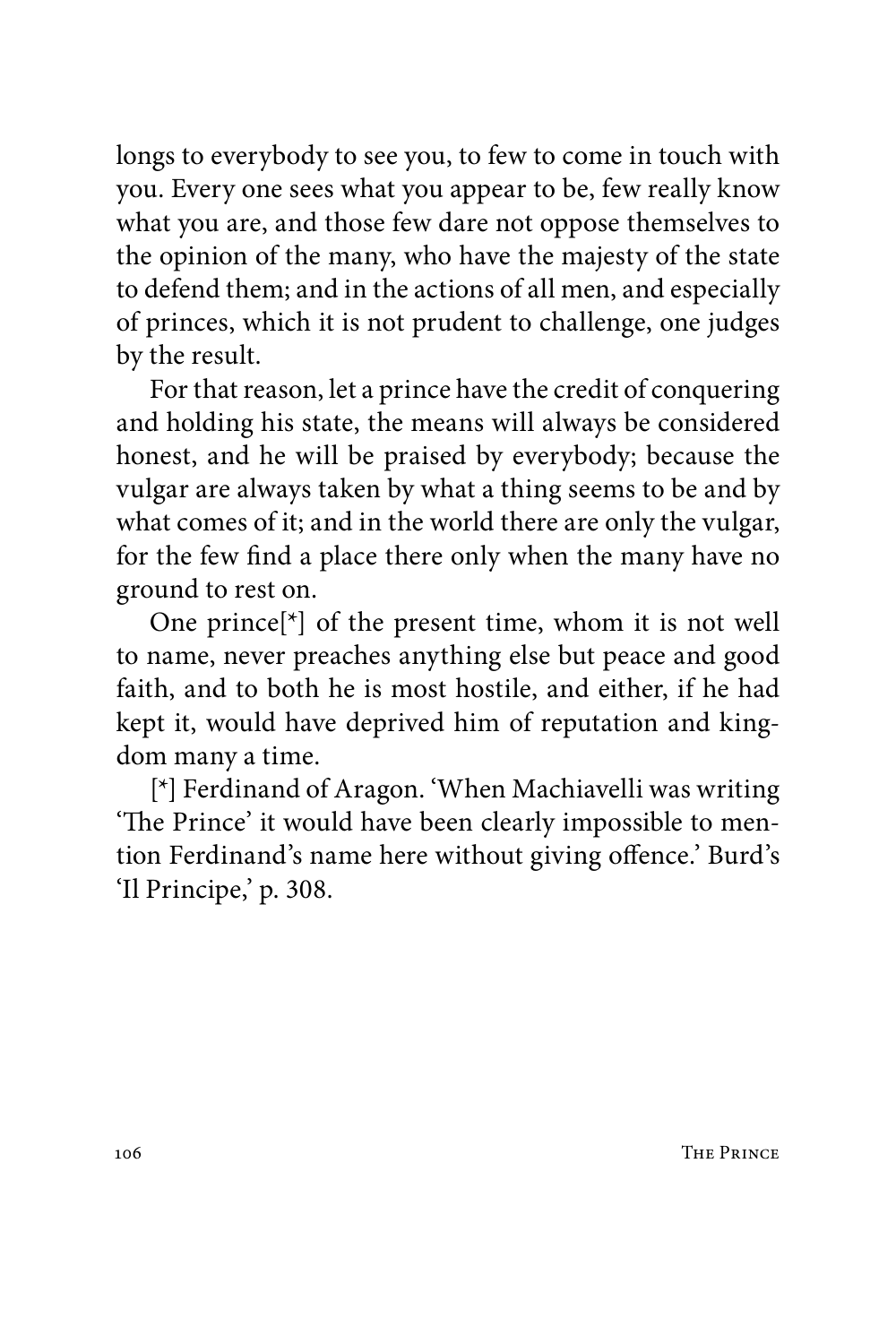longs to everybody to see you, to few to come in touch with you. Every one sees what you appear to be, few really know what you are, and those few dare not oppose themselves to the opinion of the many, who have the majesty of the state to defend them; and in the actions of all men, and especially of princes, which it is not prudent to challenge, one judges by the result.

For that reason, let a prince have the credit of conquering and holding his state, the means will always be considered honest, and he will be praised by everybody; because the vulgar are always taken by what a thing seems to be and by what comes of it; and in the world there are only the vulgar, for the few find a place there only when the many have no ground to rest on.

One prince[*] of the present time, whom it is not well to name, never preaches anything else but peace and good faith, and to both he is most hostile, and either, if he had kept it, would have deprived him of reputation and kingdom many a time.

[*] Ferdinand of Aragon. 'When Machiavelli was writing 'The Prince' it would have been clearly impossible to mention Ferdinand's name here without giving offence.' Burd's 'Il Principe,' p. 308.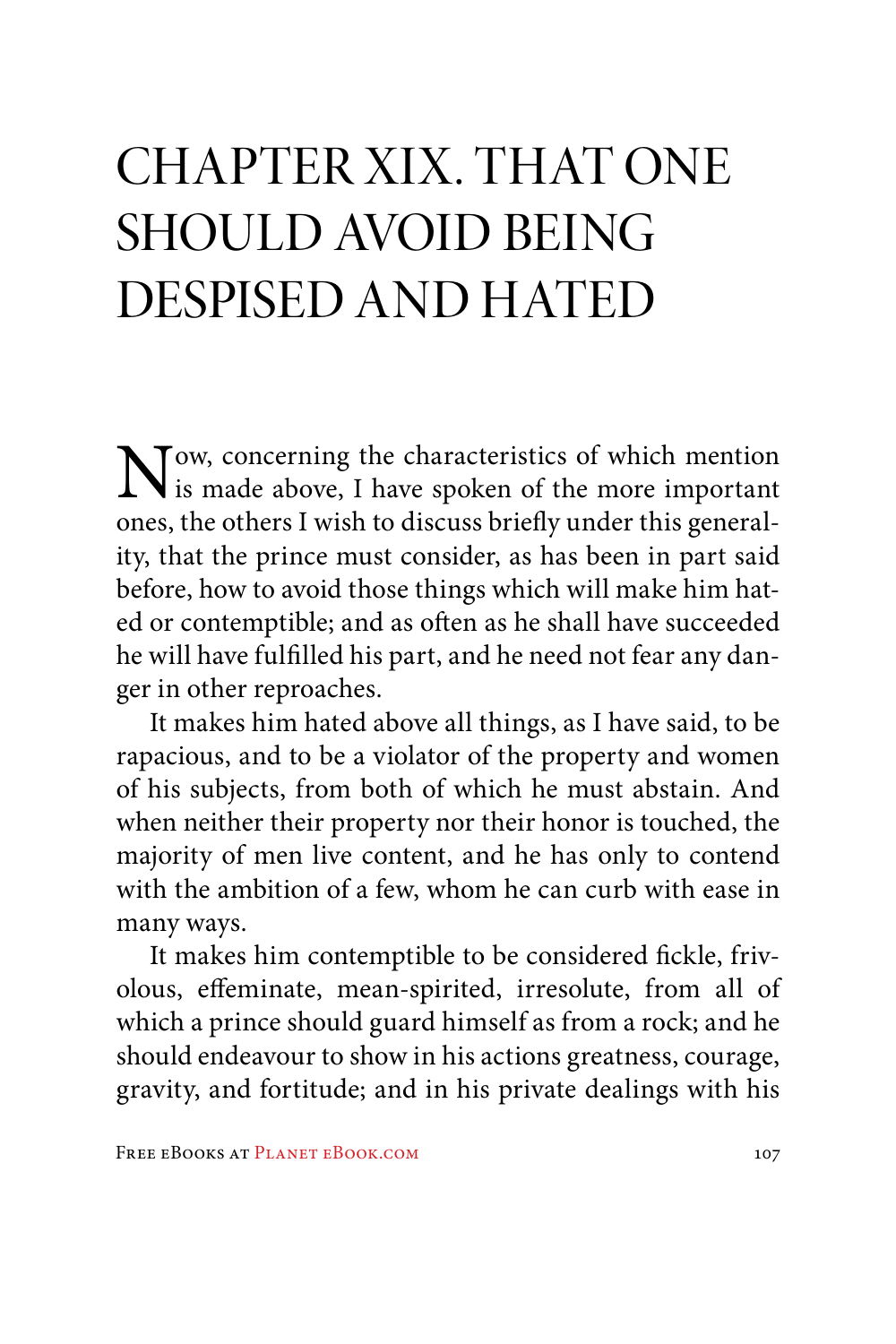# CHAPTER XIX. THAT ONE SHOULD AVOID BEING DESPISED AND HATED

Now, concerning the characteristics of which mention is made above, I have spoken of the more important ones, the others I wish to discuss briefly under this generality, that the prince must consider, as has been in part said before, how to avoid those things which will make him hated or contemptible; and as often as he shall have succeeded he will have fulfilled his part, and he need not fear any danger in other reproaches.

It makes him hated above all things, as I have said, to be rapacious, and to be a violator of the property and women of his subjects, from both of which he must abstain. And when neither their property nor their honor is touched, the majority of men live content, and he has only to contend with the ambition of a few, whom he can curb with ease in many ways.

It makes him contemptible to be considered fickle, frivolous, effeminate, mean-spirited, irresolute, from all of which a prince should guard himself as from a rock; and he should endeavour to show in his actions greatness, courage, gravity, and fortitude; and in his private dealings with his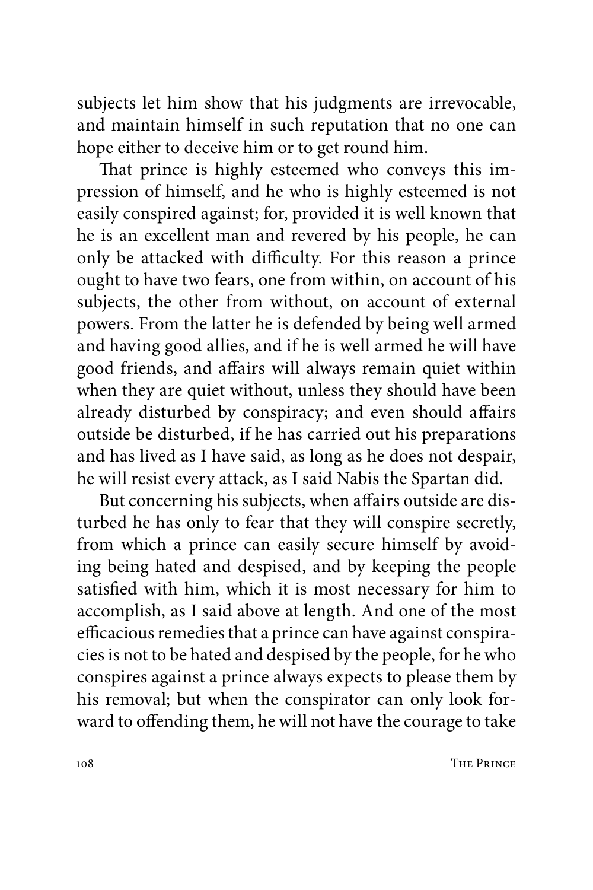subjects let him show that his judgments are irrevocable, and maintain himself in such reputation that no one can hope either to deceive him or to get round him.

That prince is highly esteemed who conveys this impression of himself, and he who is highly esteemed is not easily conspired against; for, provided it is well known that he is an excellent man and revered by his people, he can only be attacked with difficulty. For this reason a prince ought to have two fears, one from within, on account of his subjects, the other from without, on account of external powers. From the latter he is defended by being well armed and having good allies, and if he is well armed he will have good friends, and affairs will always remain quiet within when they are quiet without, unless they should have been already disturbed by conspiracy; and even should affairs outside be disturbed, if he has carried out his preparations and has lived as I have said, as long as he does not despair, he will resist every attack, as I said Nabis the Spartan did.

But concerning his subjects, when affairs outside are disturbed he has only to fear that they will conspire secretly, from which a prince can easily secure himself by avoiding being hated and despised, and by keeping the people satisfied with him, which it is most necessary for him to accomplish, as I said above at length. And one of the most efficacious remedies that a prince can have against conspiracies is not to be hated and despised by the people, for he who conspires against a prince always expects to please them by his removal; but when the conspirator can only look forward to offending them, he will not have the courage to take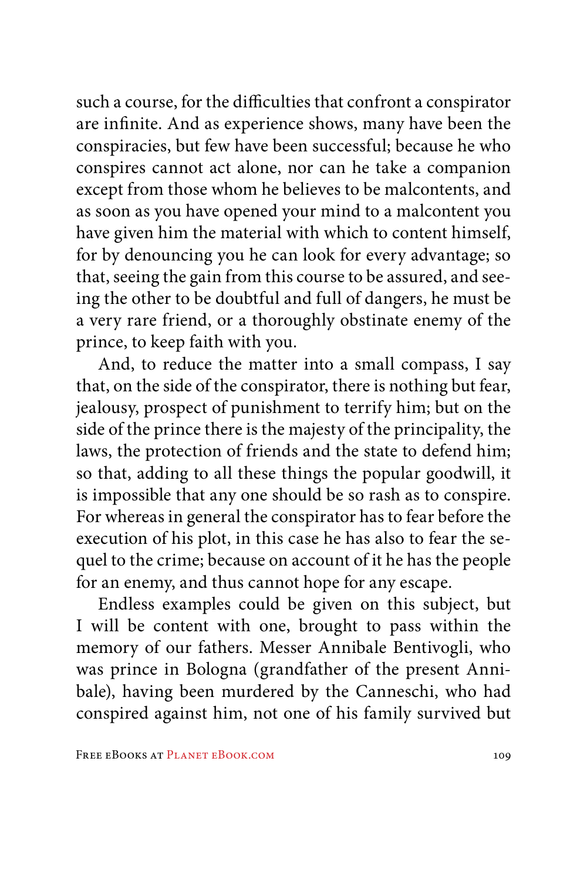such a course, for the difficulties that confront a conspirator are infinite. And as experience shows, many have been the conspiracies, but few have been successful; because he who conspires cannot act alone, nor can he take a companion except from those whom he believes to be malcontents, and as soon as you have opened your mind to a malcontent you have given him the material with which to content himself, for by denouncing you he can look for every advantage; so that, seeing the gain from this course to be assured, and seeing the other to be doubtful and full of dangers, he must be a very rare friend, or a thoroughly obstinate enemy of the prince, to keep faith with you.

And, to reduce the matter into a small compass, I say that, on the side of the conspirator, there is nothing but fear, jealousy, prospect of punishment to terrify him; but on the side of the prince there is the majesty of the principality, the laws, the protection of friends and the state to defend him; so that, adding to all these things the popular goodwill, it is impossible that any one should be so rash as to conspire. For whereas in general the conspirator has to fear before the execution of his plot, in this case he has also to fear the sequel to the crime; because on account of it he has the people for an enemy, and thus cannot hope for any escape.

Endless examples could be given on this subject, but I will be content with one, brought to pass within the memory of our fathers. Messer Annibale Bentivogli, who was prince in Bologna (grandfather of the present Annibale), having been murdered by the Canneschi, who had conspired against him, not one of his family survived but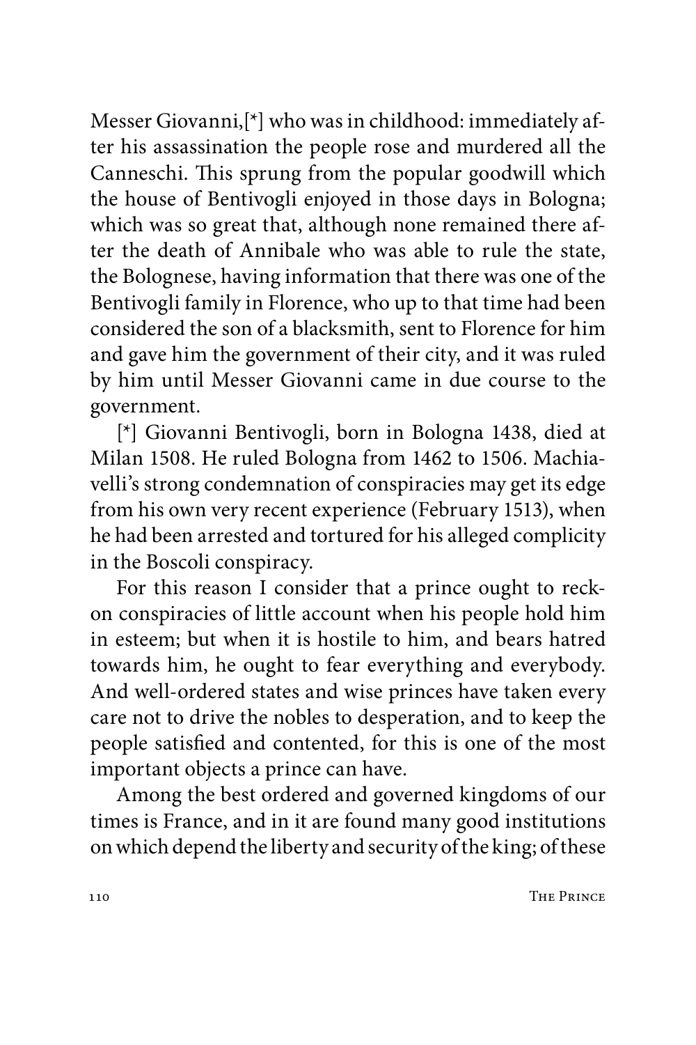Messer Giovanni,[*] who was in childhood: immediately after his assassination the people rose and murdered all the Canneschi. This sprung from the popular goodwill which the house of Bentivogli enjoyed in those days in Bologna; which was so great that, although none remained there after the death of Annibale who was able to rule the state, the Bolognese, having information that there was one of the Bentivogli family in Florence, who up to that time had been considered the son of a blacksmith, sent to Florence for him and gave him the government of their city, and it was ruled by him until Messer Giovanni came in due course to the government.

[*] Giovanni Bentivogli, born in Bologna 1438, died at Milan 1508. He ruled Bologna from 1462 to 1506. Machiavelli's strong condemnation of conspiracies may get its edge from his own very recent experience (February 1513), when he had been arrested and tortured for his alleged complicity in the Boscoli conspiracy.

For this reason I consider that a prince ought to reckon conspiracies of little account when his people hold him in esteem; but when it is hostile to him, and bears hatred towards him, he ought to fear everything and everybody. And well-ordered states and wise princes have taken every care not to drive the nobles to desperation, and to keep the people satisfied and contented, for this is one of the most important objects a prince can have.

Among the best ordered and governed kingdoms of our times is France, and in it are found many good institutions on which depend the liberty and security of the king; of these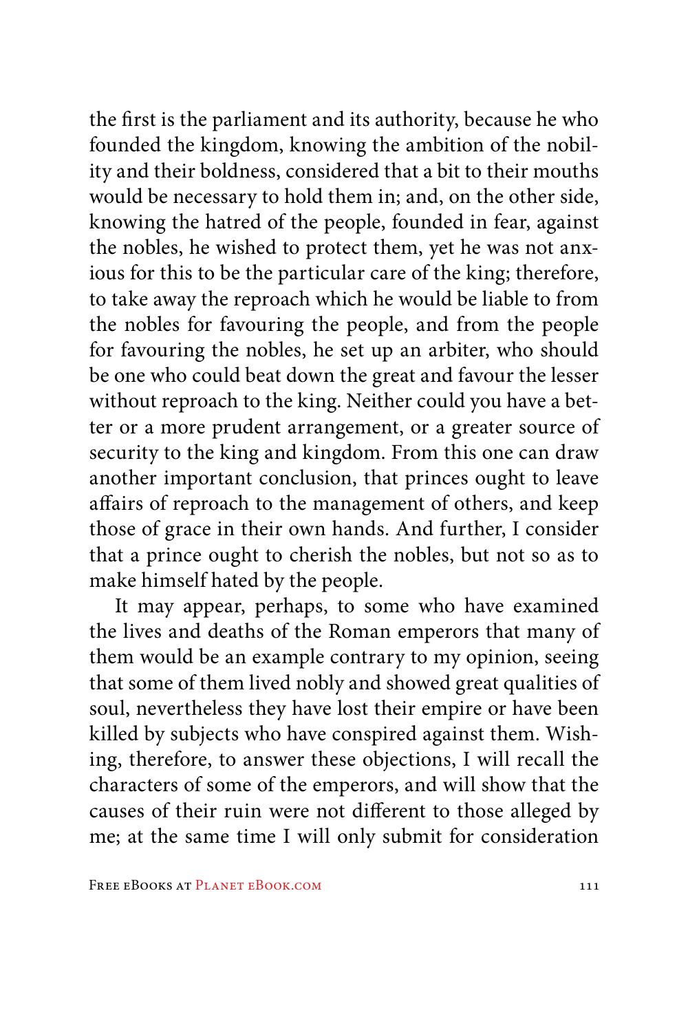the first is the parliament and its authority, because he who founded the kingdom, knowing the ambition of the nobility and their boldness, considered that a bit to their mouths would be necessary to hold them in; and, on the other side, knowing the hatred of the people, founded in fear, against the nobles, he wished to protect them, yet he was not anxious for this to be the particular care of the king; therefore, to take away the reproach which he would be liable to from the nobles for favouring the people, and from the people for favouring the nobles, he set up an arbiter, who should be one who could beat down the great and favour the lesser without reproach to the king. Neither could you have a better or a more prudent arrangement, or a greater source of security to the king and kingdom. From this one can draw another important conclusion, that princes ought to leave affairs of reproach to the management of others, and keep those of grace in their own hands. And further, I consider that a prince ought to cherish the nobles, but not so as to make himself hated by the people.

It may appear, perhaps, to some who have examined the lives and deaths of the Roman emperors that many of them would be an example contrary to my opinion, seeing that some of them lived nobly and showed great qualities of soul, nevertheless they have lost their empire or have been killed by subjects who have conspired against them. Wishing, therefore, to answer these objections, I will recall the characters of some of the emperors, and will show that the causes of their ruin were not different to those alleged by me; at the same time I will only submit for consideration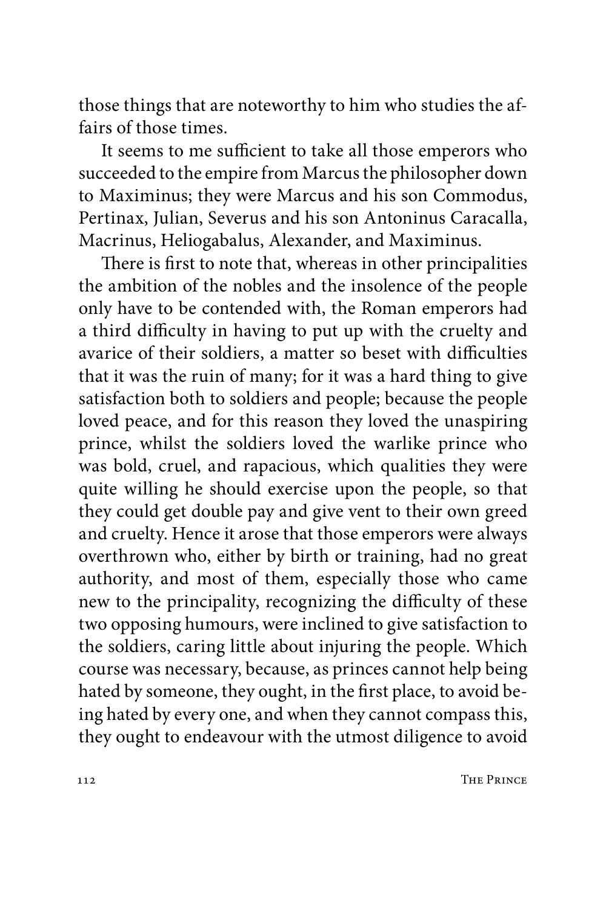those things that are noteworthy to him who studies the affairs of those times.

It seems to me sufficient to take all those emperors who succeeded to the empire from Marcus the philosopher down to Maximinus; they were Marcus and his son Commodus, Pertinax, Julian, Severus and his son Antoninus Caracalla, Macrinus, Heliogabalus, Alexander, and Maximinus.

There is first to note that, whereas in other principalities the ambition of the nobles and the insolence of the people only have to be contended with, the Roman emperors had a third difficulty in having to put up with the cruelty and avarice of their soldiers, a matter so beset with difficulties that it was the ruin of many; for it was a hard thing to give satisfaction both to soldiers and people; because the people loved peace, and for this reason they loved the unaspiring prince, whilst the soldiers loved the warlike prince who was bold, cruel, and rapacious, which qualities they were quite willing he should exercise upon the people, so that they could get double pay and give vent to their own greed and cruelty. Hence it arose that those emperors were always overthrown who, either by birth or training, had no great authority, and most of them, especially those who came new to the principality, recognizing the difficulty of these two opposing humours, were inclined to give satisfaction to the soldiers, caring little about injuring the people. Which course was necessary, because, as princes cannot help being hated by someone, they ought, in the first place, to avoid being hated by every one, and when they cannot compass this, they ought to endeavour with the utmost diligence to avoid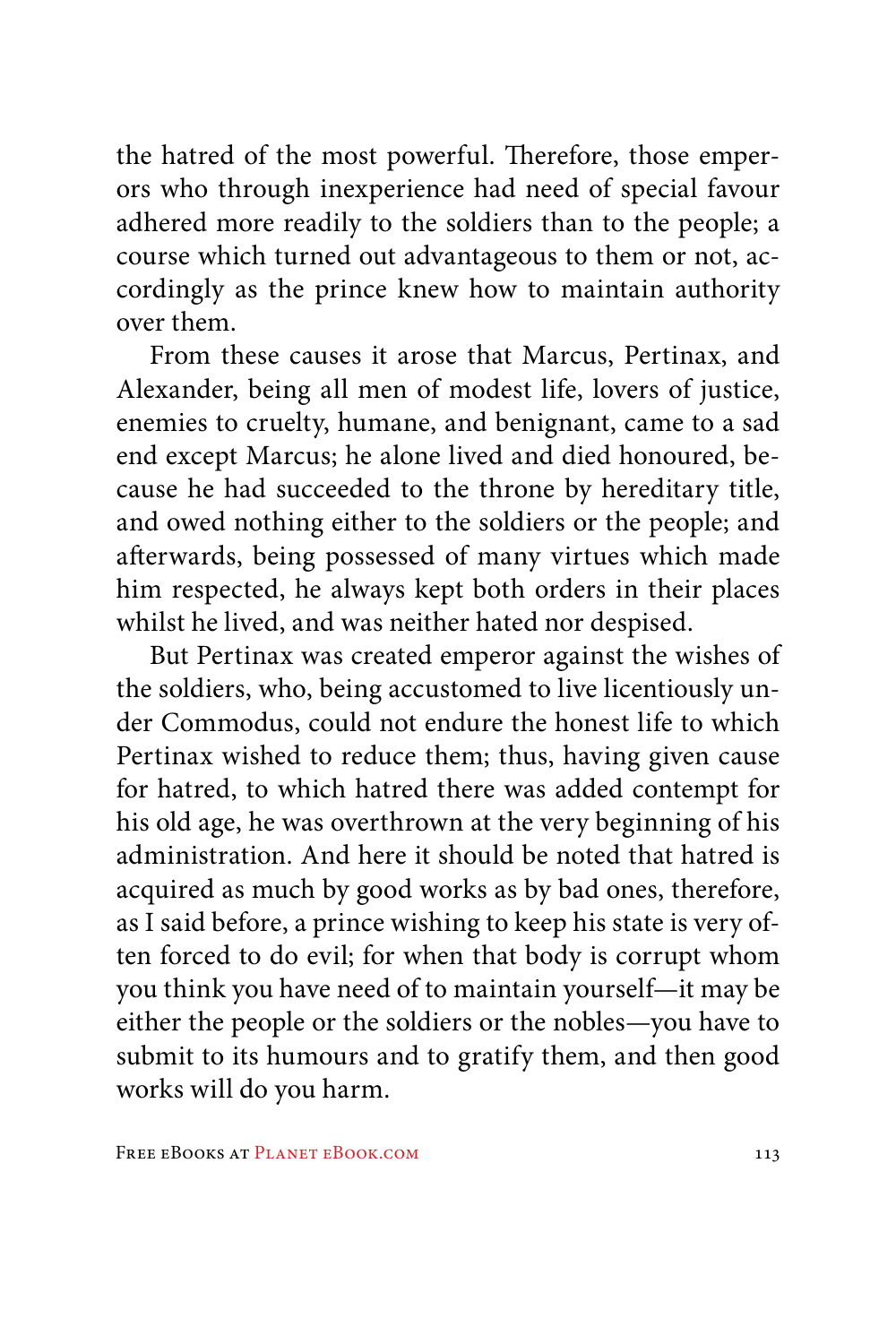the hatred of the most powerful. Therefore, those emperors who through inexperience had need of special favour adhered more readily to the soldiers than to the people; a course which turned out advantageous to them or not, accordingly as the prince knew how to maintain authority over them.

From these causes it arose that Marcus, Pertinax, and Alexander, being all men of modest life, lovers of justice, enemies to cruelty, humane, and benignant, came to a sad end except Marcus; he alone lived and died honoured, because he had succeeded to the throne by hereditary title, and owed nothing either to the soldiers or the people; and afterwards, being possessed of many virtues which made him respected, he always kept both orders in their places whilst he lived, and was neither hated nor despised.

But Pertinax was created emperor against the wishes of the soldiers, who, being accustomed to live licentiously under Commodus, could not endure the honest life to which Pertinax wished to reduce them; thus, having given cause for hatred, to which hatred there was added contempt for his old age, he was overthrown at the very beginning of his administration. And here it should be noted that hatred is acquired as much by good works as by bad ones, therefore, as I said before, a prince wishing to keep his state is very often forced to do evil; for when that body is corrupt whom you think you have need of to maintain yourself—it may be either the people or the soldiers or the nobles—you have to submit to its humours and to gratify them, and then good works will do you harm.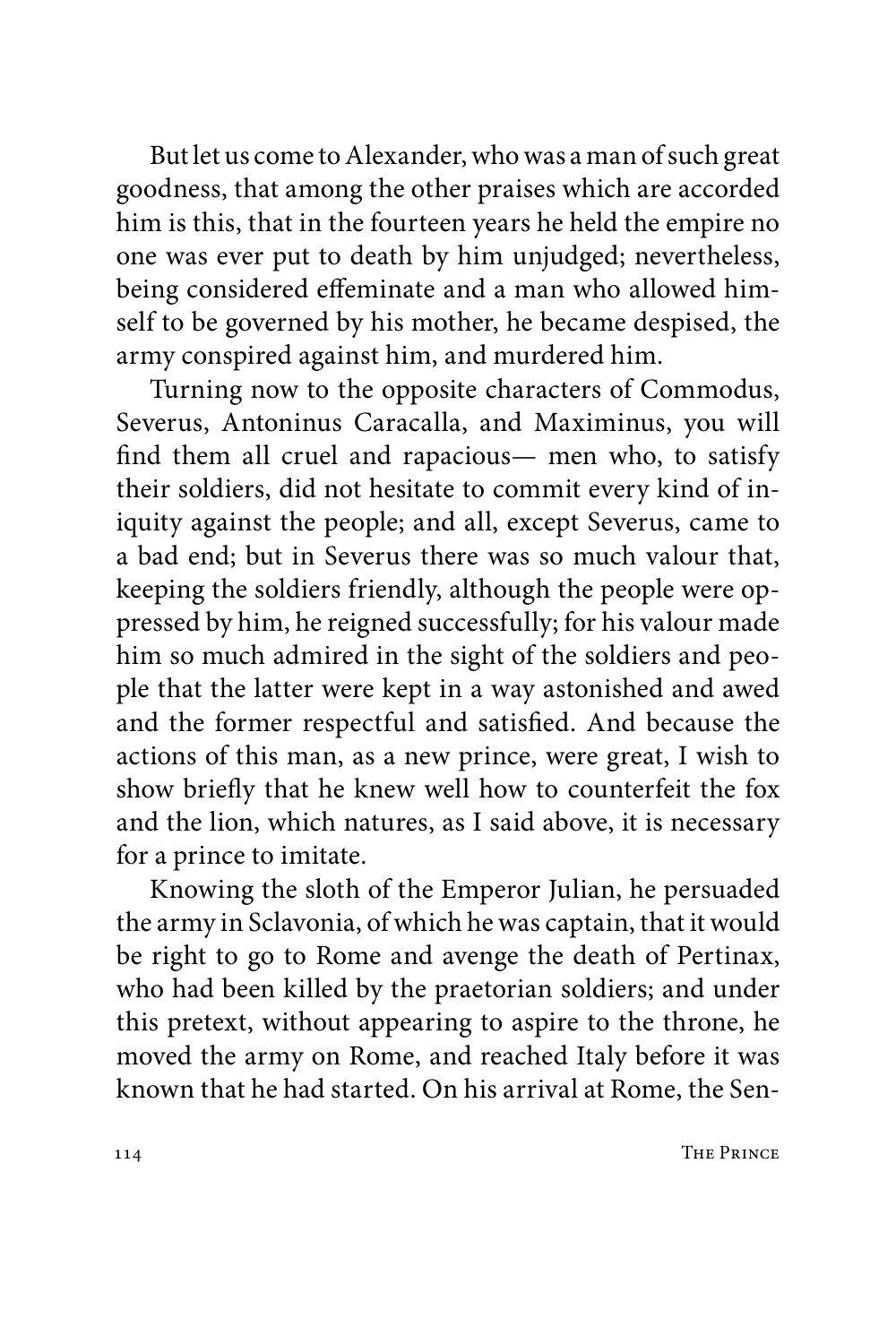But let us come to Alexander, who was a man of such great goodness, that among the other praises which are accorded him is this, that in the fourteen years he held the empire no one was ever put to death by him unjudged; nevertheless, being considered effeminate and a man who allowed himself to be governed by his mother, he became despised, the army conspired against him, and murdered him.

Turning now to the opposite characters of Commodus, Severus, Antoninus Caracalla, and Maximinus, you will find them all cruel and rapacious— men who, to satisfy their soldiers, did not hesitate to commit every kind of iniquity against the people; and all, except Severus, came to a bad end; but in Severus there was so much valour that, keeping the soldiers friendly, although the people were oppressed by him, he reigned successfully; for his valour made him so much admired in the sight of the soldiers and people that the latter were kept in a way astonished and awed and the former respectful and satisfied. And because the actions of this man, as a new prince, were great, I wish to show briefly that he knew well how to counterfeit the fox and the lion, which natures, as I said above, it is necessary for a prince to imitate.

Knowing the sloth of the Emperor Julian, he persuaded the army in Sclavonia, of which he was captain, that it would be right to go to Rome and avenge the death of Pertinax, who had been killed by the praetorian soldiers; and under this pretext, without appearing to aspire to the throne, he moved the army on Rome, and reached Italy before it was known that he had started. On his arrival at Rome, the Sen-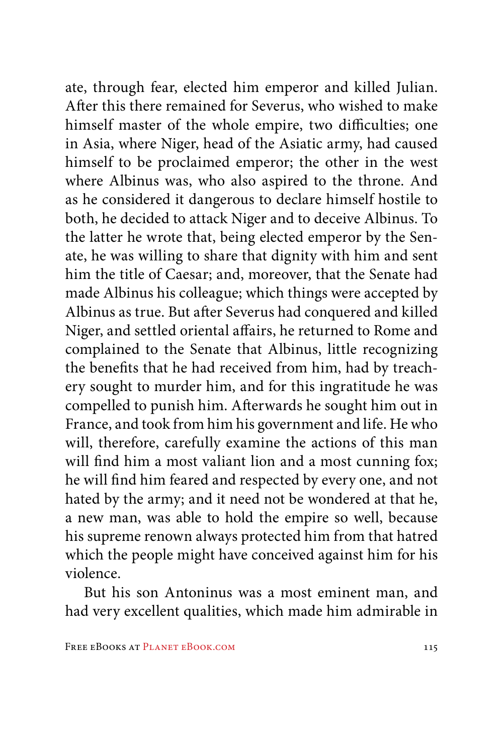ate, through fear, elected him emperor and killed Julian. After this there remained for Severus, who wished to make himself master of the whole empire, two difficulties; one in Asia, where Niger, head of the Asiatic army, had caused himself to be proclaimed emperor; the other in the west where Albinus was, who also aspired to the throne. And as he considered it dangerous to declare himself hostile to both, he decided to attack Niger and to deceive Albinus. To the latter he wrote that, being elected emperor by the Senate, he was willing to share that dignity with him and sent him the title of Caesar; and, moreover, that the Senate had made Albinus his colleague; which things were accepted by Albinus as true. But after Severus had conquered and killed Niger, and settled oriental affairs, he returned to Rome and complained to the Senate that Albinus, little recognizing the benefits that he had received from him, had by treachery sought to murder him, and for this ingratitude he was compelled to punish him. Afterwards he sought him out in France, and took from him his government and life. He who will, therefore, carefully examine the actions of this man will find him a most valiant lion and a most cunning fox; he will find him feared and respected by every one, and not hated by the army; and it need not be wondered at that he, a new man, was able to hold the empire so well, because his supreme renown always protected him from that hatred which the people might have conceived against him for his violence.

But his son Antoninus was a most eminent man, and had very excellent qualities, which made him admirable in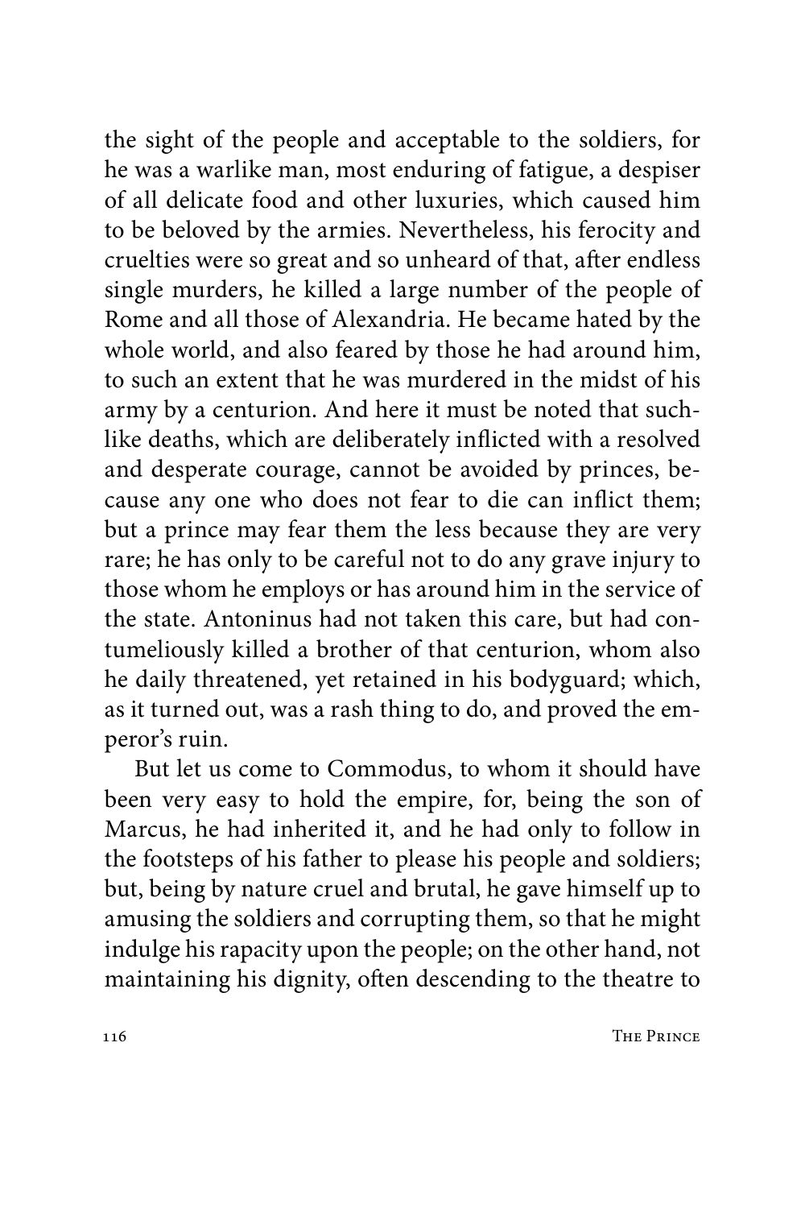the sight of the people and acceptable to the soldiers, for he was a warlike man, most enduring of fatigue, a despiser of all delicate food and other luxuries, which caused him to be beloved by the armies. Nevertheless, his ferocity and cruelties were so great and so unheard of that, after endless single murders, he killed a large number of the people of Rome and all those of Alexandria. He became hated by the whole world, and also feared by those he had around him, to such an extent that he was murdered in the midst of his army by a centurion. And here it must be noted that suchlike deaths, which are deliberately inflicted with a resolved and desperate courage, cannot be avoided by princes, because any one who does not fear to die can inflict them; but a prince may fear them the less because they are very rare; he has only to be careful not to do any grave injury to those whom he employs or has around him in the service of the state. Antoninus had not taken this care, but had contumeliously killed a brother of that centurion, whom also he daily threatened, yet retained in his bodyguard; which, as it turned out, was a rash thing to do, and proved the emperor's ruin.

But let us come to Commodus, to whom it should have been very easy to hold the empire, for, being the son of Marcus, he had inherited it, and he had only to follow in the footsteps of his father to please his people and soldiers; but, being by nature cruel and brutal, he gave himself up to amusing the soldiers and corrupting them, so that he might indulge his rapacity upon the people; on the other hand, not maintaining his dignity, often descending to the theatre to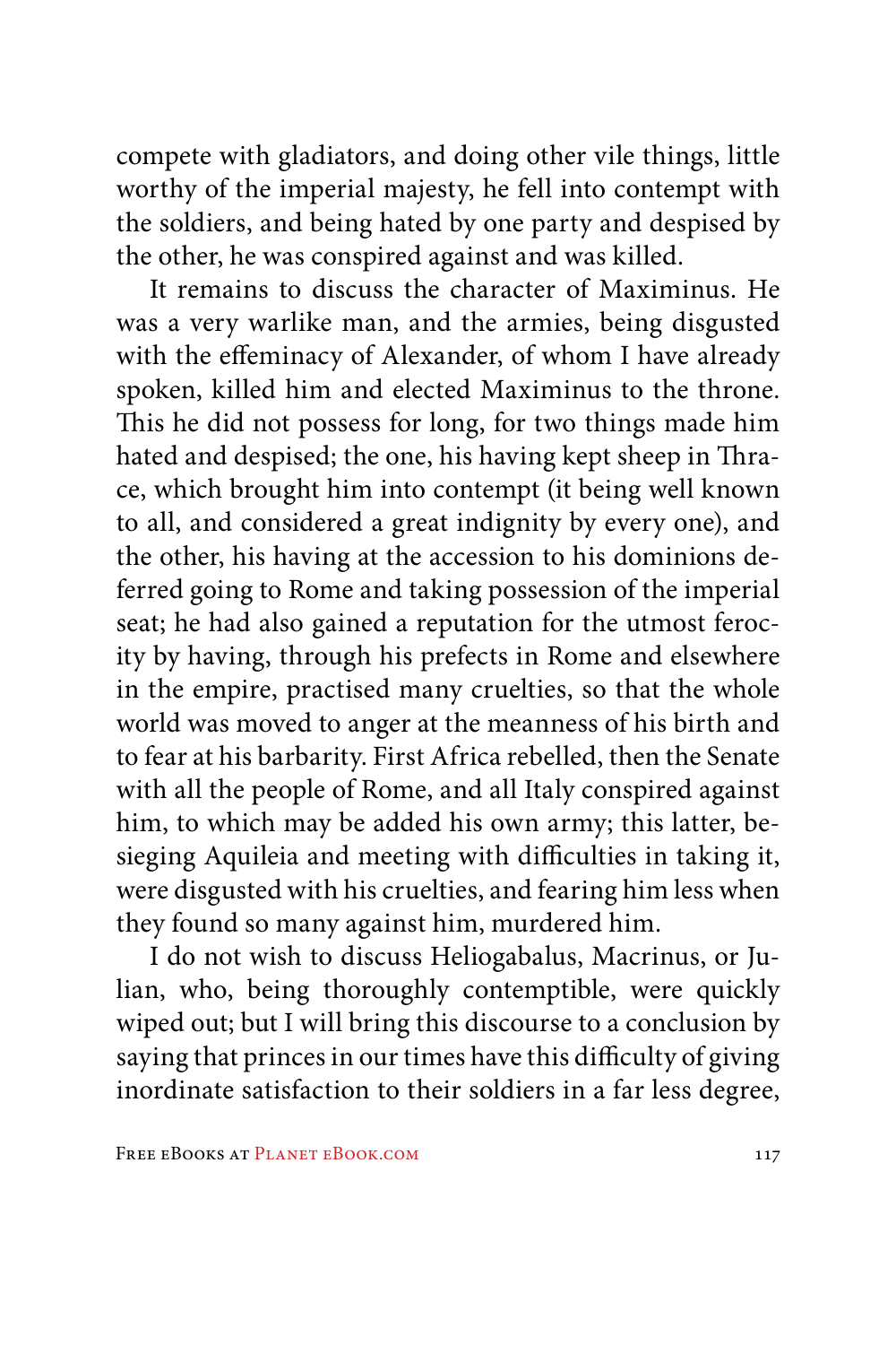compete with gladiators, and doing other vile things, little worthy of the imperial majesty, he fell into contempt with the soldiers, and being hated by one party and despised by the other, he was conspired against and was killed.

It remains to discuss the character of Maximinus. He was a very warlike man, and the armies, being disgusted with the effeminacy of Alexander, of whom I have already spoken, killed him and elected Maximinus to the throne. This he did not possess for long, for two things made him hated and despised; the one, his having kept sheep in Thrace, which brought him into contempt (it being well known to all, and considered a great indignity by every one), and the other, his having at the accession to his dominions deferred going to Rome and taking possession of the imperial seat; he had also gained a reputation for the utmost ferocity by having, through his prefects in Rome and elsewhere in the empire, practised many cruelties, so that the whole world was moved to anger at the meanness of his birth and to fear at his barbarity. First Africa rebelled, then the Senate with all the people of Rome, and all Italy conspired against him, to which may be added his own army; this latter, besieging Aquileia and meeting with difficulties in taking it, were disgusted with his cruelties, and fearing him less when they found so many against him, murdered him.

I do not wish to discuss Heliogabalus, Macrinus, or Julian, who, being thoroughly contemptible, were quickly wiped out; but I will bring this discourse to a conclusion by saying that princes in our times have this difficulty of giving inordinate satisfaction to their soldiers in a far less degree,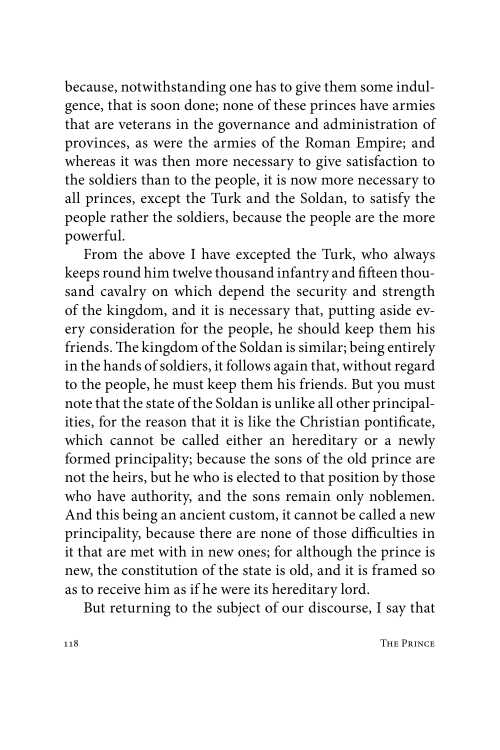because, notwithstanding one has to give them some indulgence, that is soon done; none of these princes have armies that are veterans in the governance and administration of provinces, as were the armies of the Roman Empire; and whereas it was then more necessary to give satisfaction to the soldiers than to the people, it is now more necessary to all princes, except the Turk and the Soldan, to satisfy the people rather the soldiers, because the people are the more powerful.

From the above I have excepted the Turk, who always keeps round him twelve thousand infantry and fifteen thousand cavalry on which depend the security and strength of the kingdom, and it is necessary that, putting aside every consideration for the people, he should keep them his friends. The kingdom of the Soldan is similar; being entirely in the hands of soldiers, it follows again that, without regard to the people, he must keep them his friends. But you must note that the state of the Soldan is unlike all other principalities, for the reason that it is like the Christian pontificate, which cannot be called either an hereditary or a newly formed principality; because the sons of the old prince are not the heirs, but he who is elected to that position by those who have authority, and the sons remain only noblemen. And this being an ancient custom, it cannot be called a new principality, because there are none of those difficulties in it that are met with in new ones; for although the prince is new, the constitution of the state is old, and it is framed so as to receive him as if he were its hereditary lord.

But returning to the subject of our discourse, I say that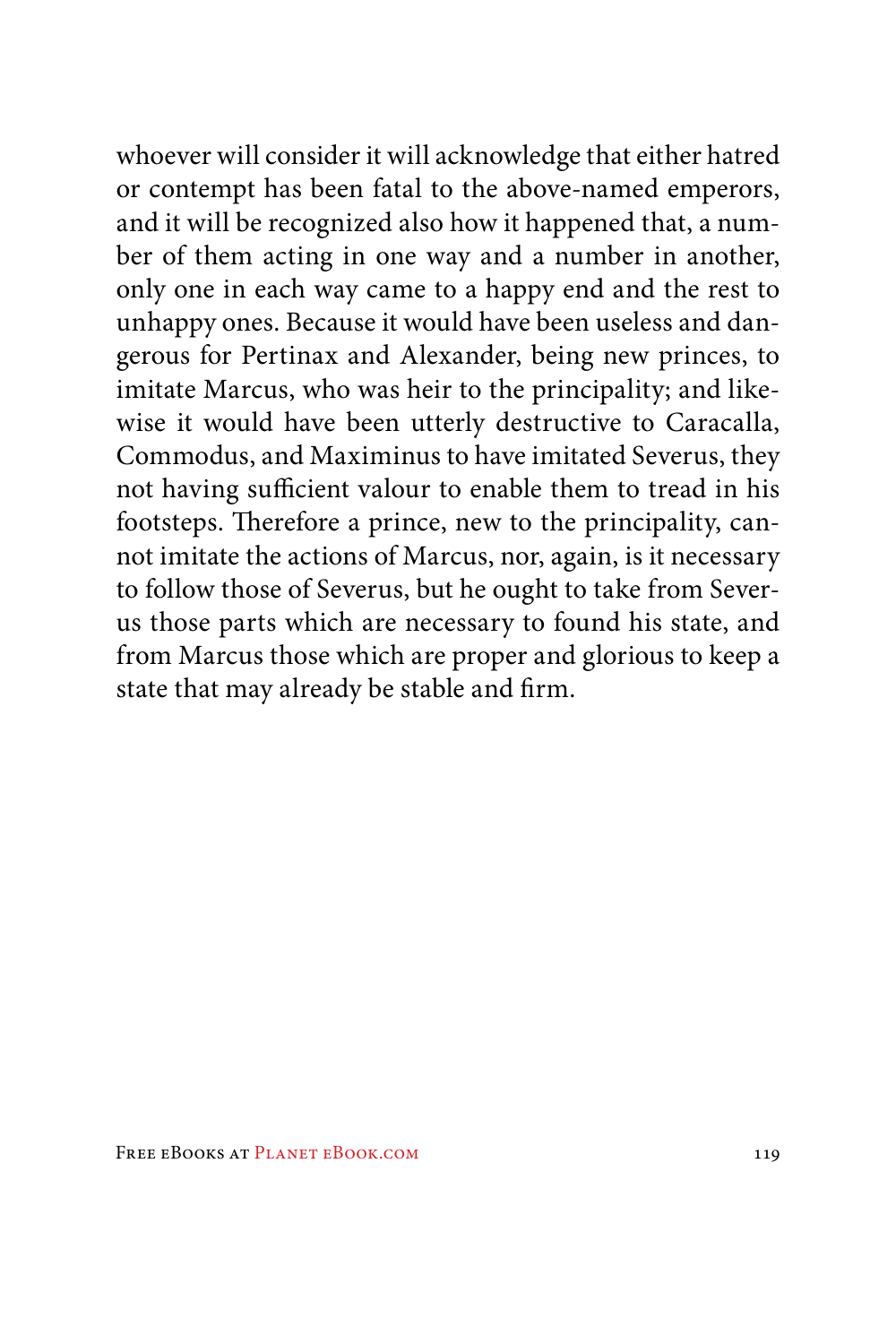whoever will consider it will acknowledge that either hatred or contempt has been fatal to the above-named emperors, and it will be recognized also how it happened that, a number of them acting in one way and a number in another, only one in each way came to a happy end and the rest to unhappy ones. Because it would have been useless and dangerous for Pertinax and Alexander, being new princes, to imitate Marcus, who was heir to the principality; and likewise it would have been utterly destructive to Caracalla, Commodus, and Maximinus to have imitated Severus, they not having sufficient valour to enable them to tread in his footsteps. Therefore a prince, new to the principality, cannot imitate the actions of Marcus, nor, again, is it necessary to follow those of Severus, but he ought to take from Severus those parts which are necessary to found his state, and from Marcus those which are proper and glorious to keep a state that may already be stable and firm.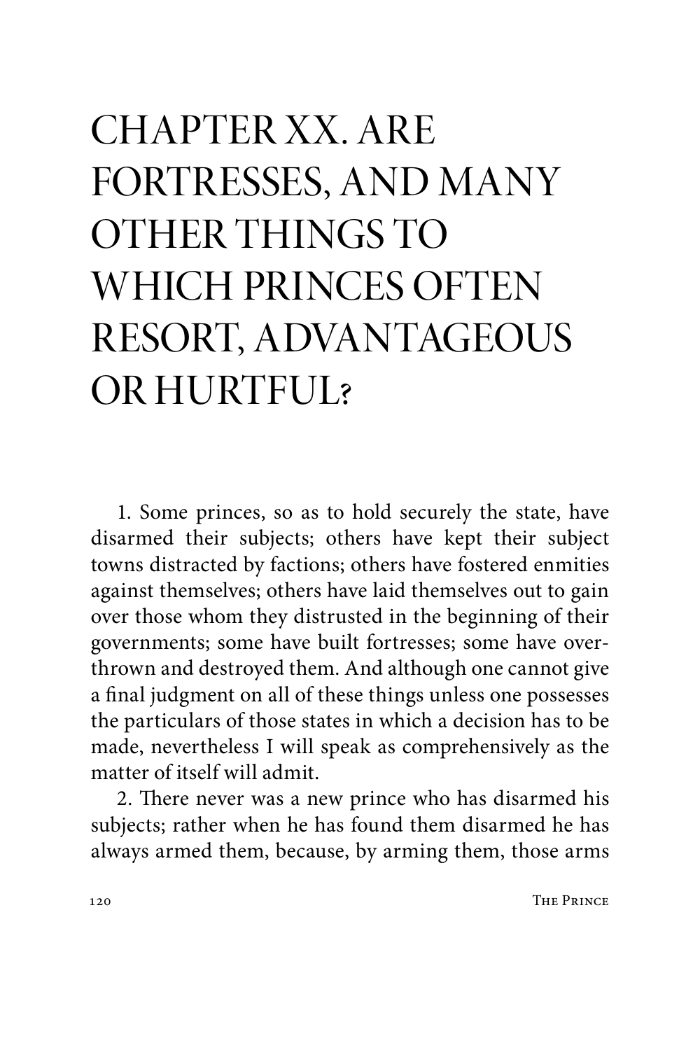# CHAPTER XX. ARE FORTRESSES, AND MANY OTHER THINGS TO WHICH PRINCES OFTEN RESORT, ADVANTAGEOUS OR HURTFUL?

1. Some princes, so as to hold securely the state, have disarmed their subjects; others have kept their subject towns distracted by factions; others have fostered enmities against themselves; others have laid themselves out to gain over those whom they distrusted in the beginning of their governments; some have built fortresses; some have overthrown and destroyed them. And although one cannot give a final judgment on all of these things unless one possesses the particulars of those states in which a decision has to be made, nevertheless I will speak as comprehensively as the matter of itself will admit.

2. There never was a new prince who has disarmed his subjects; rather when he has found them disarmed he has always armed them, because, by arming them, those arms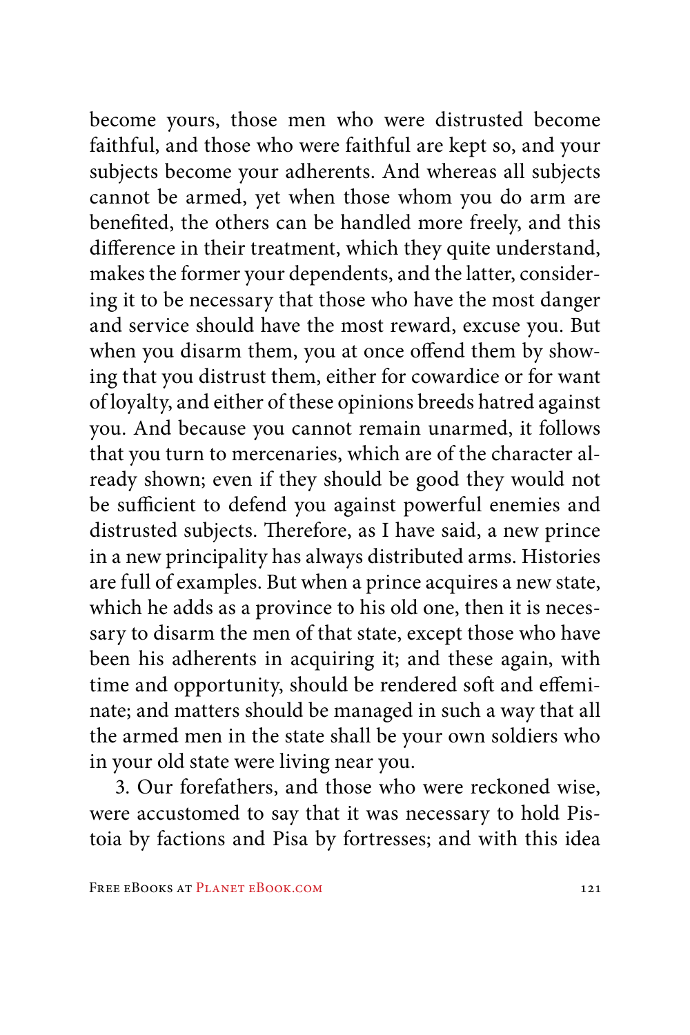become yours, those men who were distrusted become faithful, and those who were faithful are kept so, and your subjects become your adherents. And whereas all subjects cannot be armed, yet when those whom you do arm are benefited, the others can be handled more freely, and this difference in their treatment, which they quite understand, makes the former your dependents, and the latter, considering it to be necessary that those who have the most danger and service should have the most reward, excuse you. But when you disarm them, you at once offend them by showing that you distrust them, either for cowardice or for want of loyalty, and either of these opinions breeds hatred against you. And because you cannot remain unarmed, it follows that you turn to mercenaries, which are of the character already shown; even if they should be good they would not be sufficient to defend you against powerful enemies and distrusted subjects. Therefore, as I have said, a new prince in a new principality has always distributed arms. Histories are full of examples. But when a prince acquires a new state, which he adds as a province to his old one, then it is necessary to disarm the men of that state, except those who have been his adherents in acquiring it; and these again, with time and opportunity, should be rendered soft and effeminate; and matters should be managed in such a way that all the armed men in the state shall be your own soldiers who in your old state were living near you.

3. Our forefathers, and those who were reckoned wise, were accustomed to say that it was necessary to hold Pistoia by factions and Pisa by fortresses; and with this idea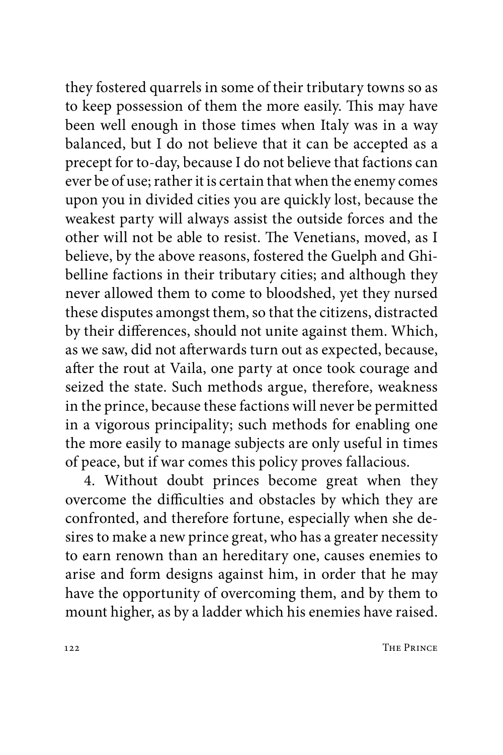they fostered quarrels in some of their tributary towns so as to keep possession of them the more easily. This may have been well enough in those times when Italy was in a way balanced, but I do not believe that it can be accepted as a precept for to-day, because I do not believe that factions can ever be of use; rather it is certain that when the enemy comes upon you in divided cities you are quickly lost, because the weakest party will always assist the outside forces and the other will not be able to resist. The Venetians, moved, as I believe, by the above reasons, fostered the Guelph and Ghibelline factions in their tributary cities; and although they never allowed them to come to bloodshed, yet they nursed these disputes amongst them, so that the citizens, distracted by their differences, should not unite against them. Which, as we saw, did not afterwards turn out as expected, because, after the rout at Vaila, one party at once took courage and seized the state. Such methods argue, therefore, weakness in the prince, because these factions will never be permitted in a vigorous principality; such methods for enabling one the more easily to manage subjects are only useful in times of peace, but if war comes this policy proves fallacious.

4. Without doubt princes become great when they overcome the difficulties and obstacles by which they are confronted, and therefore fortune, especially when she desires to make a new prince great, who has a greater necessity to earn renown than an hereditary one, causes enemies to arise and form designs against him, in order that he may have the opportunity of overcoming them, and by them to mount higher, as by a ladder which his enemies have raised.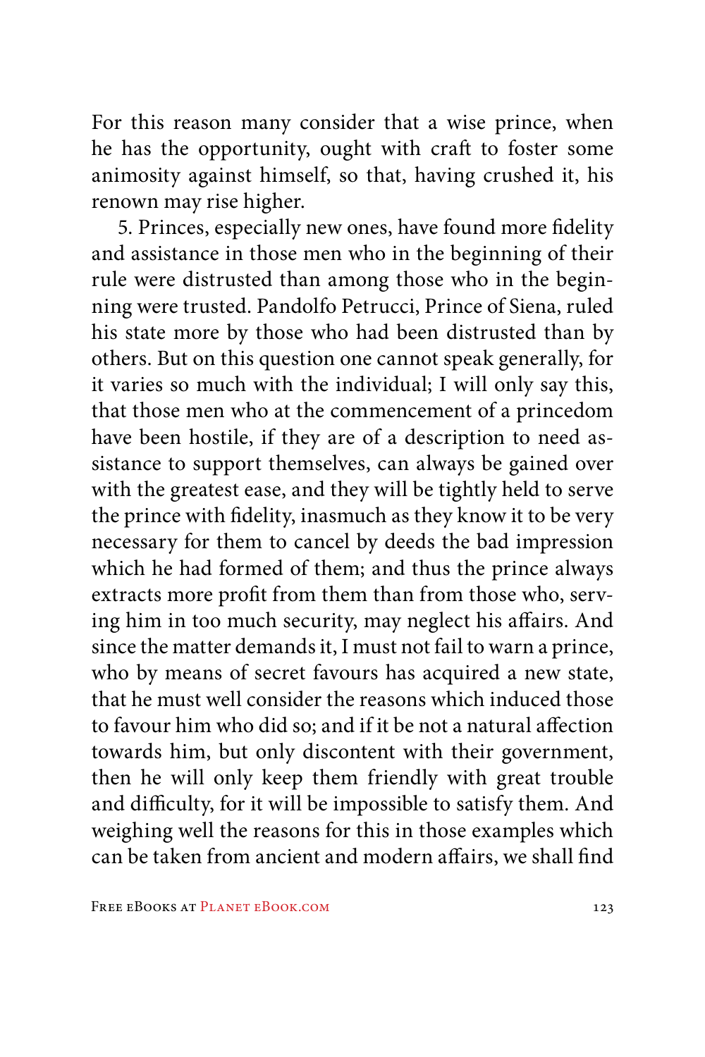For this reason many consider that a wise prince, when he has the opportunity, ought with craft to foster some animosity against himself, so that, having crushed it, his renown may rise higher.

5. Princes, especially new ones, have found more fidelity and assistance in those men who in the beginning of their rule were distrusted than among those who in the beginning were trusted. Pandolfo Petrucci, Prince of Siena, ruled his state more by those who had been distrusted than by others. But on this question one cannot speak generally, for it varies so much with the individual; I will only say this, that those men who at the commencement of a princedom have been hostile, if they are of a description to need assistance to support themselves, can always be gained over with the greatest ease, and they will be tightly held to serve the prince with fidelity, inasmuch as they know it to be very necessary for them to cancel by deeds the bad impression which he had formed of them; and thus the prince always extracts more profit from them than from those who, serving him in too much security, may neglect his affairs. And since the matter demands it, I must not fail to warn a prince, who by means of secret favours has acquired a new state, that he must well consider the reasons which induced those to favour him who did so; and if it be not a natural affection towards him, but only discontent with their government, then he will only keep them friendly with great trouble and difficulty, for it will be impossible to satisfy them. And weighing well the reasons for this in those examples which can be taken from ancient and modern affairs, we shall find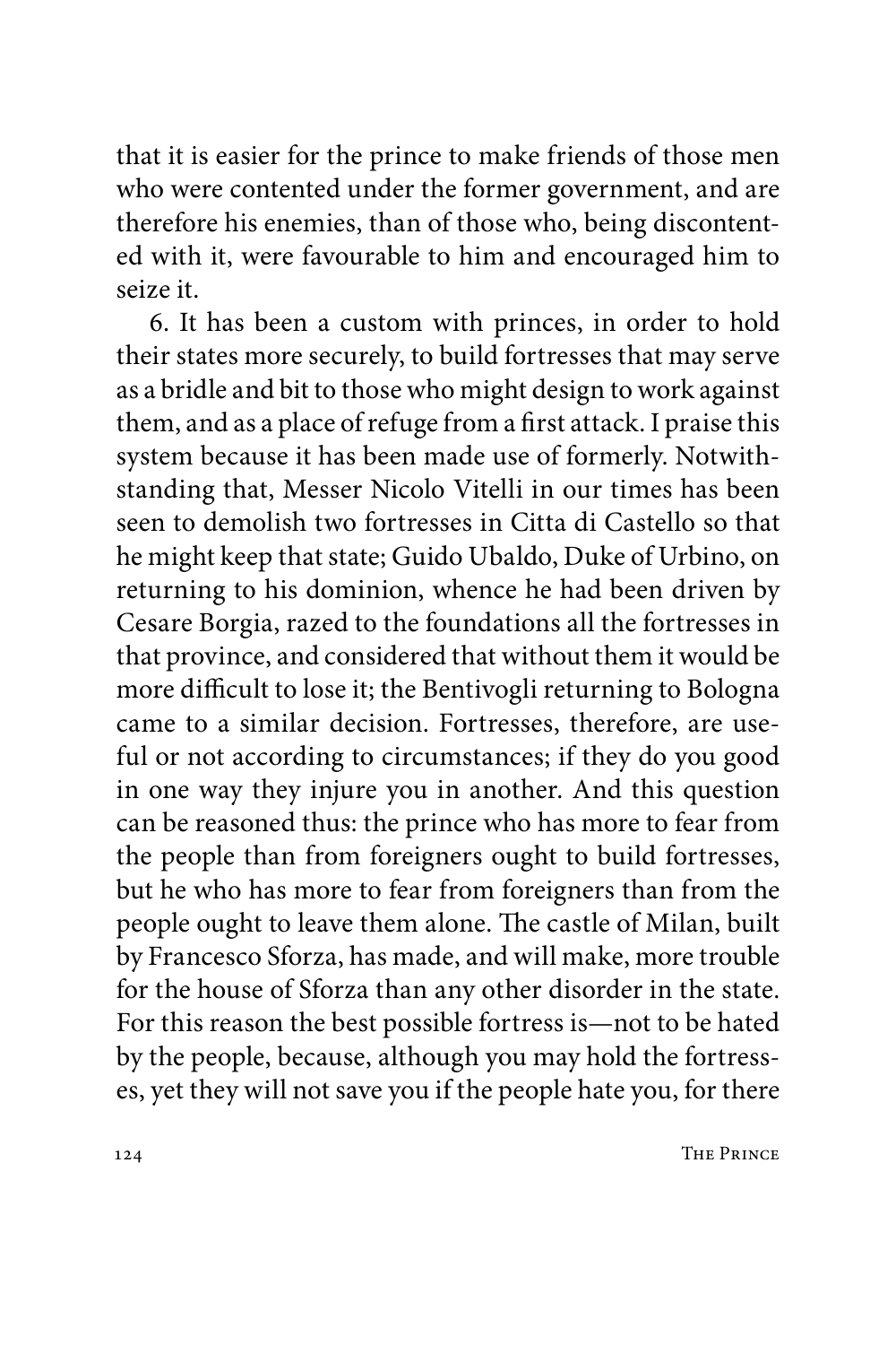that it is easier for the prince to make friends of those men who were contented under the former government, and are therefore his enemies, than of those who, being discontented with it, were favourable to him and encouraged him to seize it.

6. It has been a custom with princes, in order to hold their states more securely, to build fortresses that may serve as a bridle and bit to those who might design to work against them, and as a place of refuge from a first attack. I praise this system because it has been made use of formerly. Notwithstanding that, Messer Nicolo Vitelli in our times has been seen to demolish two fortresses in Citta di Castello so that he might keep that state; Guido Ubaldo, Duke of Urbino, on returning to his dominion, whence he had been driven by Cesare Borgia, razed to the foundations all the fortresses in that province, and considered that without them it would be more difficult to lose it; the Bentivogli returning to Bologna came to a similar decision. Fortresses, therefore, are useful or not according to circumstances; if they do you good in one way they injure you in another. And this question can be reasoned thus: the prince who has more to fear from the people than from foreigners ought to build fortresses, but he who has more to fear from foreigners than from the people ought to leave them alone. The castle of Milan, built by Francesco Sforza, has made, and will make, more trouble for the house of Sforza than any other disorder in the state. For this reason the best possible fortress is—not to be hated by the people, because, although you may hold the fortresses, yet they will not save you if the people hate you, for there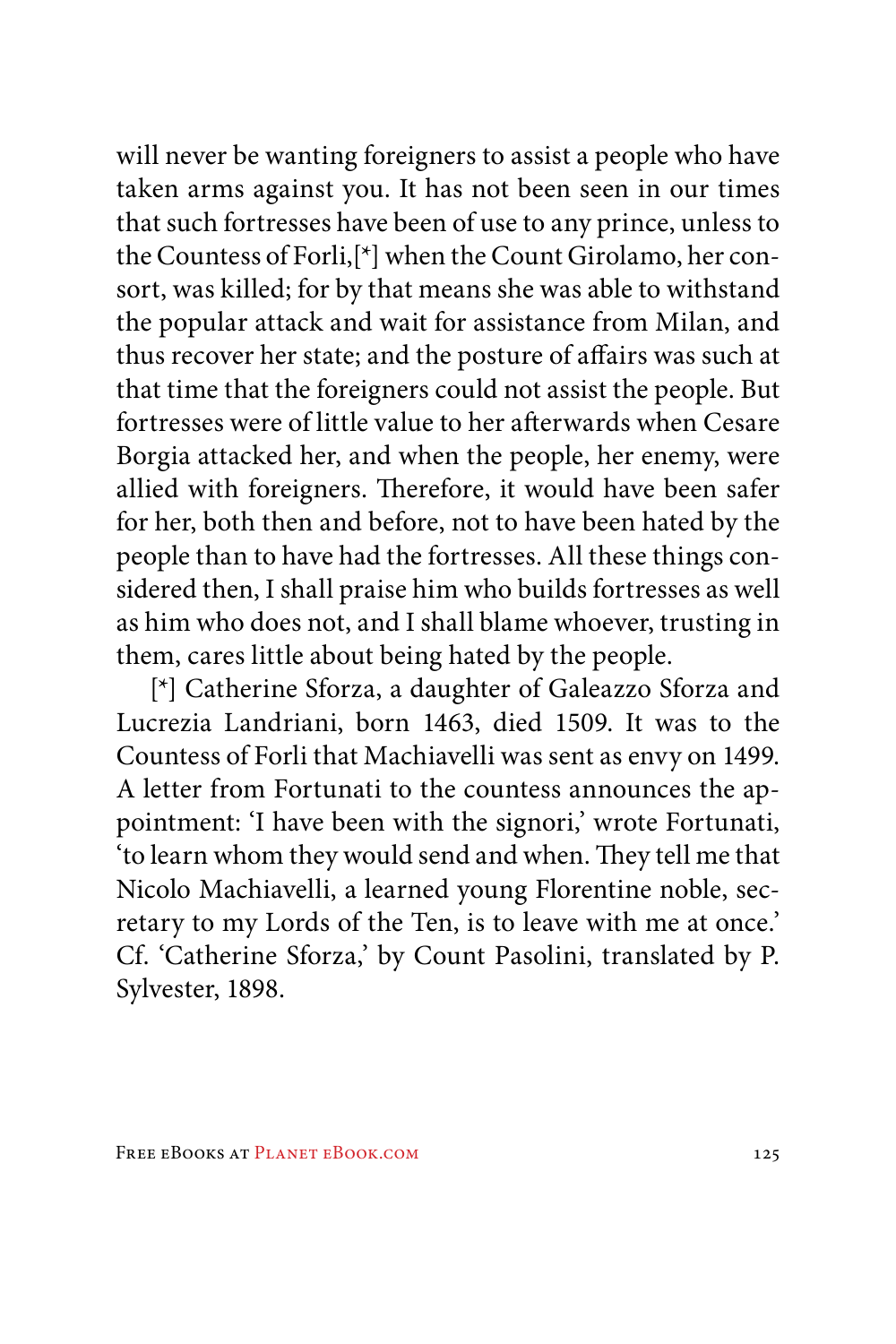will never be wanting foreigners to assist a people who have taken arms against you. It has not been seen in our times that such fortresses have been of use to any prince, unless to the Countess of Forli,[*] when the Count Girolamo, her consort, was killed; for by that means she was able to withstand the popular attack and wait for assistance from Milan, and thus recover her state; and the posture of affairs was such at that time that the foreigners could not assist the people. But fortresses were of little value to her afterwards when Cesare Borgia attacked her, and when the people, her enemy, were allied with foreigners. Therefore, it would have been safer for her, both then and before, not to have been hated by the people than to have had the fortresses. All these things considered then, I shall praise him who builds fortresses as well as him who does not, and I shall blame whoever, trusting in them, cares little about being hated by the people.

[*] Catherine Sforza, a daughter of Galeazzo Sforza and Lucrezia Landriani, born 1463, died 1509. It was to the Countess of Forli that Machiavelli was sent as envy on 1499. A letter from Fortunati to the countess announces the appointment: 'I have been with the signori,' wrote Fortunati, 'to learn whom they would send and when. They tell me that Nicolo Machiavelli, a learned young Florentine noble, secretary to my Lords of the Ten, is to leave with me at once.' Cf. 'Catherine Sforza,' by Count Pasolini, translated by P. Sylvester, 1898.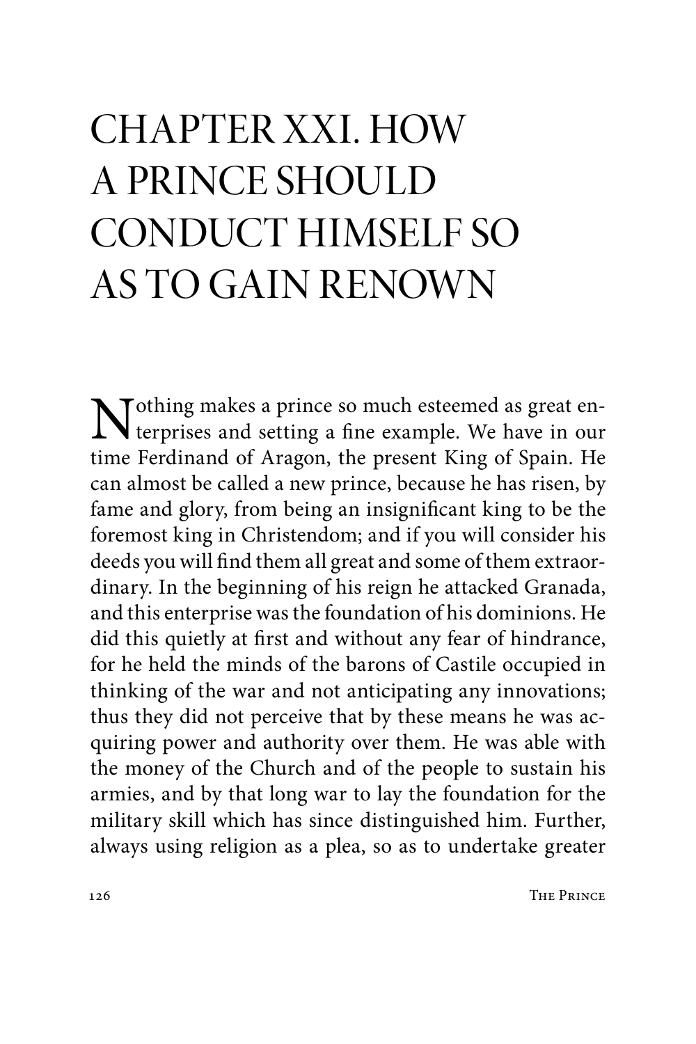# CHAPTER XXI. HOW A PRINCE SHOULD CONDUCT HIMSELF SO AS TO GAIN RENOWN

Nothing makes a prince so much esteemed as great enterprises and setting a fine example. We have in our time Ferdinand of Aragon, the present King of Spain. He can almost be called a new prince, because he has risen, by fame and glory, from being an insignificant king to be the foremost king in Christendom; and if you will consider his deeds you will find them all great and some of them extraordinary. In the beginning of his reign he attacked Granada, and this enterprise was the foundation of his dominions. He did this quietly at first and without any fear of hindrance, for he held the minds of the barons of Castile occupied in thinking of the war and not anticipating any innovations; thus they did not perceive that by these means he was acquiring power and authority over them. He was able with the money of the Church and of the people to sustain his armies, and by that long war to lay the foundation for the military skill which has since distinguished him. Further, always using religion as a plea, so as to undertake greater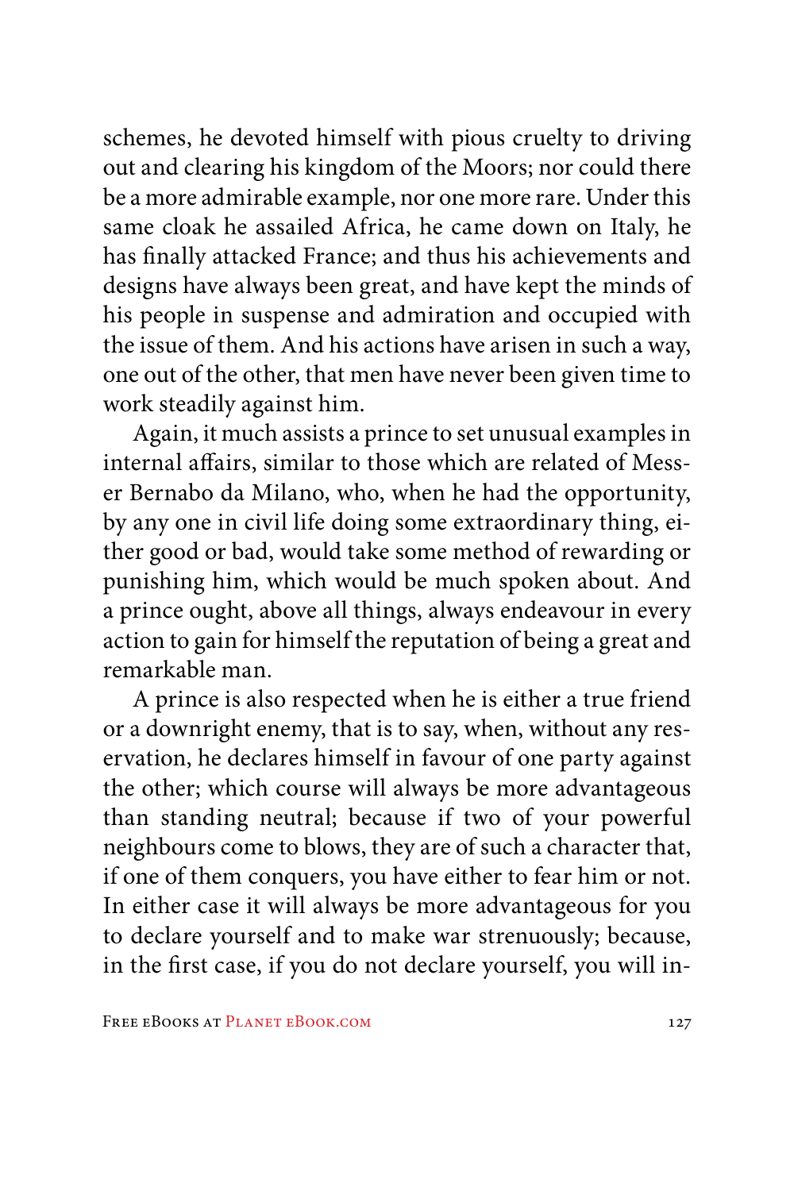schemes, he devoted himself with pious cruelty to driving out and clearing his kingdom of the Moors; nor could there be a more admirable example, nor one more rare. Under this same cloak he assailed Africa, he came down on Italy, he has finally attacked France; and thus his achievements and designs have always been great, and have kept the minds of his people in suspense and admiration and occupied with the issue of them. And his actions have arisen in such a way, one out of the other, that men have never been given time to work steadily against him.

Again, it much assists a prince to set unusual examples in internal affairs, similar to those which are related of Messer Bernabo da Milano, who, when he had the opportunity, by any one in civil life doing some extraordinary thing, either good or bad, would take some method of rewarding or punishing him, which would be much spoken about. And a prince ought, above all things, always endeavour in every action to gain for himself the reputation of being a great and remarkable man.

A prince is also respected when he is either a true friend or a downright enemy, that is to say, when, without any reservation, he declares himself in favour of one party against the other; which course will always be more advantageous than standing neutral; because if two of your powerful neighbours come to blows, they are of such a character that, if one of them conquers, you have either to fear him or not. In either case it will always be more advantageous for you to declare yourself and to make war strenuously; because, in the first case, if you do not declare yourself, you will in-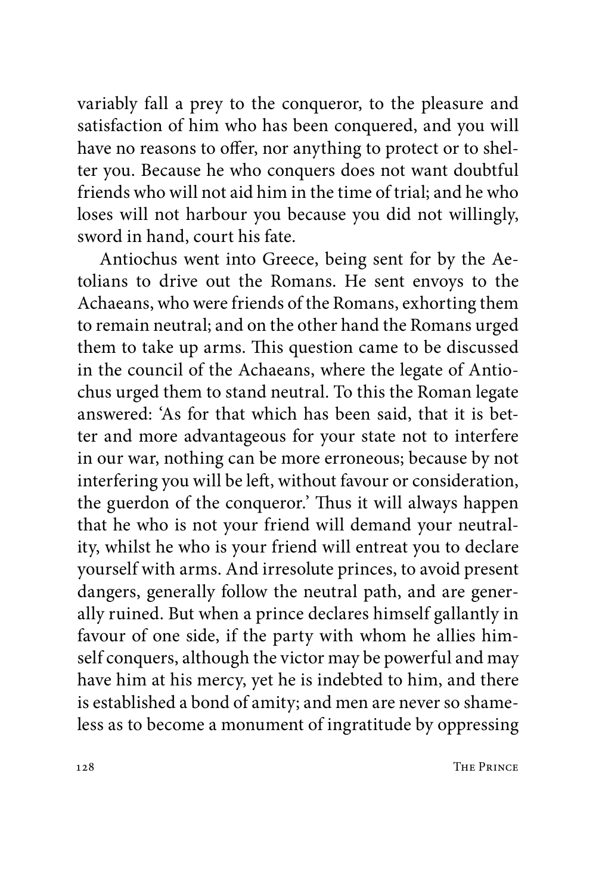variably fall a prey to the conqueror, to the pleasure and satisfaction of him who has been conquered, and you will have no reasons to offer, nor anything to protect or to shelter you. Because he who conquers does not want doubtful friends who will not aid him in the time of trial; and he who loses will not harbour you because you did not willingly, sword in hand, court his fate.

Antiochus went into Greece, being sent for by the Aetolians to drive out the Romans. He sent envoys to the Achaeans, who were friends of the Romans, exhorting them to remain neutral; and on the other hand the Romans urged them to take up arms. This question came to be discussed in the council of the Achaeans, where the legate of Antiochus urged them to stand neutral. To this the Roman legate answered: 'As for that which has been said, that it is better and more advantageous for your state not to interfere in our war, nothing can be more erroneous; because by not interfering you will be left, without favour or consideration, the guerdon of the conqueror.' Thus it will always happen that he who is not your friend will demand your neutrality, whilst he who is your friend will entreat you to declare yourself with arms. And irresolute princes, to avoid present dangers, generally follow the neutral path, and are generally ruined. But when a prince declares himself gallantly in favour of one side, if the party with whom he allies himself conquers, although the victor may be powerful and may have him at his mercy, yet he is indebted to him, and there is established a bond of amity; and men are never so shameless as to become a monument of ingratitude by oppressing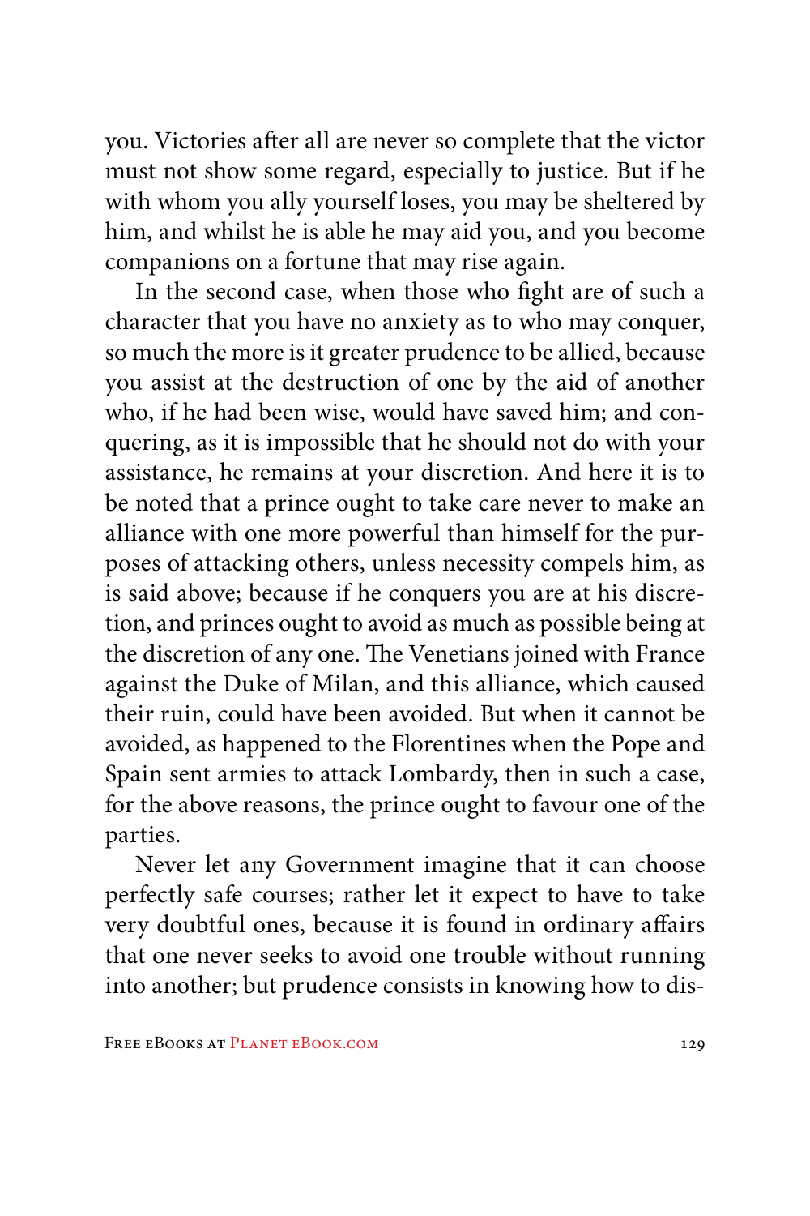you. Victories after all are never so complete that the victor must not show some regard, especially to justice. But if he with whom you ally yourself loses, you may be sheltered by him, and whilst he is able he may aid you, and you become companions on a fortune that may rise again.

In the second case, when those who fight are of such a character that you have no anxiety as to who may conquer, so much the more is it greater prudence to be allied, because you assist at the destruction of one by the aid of another who, if he had been wise, would have saved him; and conquering, as it is impossible that he should not do with your assistance, he remains at your discretion. And here it is to be noted that a prince ought to take care never to make an alliance with one more powerful than himself for the purposes of attacking others, unless necessity compels him, as is said above; because if he conquers you are at his discretion, and princes ought to avoid as much as possible being at the discretion of any one. The Venetians joined with France against the Duke of Milan, and this alliance, which caused their ruin, could have been avoided. But when it cannot be avoided, as happened to the Florentines when the Pope and Spain sent armies to attack Lombardy, then in such a case, for the above reasons, the prince ought to favour one of the parties.

Never let any Government imagine that it can choose perfectly safe courses; rather let it expect to have to take very doubtful ones, because it is found in ordinary affairs that one never seeks to avoid one trouble without running into another; but prudence consists in knowing how to dis-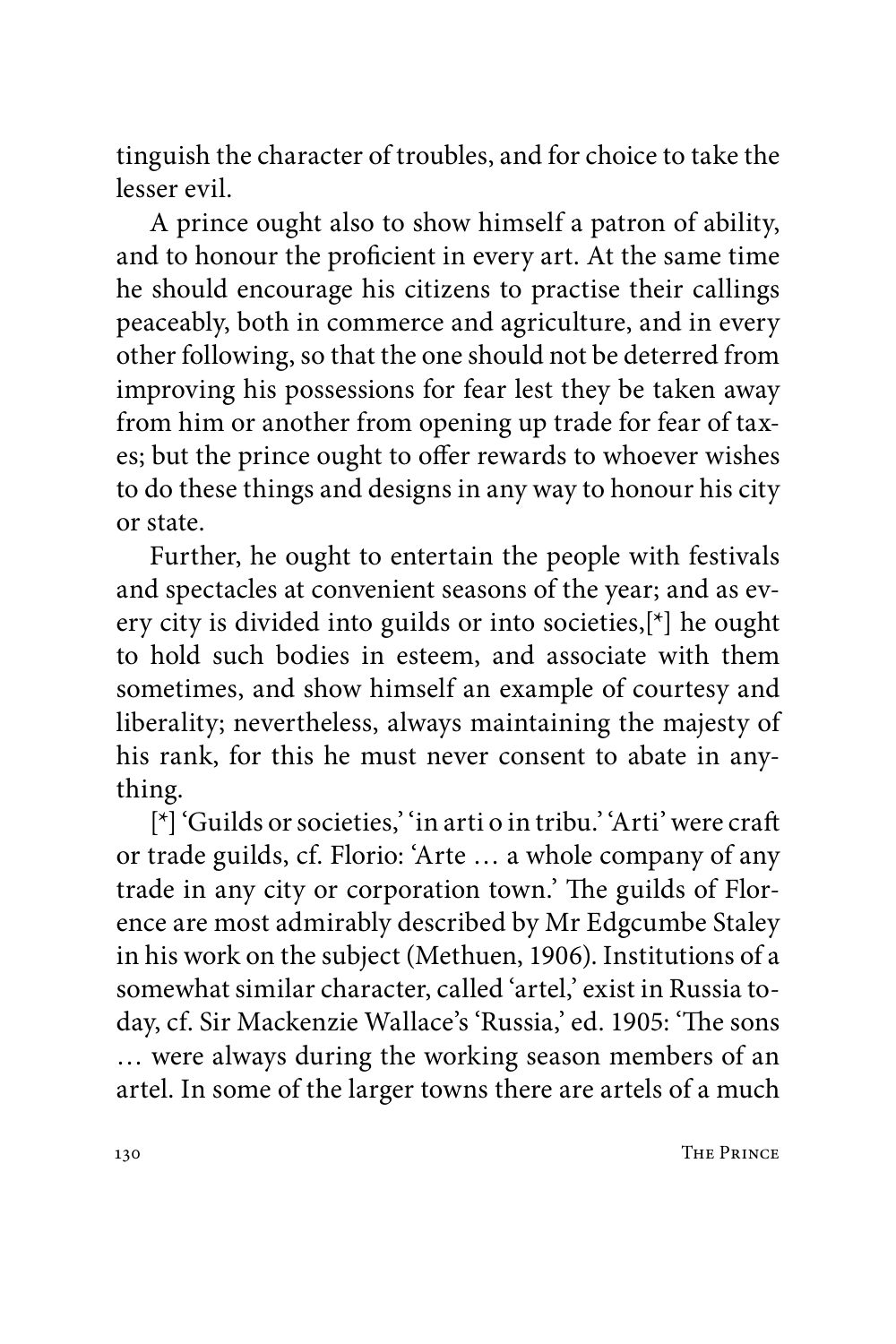tinguish the character of troubles, and for choice to take the lesser evil.

A prince ought also to show himself a patron of ability, and to honour the proficient in every art. At the same time he should encourage his citizens to practise their callings peaceably, both in commerce and agriculture, and in every other following, so that the one should not be deterred from improving his possessions for fear lest they be taken away from him or another from opening up trade for fear of taxes; but the prince ought to offer rewards to whoever wishes to do these things and designs in any way to honour his city or state.

Further, he ought to entertain the people with festivals and spectacles at convenient seasons of the year; and as every city is divided into guilds or into societies,[*] he ought to hold such bodies in esteem, and associate with them sometimes, and show himself an example of courtesy and liberality; nevertheless, always maintaining the majesty of his rank, for this he must never consent to abate in anything.

[*] 'Guilds or societies,' 'in arti o in tribu.' 'Arti' were craft or trade guilds, cf. Florio: 'Arte … a whole company of any trade in any city or corporation town.' The guilds of Florence are most admirably described by Mr Edgcumbe Staley in his work on the subject (Methuen, 1906). Institutions of a somewhat similar character, called 'artel,' exist in Russia today, cf. Sir Mackenzie Wallace's 'Russia,' ed. 1905: 'The sons … were always during the working season members of an artel. In some of the larger towns there are artels of a much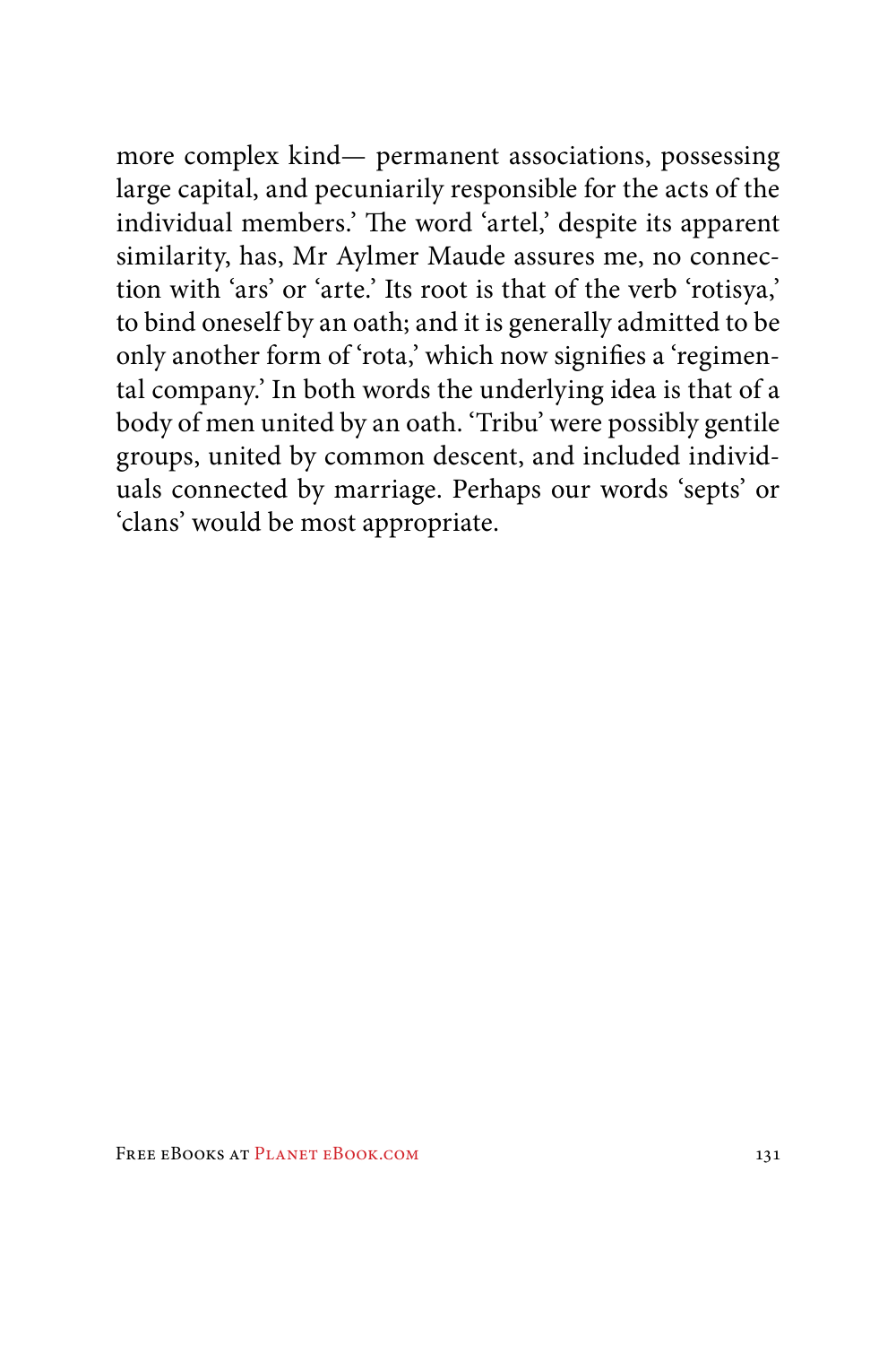more complex kind— permanent associations, possessing large capital, and pecuniarily responsible for the acts of the individual members.' The word 'artel,' despite its apparent similarity, has, Mr Aylmer Maude assures me, no connection with 'ars' or 'arte.' Its root is that of the verb 'rotisya,' to bind oneself by an oath; and it is generally admitted to be only another form of 'rota,' which now signifies a 'regimental company.' In both words the underlying idea is that of a body of men united by an oath. 'Tribu' were possibly gentile groups, united by common descent, and included individuals connected by marriage. Perhaps our words 'septs' or 'clans' would be most appropriate.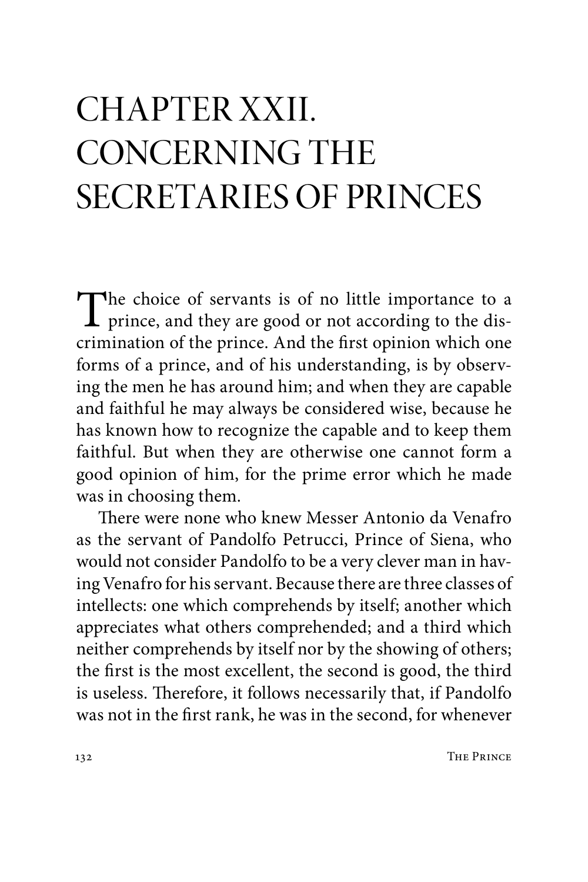# CHAPTER XXII. CONCERNING THE SECRETARIES OF PRINCES

The choice of servants is of no little importance to a prince, and they are good or not according to the discrimination of the prince. And the first opinion which one forms of a prince, and of his understanding, is by observing the men he has around him; and when they are capable and faithful he may always be considered wise, because he has known how to recognize the capable and to keep them faithful. But when they are otherwise one cannot form a good opinion of him, for the prime error which he made was in choosing them.

There were none who knew Messer Antonio da Venafro as the servant of Pandolfo Petrucci, Prince of Siena, who would not consider Pandolfo to be a very clever man in having Venafro for his servant. Because there are three classes of intellects: one which comprehends by itself; another which appreciates what others comprehended; and a third which neither comprehends by itself nor by the showing of others; the first is the most excellent, the second is good, the third is useless. Therefore, it follows necessarily that, if Pandolfo was not in the first rank, he was in the second, for whenever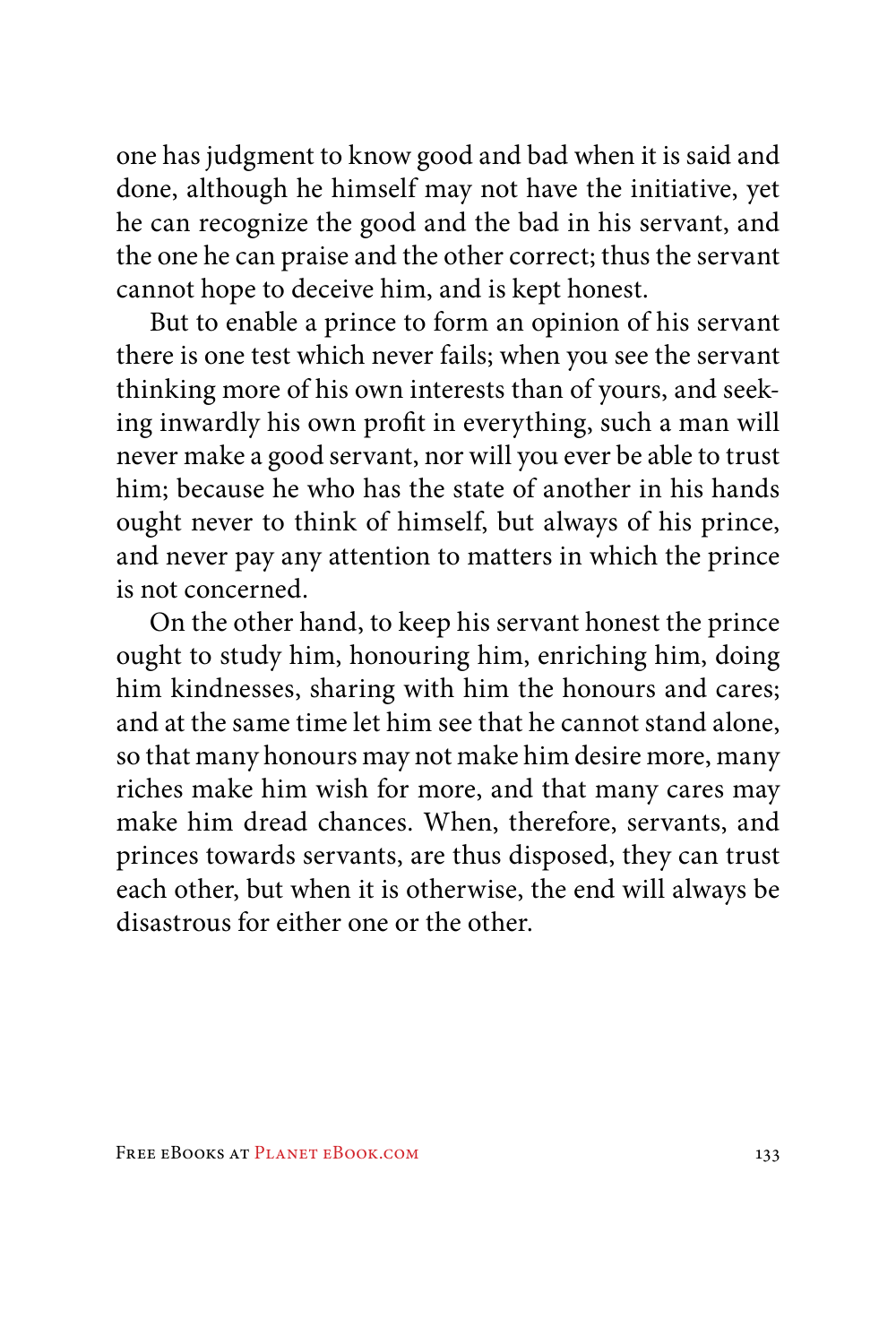one has judgment to know good and bad when it is said and done, although he himself may not have the initiative, yet he can recognize the good and the bad in his servant, and the one he can praise and the other correct; thus the servant cannot hope to deceive him, and is kept honest.

But to enable a prince to form an opinion of his servant there is one test which never fails; when you see the servant thinking more of his own interests than of yours, and seeking inwardly his own profit in everything, such a man will never make a good servant, nor will you ever be able to trust him; because he who has the state of another in his hands ought never to think of himself, but always of his prince, and never pay any attention to matters in which the prince is not concerned.

On the other hand, to keep his servant honest the prince ought to study him, honouring him, enriching him, doing him kindnesses, sharing with him the honours and cares; and at the same time let him see that he cannot stand alone, so that many honours may not make him desire more, many riches make him wish for more, and that many cares may make him dread chances. When, therefore, servants, and princes towards servants, are thus disposed, they can trust each other, but when it is otherwise, the end will always be disastrous for either one or the other.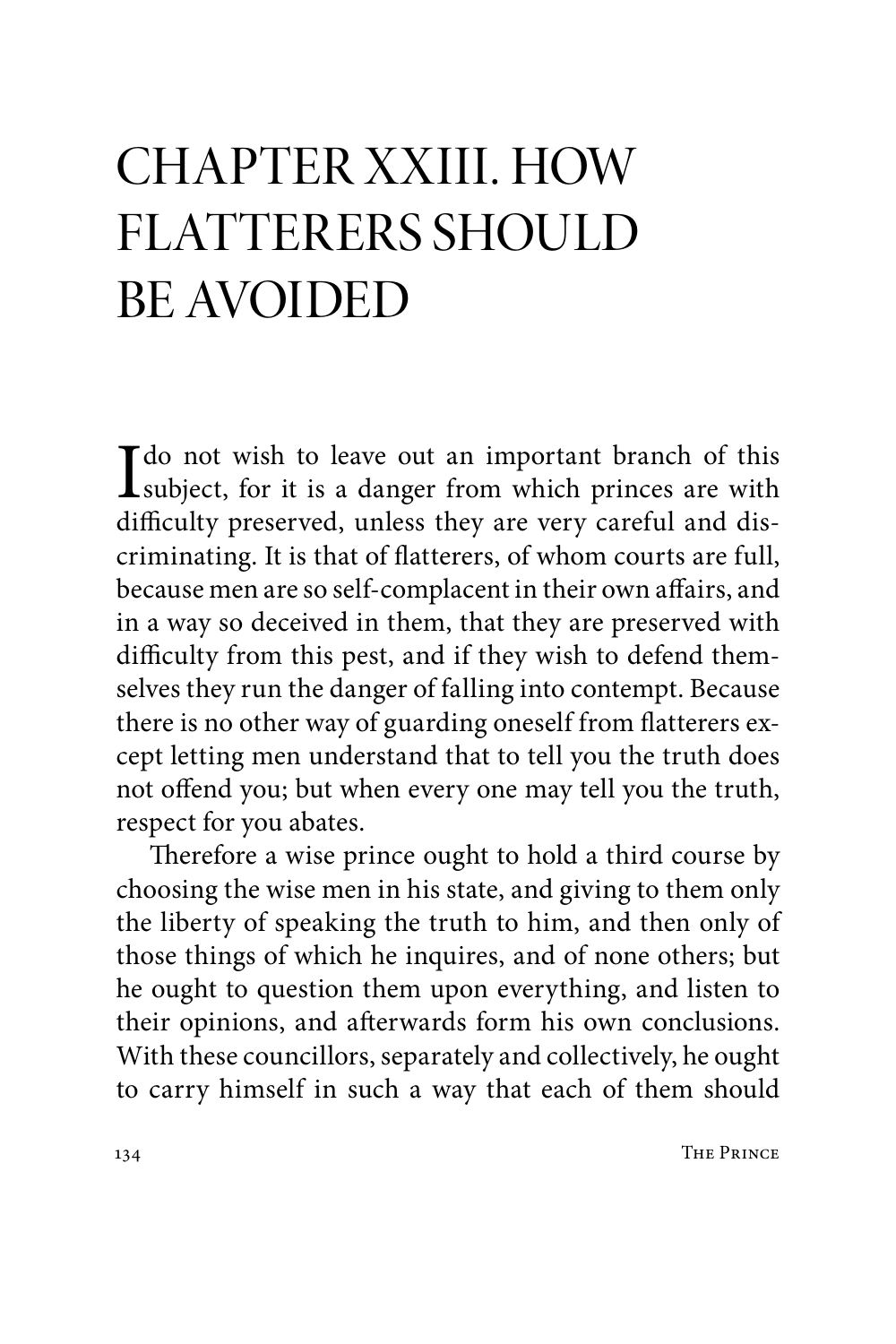# CHAPTER XXIII. HOW FLATTERERS SHOULD BE AVOIDED

I do not wish to leave out an important branch of this subject, for it is a danger from which princes are with difficulty preserved, unless they are very careful and discriminating. It is that of flatterers, of whom courts are full, because men are so self-complacent in their own affairs, and in a way so deceived in them, that they are preserved with difficulty from this pest, and if they wish to defend themselves they run the danger of falling into contempt. Because there is no other way of guarding oneself from flatterers except letting men understand that to tell you the truth does not offend you; but when every one may tell you the truth, respect for you abates.

Therefore a wise prince ought to hold a third course by choosing the wise men in his state, and giving to them only the liberty of speaking the truth to him, and then only of those things of which he inquires, and of none others; but he ought to question them upon everything, and listen to their opinions, and afterwards form his own conclusions. With these councillors, separately and collectively, he ought to carry himself in such a way that each of them should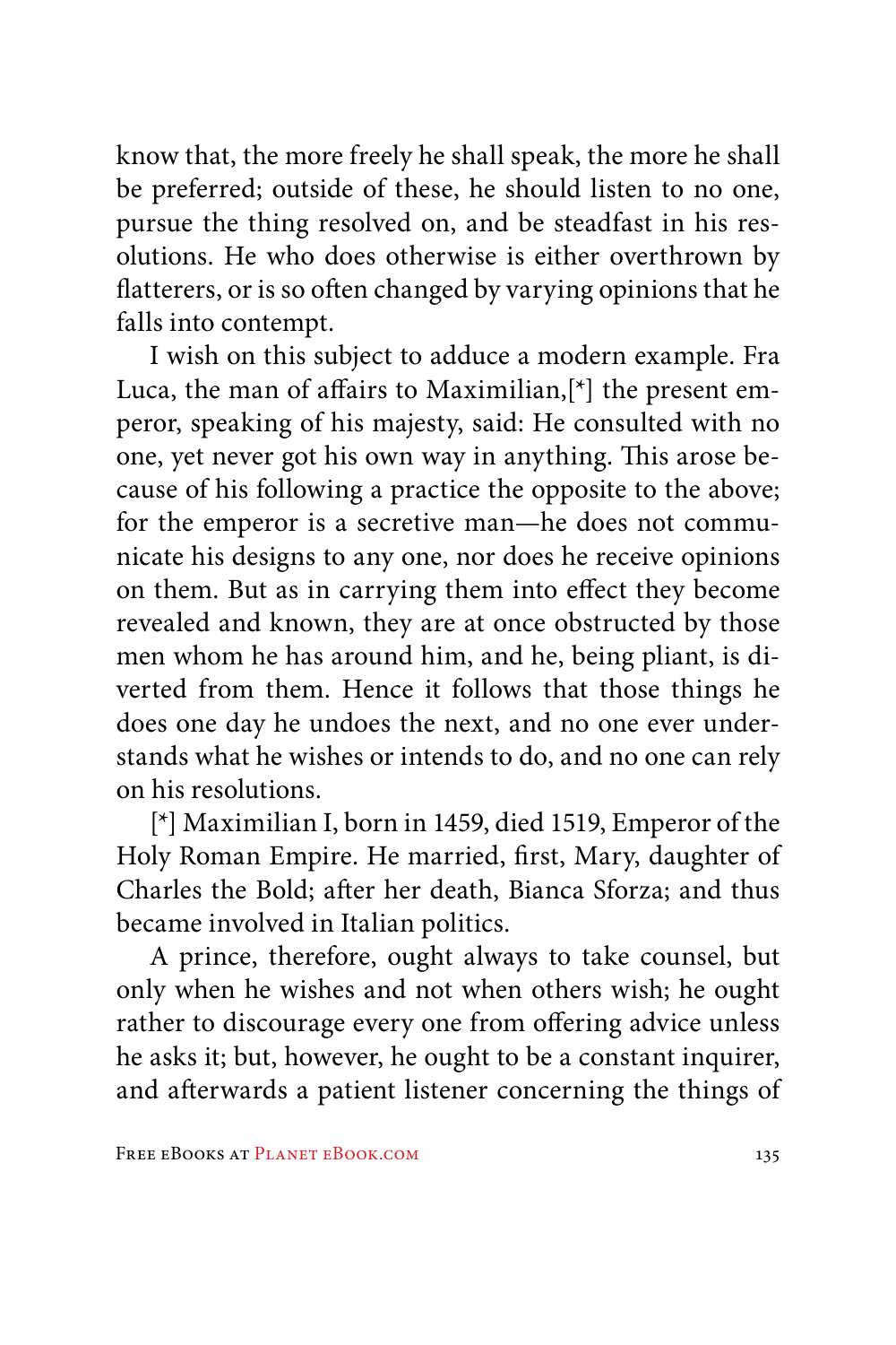know that, the more freely he shall speak, the more he shall be preferred; outside of these, he should listen to no one, pursue the thing resolved on, and be steadfast in his resolutions. He who does otherwise is either overthrown by flatterers, or is so often changed by varying opinions that he falls into contempt.

I wish on this subject to adduce a modern example. Fra Luca, the man of affairs to Maximilian,[*] the present emperor, speaking of his majesty, said: He consulted with no one, yet never got his own way in anything. This arose because of his following a practice the opposite to the above; for the emperor is a secretive man—he does not communicate his designs to any one, nor does he receive opinions on them. But as in carrying them into effect they become revealed and known, they are at once obstructed by those men whom he has around him, and he, being pliant, is diverted from them. Hence it follows that those things he does one day he undoes the next, and no one ever understands what he wishes or intends to do, and no one can rely on his resolutions.

[*] Maximilian I, born in 1459, died 1519, Emperor of the Holy Roman Empire. He married, first, Mary, daughter of Charles the Bold; after her death, Bianca Sforza; and thus became involved in Italian politics.

A prince, therefore, ought always to take counsel, but only when he wishes and not when others wish; he ought rather to discourage every one from offering advice unless he asks it; but, however, he ought to be a constant inquirer, and afterwards a patient listener concerning the things of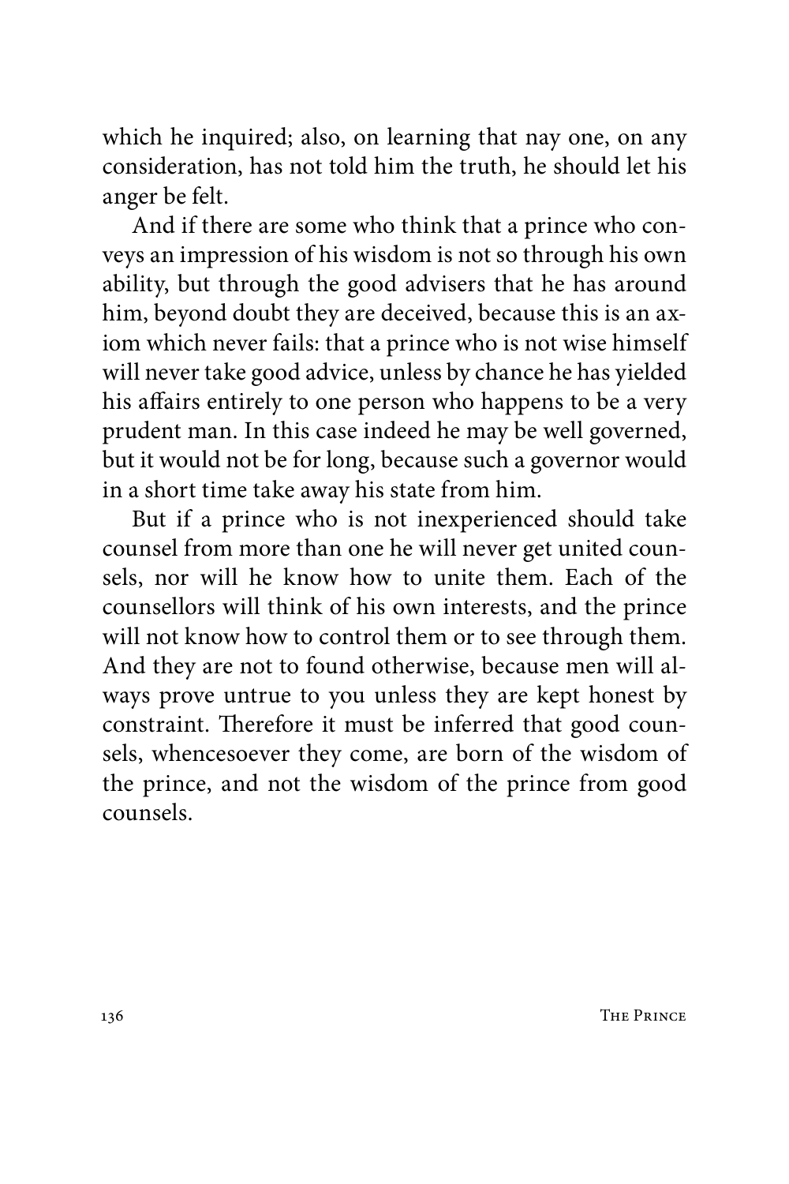which he inquired; also, on learning that nay one, on any consideration, has not told him the truth, he should let his anger be felt.

And if there are some who think that a prince who conveys an impression of his wisdom is not so through his own ability, but through the good advisers that he has around him, beyond doubt they are deceived, because this is an axiom which never fails: that a prince who is not wise himself will never take good advice, unless by chance he has yielded his affairs entirely to one person who happens to be a very prudent man. In this case indeed he may be well governed, but it would not be for long, because such a governor would in a short time take away his state from him.

But if a prince who is not inexperienced should take counsel from more than one he will never get united counsels, nor will he know how to unite them. Each of the counsellors will think of his own interests, and the prince will not know how to control them or to see through them. And they are not to found otherwise, because men will always prove untrue to you unless they are kept honest by constraint. Therefore it must be inferred that good counsels, whencesoever they come, are born of the wisdom of the prince, and not the wisdom of the prince from good counsels.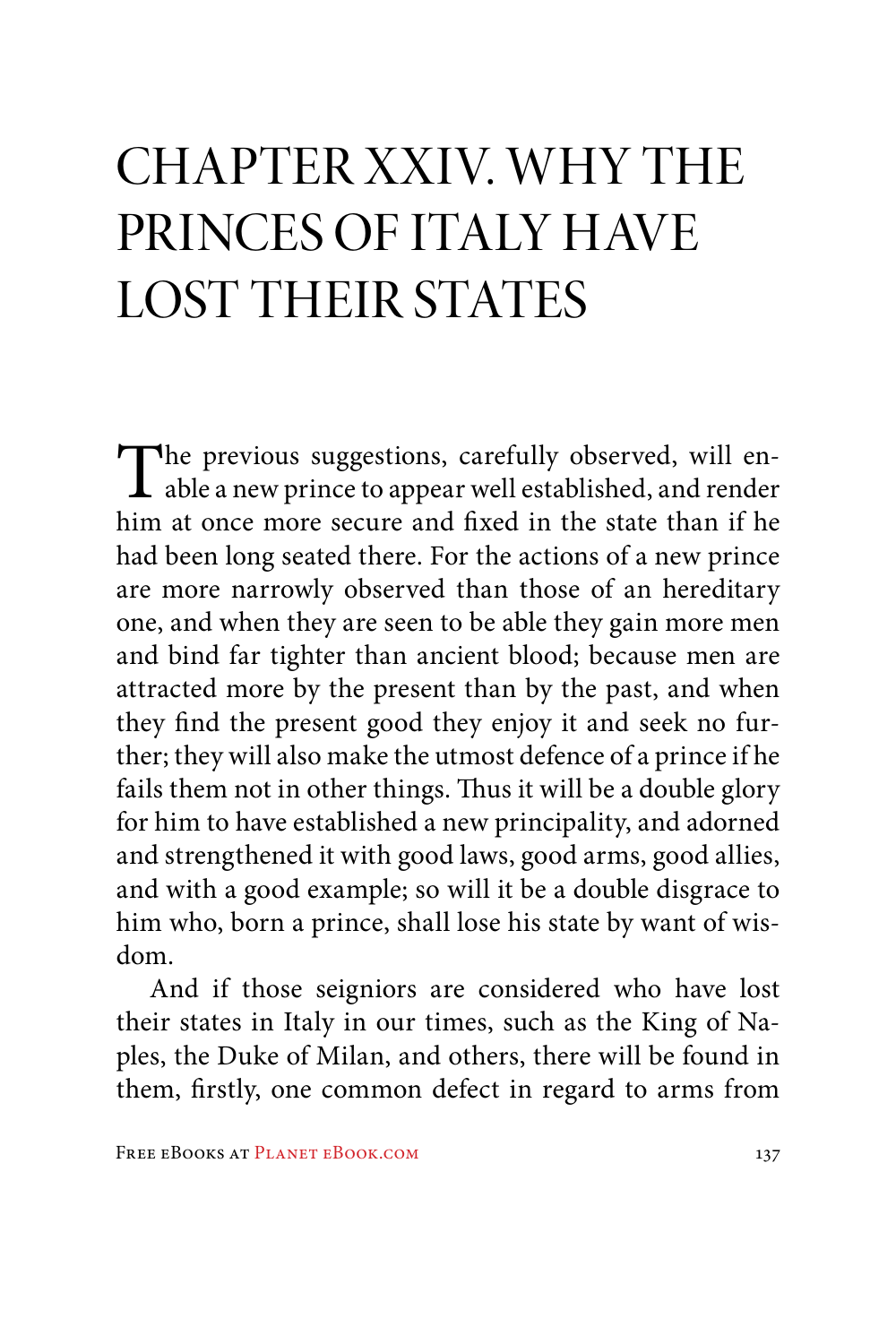# CHAPTER XXIV. WHY THE PRINCES OF ITALY HAVE LOST THEIR STATES

The previous suggestions, carefully observed, will enable a new prince to appear well established, and render him at once more secure and fixed in the state than if he had been long seated there. For the actions of a new prince are more narrowly observed than those of an hereditary one, and when they are seen to be able they gain more men and bind far tighter than ancient blood; because men are attracted more by the present than by the past, and when they find the present good they enjoy it and seek no further; they will also make the utmost defence of a prince if he fails them not in other things. Thus it will be a double glory for him to have established a new principality, and adorned and strengthened it with good laws, good arms, good allies, and with a good example; so will it be a double disgrace to him who, born a prince, shall lose his state by want of wisdom.

And if those seigniors are considered who have lost their states in Italy in our times, such as the King of Naples, the Duke of Milan, and others, there will be found in them, firstly, one common defect in regard to arms from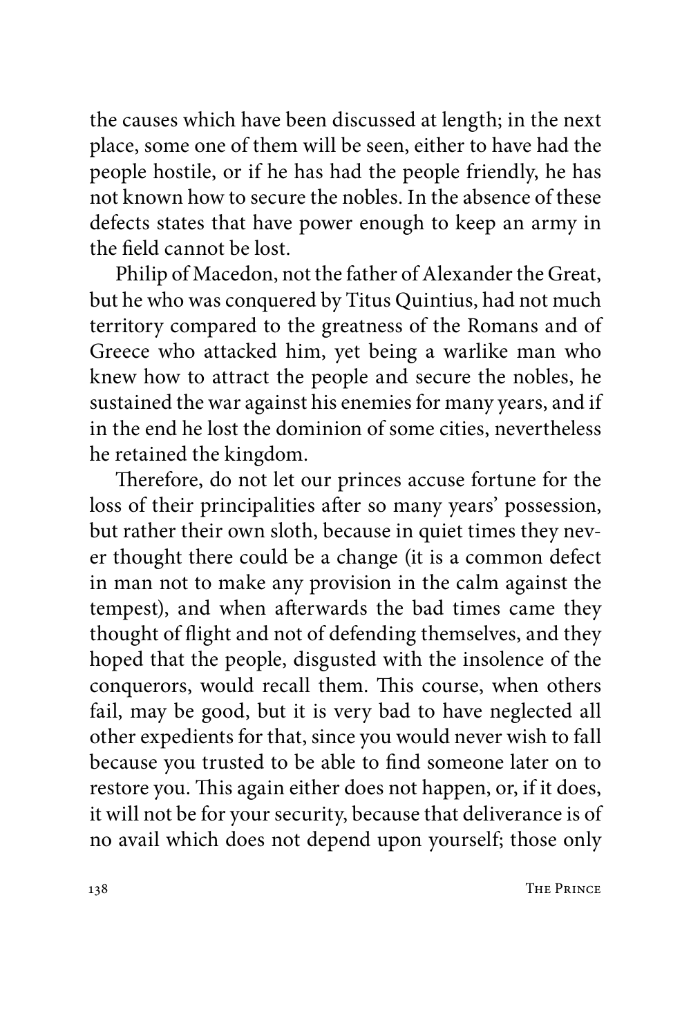the causes which have been discussed at length; in the next place, some one of them will be seen, either to have had the people hostile, or if he has had the people friendly, he has not known how to secure the nobles. In the absence of these defects states that have power enough to keep an army in the field cannot be lost.

Philip of Macedon, not the father of Alexander the Great, but he who was conquered by Titus Quintius, had not much territory compared to the greatness of the Romans and of Greece who attacked him, yet being a warlike man who knew how to attract the people and secure the nobles, he sustained the war against his enemies for many years, and if in the end he lost the dominion of some cities, nevertheless he retained the kingdom.

Therefore, do not let our princes accuse fortune for the loss of their principalities after so many years' possession, but rather their own sloth, because in quiet times they never thought there could be a change (it is a common defect in man not to make any provision in the calm against the tempest), and when afterwards the bad times came they thought of flight and not of defending themselves, and they hoped that the people, disgusted with the insolence of the conquerors, would recall them. This course, when others fail, may be good, but it is very bad to have neglected all other expedients for that, since you would never wish to fall because you trusted to be able to find someone later on to restore you. This again either does not happen, or, if it does, it will not be for your security, because that deliverance is of no avail which does not depend upon yourself; those only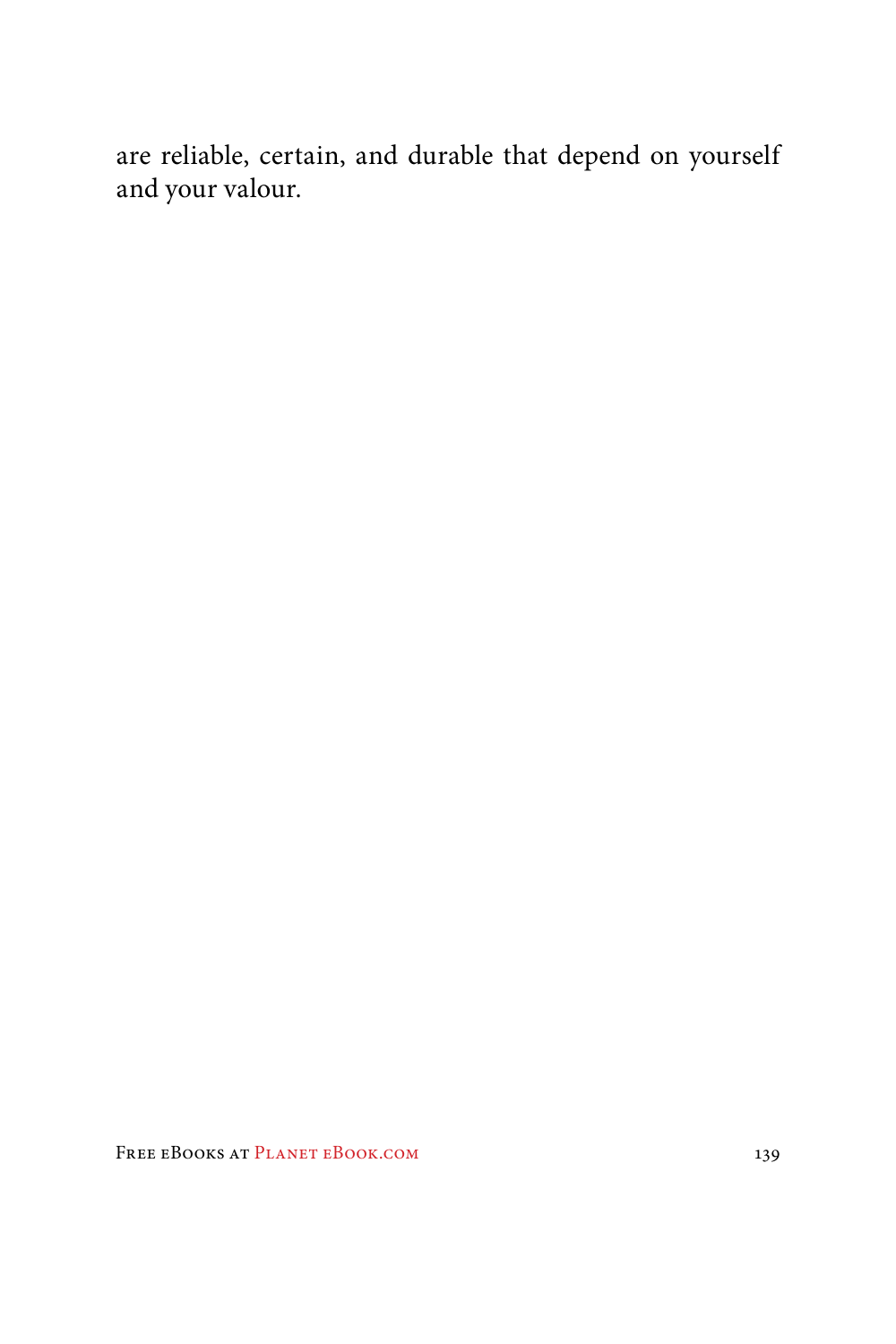are reliable, certain, and durable that depend on yourself and your valour.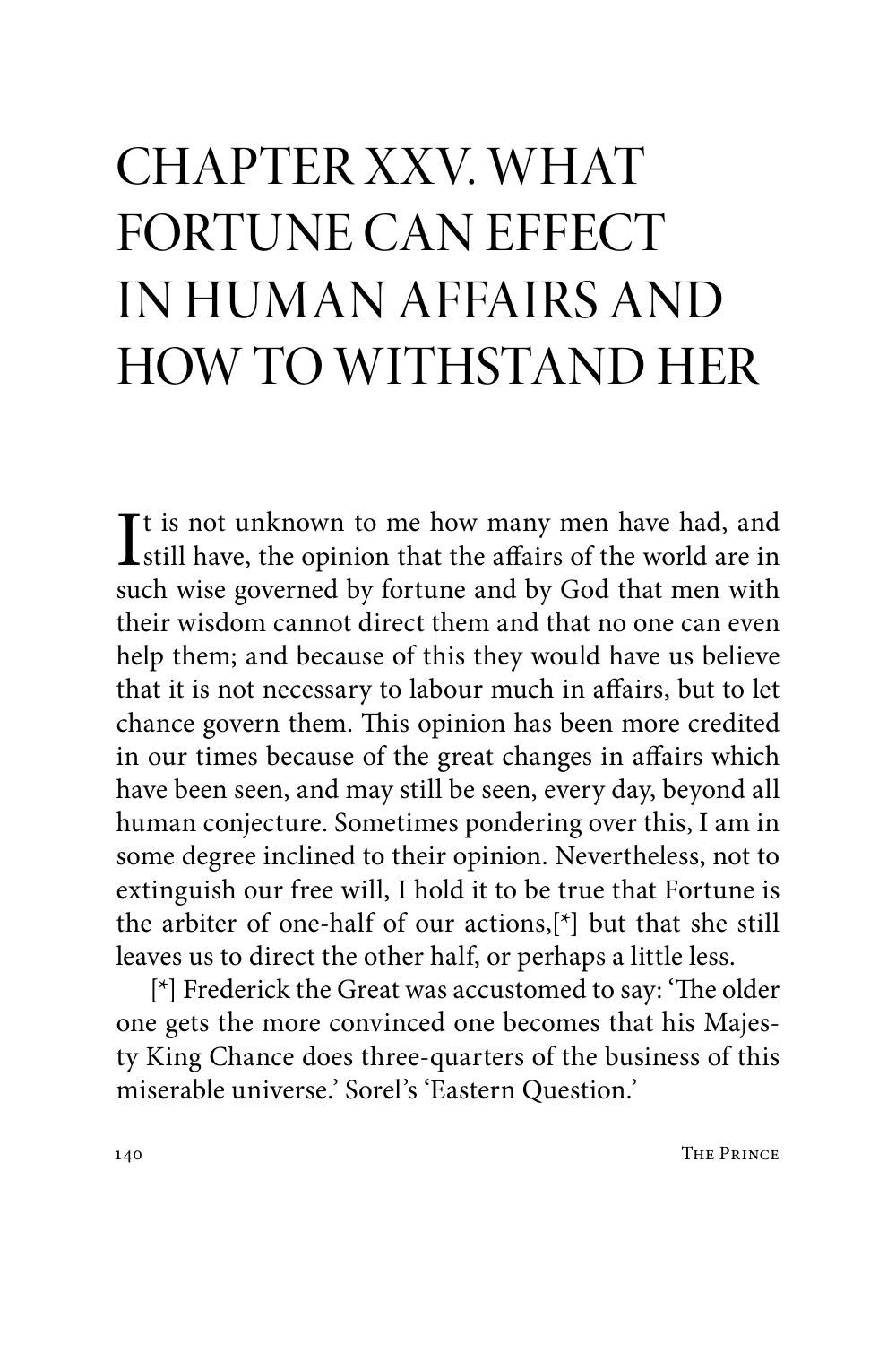# CHAPTER XXV. WHAT FORTUNE CAN EFFECT IN HUMAN AFFAIRS AND HOW TO WITHSTAND HER

It is not unknown to me how many men have had, and still have, the opinion that the affairs of the world are in such wise governed by fortune and by God that men with their wisdom cannot direct them and that no one can even help them; and because of this they would have us believe that it is not necessary to labour much in affairs, but to let chance govern them. This opinion has been more credited in our times because of the great changes in affairs which have been seen, and may still be seen, every day, beyond all human conjecture. Sometimes pondering over this, I am in some degree inclined to their opinion. Nevertheless, not to extinguish our free will, I hold it to be true that Fortune is the arbiter of one-half of our actions,[*] but that she still leaves us to direct the other half, or perhaps a little less.

[*] Frederick the Great was accustomed to say: 'The older one gets the more convinced one becomes that his Majesty King Chance does three-quarters of the business of this miserable universe.' Sorel's 'Eastern Question.'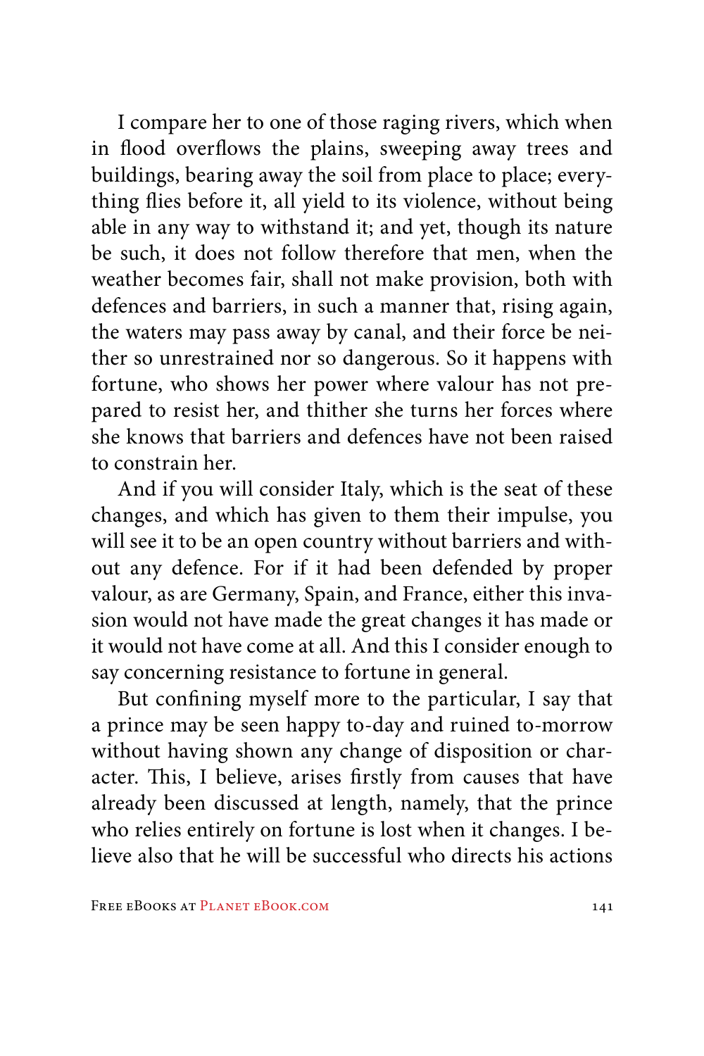I compare her to one of those raging rivers, which when in flood overflows the plains, sweeping away trees and buildings, bearing away the soil from place to place; everything flies before it, all yield to its violence, without being able in any way to withstand it; and yet, though its nature be such, it does not follow therefore that men, when the weather becomes fair, shall not make provision, both with defences and barriers, in such a manner that, rising again, the waters may pass away by canal, and their force be neither so unrestrained nor so dangerous. So it happens with fortune, who shows her power where valour has not prepared to resist her, and thither she turns her forces where she knows that barriers and defences have not been raised to constrain her.

And if you will consider Italy, which is the seat of these changes, and which has given to them their impulse, you will see it to be an open country without barriers and without any defence. For if it had been defended by proper valour, as are Germany, Spain, and France, either this invasion would not have made the great changes it has made or it would not have come at all. And this I consider enough to say concerning resistance to fortune in general.

But confining myself more to the particular, I say that a prince may be seen happy to-day and ruined to-morrow without having shown any change of disposition or character. This, I believe, arises firstly from causes that have already been discussed at length, namely, that the prince who relies entirely on fortune is lost when it changes. I believe also that he will be successful who directs his actions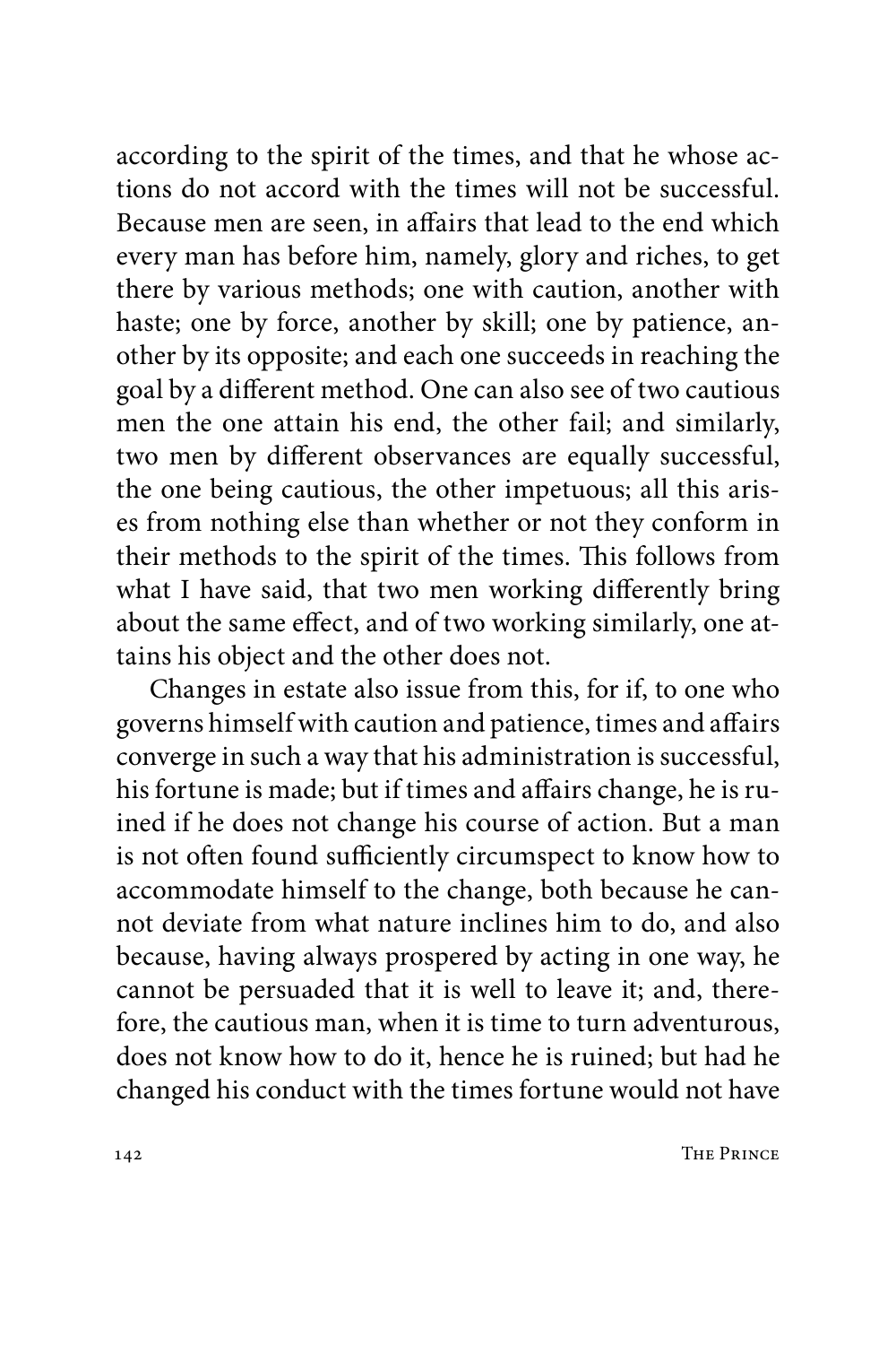according to the spirit of the times, and that he whose actions do not accord with the times will not be successful. Because men are seen, in affairs that lead to the end which every man has before him, namely, glory and riches, to get there by various methods; one with caution, another with haste; one by force, another by skill; one by patience, another by its opposite; and each one succeeds in reaching the goal by a different method. One can also see of two cautious men the one attain his end, the other fail; and similarly, two men by different observances are equally successful, the one being cautious, the other impetuous; all this arises from nothing else than whether or not they conform in their methods to the spirit of the times. This follows from what I have said, that two men working differently bring about the same effect, and of two working similarly, one attains his object and the other does not.

Changes in estate also issue from this, for if, to one who governs himself with caution and patience, times and affairs converge in such a way that his administration is successful, his fortune is made; but if times and affairs change, he is ruined if he does not change his course of action. But a man is not often found sufficiently circumspect to know how to accommodate himself to the change, both because he cannot deviate from what nature inclines him to do, and also because, having always prospered by acting in one way, he cannot be persuaded that it is well to leave it; and, therefore, the cautious man, when it is time to turn adventurous, does not know how to do it, hence he is ruined; but had he changed his conduct with the times fortune would not have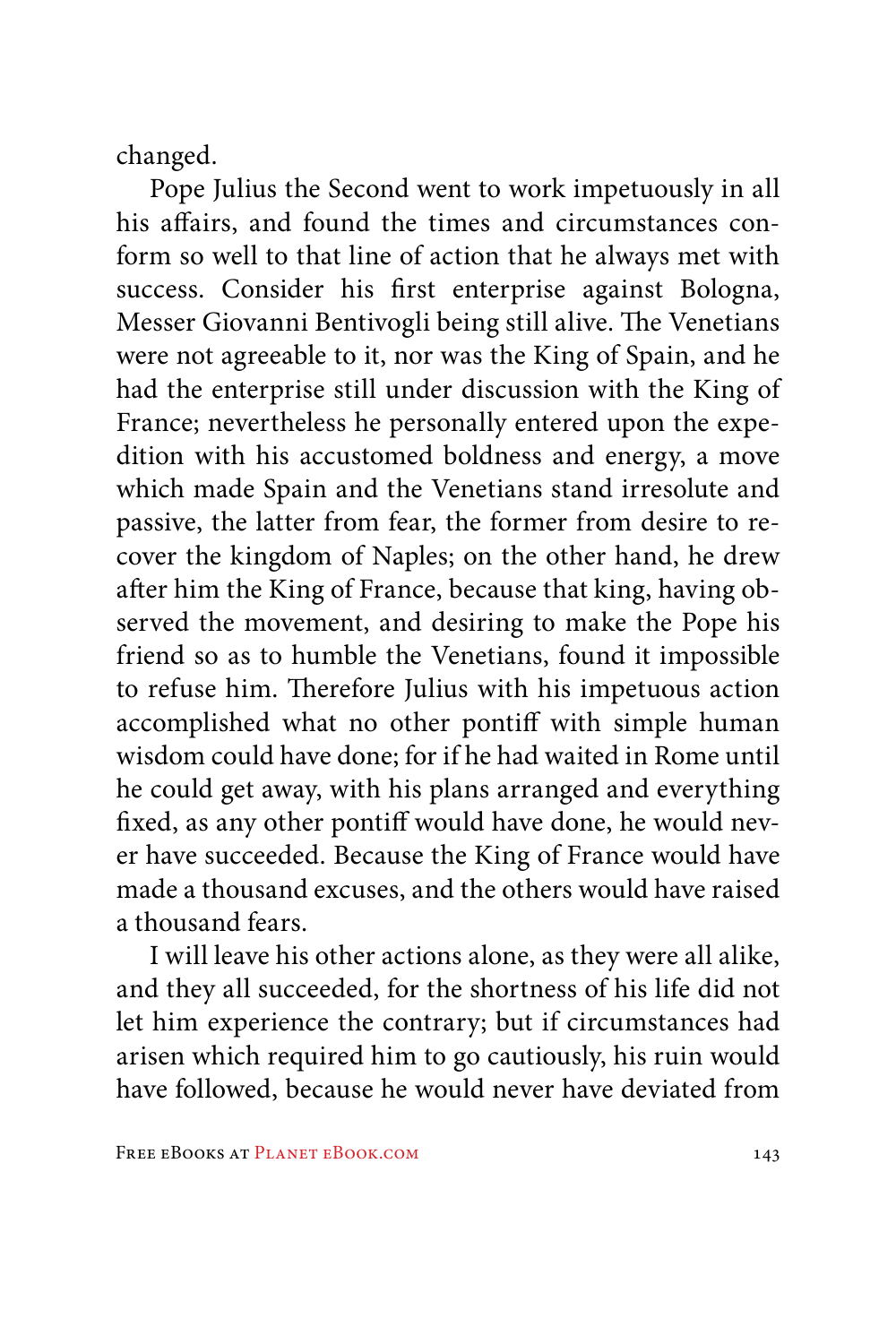changed.

Pope Julius the Second went to work impetuously in all his affairs, and found the times and circumstances conform so well to that line of action that he always met with success. Consider his first enterprise against Bologna, Messer Giovanni Bentivogli being still alive. The Venetians were not agreeable to it, nor was the King of Spain, and he had the enterprise still under discussion with the King of France; nevertheless he personally entered upon the expedition with his accustomed boldness and energy, a move which made Spain and the Venetians stand irresolute and passive, the latter from fear, the former from desire to recover the kingdom of Naples; on the other hand, he drew after him the King of France, because that king, having observed the movement, and desiring to make the Pope his friend so as to humble the Venetians, found it impossible to refuse him. Therefore Julius with his impetuous action accomplished what no other pontiff with simple human wisdom could have done; for if he had waited in Rome until he could get away, with his plans arranged and everything fixed, as any other pontiff would have done, he would never have succeeded. Because the King of France would have made a thousand excuses, and the others would have raised a thousand fears.

I will leave his other actions alone, as they were all alike, and they all succeeded, for the shortness of his life did not let him experience the contrary; but if circumstances had arisen which required him to go cautiously, his ruin would have followed, because he would never have deviated from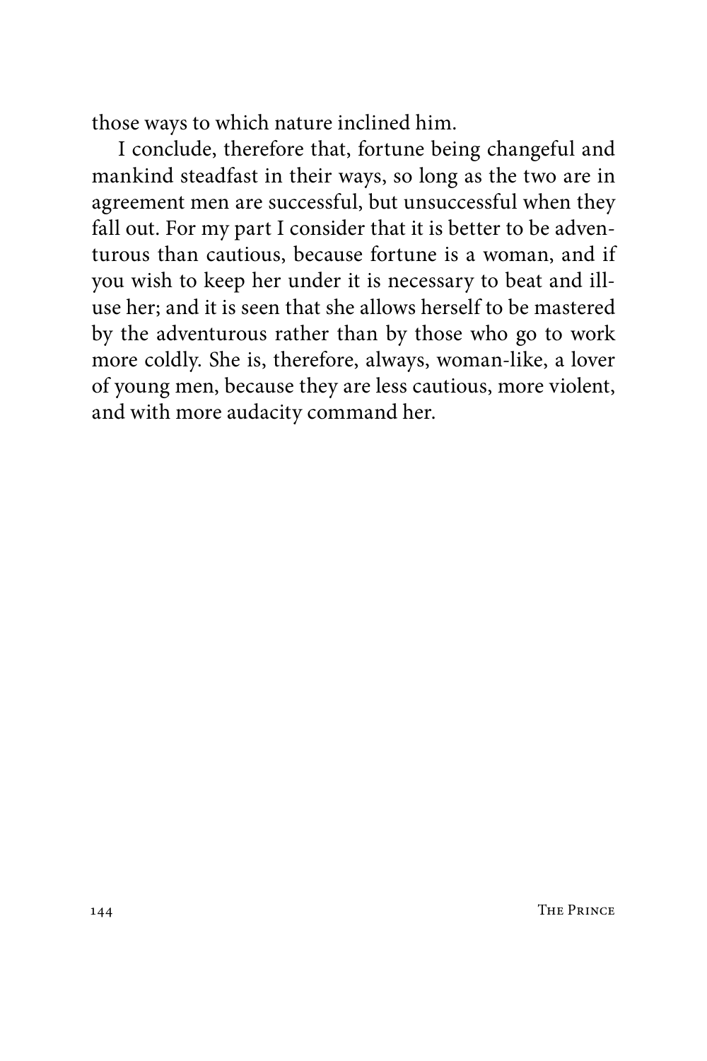those ways to which nature inclined him.

I conclude, therefore that, fortune being changeful and mankind steadfast in their ways, so long as the two are in agreement men are successful, but unsuccessful when they fall out. For my part I consider that it is better to be adventurous than cautious, because fortune is a woman, and if you wish to keep her under it is necessary to beat and ill-use her; and it is seen that she allows herself to be mastered by the adventurous rather than by those who go to work more coldly. She is, therefore, always, woman-like, a lover of young men, because they are less cautious, more violent, and with more audacity command her.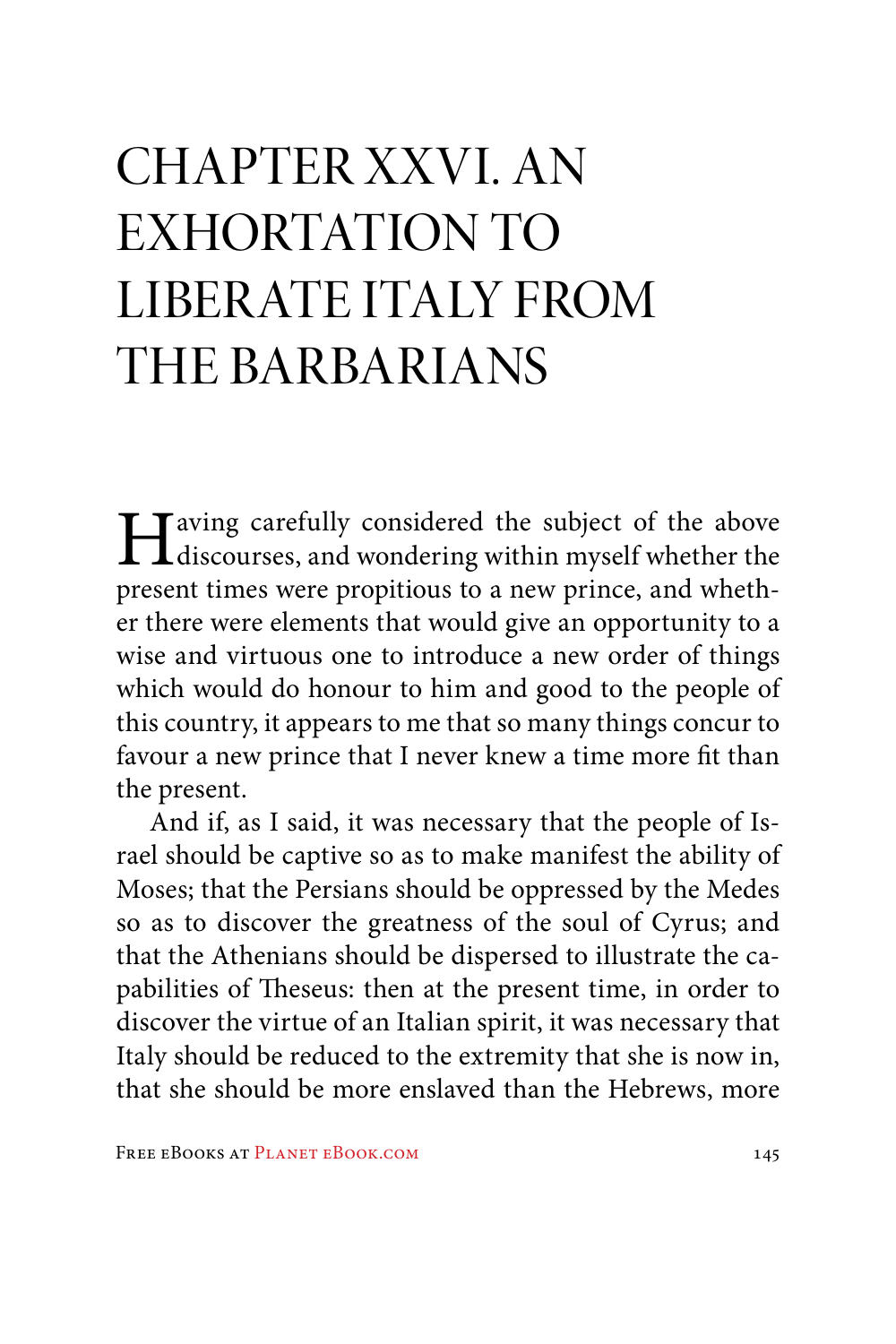# CHAPTER XXVI. AN EXHORTATION TO LIBERATE ITALY FROM THE BARBARIANS

Having carefully considered the subject of the above discourses, and wondering within myself whether the present times were propitious to a new prince, and whether there were elements that would give an opportunity to a wise and virtuous one to introduce a new order of things which would do honour to him and good to the people of this country, it appears to me that so many things concur to favour a new prince that I never knew a time more fit than the present.

And if, as I said, it was necessary that the people of Israel should be captive so as to make manifest the ability of Moses; that the Persians should be oppressed by the Medes so as to discover the greatness of the soul of Cyrus; and that the Athenians should be dispersed to illustrate the capabilities of Theseus: then at the present time, in order to discover the virtue of an Italian spirit, it was necessary that Italy should be reduced to the extremity that she is now in, that she should be more enslaved than the Hebrews, more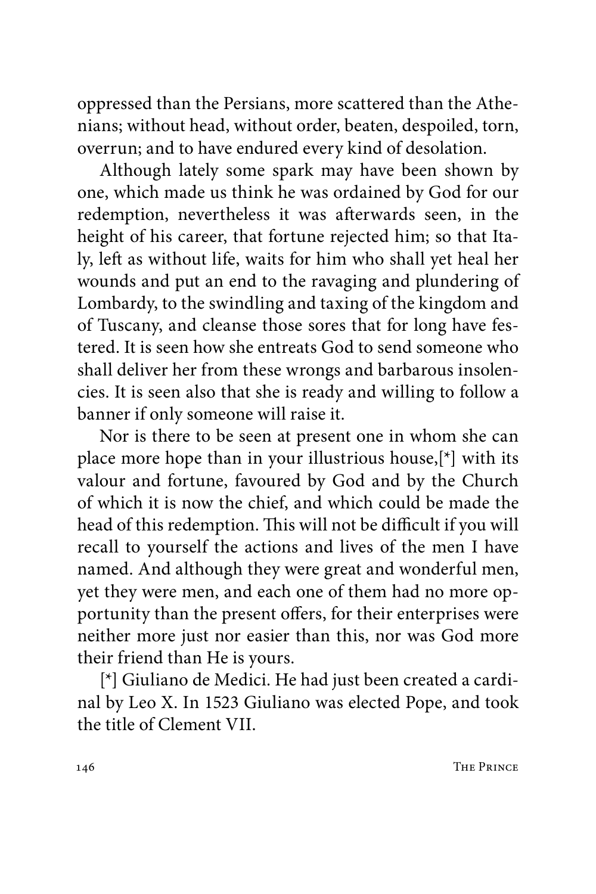oppressed than the Persians, more scattered than the Athenians; without head, without order, beaten, despoiled, torn, overrun; and to have endured every kind of desolation.

Although lately some spark may have been shown by one, which made us think he was ordained by God for our redemption, nevertheless it was afterwards seen, in the height of his career, that fortune rejected him; so that Italy, left as without life, waits for him who shall yet heal her wounds and put an end to the ravaging and plundering of Lombardy, to the swindling and taxing of the kingdom and of Tuscany, and cleanse those sores that for long have festered. It is seen how she entreats God to send someone who shall deliver her from these wrongs and barbarous insolencies. It is seen also that she is ready and willing to follow a banner if only someone will raise it.

Nor is there to be seen at present one in whom she can place more hope than in your illustrious house,[*] with its valour and fortune, favoured by God and by the Church of which it is now the chief, and which could be made the head of this redemption. This will not be difficult if you will recall to yourself the actions and lives of the men I have named. And although they were great and wonderful men, yet they were men, and each one of them had no more opportunity than the present offers, for their enterprises were neither more just nor easier than this, nor was God more their friend than He is yours.

[*] Giuliano de Medici. He had just been created a cardinal by Leo X. In 1523 Giuliano was elected Pope, and took the title of Clement VII.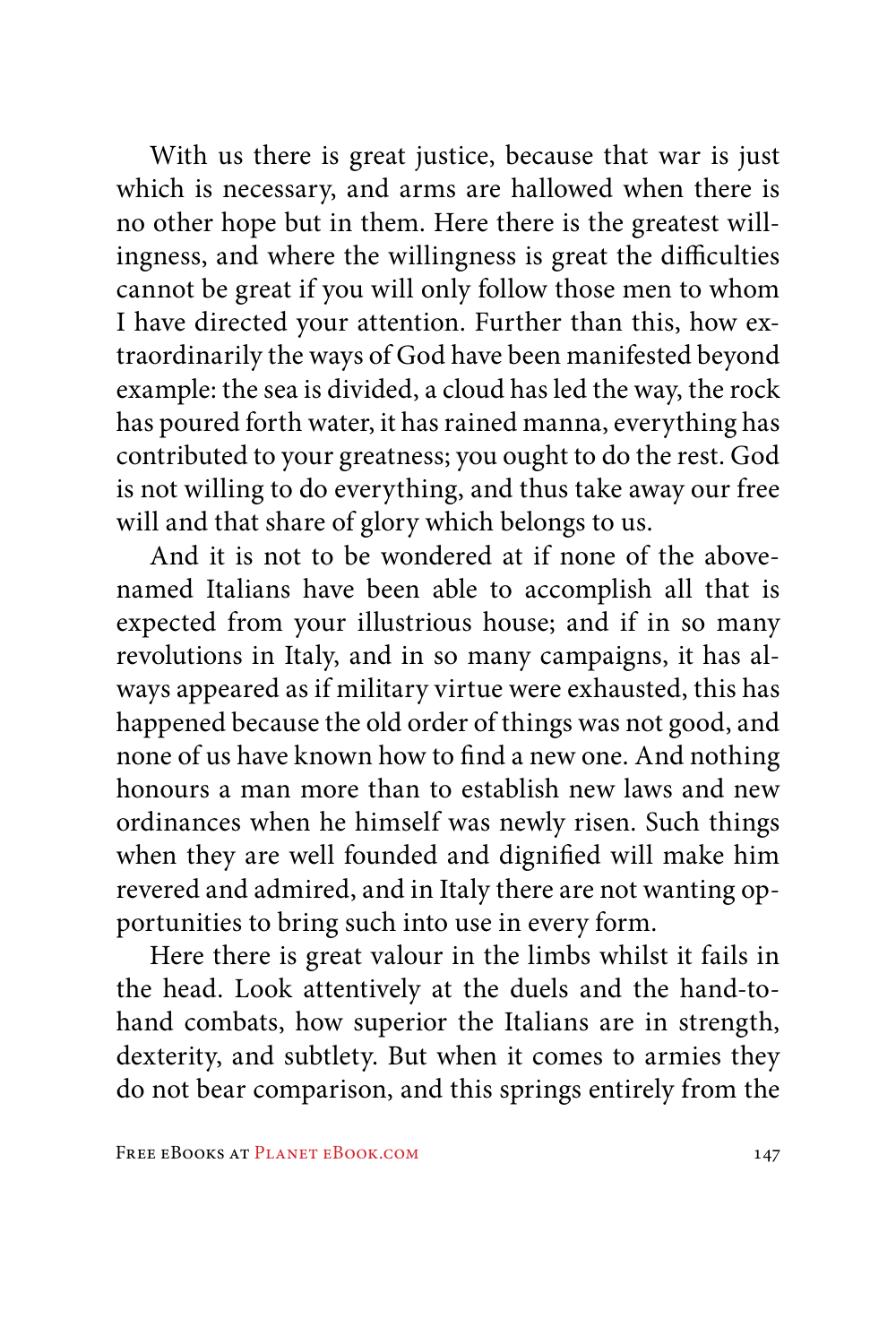With us there is great justice, because that war is just which is necessary, and arms are hallowed when there is no other hope but in them. Here there is the greatest willingness, and where the willingness is great the difficulties cannot be great if you will only follow those men to whom I have directed your attention. Further than this, how extraordinarily the ways of God have been manifested beyond example: the sea is divided, a cloud has led the way, the rock has poured forth water, it has rained manna, everything has contributed to your greatness; you ought to do the rest. God is not willing to do everything, and thus take away our free will and that share of glory which belongs to us.

And it is not to be wondered at if none of the above-named Italians have been able to accomplish all that is expected from your illustrious house; and if in so many revolutions in Italy, and in so many campaigns, it has always appeared as if military virtue were exhausted, this has happened because the old order of things was not good, and none of us have known how to find a new one. And nothing honours a man more than to establish new laws and new ordinances when he himself was newly risen. Such things when they are well founded and dignified will make him revered and admired, and in Italy there are not wanting opportunities to bring such into use in every form.

Here there is great valour in the limbs whilst it fails in the head. Look attentively at the duels and the hand-to-hand combats, how superior the Italians are in strength, dexterity, and subtlety. But when it comes to armies they do not bear comparison, and this springs entirely from the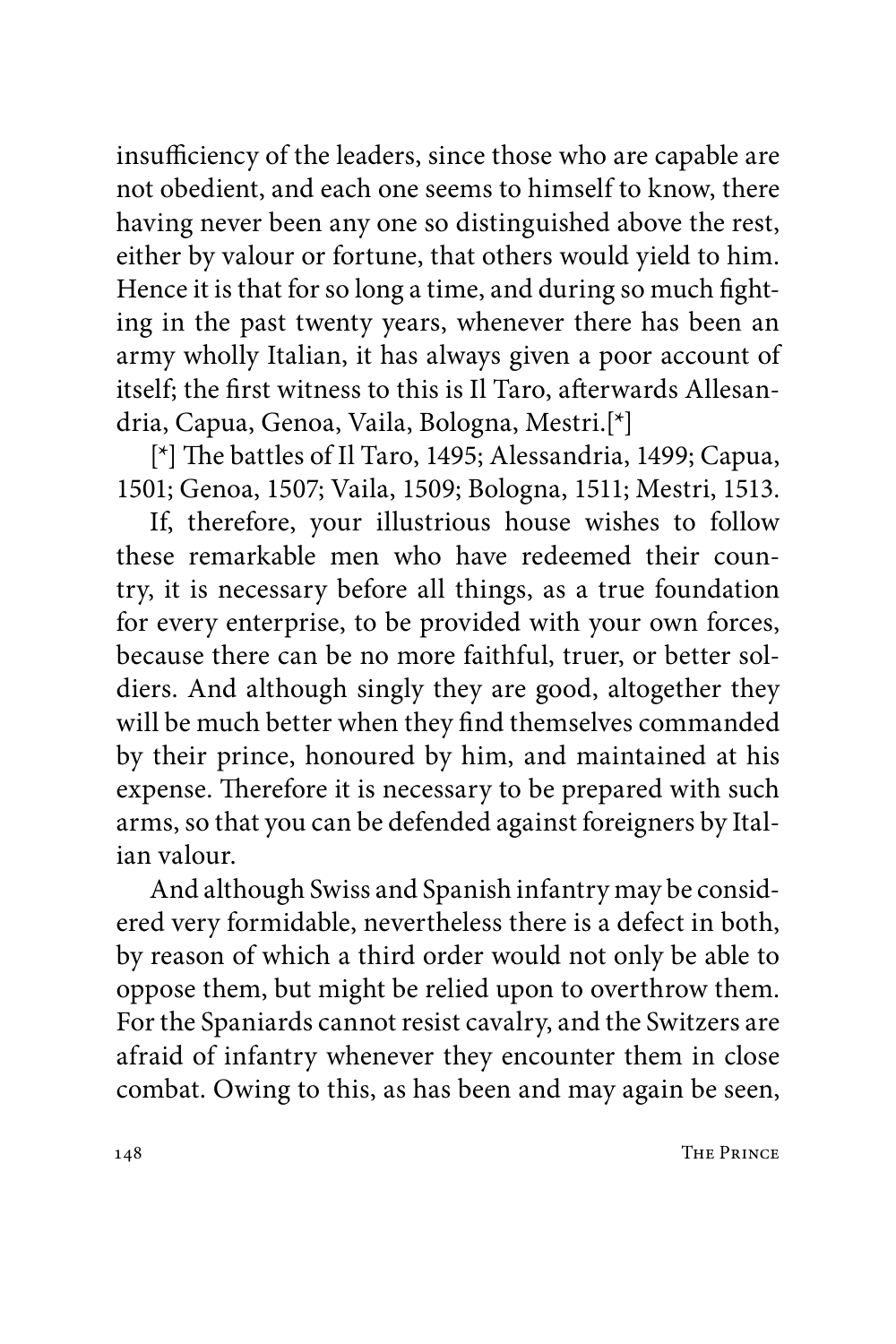insufficiency of the leaders, since those who are capable are not obedient, and each one seems to himself to know, there having never been any one so distinguished above the rest, either by valour or fortune, that others would yield to him. Hence it is that for so long a time, and during so much fighting in the past twenty years, whenever there has been an army wholly Italian, it has always given a poor account of itself; the first witness to this is Il Taro, afterwards Allesandria, Capua, Genoa, Vaila, Bologna, Mestri.[*]

[*] The battles of Il Taro, 1495; Alessandria, 1499; Capua, 1501; Genoa, 1507; Vaila, 1509; Bologna, 1511; Mestri, 1513.

If, therefore, your illustrious house wishes to follow these remarkable men who have redeemed their country, it is necessary before all things, as a true foundation for every enterprise, to be provided with your own forces, because there can be no more faithful, truer, or better soldiers. And although singly they are good, altogether they will be much better when they find themselves commanded by their prince, honoured by him, and maintained at his expense. Therefore it is necessary to be prepared with such arms, so that you can be defended against foreigners by Italian valour.

And although Swiss and Spanish infantry may be considered very formidable, nevertheless there is a defect in both, by reason of which a third order would not only be able to oppose them, but might be relied upon to overthrow them. For the Spaniards cannot resist cavalry, and the Switzers are afraid of infantry whenever they encounter them in close combat. Owing to this, as has been and may again be seen,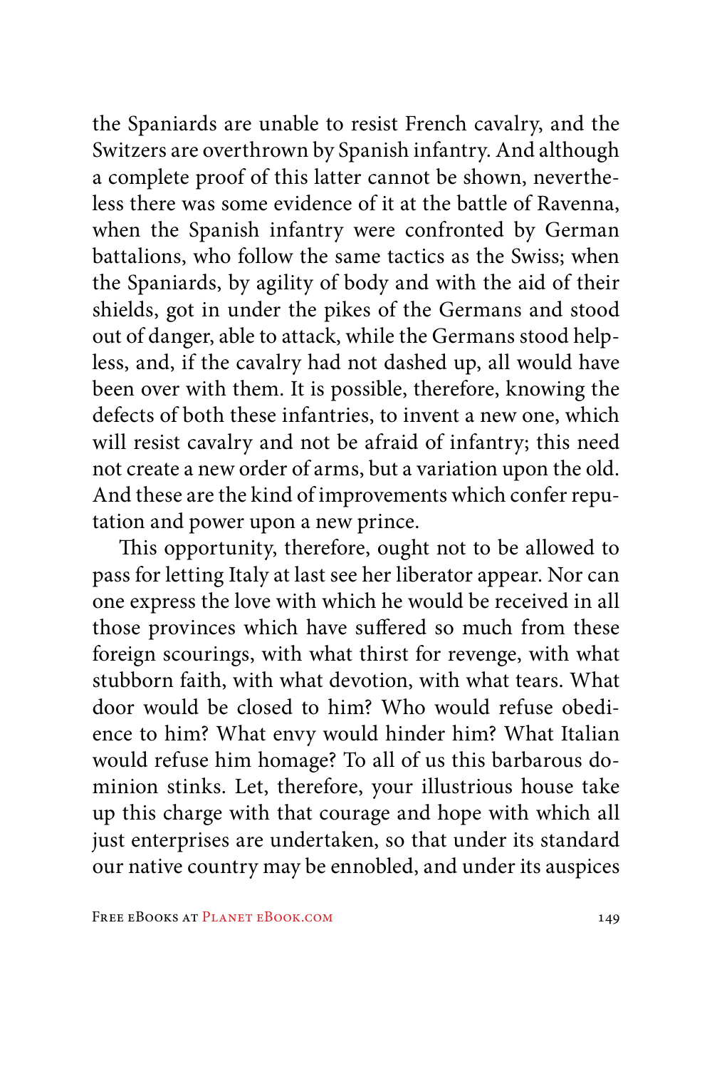the Spaniards are unable to resist French cavalry, and the Switzers are overthrown by Spanish infantry. And although a complete proof of this latter cannot be shown, nevertheless there was some evidence of it at the battle of Ravenna, when the Spanish infantry were confronted by German battalions, who follow the same tactics as the Swiss; when the Spaniards, by agility of body and with the aid of their shields, got in under the pikes of the Germans and stood out of danger, able to attack, while the Germans stood helpless, and, if the cavalry had not dashed up, all would have been over with them. It is possible, therefore, knowing the defects of both these infantries, to invent a new one, which will resist cavalry and not be afraid of infantry; this need not create a new order of arms, but a variation upon the old. And these are the kind of improvements which confer reputation and power upon a new prince.

This opportunity, therefore, ought not to be allowed to pass for letting Italy at last see her liberator appear. Nor can one express the love with which he would be received in all those provinces which have suffered so much from these foreign scourings, with what thirst for revenge, with what stubborn faith, with what devotion, with what tears. What door would be closed to him? Who would refuse obedience to him? What envy would hinder him? What Italian would refuse him homage? To all of us this barbarous dominion stinks. Let, therefore, your illustrious house take up this charge with that courage and hope with which all just enterprises are undertaken, so that under its standard our native country may be ennobled, and under its auspices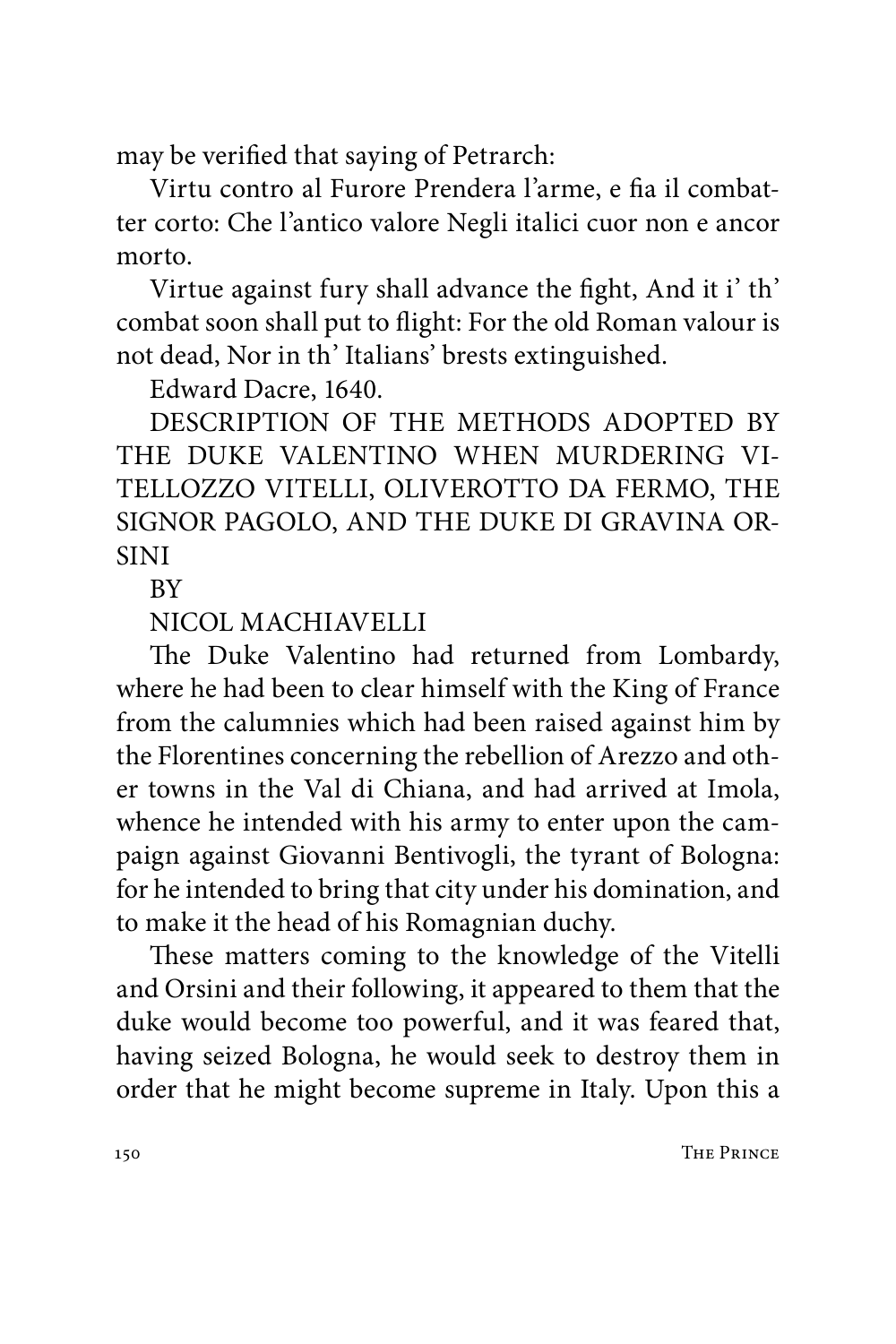may be verified that saying of Petrarch:

Virtu contro al Furore Prendera l'arme, e fia il combatter corto: Che l'antico valore Negli italici cuor non e ancor morto.

Virtue against fury shall advance the fight, And it i' th' combat soon shall put to flight: For the old Roman valour is not dead, Nor in th' Italians' brests extinguished.

Edward Dacre, 1640.

## DESCRIPTION OF THE METHODS ADOPTED BY THE DUKE VALENTINO WHEN MURDERING VITELLOZZO VITELLI, OLIVEROTTO DA FERMO, THE SIGNOR PAGOLO, AND THE DUKE DI GRAVINA ORSINI

BY

NICOL MACHIAVELLI

The Duke Valentino had returned from Lombardy, where he had been to clear himself with the King of France from the calumnies which had been raised against him by the Florentines concerning the rebellion of Arezzo and other towns in the Val di Chiana, and had arrived at Imola, whence he intended with his army to enter upon the campaign against Giovanni Bentivogli, the tyrant of Bologna: for he intended to bring that city under his domination, and to make it the head of his Romagnian duchy.

These matters coming to the knowledge of the Vitelli and Orsini and their following, it appeared to them that the duke would become too powerful, and it was feared that, having seized Bologna, he would seek to destroy them in order that he might become supreme in Italy. Upon this a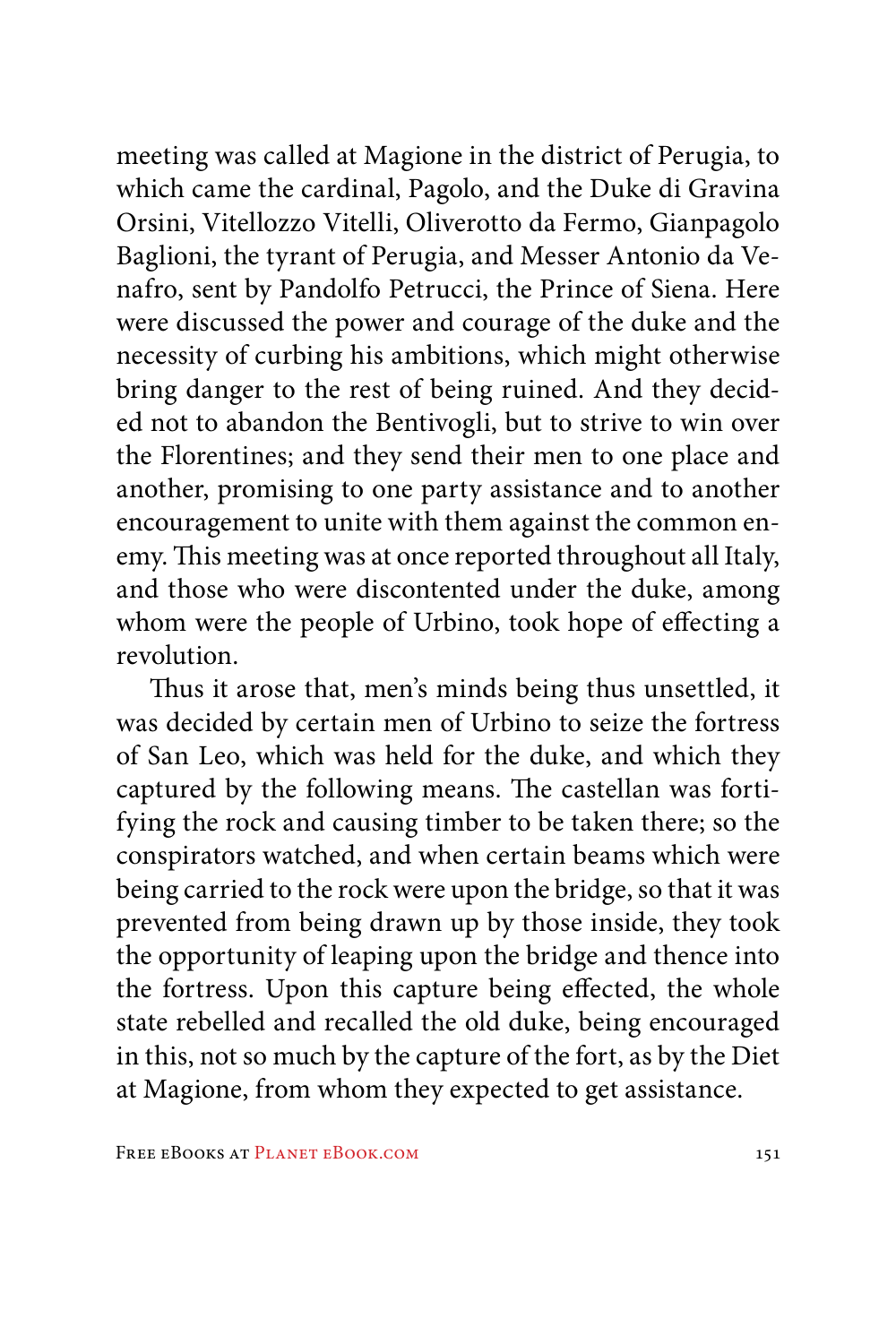meeting was called at Magione in the district of Perugia, to which came the cardinal, Pagolo, and the Duke di Gravina Orsini, Vitellozzo Vitelli, Oliverotto da Fermo, Gianpagolo Baglioni, the tyrant of Perugia, and Messer Antonio da Venafro, sent by Pandolfo Petrucci, the Prince of Siena. Here were discussed the power and courage of the duke and the necessity of curbing his ambitions, which might otherwise bring danger to the rest of being ruined. And they decided not to abandon the Bentivogli, but to strive to win over the Florentines; and they send their men to one place and another, promising to one party assistance and to another encouragement to unite with them against the common enemy. This meeting was at once reported throughout all Italy, and those who were discontented under the duke, among whom were the people of Urbino, took hope of effecting a revolution.

Thus it arose that, men's minds being thus unsettled, it was decided by certain men of Urbino to seize the fortress of San Leo, which was held for the duke, and which they captured by the following means. The castellan was fortifying the rock and causing timber to be taken there; so the conspirators watched, and when certain beams which were being carried to the rock were upon the bridge, so that it was prevented from being drawn up by those inside, they took the opportunity of leaping upon the bridge and thence into the fortress. Upon this capture being effected, the whole state rebelled and recalled the old duke, being encouraged in this, not so much by the capture of the fort, as by the Diet at Magione, from whom they expected to get assistance.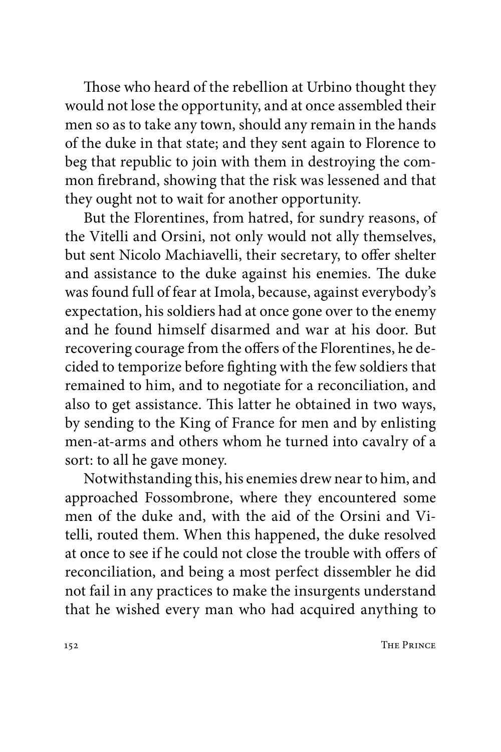Those who heard of the rebellion at Urbino thought they would not lose the opportunity, and at once assembled their men so as to take any town, should any remain in the hands of the duke in that state; and they sent again to Florence to beg that republic to join with them in destroying the common firebrand, showing that the risk was lessened and that they ought not to wait for another opportunity.

But the Florentines, from hatred, for sundry reasons, of the Vitelli and Orsini, not only would not ally themselves, but sent Nicolo Machiavelli, their secretary, to offer shelter and assistance to the duke against his enemies. The duke was found full of fear at Imola, because, against everybody's expectation, his soldiers had at once gone over to the enemy and he found himself disarmed and war at his door. But recovering courage from the offers of the Florentines, he decided to temporize before fighting with the few soldiers that remained to him, and to negotiate for a reconciliation, and also to get assistance. This latter he obtained in two ways, by sending to the King of France for men and by enlisting men-at-arms and others whom he turned into cavalry of a sort: to all he gave money.

Notwithstanding this, his enemies drew near to him, and approached Fossombrone, where they encountered some men of the duke and, with the aid of the Orsini and Vitelli, routed them. When this happened, the duke resolved at once to see if he could not close the trouble with offers of reconciliation, and being a most perfect dissembler he did not fail in any practices to make the insurgents understand that he wished every man who had acquired anything to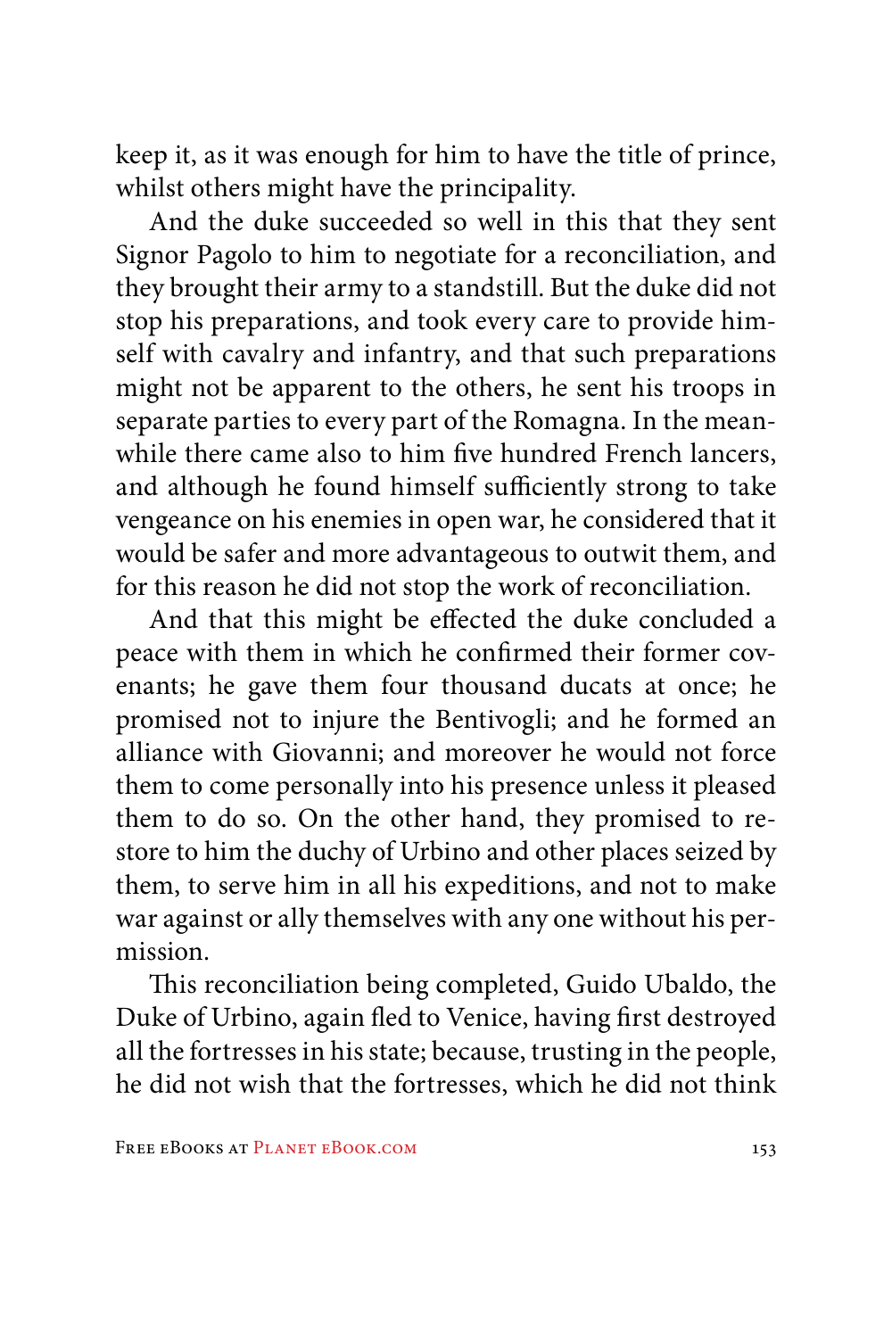keep it, as it was enough for him to have the title of prince, whilst others might have the principality.

And the duke succeeded so well in this that they sent Signor Pagolo to him to negotiate for a reconciliation, and they brought their army to a standstill. But the duke did not stop his preparations, and took every care to provide himself with cavalry and infantry, and that such preparations might not be apparent to the others, he sent his troops in separate parties to every part of the Romagna. In the meanwhile there came also to him five hundred French lancers, and although he found himself sufficiently strong to take vengeance on his enemies in open war, he considered that it would be safer and more advantageous to outwit them, and for this reason he did not stop the work of reconciliation.

And that this might be effected the duke concluded a peace with them in which he confirmed their former covenants; he gave them four thousand ducats at once; he promised not to injure the Bentivogli; and he formed an alliance with Giovanni; and moreover he would not force them to come personally into his presence unless it pleased them to do so. On the other hand, they promised to restore to him the duchy of Urbino and other places seized by them, to serve him in all his expeditions, and not to make war against or ally themselves with any one without his permission.

This reconciliation being completed, Guido Ubaldo, the Duke of Urbino, again fled to Venice, having first destroyed all the fortresses in his state; because, trusting in the people, he did not wish that the fortresses, which he did not think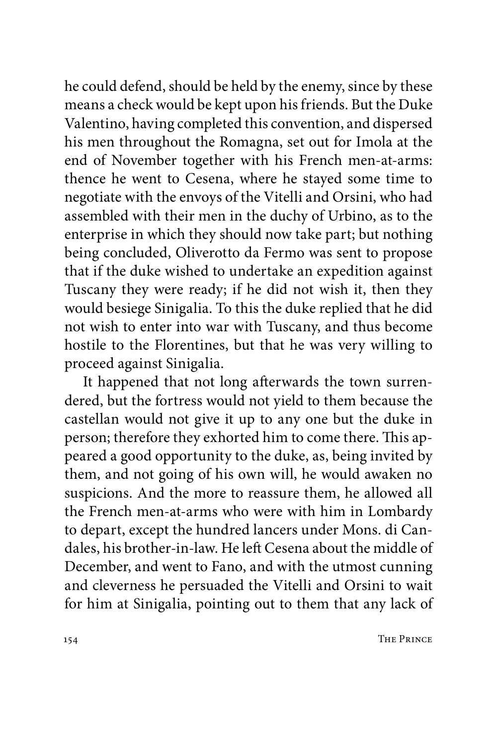he could defend, should be held by the enemy, since by these means a check would be kept upon his friends. But the Duke Valentino, having completed this convention, and dispersed his men throughout the Romagna, set out for Imola at the end of November together with his French men-at-arms: thence he went to Cesena, where he stayed some time to negotiate with the envoys of the Vitelli and Orsini, who had assembled with their men in the duchy of Urbino, as to the enterprise in which they should now take part; but nothing being concluded, Oliverotto da Fermo was sent to propose that if the duke wished to undertake an expedition against Tuscany they were ready; if he did not wish it, then they would besiege Sinigalia. To this the duke replied that he did not wish to enter into war with Tuscany, and thus become hostile to the Florentines, but that he was very willing to proceed against Sinigalia.

It happened that not long afterwards the town surrendered, but the fortress would not yield to them because the castellan would not give it up to any one but the duke in person; therefore they exhorted him to come there. This appeared a good opportunity to the duke, as, being invited by them, and not going of his own will, he would awaken no suspicions. And the more to reassure them, he allowed all the French men-at-arms who were with him in Lombardy to depart, except the hundred lancers under Mons. di Candales, his brother-in-law. He left Cesena about the middle of December, and went to Fano, and with the utmost cunning and cleverness he persuaded the Vitelli and Orsini to wait for him at Sinigalia, pointing out to them that any lack of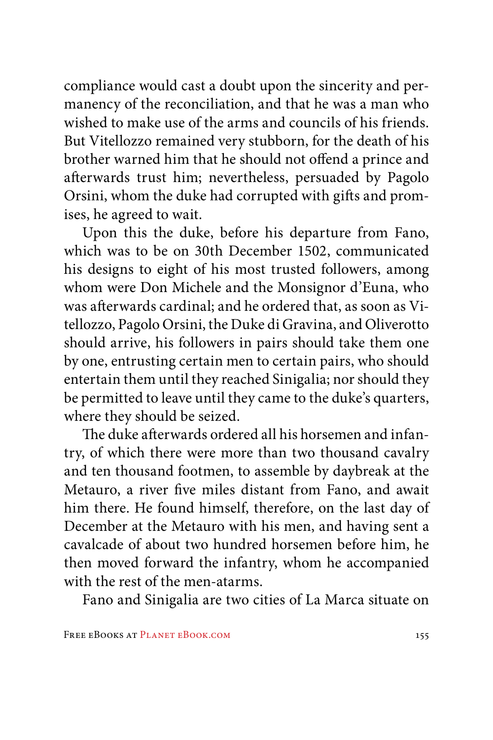compliance would cast a doubt upon the sincerity and permanency of the reconciliation, and that he was a man who wished to make use of the arms and councils of his friends. But Vitellozzo remained very stubborn, for the death of his brother warned him that he should not offend a prince and afterwards trust him; nevertheless, persuaded by Pagolo Orsini, whom the duke had corrupted with gifts and promises, he agreed to wait.

Upon this the duke, before his departure from Fano, which was to be on 30th December 1502, communicated his designs to eight of his most trusted followers, among whom were Don Michele and the Monsignor d'Euna, who was afterwards cardinal; and he ordered that, as soon as Vitellozzo, Pagolo Orsini, the Duke di Gravina, and Oliverotto should arrive, his followers in pairs should take them one by one, entrusting certain men to certain pairs, who should entertain them until they reached Sinigalia; nor should they be permitted to leave until they came to the duke's quarters, where they should be seized.

The duke afterwards ordered all his horsemen and infantry, of which there were more than two thousand cavalry and ten thousand footmen, to assemble by daybreak at the Metauro, a river five miles distant from Fano, and await him there. He found himself, therefore, on the last day of December at the Metauro with his men, and having sent a cavalcade of about two hundred horsemen before him, he then moved forward the infantry, whom he accompanied with the rest of the men-atarms.

Fano and Sinigalia are two cities of La Marca situate on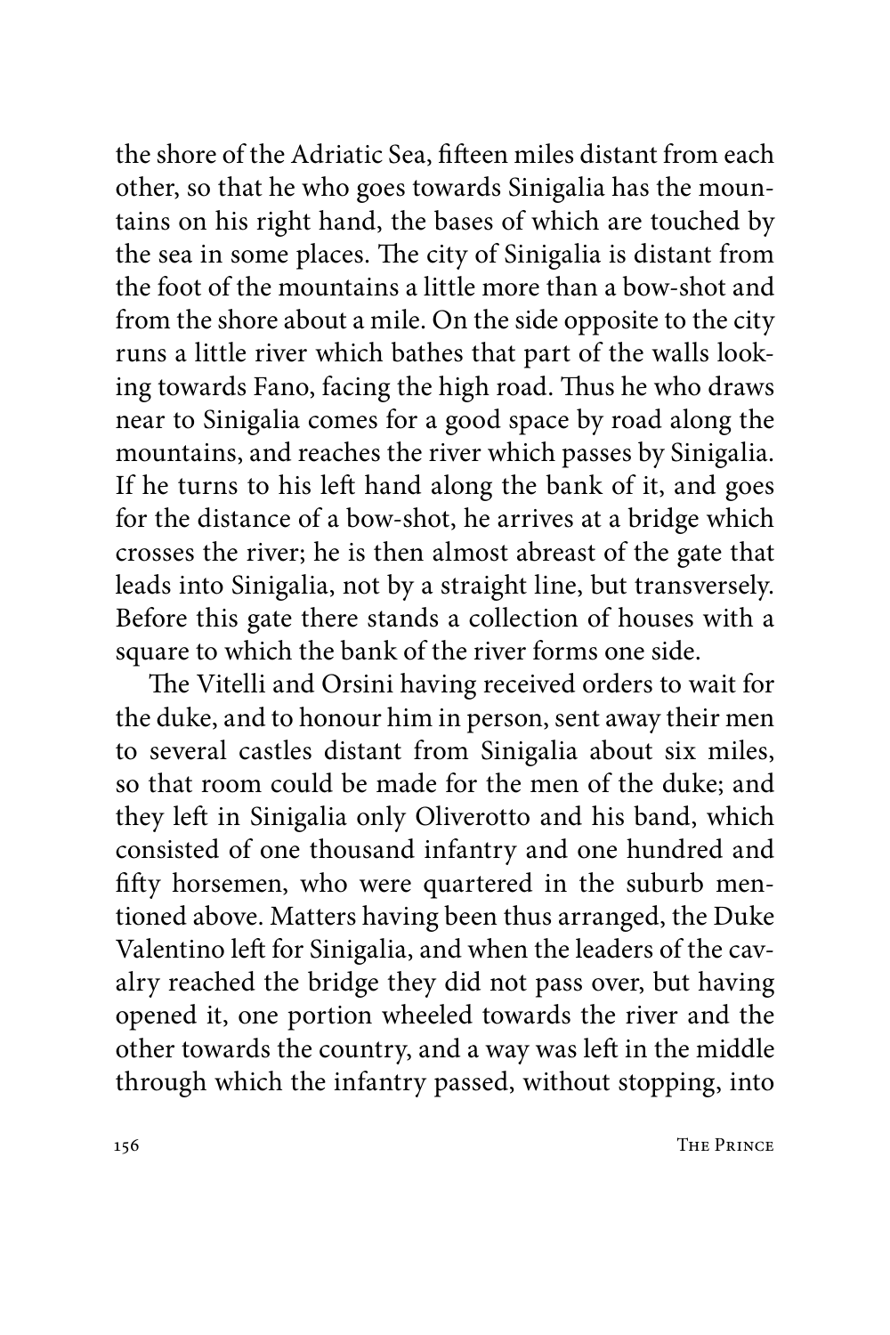the shore of the Adriatic Sea, fifteen miles distant from each other, so that he who goes towards Sinigalia has the mountains on his right hand, the bases of which are touched by the sea in some places. The city of Sinigalia is distant from the foot of the mountains a little more than a bow-shot and from the shore about a mile. On the side opposite to the city runs a little river which bathes that part of the walls looking towards Fano, facing the high road. Thus he who draws near to Sinigalia comes for a good space by road along the mountains, and reaches the river which passes by Sinigalia. If he turns to his left hand along the bank of it, and goes for the distance of a bow-shot, he arrives at a bridge which crosses the river; he is then almost abreast of the gate that leads into Sinigalia, not by a straight line, but transversely. Before this gate there stands a collection of houses with a square to which the bank of the river forms one side.

The Vitelli and Orsini having received orders to wait for the duke, and to honour him in person, sent away their men to several castles distant from Sinigalia about six miles, so that room could be made for the men of the duke; and they left in Sinigalia only Oliverotto and his band, which consisted of one thousand infantry and one hundred and fifty horsemen, who were quartered in the suburb mentioned above. Matters having been thus arranged, the Duke Valentino left for Sinigalia, and when the leaders of the cavalry reached the bridge they did not pass over, but having opened it, one portion wheeled towards the river and the other towards the country, and a way was left in the middle through which the infantry passed, without stopping, into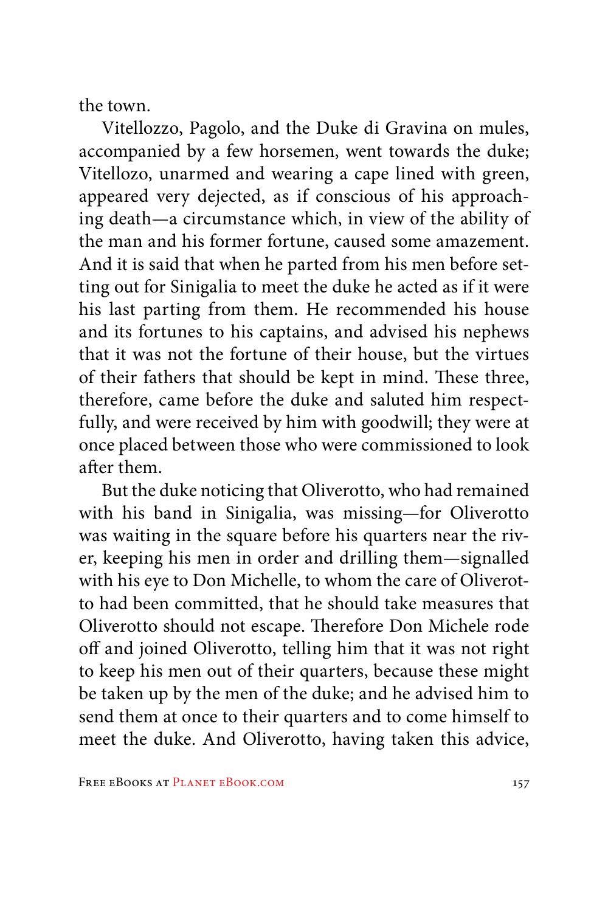the town.

Vitellozzo, Pagolo, and the Duke di Gravina on mules, accompanied by a few horsemen, went towards the duke; Vitellozo, unarmed and wearing a cape lined with green, appeared very dejected, as if conscious of his approaching death—a circumstance which, in view of the ability of the man and his former fortune, caused some amazement. And it is said that when he parted from his men before setting out for Sinigalia to meet the duke he acted as if it were his last parting from them. He recommended his house and its fortunes to his captains, and advised his nephews that it was not the fortune of their house, but the virtues of their fathers that should be kept in mind. These three, therefore, came before the duke and saluted him respectfully, and were received by him with goodwill; they were at once placed between those who were commissioned to look after them.

But the duke noticing that Oliverotto, who had remained with his band in Sinigalia, was missing—for Oliverotto was waiting in the square before his quarters near the river, keeping his men in order and drilling them—signalled with his eye to Don Michelle, to whom the care of Oliverotto had been committed, that he should take measures that Oliverotto should not escape. Therefore Don Michele rode off and joined Oliverotto, telling him that it was not right to keep his men out of their quarters, because these might be taken up by the men of the duke; and he advised him to send them at once to their quarters and to come himself to meet the duke. And Oliverotto, having taken this advice,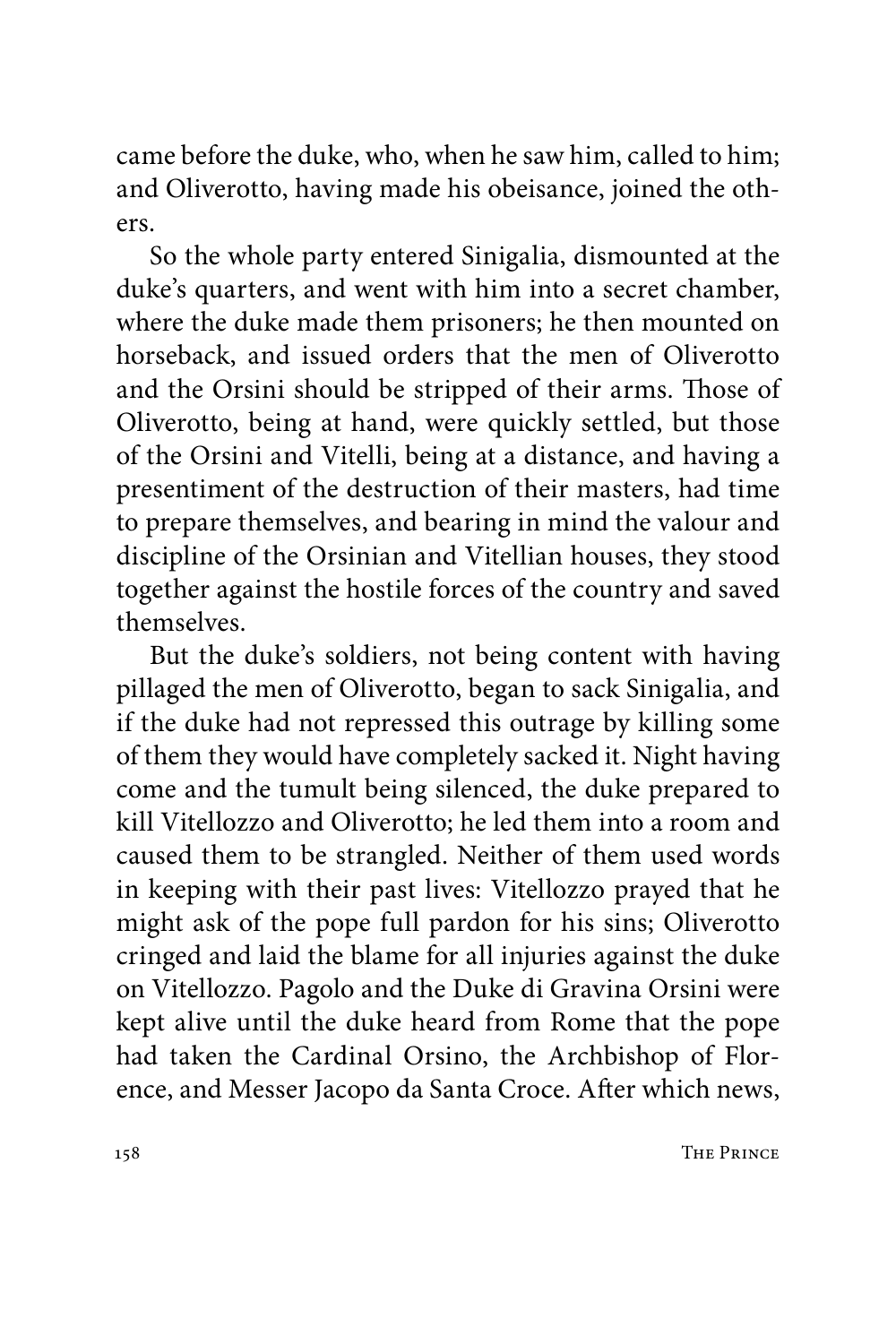came before the duke, who, when he saw him, called to him; and Oliverotto, having made his obeisance, joined the others.

So the whole party entered Sinigalia, dismounted at the duke's quarters, and went with him into a secret chamber, where the duke made them prisoners; he then mounted on horseback, and issued orders that the men of Oliverotto and the Orsini should be stripped of their arms. Those of Oliverotto, being at hand, were quickly settled, but those of the Orsini and Vitelli, being at a distance, and having a presentiment of the destruction of their masters, had time to prepare themselves, and bearing in mind the valour and discipline of the Orsinian and Vitellian houses, they stood together against the hostile forces of the country and saved themselves.

But the duke's soldiers, not being content with having pillaged the men of Oliverotto, began to sack Sinigalia, and if the duke had not repressed this outrage by killing some of them they would have completely sacked it. Night having come and the tumult being silenced, the duke prepared to kill Vitellozzo and Oliverotto; he led them into a room and caused them to be strangled. Neither of them used words in keeping with their past lives: Vitellozzo prayed that he might ask of the pope full pardon for his sins; Oliverotto cringed and laid the blame for all injuries against the duke on Vitellozzo. Pagolo and the Duke di Gravina Orsini were kept alive until the duke heard from Rome that the pope had taken the Cardinal Orsino, the Archbishop of Florence, and Messer Jacopo da Santa Croce. After which news,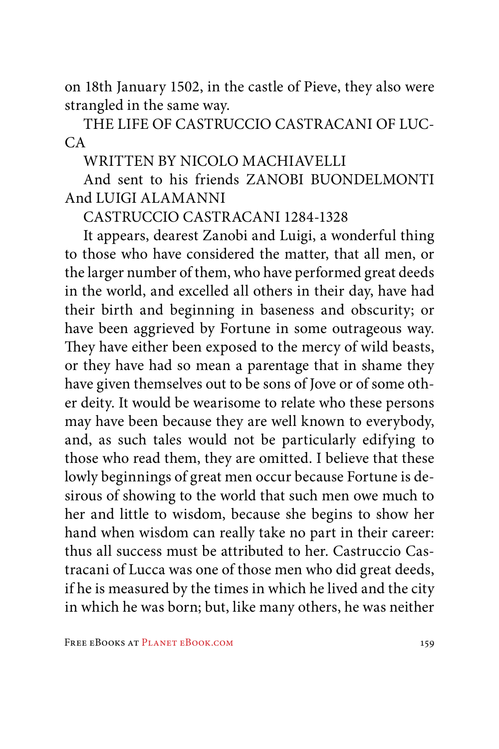on 18th January 1502, in the castle of Pieve, they also were strangled in the same way.

# THE LIFE OF CASTRUCCIO CASTRACANI OF LUCCA

## WRITTEN BY NICOLO MACHIAVELLI

And sent to his friends ZANOBI BUONDELMONTI And LUIGI ALAMANNI

## CASTRUCCIO CASTRACANI 1284-1328

It appears, dearest Zanobi and Luigi, a wonderful thing to those who have considered the matter, that all men, or the larger number of them, who have performed great deeds in the world, and excelled all others in their day, have had their birth and beginning in baseness and obscurity; or have been aggrieved by Fortune in some outrageous way. They have either been exposed to the mercy of wild beasts, or they have had so mean a parentage that in shame they have given themselves out to be sons of Jove or of some other deity. It would be wearisome to relate who these persons may have been because they are well known to everybody, and, as such tales would not be particularly edifying to those who read them, they are omitted. I believe that these lowly beginnings of great men occur because Fortune is desirous of showing to the world that such men owe much to her and little to wisdom, because she begins to show her hand when wisdom can really take no part in their career: thus all success must be attributed to her. Castruccio Castracani of Lucca was one of those men who did great deeds, if he is measured by the times in which he lived and the city in which he was born; but, like many others, he was neither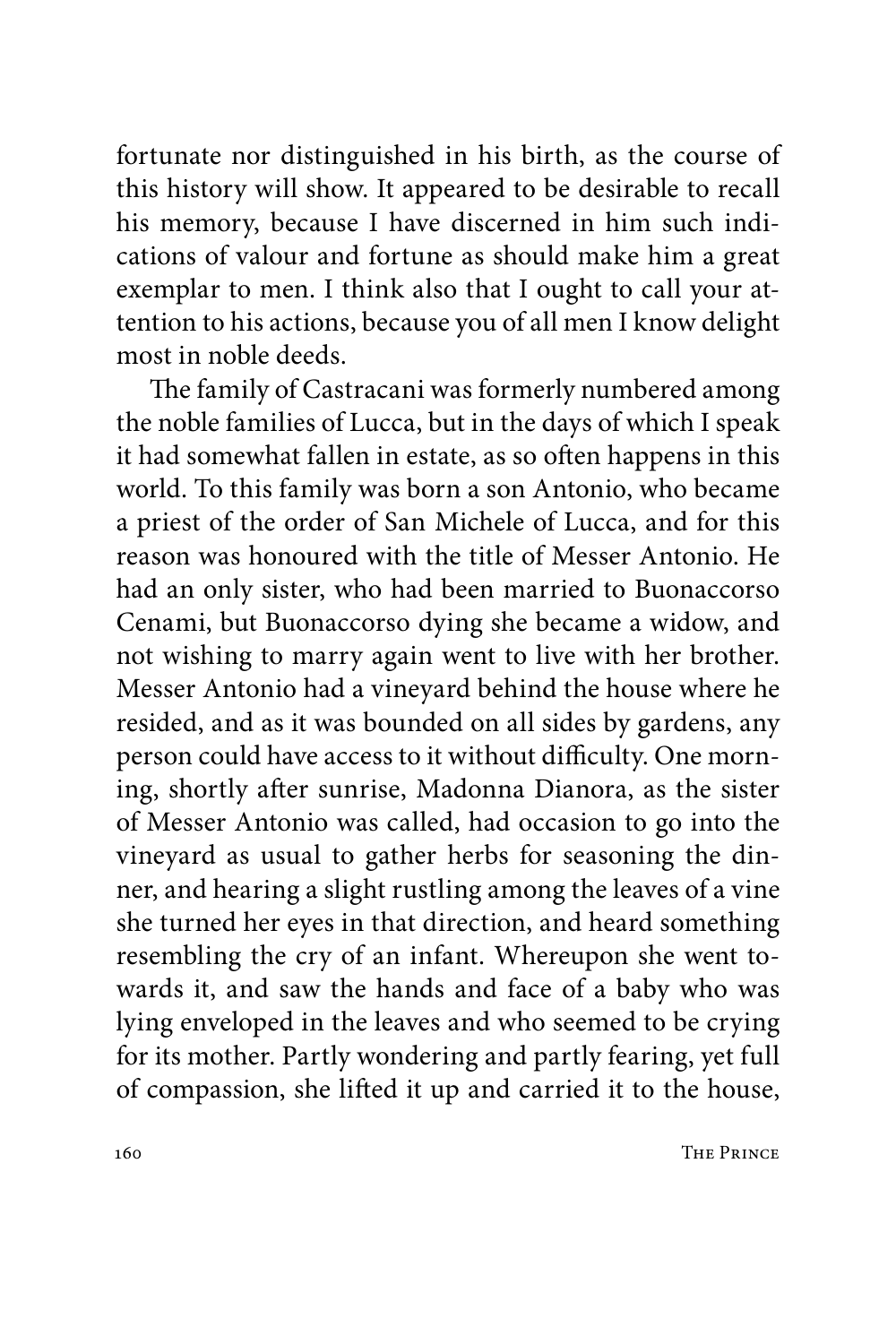fortunate nor distinguished in his birth, as the course of this history will show. It appeared to be desirable to recall his memory, because I have discerned in him such indications of valour and fortune as should make him a great exemplar to men. I think also that I ought to call your attention to his actions, because you of all men I know delight most in noble deeds.

The family of Castracani was formerly numbered among the noble families of Lucca, but in the days of which I speak it had somewhat fallen in estate, as so often happens in this world. To this family was born a son Antonio, who became a priest of the order of San Michele of Lucca, and for this reason was honoured with the title of Messer Antonio. He had an only sister, who had been married to Buonaccorso Cenami, but Buonaccorso dying she became a widow, and not wishing to marry again went to live with her brother. Messer Antonio had a vineyard behind the house where he resided, and as it was bounded on all sides by gardens, any person could have access to it without difficulty. One morning, shortly after sunrise, Madonna Dianora, as the sister of Messer Antonio was called, had occasion to go into the vineyard as usual to gather herbs for seasoning the dinner, and hearing a slight rustling among the leaves of a vine she turned her eyes in that direction, and heard something resembling the cry of an infant. Whereupon she went towards it, and saw the hands and face of a baby who was lying enveloped in the leaves and who seemed to be crying for its mother. Partly wondering and partly fearing, yet full of compassion, she lifted it up and carried it to the house,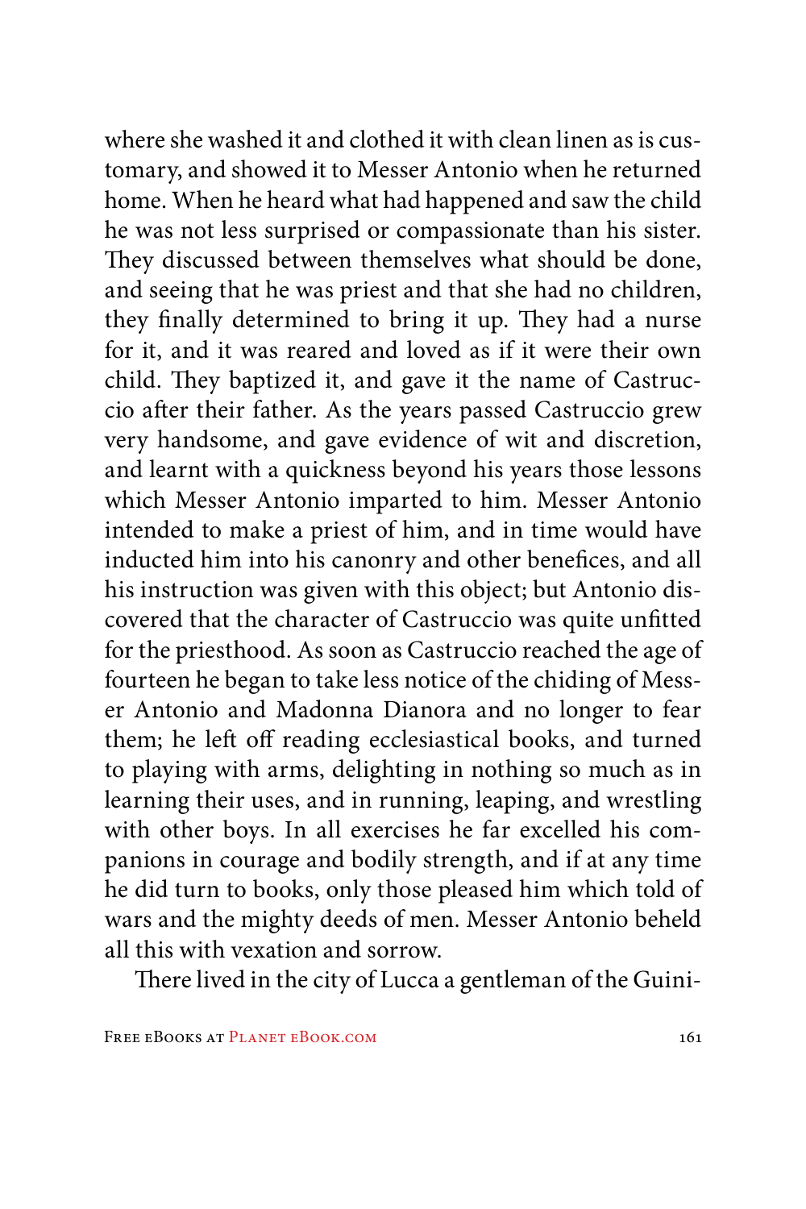where she washed it and clothed it with clean linen as is customary, and showed it to Messer Antonio when he returned home. When he heard what had happened and saw the child he was not less surprised or compassionate than his sister. They discussed between themselves what should be done, and seeing that he was priest and that she had no children, they finally determined to bring it up. They had a nurse for it, and it was reared and loved as if it were their own child. They baptized it, and gave it the name of Castruccio after their father. As the years passed Castruccio grew very handsome, and gave evidence of wit and discretion, and learnt with a quickness beyond his years those lessons which Messer Antonio imparted to him. Messer Antonio intended to make a priest of him, and in time would have inducted him into his canonry and other benefices, and all his instruction was given with this object; but Antonio discovered that the character of Castruccio was quite unfitted for the priesthood. As soon as Castruccio reached the age of fourteen he began to take less notice of the chiding of Messer Antonio and Madonna Dianora and no longer to fear them; he left off reading ecclesiastical books, and turned to playing with arms, delighting in nothing so much as in learning their uses, and in running, leaping, and wrestling with other boys. In all exercises he far excelled his companions in courage and bodily strength, and if at any time he did turn to books, only those pleased him which told of wars and the mighty deeds of men. Messer Antonio beheld all this with vexation and sorrow.

There lived in the city of Lucca a gentleman of the Guini-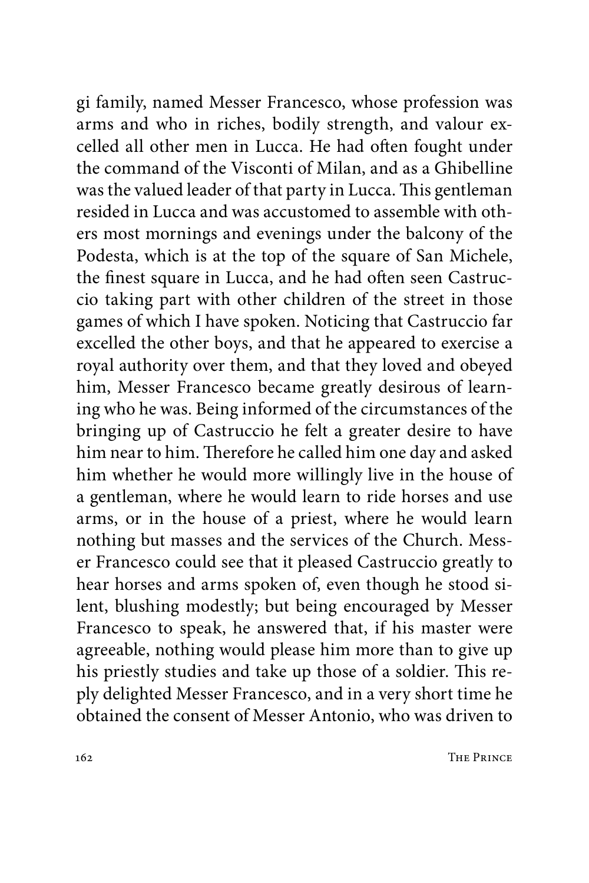gi family, named Messer Francesco, whose profession was arms and who in riches, bodily strength, and valour excelled all other men in Lucca. He had often fought under the command of the Visconti of Milan, and as a Ghibelline was the valued leader of that party in Lucca. This gentleman resided in Lucca and was accustomed to assemble with others most mornings and evenings under the balcony of the Podesta, which is at the top of the square of San Michele, the finest square in Lucca, and he had often seen Castruccio taking part with other children of the street in those games of which I have spoken. Noticing that Castruccio far excelled the other boys, and that he appeared to exercise a royal authority over them, and that they loved and obeyed him, Messer Francesco became greatly desirous of learning who he was. Being informed of the circumstances of the bringing up of Castruccio he felt a greater desire to have him near to him. Therefore he called him one day and asked him whether he would more willingly live in the house of a gentleman, where he would learn to ride horses and use arms, or in the house of a priest, where he would learn nothing but masses and the services of the Church. Messer Francesco could see that it pleased Castruccio greatly to hear horses and arms spoken of, even though he stood silent, blushing modestly; but being encouraged by Messer Francesco to speak, he answered that, if his master were agreeable, nothing would please him more than to give up his priestly studies and take up those of a soldier. This reply delighted Messer Francesco, and in a very short time he obtained the consent of Messer Antonio, who was driven to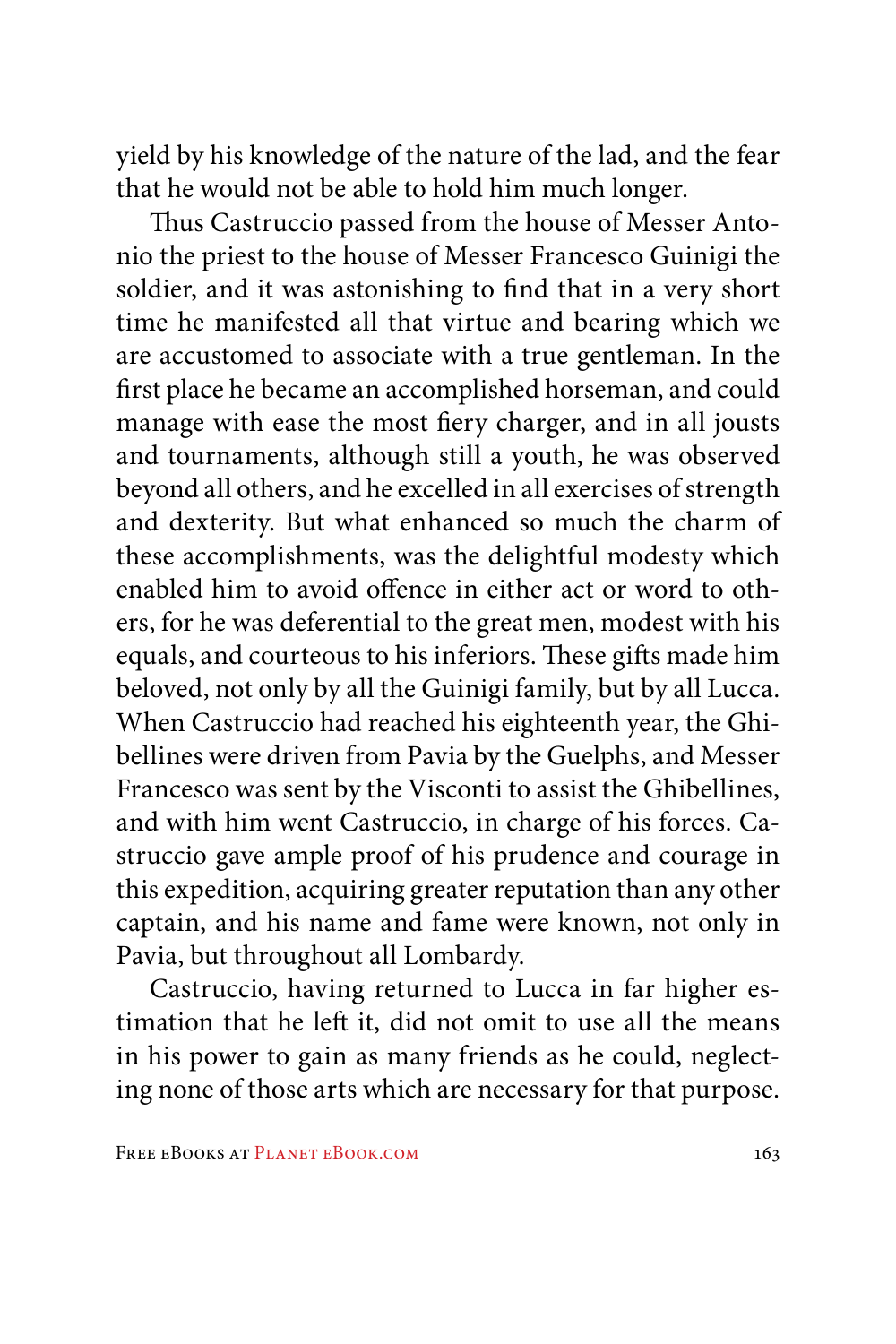yield by his knowledge of the nature of the lad, and the fear that he would not be able to hold him much longer.

Thus Castruccio passed from the house of Messer Antonio the priest to the house of Messer Francesco Guinigi the soldier, and it was astonishing to find that in a very short time he manifested all that virtue and bearing which we are accustomed to associate with a true gentleman. In the first place he became an accomplished horseman, and could manage with ease the most fiery charger, and in all jousts and tournaments, although still a youth, he was observed beyond all others, and he excelled in all exercises of strength and dexterity. But what enhanced so much the charm of these accomplishments, was the delightful modesty which enabled him to avoid offence in either act or word to others, for he was deferential to the great men, modest with his equals, and courteous to his inferiors. These gifts made him beloved, not only by all the Guinigi family, but by all Lucca. When Castruccio had reached his eighteenth year, the Ghibellines were driven from Pavia by the Guelphs, and Messer Francesco was sent by the Visconti to assist the Ghibellines, and with him went Castruccio, in charge of his forces. Castruccio gave ample proof of his prudence and courage in this expedition, acquiring greater reputation than any other captain, and his name and fame were known, not only in Pavia, but throughout all Lombardy.

Castruccio, having returned to Lucca in far higher estimation that he left it, did not omit to use all the means in his power to gain as many friends as he could, neglecting none of those arts which are necessary for that purpose.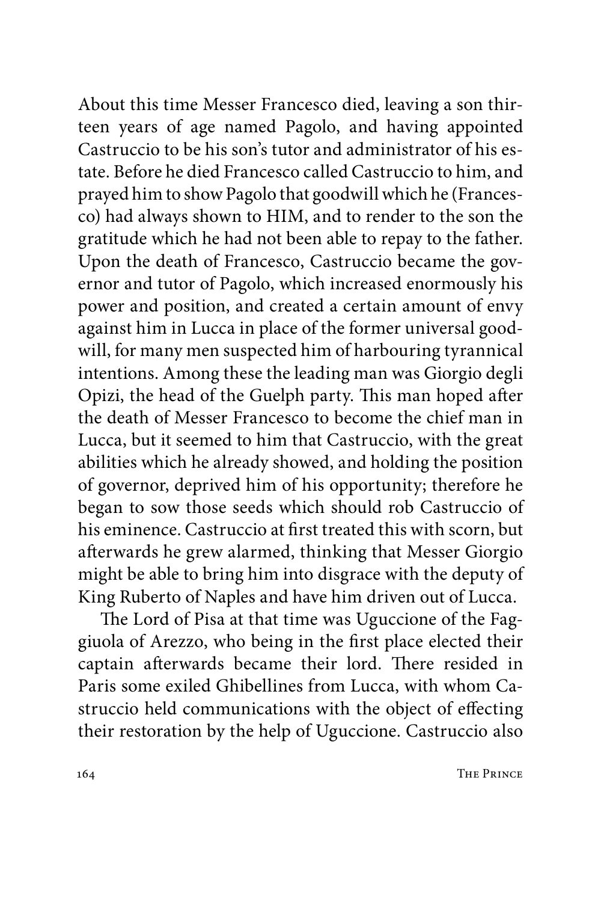About this time Messer Francesco died, leaving a son thirteen years of age named Pagolo, and having appointed Castruccio to be his son's tutor and administrator of his estate. Before he died Francesco called Castruccio to him, and prayed him to show Pagolo that goodwill which he (Francesco) had always shown to HIM, and to render to the son the gratitude which he had not been able to repay to the father. Upon the death of Francesco, Castruccio became the governor and tutor of Pagolo, which increased enormously his power and position, and created a certain amount of envy against him in Lucca in place of the former universal goodwill, for many men suspected him of harbouring tyrannical intentions. Among these the leading man was Giorgio degli Opizi, the head of the Guelph party. This man hoped after the death of Messer Francesco to become the chief man in Lucca, but it seemed to him that Castruccio, with the great abilities which he already showed, and holding the position of governor, deprived him of his opportunity; therefore he began to sow those seeds which should rob Castruccio of his eminence. Castruccio at first treated this with scorn, but afterwards he grew alarmed, thinking that Messer Giorgio might be able to bring him into disgrace with the deputy of King Ruberto of Naples and have him driven out of Lucca.

The Lord of Pisa at that time was Uguccione of the Faggiuola of Arezzo, who being in the first place elected their captain afterwards became their lord. There resided in Paris some exiled Ghibellines from Lucca, with whom Castruccio held communications with the object of effecting their restoration by the help of Uguccione. Castruccio also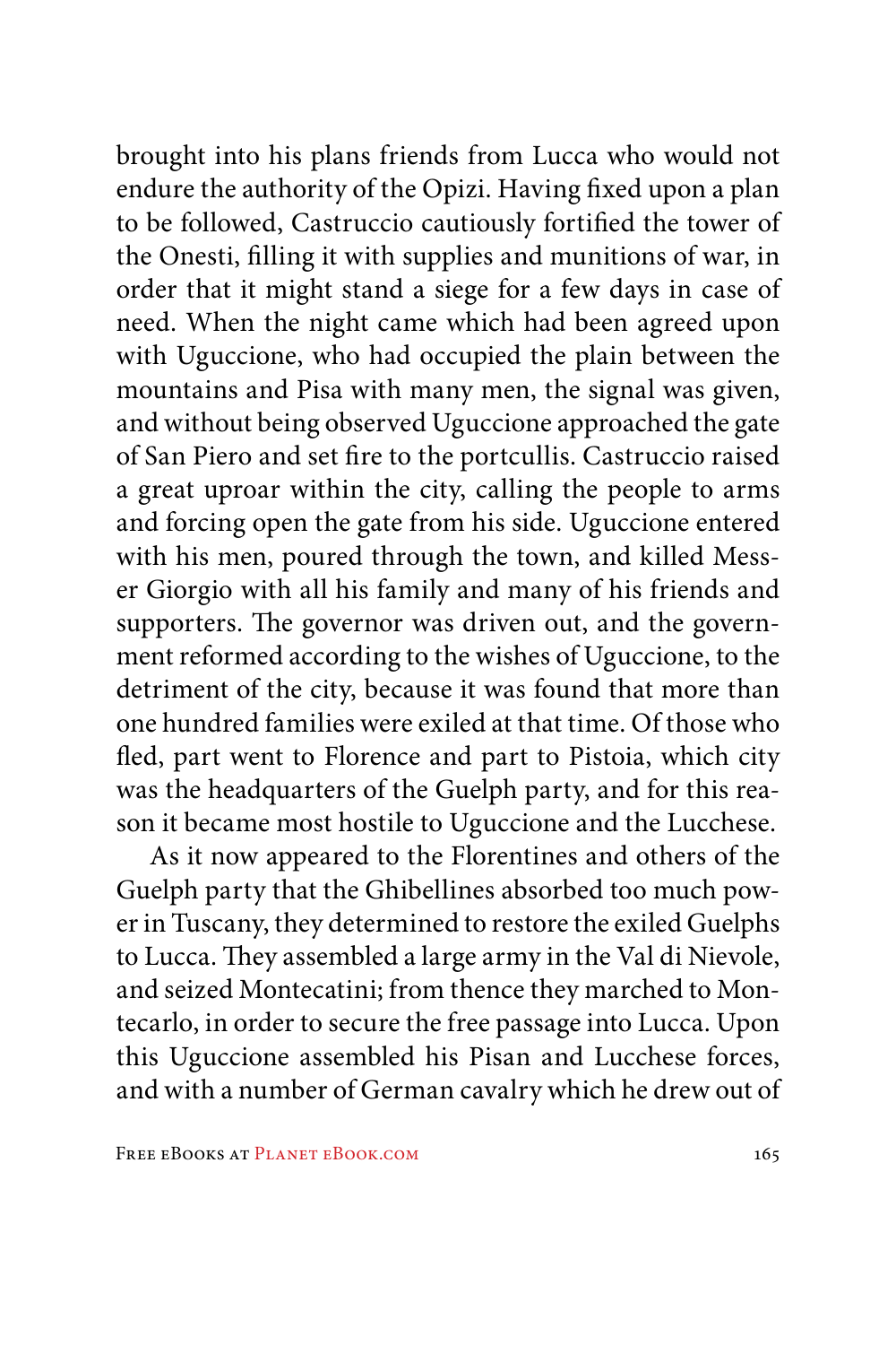brought into his plans friends from Lucca who would not endure the authority of the Opizi. Having fixed upon a plan to be followed, Castruccio cautiously fortified the tower of the Onesti, filling it with supplies and munitions of war, in order that it might stand a siege for a few days in case of need. When the night came which had been agreed upon with Uguccione, who had occupied the plain between the mountains and Pisa with many men, the signal was given, and without being observed Uguccione approached the gate of San Piero and set fire to the portcullis. Castruccio raised a great uproar within the city, calling the people to arms and forcing open the gate from his side. Uguccione entered with his men, poured through the town, and killed Messer Giorgio with all his family and many of his friends and supporters. The governor was driven out, and the government reformed according to the wishes of Uguccione, to the detriment of the city, because it was found that more than one hundred families were exiled at that time. Of those who fled, part went to Florence and part to Pistoia, which city was the headquarters of the Guelph party, and for this reason it became most hostile to Uguccione and the Lucchese.

As it now appeared to the Florentines and others of the Guelph party that the Ghibellines absorbed too much power in Tuscany, they determined to restore the exiled Guelphs to Lucca. They assembled a large army in the Val di Nievole, and seized Montecatini; from thence they marched to Montecarlo, in order to secure the free passage into Lucca. Upon this Uguccione assembled his Pisan and Lucchese forces, and with a number of German cavalry which he drew out of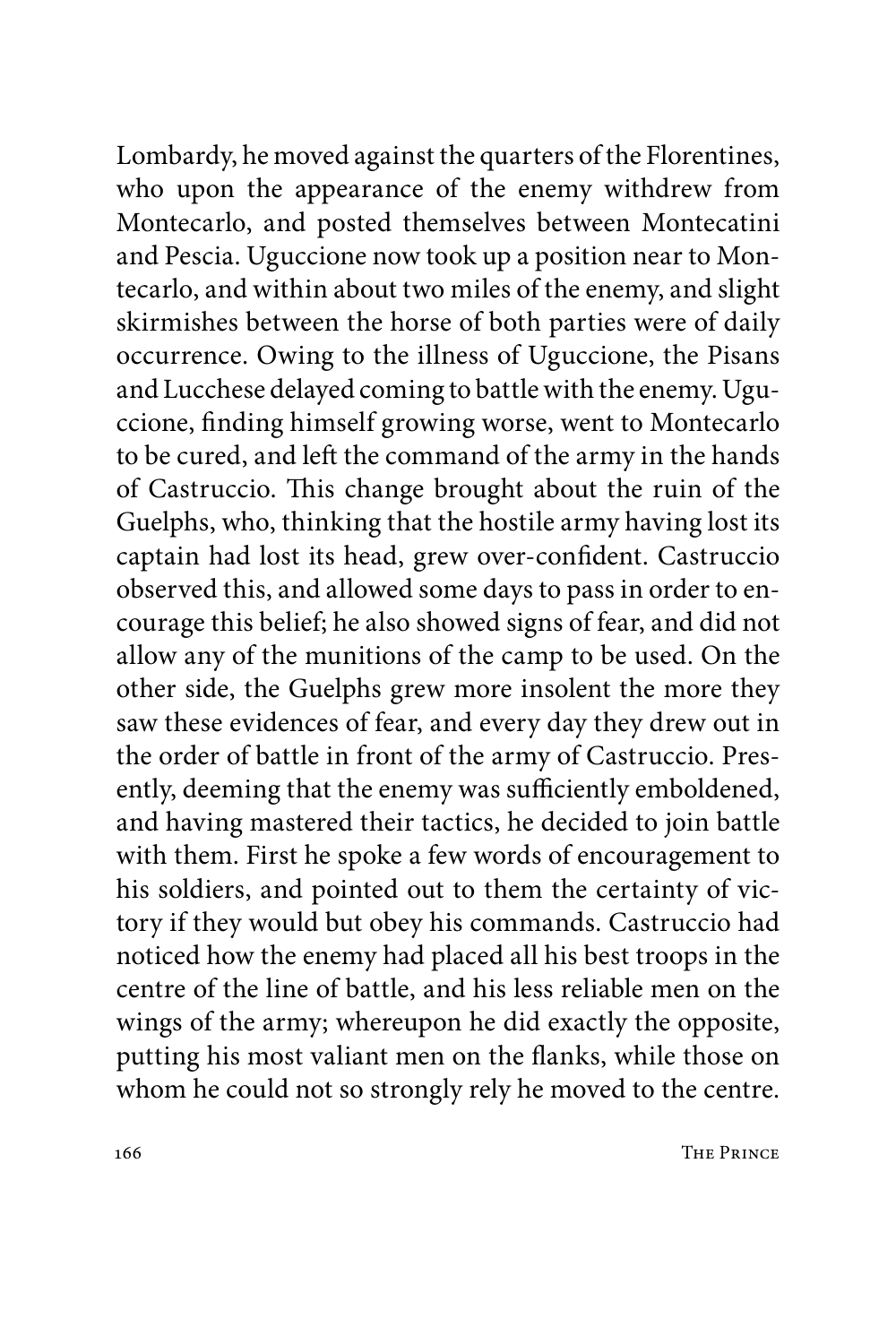Lombardy, he moved against the quarters of the Florentines, who upon the appearance of the enemy withdrew from Montecarlo, and posted themselves between Montecatini and Pescia. Uguccione now took up a position near to Montecarlo, and within about two miles of the enemy, and slight skirmishes between the horse of both parties were of daily occurrence. Owing to the illness of Uguccione, the Pisans and Lucchese delayed coming to battle with the enemy. Uguccione, finding himself growing worse, went to Montecarlo to be cured, and left the command of the army in the hands of Castruccio. This change brought about the ruin of the Guelphs, who, thinking that the hostile army having lost its captain had lost its head, grew over-confident. Castruccio observed this, and allowed some days to pass in order to encourage this belief; he also showed signs of fear, and did not allow any of the munitions of the camp to be used. On the other side, the Guelphs grew more insolent the more they saw these evidences of fear, and every day they drew out in the order of battle in front of the army of Castruccio. Presently, deeming that the enemy was sufficiently emboldened, and having mastered their tactics, he decided to join battle with them. First he spoke a few words of encouragement to his soldiers, and pointed out to them the certainty of victory if they would but obey his commands. Castruccio had noticed how the enemy had placed all his best troops in the centre of the line of battle, and his less reliable men on the wings of the army; whereupon he did exactly the opposite, putting his most valiant men on the flanks, while those on whom he could not so strongly rely he moved to the centre.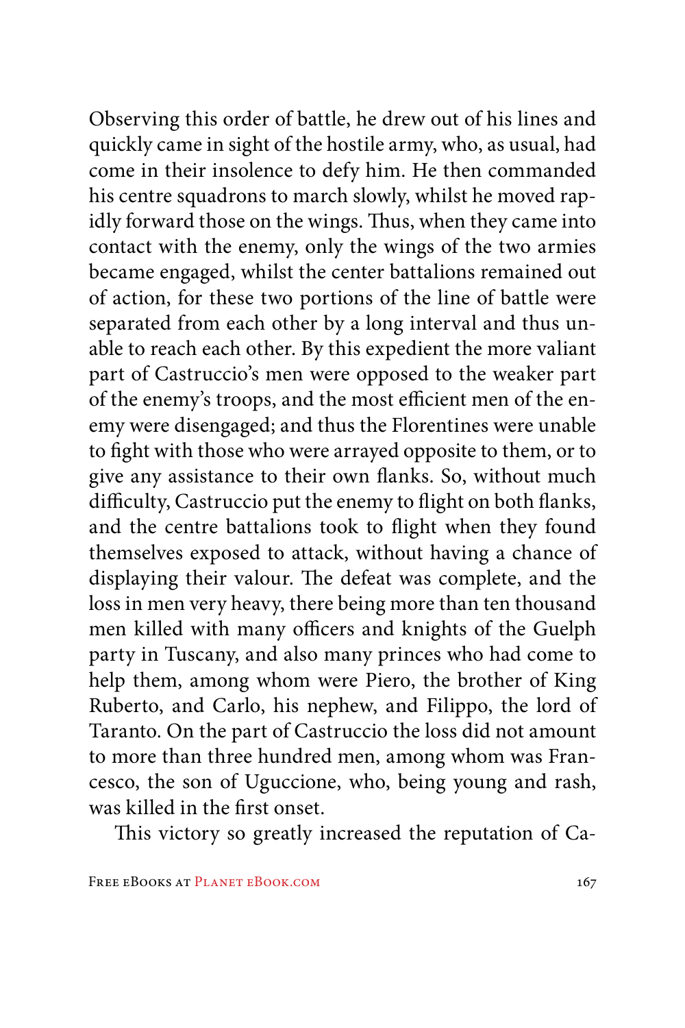Observing this order of battle, he drew out of his lines and quickly came in sight of the hostile army, who, as usual, had come in their insolence to defy him. He then commanded his centre squadrons to march slowly, whilst he moved rapidly forward those on the wings. Thus, when they came into contact with the enemy, only the wings of the two armies became engaged, whilst the center battalions remained out of action, for these two portions of the line of battle were separated from each other by a long interval and thus unable to reach each other. By this expedient the more valiant part of Castruccio's men were opposed to the weaker part of the enemy's troops, and the most efficient men of the enemy were disengaged; and thus the Florentines were unable to fight with those who were arrayed opposite to them, or to give any assistance to their own flanks. So, without much difficulty, Castruccio put the enemy to flight on both flanks, and the centre battalions took to flight when they found themselves exposed to attack, without having a chance of displaying their valour. The defeat was complete, and the loss in men very heavy, there being more than ten thousand men killed with many officers and knights of the Guelph party in Tuscany, and also many princes who had come to help them, among whom were Piero, the brother of King Ruberto, and Carlo, his nephew, and Filippo, the lord of Taranto. On the part of Castruccio the loss did not amount to more than three hundred men, among whom was Francesco, the son of Uguccione, who, being young and rash, was killed in the first onset.

This victory so greatly increased the reputation of Ca-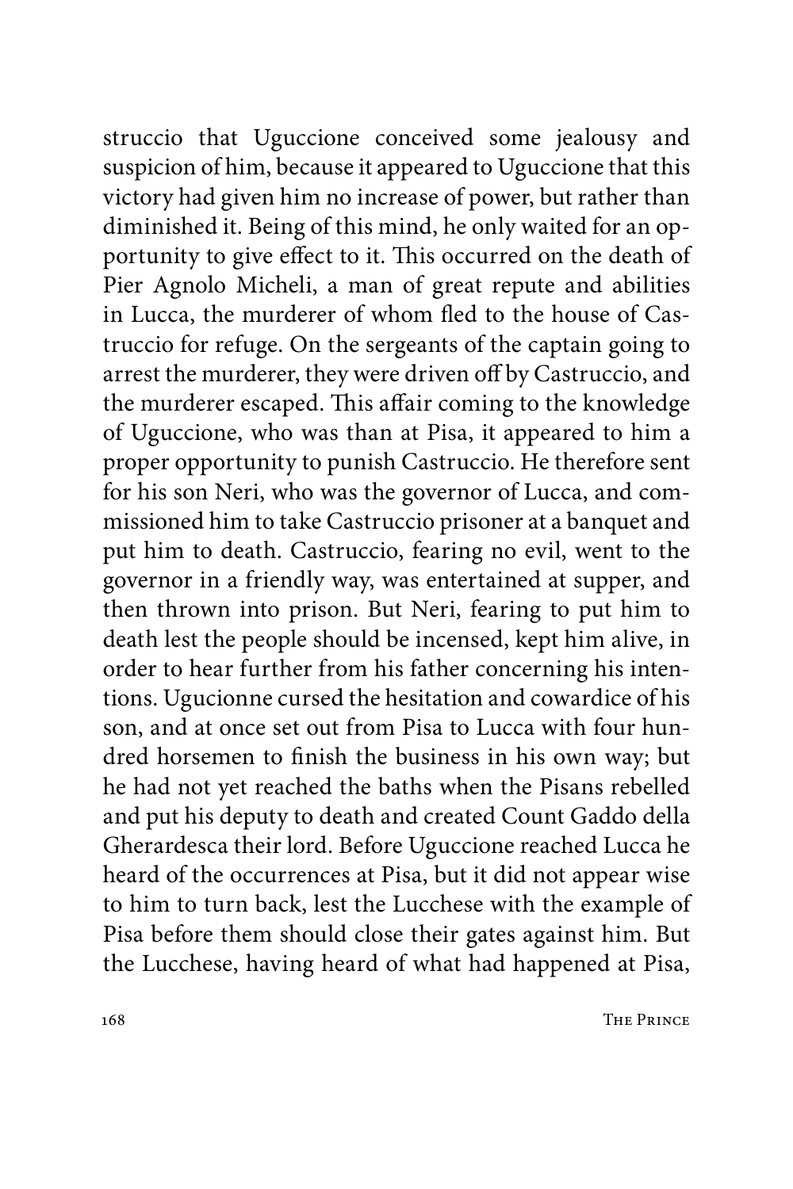struccio that Uguccione conceived some jealousy and suspicion of him, because it appeared to Uguccione that this victory had given him no increase of power, but rather than diminished it. Being of this mind, he only waited for an opportunity to give effect to it. This occurred on the death of Pier Agnolo Micheli, a man of great repute and abilities in Lucca, the murderer of whom fled to the house of Castruccio for refuge. On the sergeants of the captain going to arrest the murderer, they were driven off by Castruccio, and the murderer escaped. This affair coming to the knowledge of Uguccione, who was than at Pisa, it appeared to him a proper opportunity to punish Castruccio. He therefore sent for his son Neri, who was the governor of Lucca, and commissioned him to take Castruccio prisoner at a banquet and put him to death. Castruccio, fearing no evil, went to the governor in a friendly way, was entertained at supper, and then thrown into prison. But Neri, fearing to put him to death lest the people should be incensed, kept him alive, in order to hear further from his father concerning his intentions. Ugucionne cursed the hesitation and cowardice of his son, and at once set out from Pisa to Lucca with four hundred horsemen to finish the business in his own way; but he had not yet reached the baths when the Pisans rebelled and put his deputy to death and created Count Gaddo della Gherardesca their lord. Before Uguccione reached Lucca he heard of the occurrences at Pisa, but it did not appear wise to him to turn back, lest the Lucchese with the example of Pisa before them should close their gates against him. But the Lucchese, having heard of what had happened at Pisa,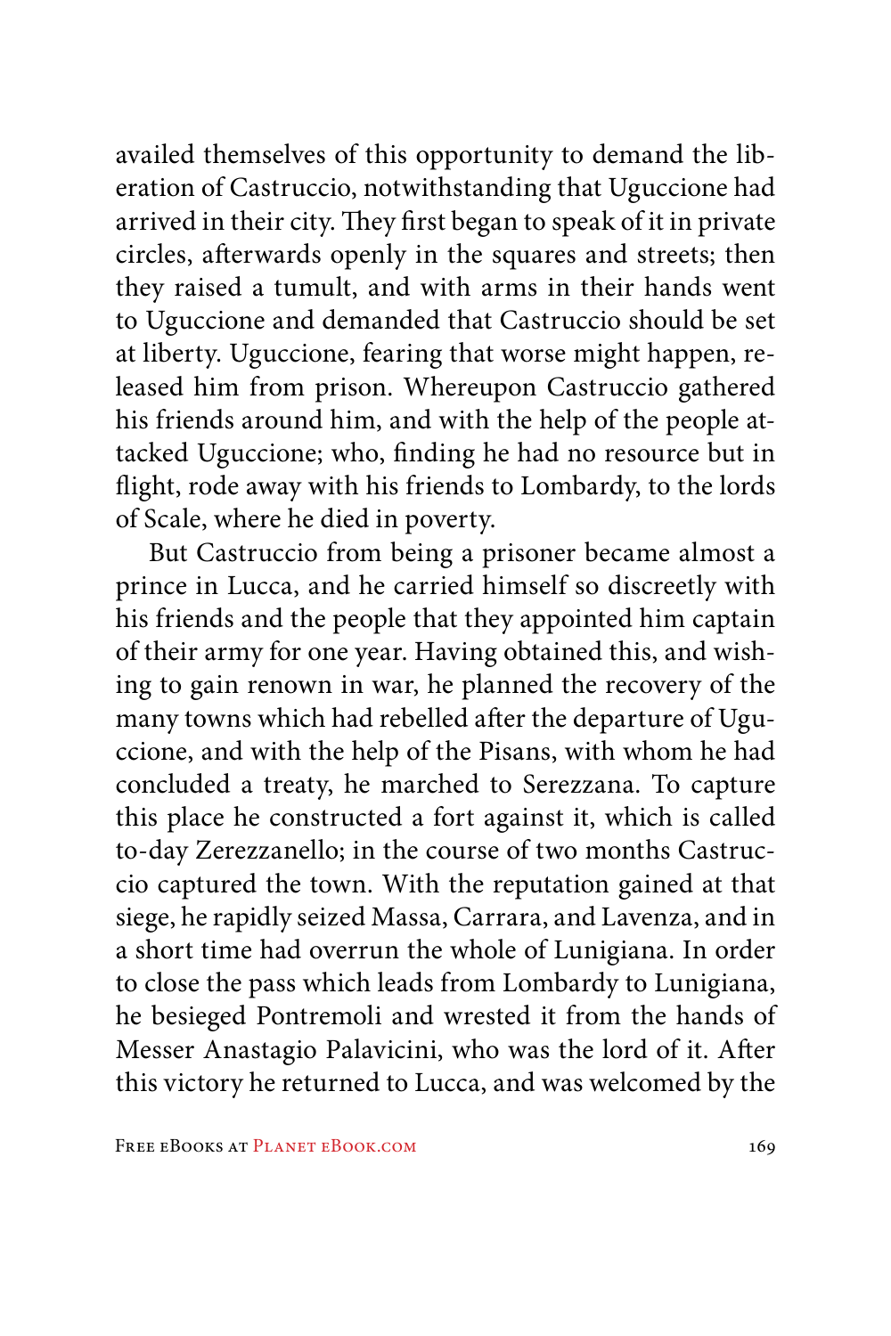availed themselves of this opportunity to demand the liberation of Castruccio, notwithstanding that Uguccione had arrived in their city. They first began to speak of it in private circles, afterwards openly in the squares and streets; then they raised a tumult, and with arms in their hands went to Uguccione and demanded that Castruccio should be set at liberty. Uguccione, fearing that worse might happen, released him from prison. Whereupon Castruccio gathered his friends around him, and with the help of the people attacked Uguccione; who, finding he had no resource but in flight, rode away with his friends to Lombardy, to the lords of Scale, where he died in poverty.

But Castruccio from being a prisoner became almost a prince in Lucca, and he carried himself so discreetly with his friends and the people that they appointed him captain of their army for one year. Having obtained this, and wishing to gain renown in war, he planned the recovery of the many towns which had rebelled after the departure of Uguccione, and with the help of the Pisans, with whom he had concluded a treaty, he marched to Serezzana. To capture this place he constructed a fort against it, which is called to-day Zerezzanello; in the course of two months Castruccio captured the town. With the reputation gained at that siege, he rapidly seized Massa, Carrara, and Lavenza, and in a short time had overrun the whole of Lunigiana. In order to close the pass which leads from Lombardy to Lunigiana, he besieged Pontremoli and wrested it from the hands of Messer Anastagio Palavicini, who was the lord of it. After this victory he returned to Lucca, and was welcomed by the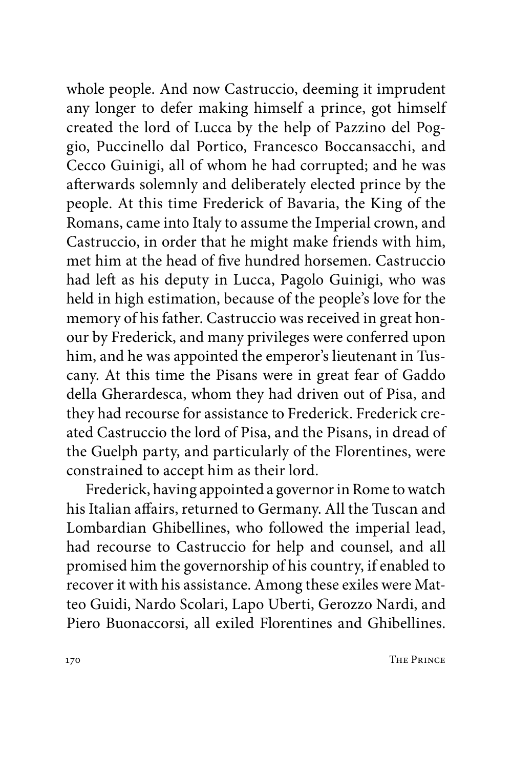whole people. And now Castruccio, deeming it imprudent any longer to defer making himself a prince, got himself created the lord of Lucca by the help of Pazzino del Poggio, Puccinello dal Portico, Francesco Boccansacchi, and Cecco Guinigi, all of whom he had corrupted; and he was afterwards solemnly and deliberately elected prince by the people. At this time Frederick of Bavaria, the King of the Romans, came into Italy to assume the Imperial crown, and Castruccio, in order that he might make friends with him, met him at the head of five hundred horsemen. Castruccio had left as his deputy in Lucca, Pagolo Guinigi, who was held in high estimation, because of the people's love for the memory of his father. Castruccio was received in great honour by Frederick, and many privileges were conferred upon him, and he was appointed the emperor's lieutenant in Tuscany. At this time the Pisans were in great fear of Gaddo della Gherardesca, whom they had driven out of Pisa, and they had recourse for assistance to Frederick. Frederick created Castruccio the lord of Pisa, and the Pisans, in dread of the Guelph party, and particularly of the Florentines, were constrained to accept him as their lord.

Frederick, having appointed a governor in Rome to watch his Italian affairs, returned to Germany. All the Tuscan and Lombardian Ghibellines, who followed the imperial lead, had recourse to Castruccio for help and counsel, and all promised him the governorship of his country, if enabled to recover it with his assistance. Among these exiles were Matteo Guidi, Nardo Scolari, Lapo Uberti, Gerozzo Nardi, and Piero Buonaccorsi, all exiled Florentines and Ghibellines.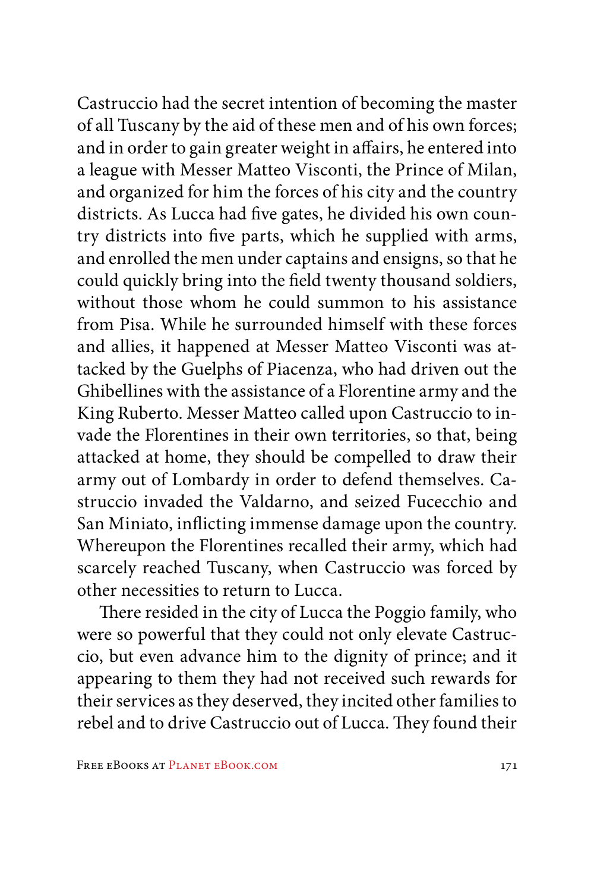Castruccio had the secret intention of becoming the master of all Tuscany by the aid of these men and of his own forces; and in order to gain greater weight in affairs, he entered into a league with Messer Matteo Visconti, the Prince of Milan, and organized for him the forces of his city and the country districts. As Lucca had five gates, he divided his own country districts into five parts, which he supplied with arms, and enrolled the men under captains and ensigns, so that he could quickly bring into the field twenty thousand soldiers, without those whom he could summon to his assistance from Pisa. While he surrounded himself with these forces and allies, it happened at Messer Matteo Visconti was attacked by the Guelphs of Piacenza, who had driven out the Ghibellines with the assistance of a Florentine army and the King Ruberto. Messer Matteo called upon Castruccio to invade the Florentines in their own territories, so that, being attacked at home, they should be compelled to draw their army out of Lombardy in order to defend themselves. Castruccio invaded the Valdarno, and seized Fucecchio and San Miniato, inflicting immense damage upon the country. Whereupon the Florentines recalled their army, which had scarcely reached Tuscany, when Castruccio was forced by other necessities to return to Lucca.

There resided in the city of Lucca the Poggio family, who were so powerful that they could not only elevate Castruccio, but even advance him to the dignity of prince; and it appearing to them they had not received such rewards for their services as they deserved, they incited other families to rebel and to drive Castruccio out of Lucca. They found their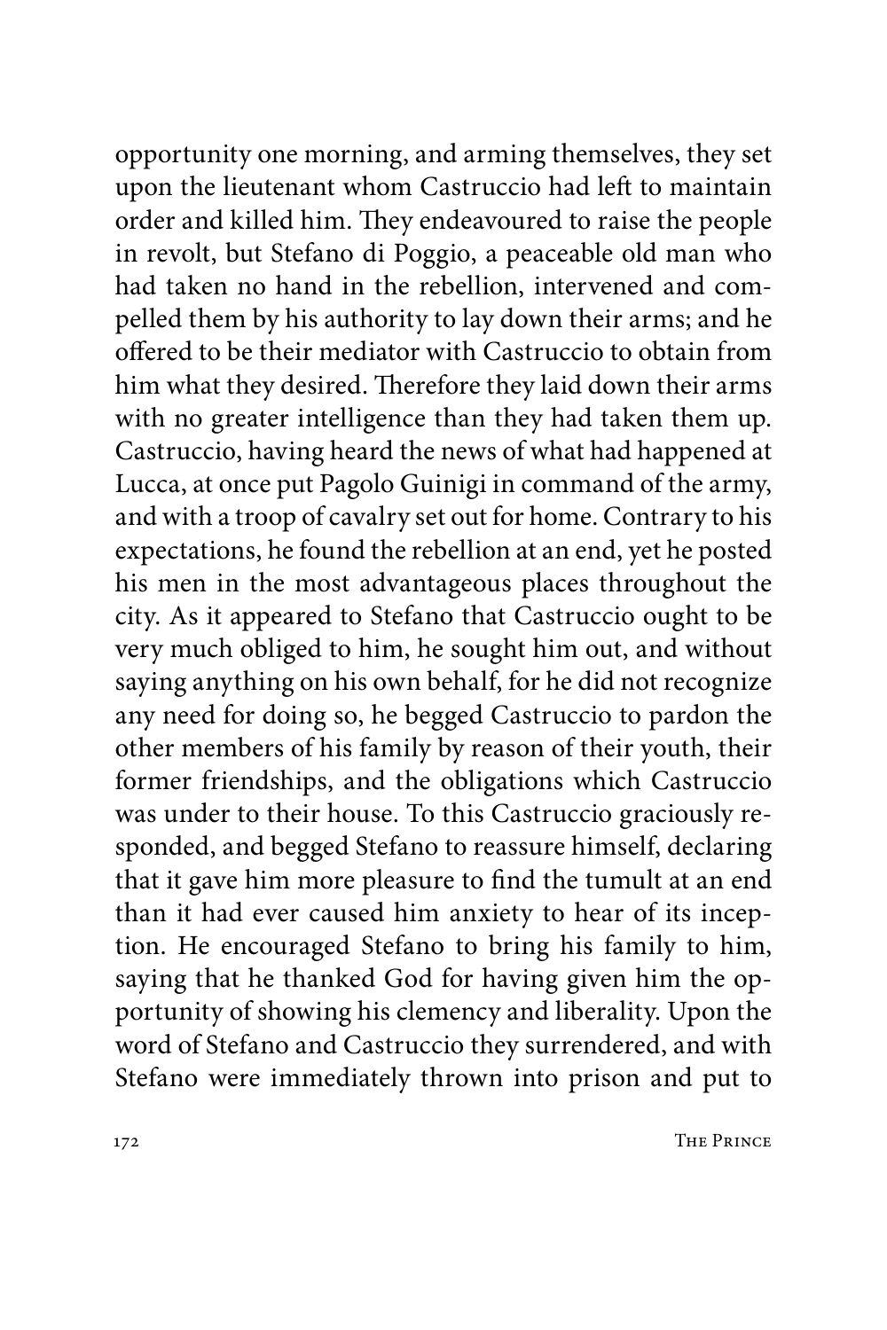opportunity one morning, and arming themselves, they set upon the lieutenant whom Castruccio had left to maintain order and killed him. They endeavoured to raise the people in revolt, but Stefano di Poggio, a peaceable old man who had taken no hand in the rebellion, intervened and compelled them by his authority to lay down their arms; and he offered to be their mediator with Castruccio to obtain from him what they desired. Therefore they laid down their arms with no greater intelligence than they had taken them up. Castruccio, having heard the news of what had happened at Lucca, at once put Pagolo Guinigi in command of the army, and with a troop of cavalry set out for home. Contrary to his expectations, he found the rebellion at an end, yet he posted his men in the most advantageous places throughout the city. As it appeared to Stefano that Castruccio ought to be very much obliged to him, he sought him out, and without saying anything on his own behalf, for he did not recognize any need for doing so, he begged Castruccio to pardon the other members of his family by reason of their youth, their former friendships, and the obligations which Castruccio was under to their house. To this Castruccio graciously responded, and begged Stefano to reassure himself, declaring that it gave him more pleasure to find the tumult at an end than it had ever caused him anxiety to hear of its inception. He encouraged Stefano to bring his family to him, saying that he thanked God for having given him the opportunity of showing his clemency and liberality. Upon the word of Stefano and Castruccio they surrendered, and with Stefano were immediately thrown into prison and put to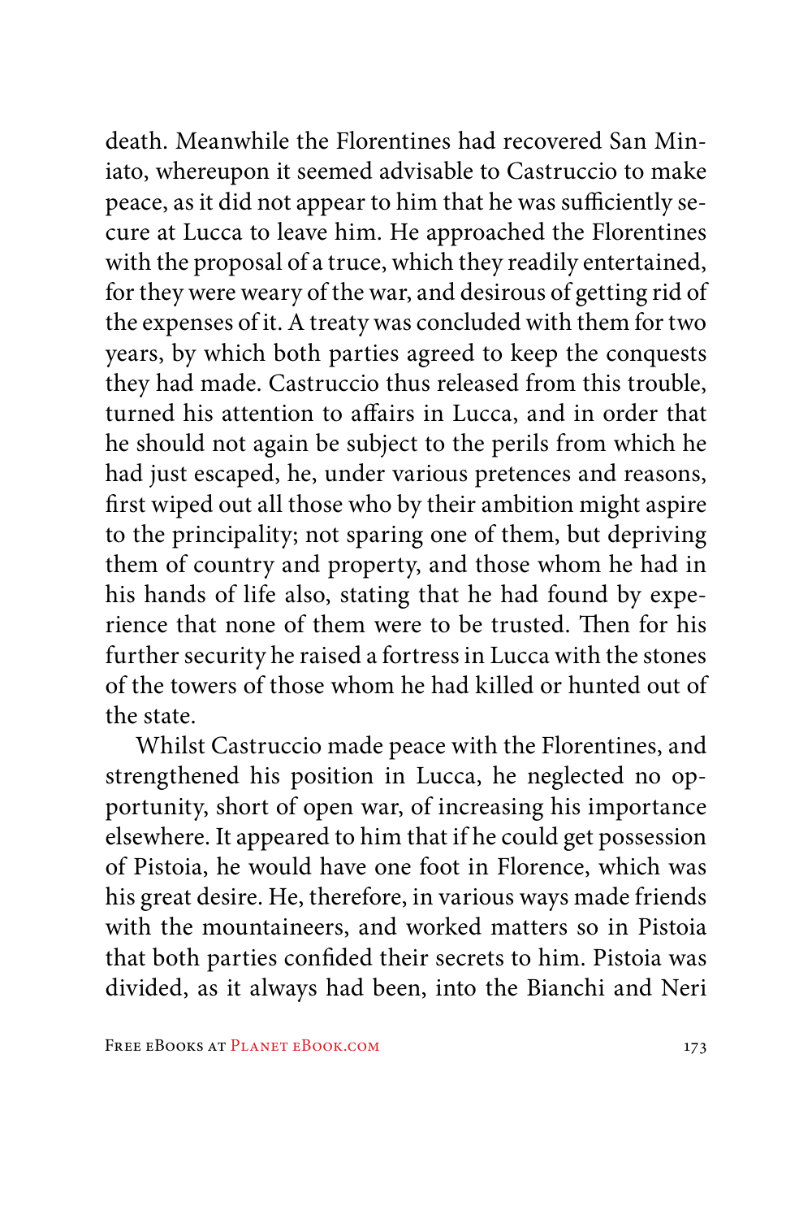death. Meanwhile the Florentines had recovered San Miniato, whereupon it seemed advisable to Castruccio to make peace, as it did not appear to him that he was sufficiently secure at Lucca to leave him. He approached the Florentines with the proposal of a truce, which they readily entertained, for they were weary of the war, and desirous of getting rid of the expenses of it. A treaty was concluded with them for two years, by which both parties agreed to keep the conquests they had made. Castruccio thus released from this trouble, turned his attention to affairs in Lucca, and in order that he should not again be subject to the perils from which he had just escaped, he, under various pretences and reasons, first wiped out all those who by their ambition might aspire to the principality; not sparing one of them, but depriving them of country and property, and those whom he had in his hands of life also, stating that he had found by experience that none of them were to be trusted. Then for his further security he raised a fortress in Lucca with the stones of the towers of those whom he had killed or hunted out of the state.

Whilst Castruccio made peace with the Florentines, and strengthened his position in Lucca, he neglected no opportunity, short of open war, of increasing his importance elsewhere. It appeared to him that if he could get possession of Pistoia, he would have one foot in Florence, which was his great desire. He, therefore, in various ways made friends with the mountaineers, and worked matters so in Pistoia that both parties confided their secrets to him. Pistoia was divided, as it always had been, into the Bianchi and Neri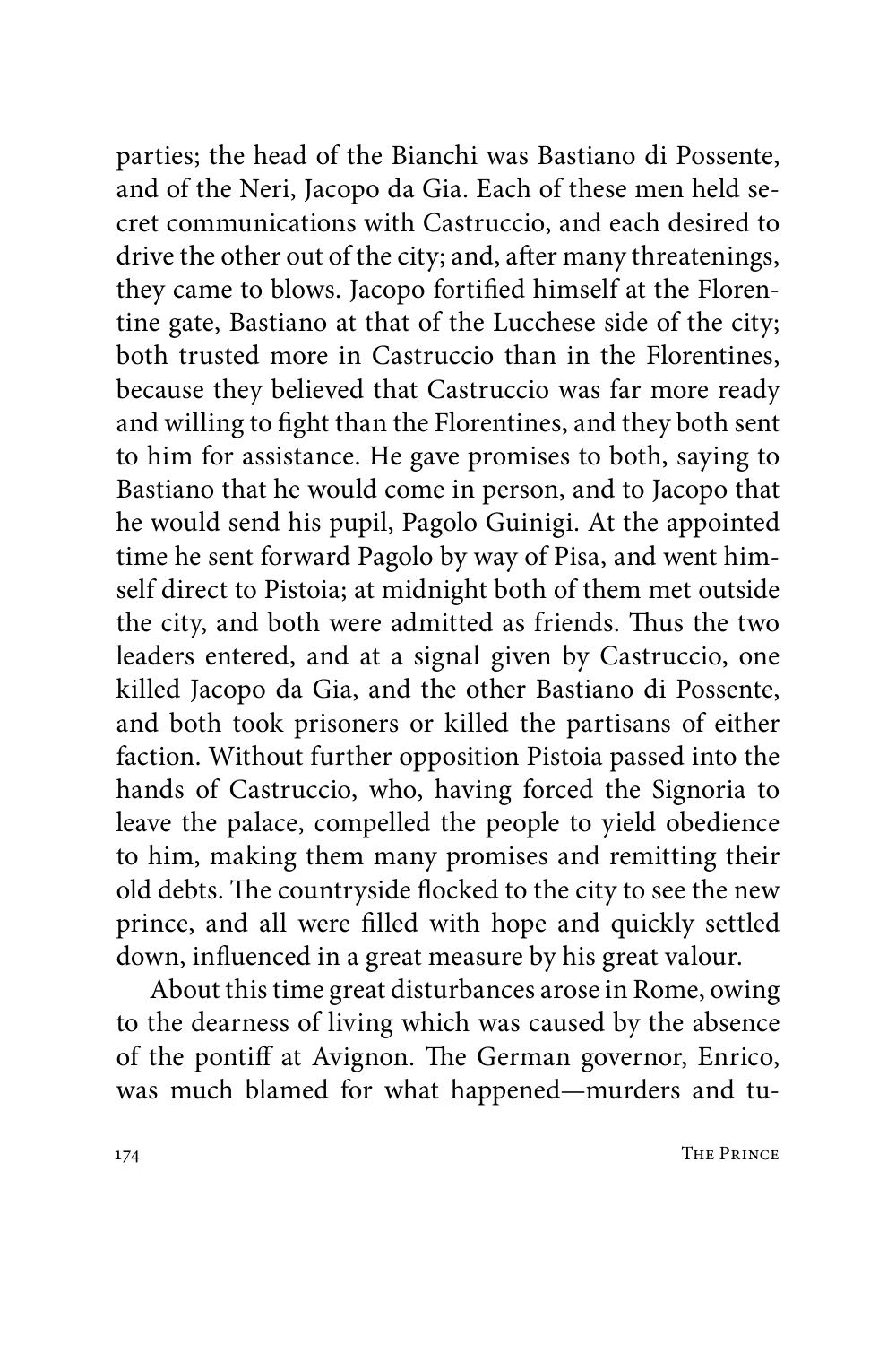parties; the head of the Bianchi was Bastiano di Possente, and of the Neri, Jacopo da Gia. Each of these men held secret communications with Castruccio, and each desired to drive the other out of the city; and, after many threatenings, they came to blows. Jacopo fortified himself at the Florentine gate, Bastiano at that of the Lucchese side of the city; both trusted more in Castruccio than in the Florentines, because they believed that Castruccio was far more ready and willing to fight than the Florentines, and they both sent to him for assistance. He gave promises to both, saying to Bastiano that he would come in person, and to Jacopo that he would send his pupil, Pagolo Guinigi. At the appointed time he sent forward Pagolo by way of Pisa, and went himself direct to Pistoia; at midnight both of them met outside the city, and both were admitted as friends. Thus the two leaders entered, and at a signal given by Castruccio, one killed Jacopo da Gia, and the other Bastiano di Possente, and both took prisoners or killed the partisans of either faction. Without further opposition Pistoia passed into the hands of Castruccio, who, having forced the Signoria to leave the palace, compelled the people to yield obedience to him, making them many promises and remitting their old debts. The countryside flocked to the city to see the new prince, and all were filled with hope and quickly settled down, influenced in a great measure by his great valour.

About this time great disturbances arose in Rome, owing to the dearness of living which was caused by the absence of the pontiff at Avignon. The German governor, Enrico, was much blamed for what happened—murders and tu-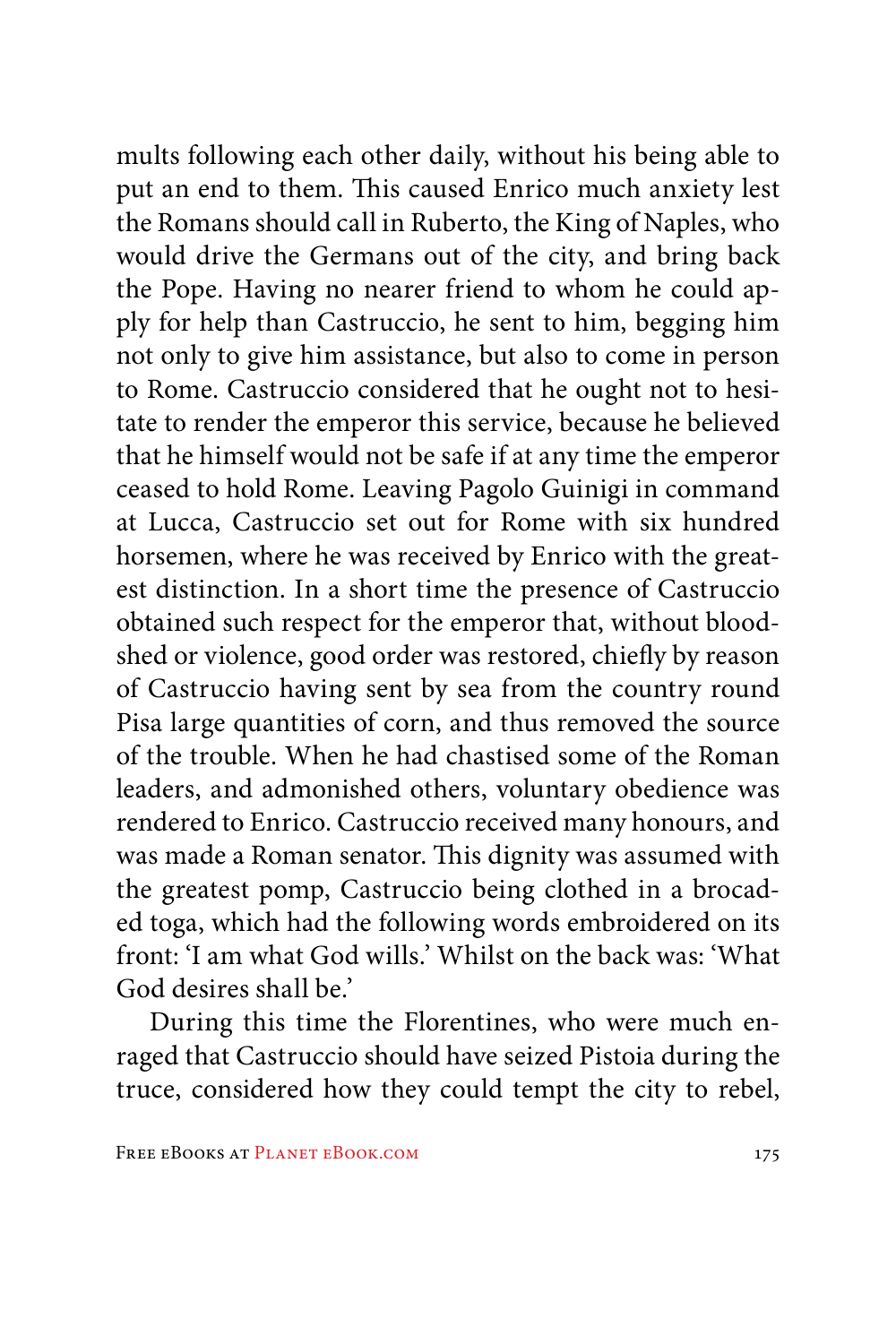mults following each other daily, without his being able to put an end to them. This caused Enrico much anxiety lest the Romans should call in Ruberto, the King of Naples, who would drive the Germans out of the city, and bring back the Pope. Having no nearer friend to whom he could apply for help than Castruccio, he sent to him, begging him not only to give him assistance, but also to come in person to Rome. Castruccio considered that he ought not to hesitate to render the emperor this service, because he believed that he himself would not be safe if at any time the emperor ceased to hold Rome. Leaving Pagolo Guinigi in command at Lucca, Castruccio set out for Rome with six hundred horsemen, where he was received by Enrico with the greatest distinction. In a short time the presence of Castruccio obtained such respect for the emperor that, without bloodshed or violence, good order was restored, chiefly by reason of Castruccio having sent by sea from the country round Pisa large quantities of corn, and thus removed the source of the trouble. When he had chastised some of the Roman leaders, and admonished others, voluntary obedience was rendered to Enrico. Castruccio received many honours, and was made a Roman senator. This dignity was assumed with the greatest pomp, Castruccio being clothed in a brocaded toga, which had the following words embroidered on its front: 'I am what God wills.' Whilst on the back was: 'What God desires shall be.'

During this time the Florentines, who were much enraged that Castruccio should have seized Pistoia during the truce, considered how they could tempt the city to rebel,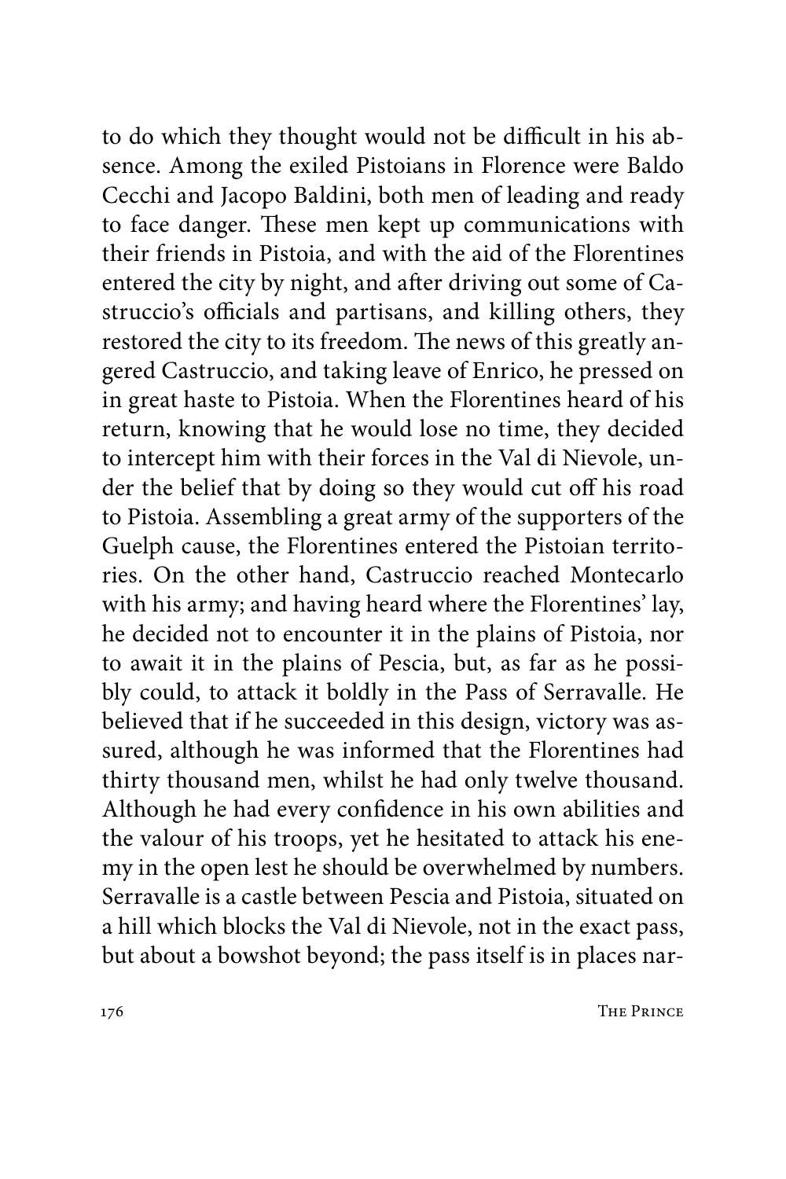to do which they thought would not be difficult in his absence. Among the exiled Pistoians in Florence were Baldo Cecchi and Jacopo Baldini, both men of leading and ready to face danger. These men kept up communications with their friends in Pistoia, and with the aid of the Florentines entered the city by night, and after driving out some of Castruccio's officials and partisans, and killing others, they restored the city to its freedom. The news of this greatly angered Castruccio, and taking leave of Enrico, he pressed on in great haste to Pistoia. When the Florentines heard of his return, knowing that he would lose no time, they decided to intercept him with their forces in the Val di Nievole, under the belief that by doing so they would cut off his road to Pistoia. Assembling a great army of the supporters of the Guelph cause, the Florentines entered the Pistoian territories. On the other hand, Castruccio reached Montecarlo with his army; and having heard where the Florentines' lay, he decided not to encounter it in the plains of Pistoia, nor to await it in the plains of Pescia, but, as far as he possibly could, to attack it boldly in the Pass of Serravalle. He believed that if he succeeded in this design, victory was assured, although he was informed that the Florentines had thirty thousand men, whilst he had only twelve thousand. Although he had every confidence in his own abilities and the valour of his troops, yet he hesitated to attack his enemy in the open lest he should be overwhelmed by numbers. Serravalle is a castle between Pescia and Pistoia, situated on a hill which blocks the Val di Nievole, not in the exact pass, but about a bowshot beyond; the pass itself is in places nar-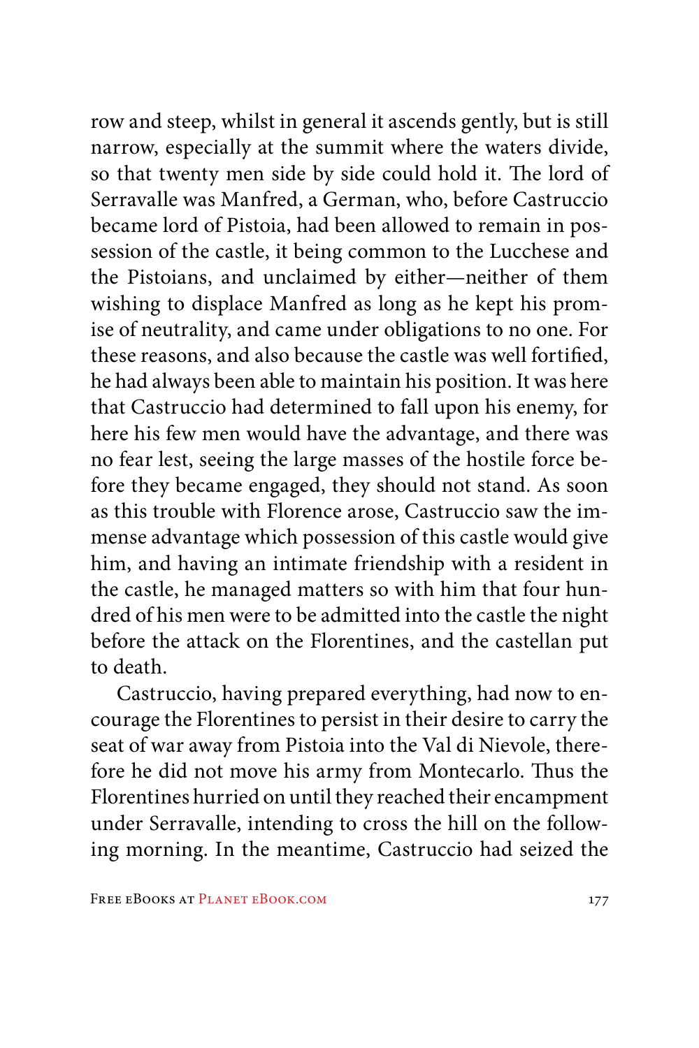row and steep, whilst in general it ascends gently, but is still narrow, especially at the summit where the waters divide, so that twenty men side by side could hold it. The lord of Serravalle was Manfred, a German, who, before Castruccio became lord of Pistoia, had been allowed to remain in possession of the castle, it being common to the Lucchese and the Pistoians, and unclaimed by either—neither of them wishing to displace Manfred as long as he kept his promise of neutrality, and came under obligations to no one. For these reasons, and also because the castle was well fortified, he had always been able to maintain his position. It was here that Castruccio had determined to fall upon his enemy, for here his few men would have the advantage, and there was no fear lest, seeing the large masses of the hostile force before they became engaged, they should not stand. As soon as this trouble with Florence arose, Castruccio saw the immense advantage which possession of this castle would give him, and having an intimate friendship with a resident in the castle, he managed matters so with him that four hundred of his men were to be admitted into the castle the night before the attack on the Florentines, and the castellan put to death.

Castruccio, having prepared everything, had now to encourage the Florentines to persist in their desire to carry the seat of war away from Pistoia into the Val di Nievole, therefore he did not move his army from Montecarlo. Thus the Florentines hurried on until they reached their encampment under Serravalle, intending to cross the hill on the following morning. In the meantime, Castruccio had seized the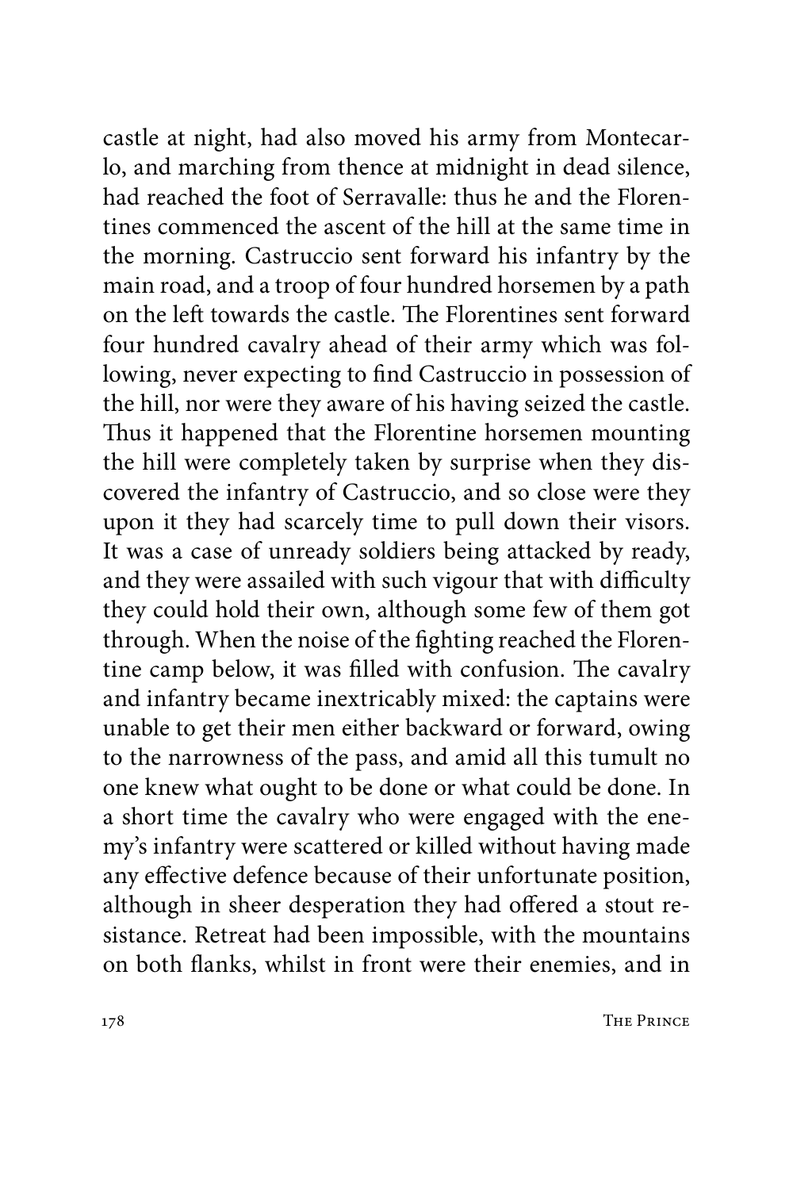castle at night, had also moved his army from Montecarlo, and marching from thence at midnight in dead silence, had reached the foot of Serravalle: thus he and the Florentines commenced the ascent of the hill at the same time in the morning. Castruccio sent forward his infantry by the main road, and a troop of four hundred horsemen by a path on the left towards the castle. The Florentines sent forward four hundred cavalry ahead of their army which was following, never expecting to find Castruccio in possession of the hill, nor were they aware of his having seized the castle. Thus it happened that the Florentine horsemen mounting the hill were completely taken by surprise when they discovered the infantry of Castruccio, and so close were they upon it they had scarcely time to pull down their visors. It was a case of unready soldiers being attacked by ready, and they were assailed with such vigour that with difficulty they could hold their own, although some few of them got through. When the noise of the fighting reached the Florentine camp below, it was filled with confusion. The cavalry and infantry became inextricably mixed: the captains were unable to get their men either backward or forward, owing to the narrowness of the pass, and amid all this tumult no one knew what ought to be done or what could be done. In a short time the cavalry who were engaged with the enemy's infantry were scattered or killed without having made any effective defence because of their unfortunate position, although in sheer desperation they had offered a stout resistance. Retreat had been impossible, with the mountains on both flanks, whilst in front were their enemies, and in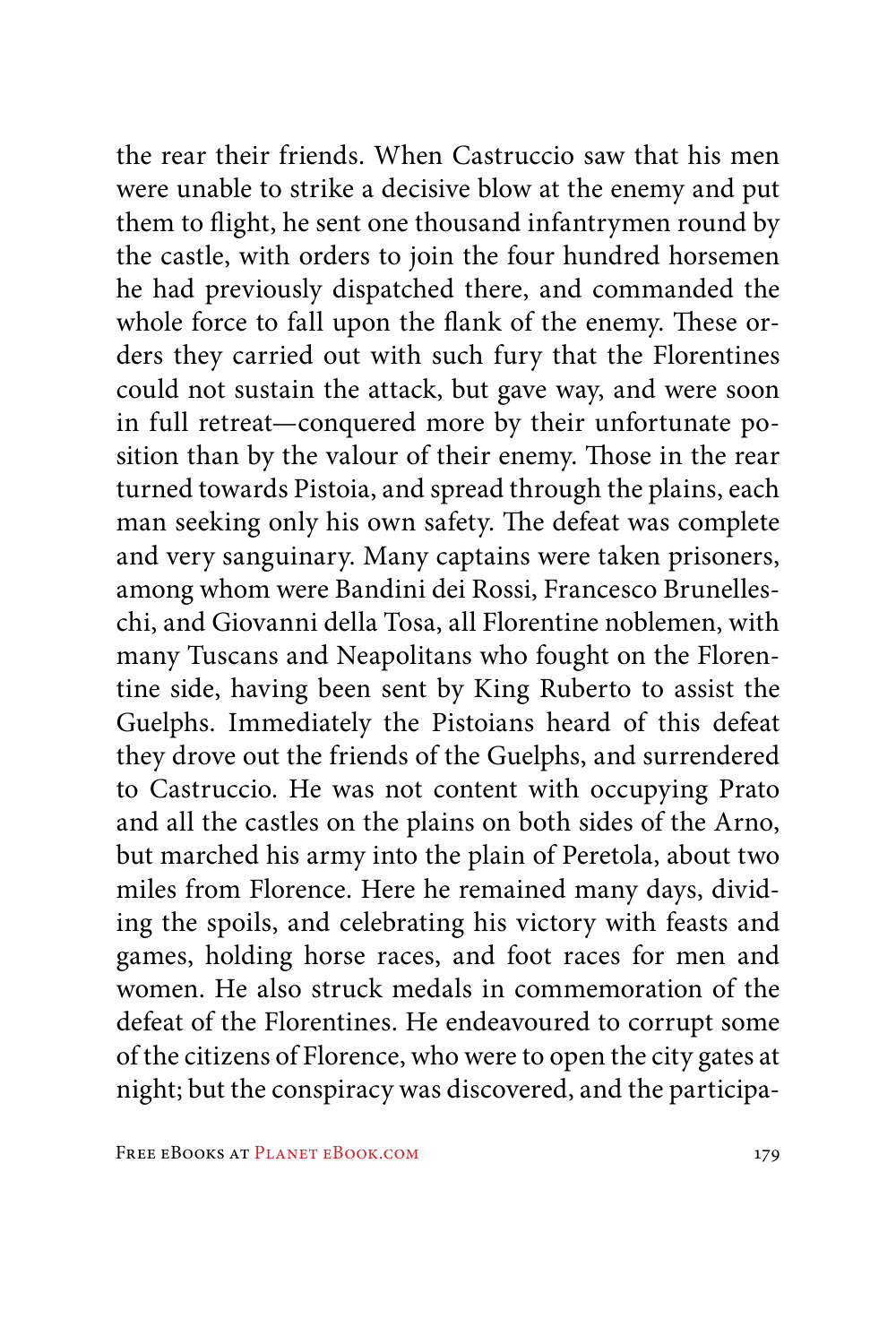the rear their friends. When Castruccio saw that his men were unable to strike a decisive blow at the enemy and put them to flight, he sent one thousand infantrymen round by the castle, with orders to join the four hundred horsemen he had previously dispatched there, and commanded the whole force to fall upon the flank of the enemy. These orders they carried out with such fury that the Florentines could not sustain the attack, but gave way, and were soon in full retreat—conquered more by their unfortunate position than by the valour of their enemy. Those in the rear turned towards Pistoia, and spread through the plains, each man seeking only his own safety. The defeat was complete and very sanguinary. Many captains were taken prisoners, among whom were Bandini dei Rossi, Francesco Brunelleschi, and Giovanni della Tosa, all Florentine noblemen, with many Tuscans and Neapolitans who fought on the Florentine side, having been sent by King Ruberto to assist the Guelphs. Immediately the Pistoians heard of this defeat they drove out the friends of the Guelphs, and surrendered to Castruccio. He was not content with occupying Prato and all the castles on the plains on both sides of the Arno, but marched his army into the plain of Peretola, about two miles from Florence. Here he remained many days, dividing the spoils, and celebrating his victory with feasts and games, holding horse races, and foot races for men and women. He also struck medals in commemoration of the defeat of the Florentines. He endeavoured to corrupt some of the citizens of Florence, who were to open the city gates at night; but the conspiracy was discovered, and the participa-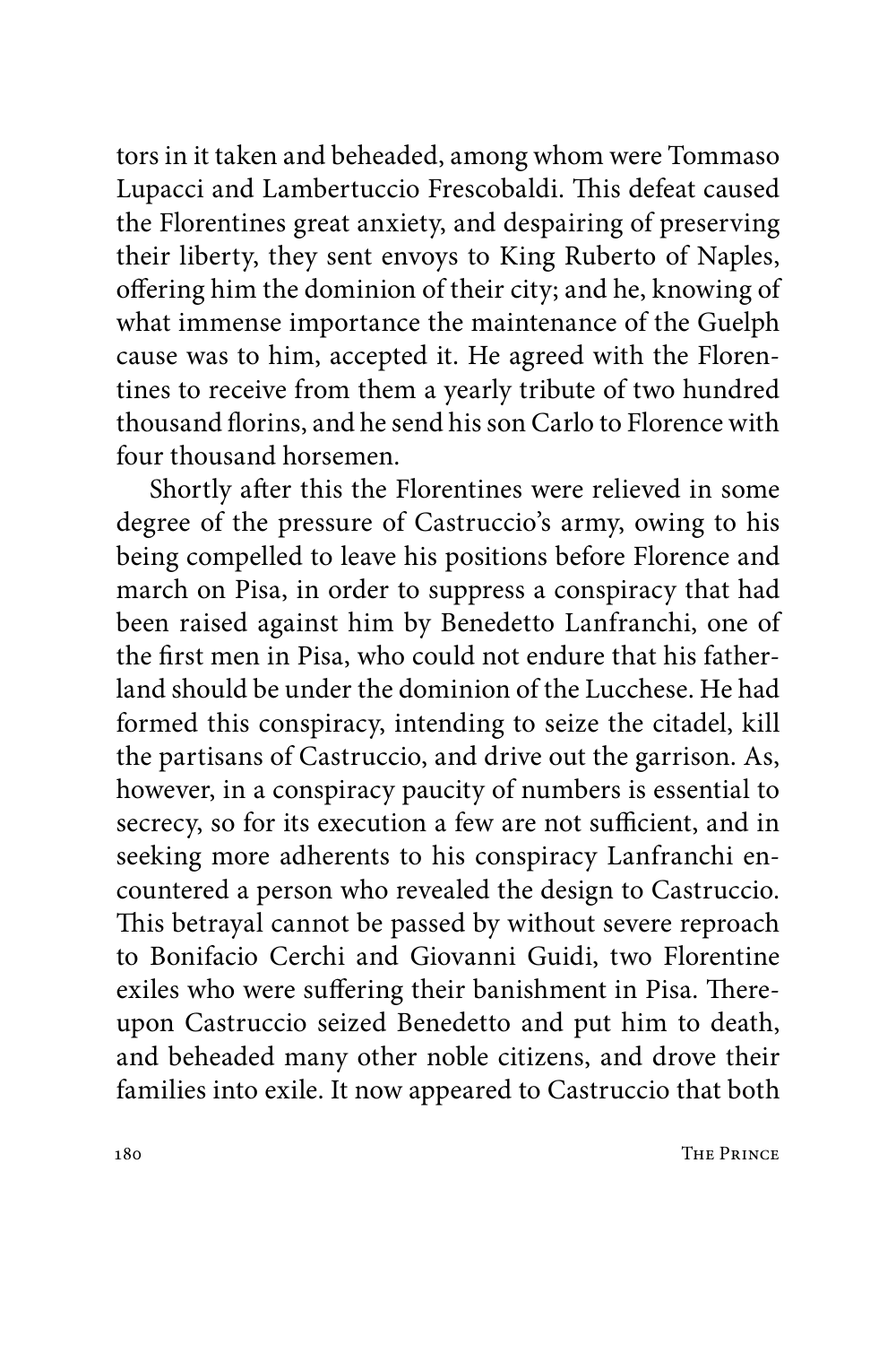tors in it taken and beheaded, among whom were Tommaso Lupacci and Lambertuccio Frescobaldi. This defeat caused the Florentines great anxiety, and despairing of preserving their liberty, they sent envoys to King Ruberto of Naples, offering him the dominion of their city; and he, knowing of what immense importance the maintenance of the Guelph cause was to him, accepted it. He agreed with the Florentines to receive from them a yearly tribute of two hundred thousand florins, and he send his son Carlo to Florence with four thousand horsemen.

Shortly after this the Florentines were relieved in some degree of the pressure of Castruccio's army, owing to his being compelled to leave his positions before Florence and march on Pisa, in order to suppress a conspiracy that had been raised against him by Benedetto Lanfranchi, one of the first men in Pisa, who could not endure that his fatherland should be under the dominion of the Lucchese. He had formed this conspiracy, intending to seize the citadel, kill the partisans of Castruccio, and drive out the garrison. As, however, in a conspiracy paucity of numbers is essential to secrecy, so for its execution a few are not sufficient, and in seeking more adherents to his conspiracy Lanfranchi encountered a person who revealed the design to Castruccio. This betrayal cannot be passed by without severe reproach to Bonifacio Cerchi and Giovanni Guidi, two Florentine exiles who were suffering their banishment in Pisa. Thereupon Castruccio seized Benedetto and put him to death, and beheaded many other noble citizens, and drove their families into exile. It now appeared to Castruccio that both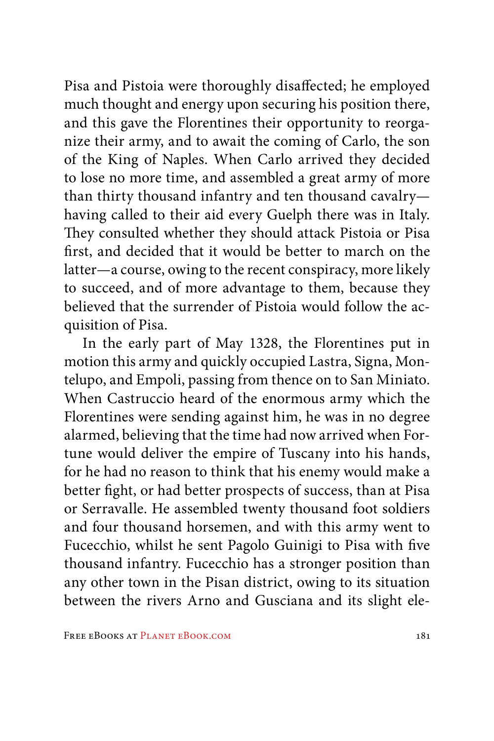Pisa and Pistoia were thoroughly disaffected; he employed much thought and energy upon securing his position there, and this gave the Florentines their opportunity to reorganize their army, and to await the coming of Carlo, the son of the King of Naples. When Carlo arrived they decided to lose no more time, and assembled a great army of more than thirty thousand infantry and ten thousand cavalry—having called to their aid every Guelph there was in Italy. They consulted whether they should attack Pistoia or Pisa first, and decided that it would be better to march on the latter—a course, owing to the recent conspiracy, more likely to succeed, and of more advantage to them, because they believed that the surrender of Pistoia would follow the acquisition of Pisa.

In the early part of May 1328, the Florentines put in motion this army and quickly occupied Lastra, Signa, Montelupo, and Empoli, passing from thence on to San Miniato. When Castruccio heard of the enormous army which the Florentines were sending against him, he was in no degree alarmed, believing that the time had now arrived when Fortune would deliver the empire of Tuscany into his hands, for he had no reason to think that his enemy would make a better fight, or had better prospects of success, than at Pisa or Serravalle. He assembled twenty thousand foot soldiers and four thousand horsemen, and with this army went to Fucecchio, whilst he sent Pagolo Guinigi to Pisa with five thousand infantry. Fucecchio has a stronger position than any other town in the Pisan district, owing to its situation between the rivers Arno and Gusciana and its slight ele-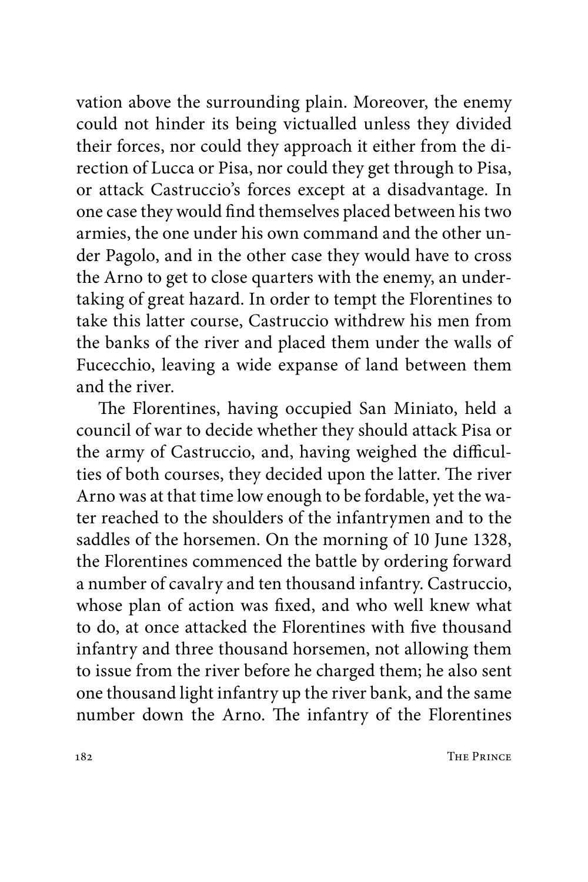vation above the surrounding plain. Moreover, the enemy could not hinder its being victualled unless they divided their forces, nor could they approach it either from the direction of Lucca or Pisa, nor could they get through to Pisa, or attack Castruccio's forces except at a disadvantage. In one case they would find themselves placed between his two armies, the one under his own command and the other under Pagolo, and in the other case they would have to cross the Arno to get to close quarters with the enemy, an undertaking of great hazard. In order to tempt the Florentines to take this latter course, Castruccio withdrew his men from the banks of the river and placed them under the walls of Fucecchio, leaving a wide expanse of land between them and the river.

The Florentines, having occupied San Miniato, held a council of war to decide whether they should attack Pisa or the army of Castruccio, and, having weighed the difficulties of both courses, they decided upon the latter. The river Arno was at that time low enough to be fordable, yet the water reached to the shoulders of the infantrymen and to the saddles of the horsemen. On the morning of 10 June 1328, the Florentines commenced the battle by ordering forward a number of cavalry and ten thousand infantry. Castruccio, whose plan of action was fixed, and who well knew what to do, at once attacked the Florentines with five thousand infantry and three thousand horsemen, not allowing them to issue from the river before he charged them; he also sent one thousand light infantry up the river bank, and the same number down the Arno. The infantry of the Florentines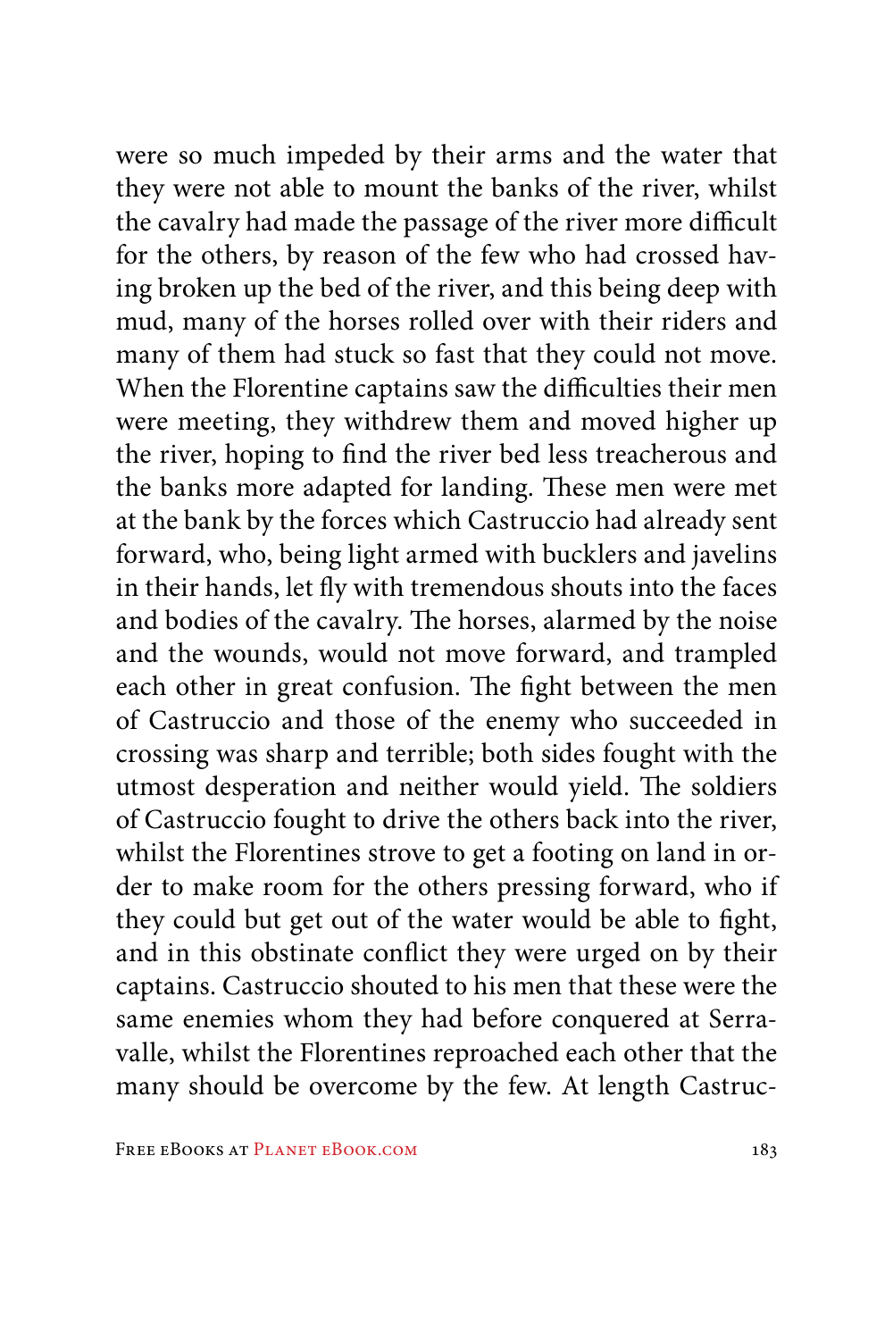were so much impeded by their arms and the water that they were not able to mount the banks of the river, whilst the cavalry had made the passage of the river more difficult for the others, by reason of the few who had crossed having broken up the bed of the river, and this being deep with mud, many of the horses rolled over with their riders and many of them had stuck so fast that they could not move. When the Florentine captains saw the difficulties their men were meeting, they withdrew them and moved higher up the river, hoping to find the river bed less treacherous and the banks more adapted for landing. These men were met at the bank by the forces which Castruccio had already sent forward, who, being light armed with bucklers and javelins in their hands, let fly with tremendous shouts into the faces and bodies of the cavalry. The horses, alarmed by the noise and the wounds, would not move forward, and trampled each other in great confusion. The fight between the men of Castruccio and those of the enemy who succeeded in crossing was sharp and terrible; both sides fought with the utmost desperation and neither would yield. The soldiers of Castruccio fought to drive the others back into the river, whilst the Florentines strove to get a footing on land in order to make room for the others pressing forward, who if they could but get out of the water would be able to fight, and in this obstinate conflict they were urged on by their captains. Castruccio shouted to his men that these were the same enemies whom they had before conquered at Serravalle, whilst the Florentines reproached each other that the many should be overcome by the few. At length Castruc-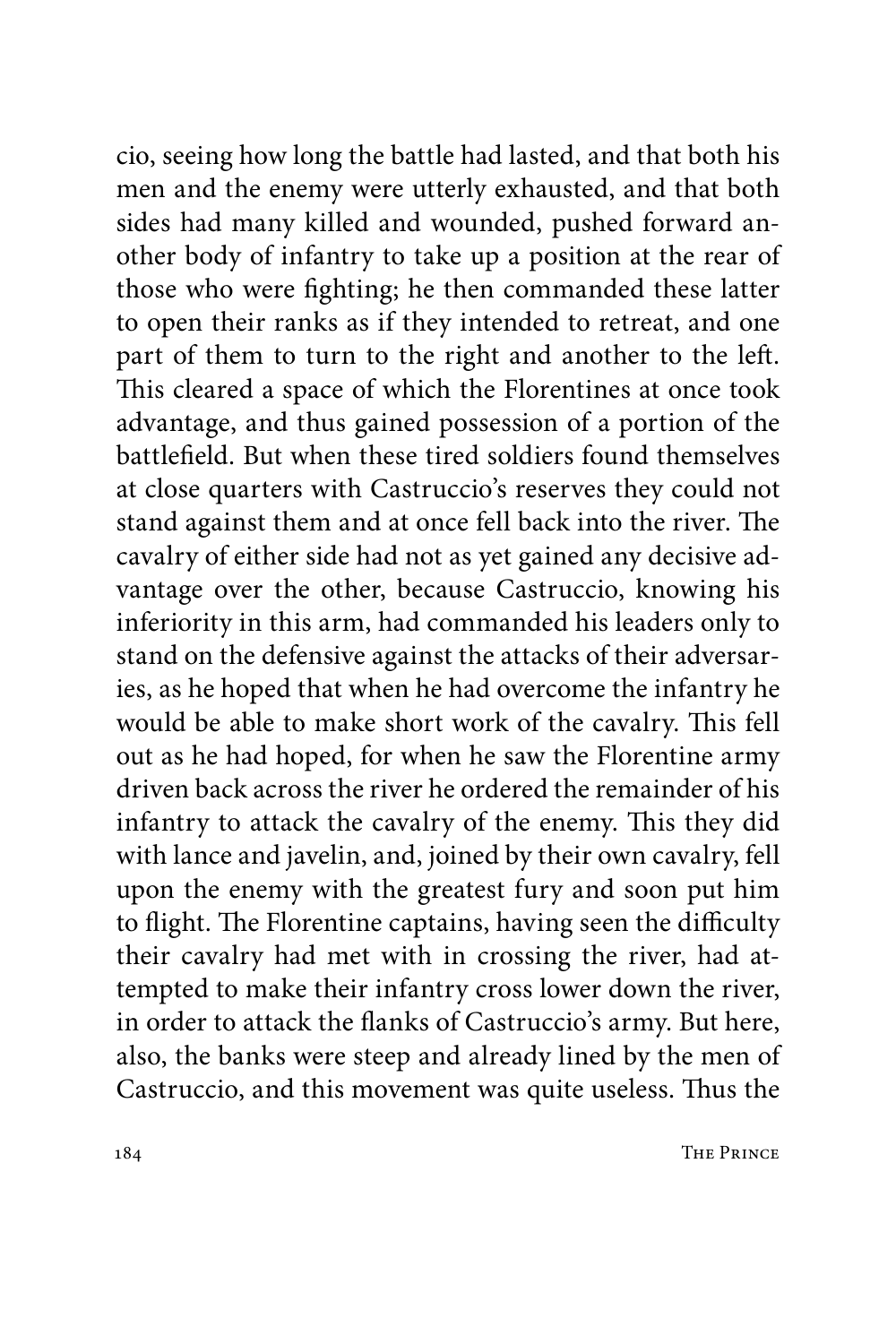cio, seeing how long the battle had lasted, and that both his men and the enemy were utterly exhausted, and that both sides had many killed and wounded, pushed forward another body of infantry to take up a position at the rear of those who were fighting; he then commanded these latter to open their ranks as if they intended to retreat, and one part of them to turn to the right and another to the left. This cleared a space of which the Florentines at once took advantage, and thus gained possession of a portion of the battlefield. But when these tired soldiers found themselves at close quarters with Castruccio's reserves they could not stand against them and at once fell back into the river. The cavalry of either side had not as yet gained any decisive advantage over the other, because Castruccio, knowing his inferiority in this arm, had commanded his leaders only to stand on the defensive against the attacks of their adversaries, as he hoped that when he had overcome the infantry he would be able to make short work of the cavalry. This fell out as he had hoped, for when he saw the Florentine army driven back across the river he ordered the remainder of his infantry to attack the cavalry of the enemy. This they did with lance and javelin, and, joined by their own cavalry, fell upon the enemy with the greatest fury and soon put him to flight. The Florentine captains, having seen the difficulty their cavalry had met with in crossing the river, had attempted to make their infantry cross lower down the river, in order to attack the flanks of Castruccio's army. But here, also, the banks were steep and already lined by the men of Castruccio, and this movement was quite useless. Thus the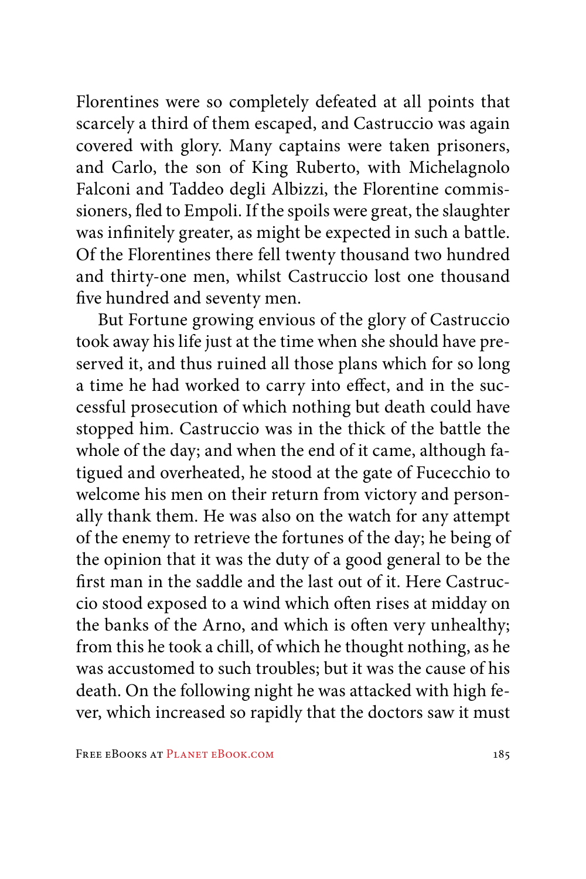Florentines were so completely defeated at all points that scarcely a third of them escaped, and Castruccio was again covered with glory. Many captains were taken prisoners, and Carlo, the son of King Ruberto, with Michelagnolo Falconi and Taddeo degli Albizzi, the Florentine commissioners, fled to Empoli. If the spoils were great, the slaughter was infinitely greater, as might be expected in such a battle. Of the Florentines there fell twenty thousand two hundred and thirty-one men, whilst Castruccio lost one thousand five hundred and seventy men.

But Fortune growing envious of the glory of Castruccio took away his life just at the time when she should have preserved it, and thus ruined all those plans which for so long a time he had worked to carry into effect, and in the successful prosecution of which nothing but death could have stopped him. Castruccio was in the thick of the battle the whole of the day; and when the end of it came, although fatigued and overheated, he stood at the gate of Fucecchio to welcome his men on their return from victory and personally thank them. He was also on the watch for any attempt of the enemy to retrieve the fortunes of the day; he being of the opinion that it was the duty of a good general to be the first man in the saddle and the last out of it. Here Castruccio stood exposed to a wind which often rises at midday on the banks of the Arno, and which is often very unhealthy; from this he took a chill, of which he thought nothing, as he was accustomed to such troubles; but it was the cause of his death. On the following night he was attacked with high fever, which increased so rapidly that the doctors saw it must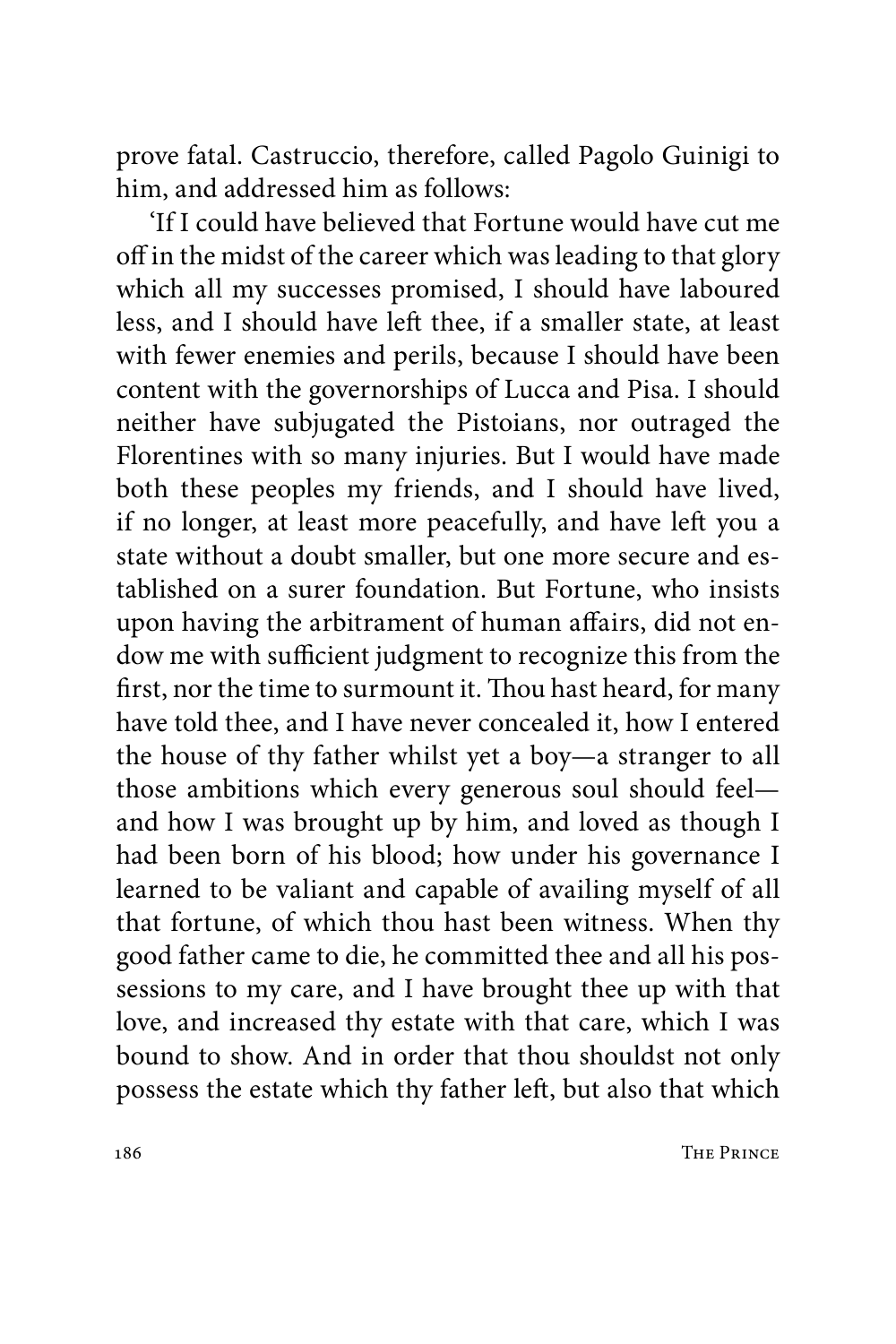prove fatal. Castruccio, therefore, called Pagolo Guinigi to him, and addressed him as follows:

'If I could have believed that Fortune would have cut me off in the midst of the career which was leading to that glory which all my successes promised, I should have laboured less, and I should have left thee, if a smaller state, at least with fewer enemies and perils, because I should have been content with the governorships of Lucca and Pisa. I should neither have subjugated the Pistoians, nor outraged the Florentines with so many injuries. But I would have made both these peoples my friends, and I should have lived, if no longer, at least more peacefully, and have left you a state without a doubt smaller, but one more secure and established on a surer foundation. But Fortune, who insists upon having the arbitrament of human affairs, did not endow me with sufficient judgment to recognize this from the first, nor the time to surmount it. Thou hast heard, for many have told thee, and I have never concealed it, how I entered the house of thy father whilst yet a boy—a stranger to all those ambitions which every generous soul should feel—and how I was brought up by him, and loved as though I had been born of his blood; how under his governance I learned to be valiant and capable of availing myself of all that fortune, of which thou hast been witness. When thy good father came to die, he committed thee and all his possessions to my care, and I have brought thee up with that love, and increased thy estate with that care, which I was bound to show. And in order that thou shouldst not only possess the estate which thy father left, but also that which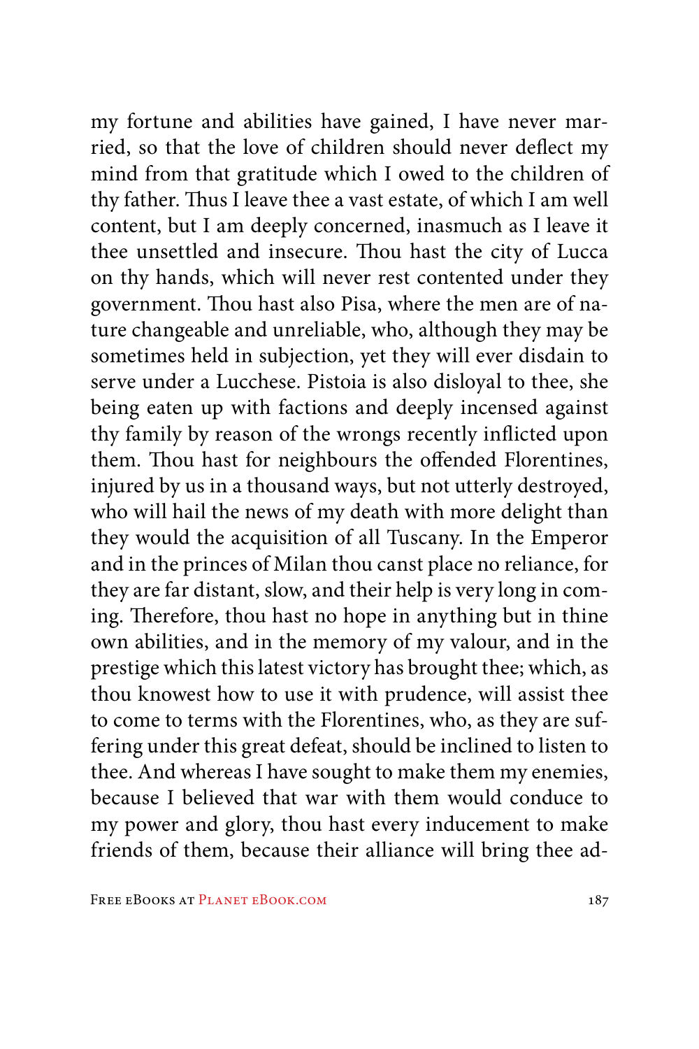my fortune and abilities have gained, I have never married, so that the love of children should never deflect my mind from that gratitude which I owed to the children of thy father. Thus I leave thee a vast estate, of which I am well content, but I am deeply concerned, inasmuch as I leave it thee unsettled and insecure. Thou hast the city of Lucca on thy hands, which will never rest contented under they government. Thou hast also Pisa, where the men are of nature changeable and unreliable, who, although they may be sometimes held in subjection, yet they will ever disdain to serve under a Lucchese. Pistoia is also disloyal to thee, she being eaten up with factions and deeply incensed against thy family by reason of the wrongs recently inflicted upon them. Thou hast for neighbours the offended Florentines, injured by us in a thousand ways, but not utterly destroyed, who will hail the news of my death with more delight than they would the acquisition of all Tuscany. In the Emperor and in the princes of Milan thou canst place no reliance, for they are far distant, slow, and their help is very long in coming. Therefore, thou hast no hope in anything but in thine own abilities, and in the memory of my valour, and in the prestige which this latest victory has brought thee; which, as thou knowest how to use it with prudence, will assist thee to come to terms with the Florentines, who, as they are suffering under this great defeat, should be inclined to listen to thee. And whereas I have sought to make them my enemies, because I believed that war with them would conduce to my power and glory, thou hast every inducement to make friends of them, because their alliance will bring thee ad-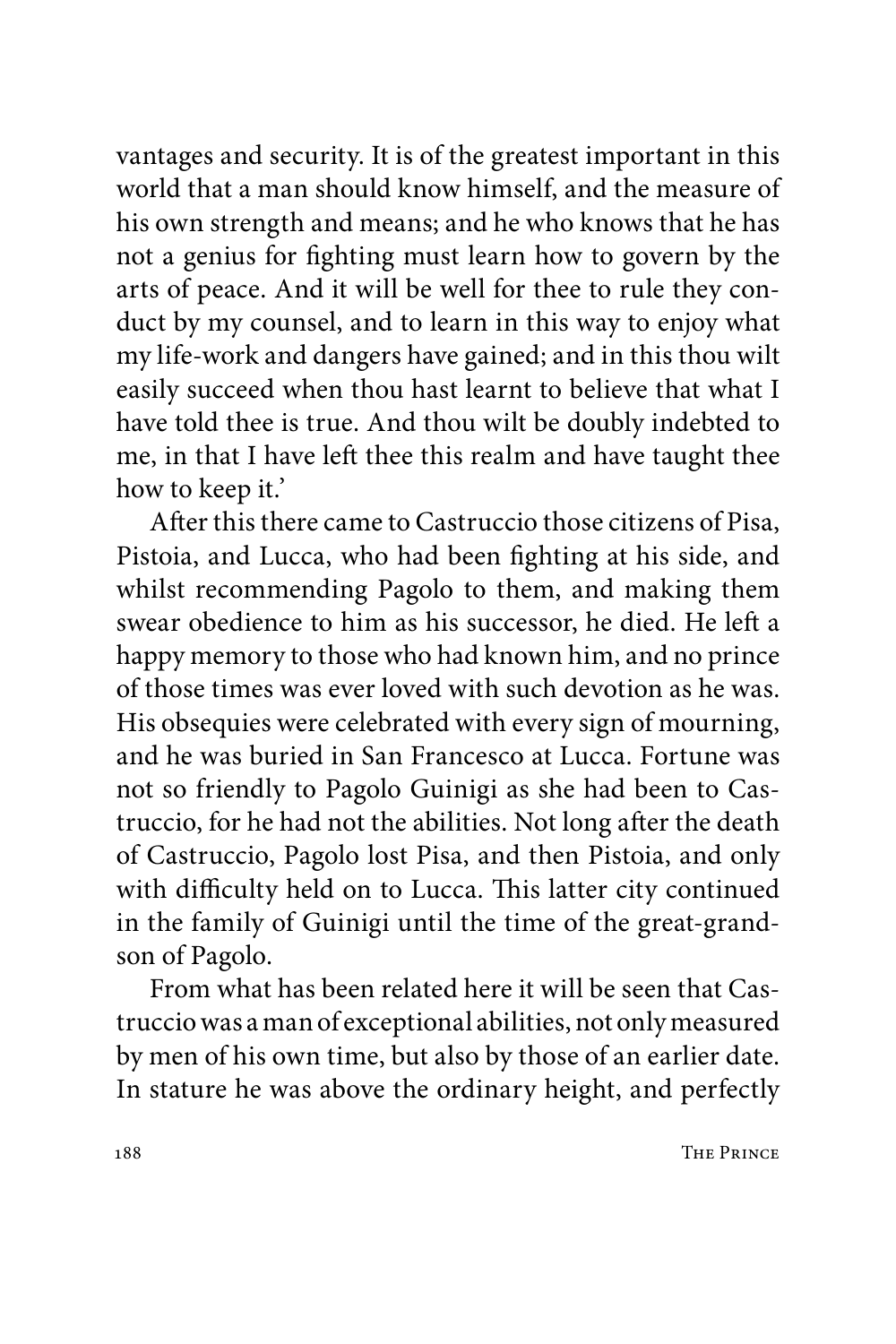vantages and security. It is of the greatest important in this world that a man should know himself, and the measure of his own strength and means; and he who knows that he has not a genius for fighting must learn how to govern by the arts of peace. And it will be well for thee to rule they conduct by my counsel, and to learn in this way to enjoy what my life-work and dangers have gained; and in this thou wilt easily succeed when thou hast learnt to believe that what I have told thee is true. And thou wilt be doubly indebted to me, in that I have left thee this realm and have taught thee how to keep it.'

After this there came to Castruccio those citizens of Pisa, Pistoia, and Lucca, who had been fighting at his side, and whilst recommending Pagolo to them, and making them swear obedience to him as his successor, he died. He left a happy memory to those who had known him, and no prince of those times was ever loved with such devotion as he was. His obsequies were celebrated with every sign of mourning, and he was buried in San Francesco at Lucca. Fortune was not so friendly to Pagolo Guinigi as she had been to Castruccio, for he had not the abilities. Not long after the death of Castruccio, Pagolo lost Pisa, and then Pistoia, and only with difficulty held on to Lucca. This latter city continued in the family of Guinigi until the time of the great-grandson of Pagolo.

From what has been related here it will be seen that Castruccio was a man of exceptional abilities, not only measured by men of his own time, but also by those of an earlier date. In stature he was above the ordinary height, and perfectly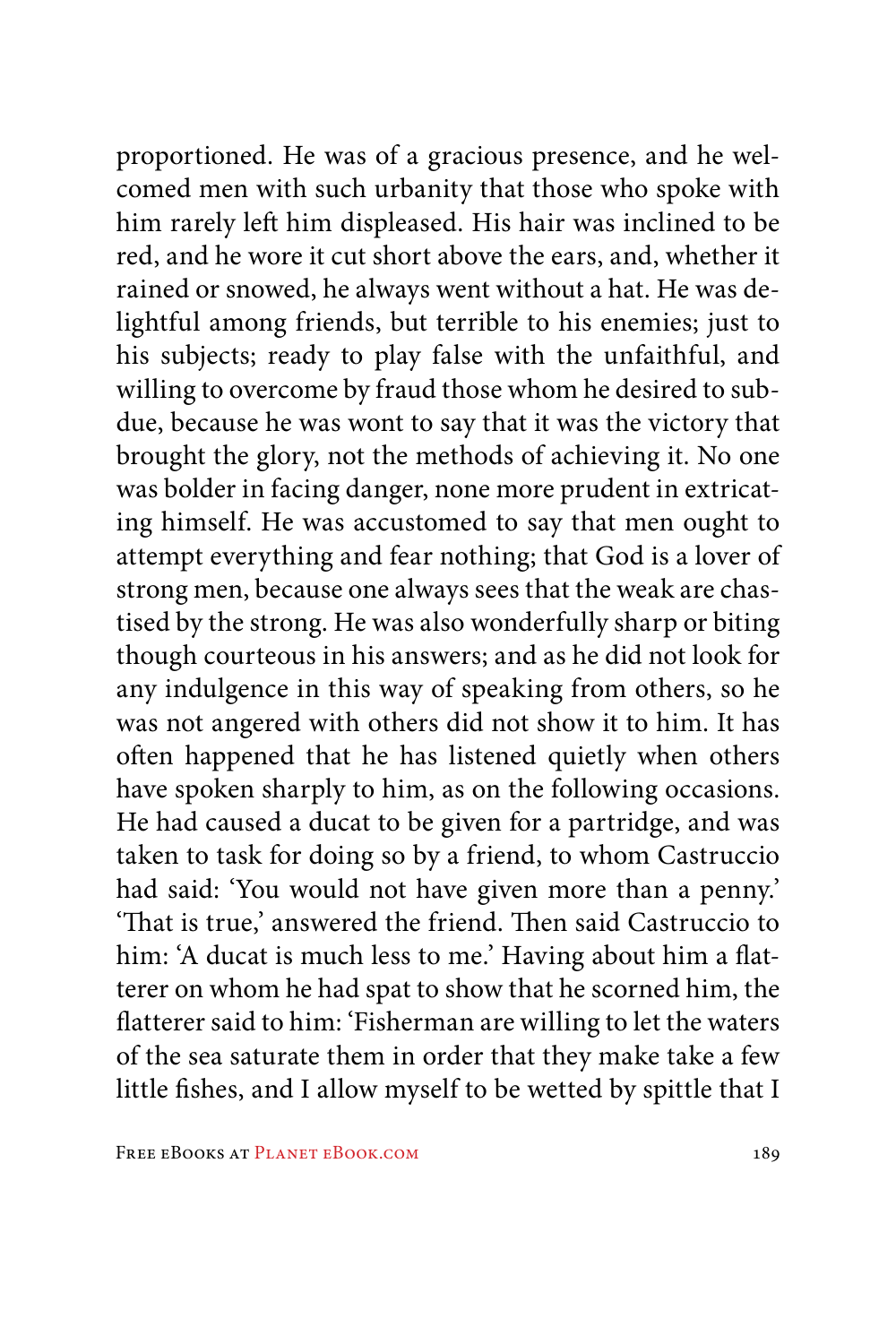proportioned. He was of a gracious presence, and he welcomed men with such urbanity that those who spoke with him rarely left him displeased. His hair was inclined to be red, and he wore it cut short above the ears, and, whether it rained or snowed, he always went without a hat. He was delightful among friends, but terrible to his enemies; just to his subjects; ready to play false with the unfaithful, and willing to overcome by fraud those whom he desired to subdue, because he was wont to say that it was the victory that brought the glory, not the methods of achieving it. No one was bolder in facing danger, none more prudent in extricating himself. He was accustomed to say that men ought to attempt everything and fear nothing; that God is a lover of strong men, because one always sees that the weak are chastised by the strong. He was also wonderfully sharp or biting though courteous in his answers; and as he did not look for any indulgence in this way of speaking from others, so he was not angered with others did not show it to him. It has often happened that he has listened quietly when others have spoken sharply to him, as on the following occasions. He had caused a ducat to be given for a partridge, and was taken to task for doing so by a friend, to whom Castruccio had said: 'You would not have given more than a penny.' 'That is true,' answered the friend. Then said Castruccio to him: 'A ducat is much less to me.' Having about him a flatterer on whom he had spat to show that he scorned him, the flatterer said to him: 'Fisherman are willing to let the waters of the sea saturate them in order that they make take a few little fishes, and I allow myself to be wetted by spittle that I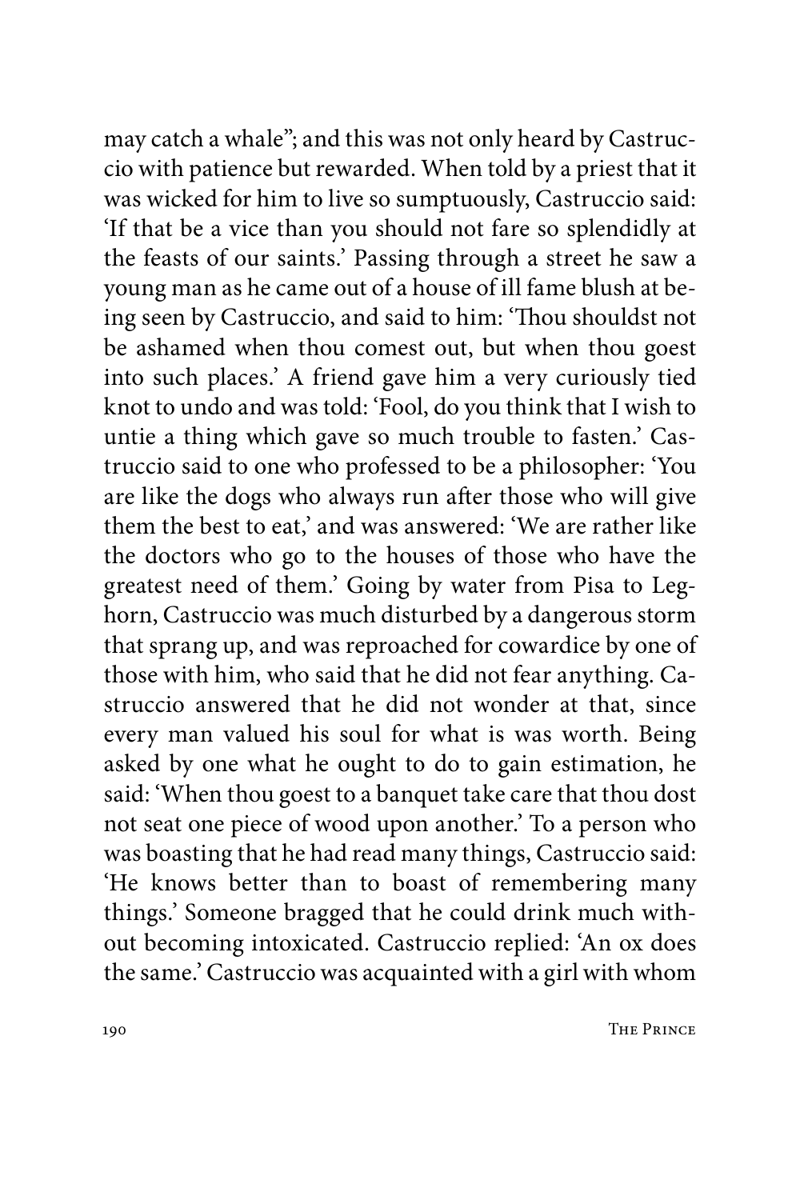may catch a whale"; and this was not only heard by Castruccio with patience but rewarded. When told by a priest that it was wicked for him to live so sumptuously, Castruccio said: 'If that be a vice than you should not fare so splendidly at the feasts of our saints.' Passing through a street he saw a young man as he came out of a house of ill fame blush at being seen by Castruccio, and said to him: 'Thou shouldst not be ashamed when thou comest out, but when thou goest into such places.' A friend gave him a very curiously tied knot to undo and was told: 'Fool, do you think that I wish to untie a thing which gave so much trouble to fasten.' Castruccio said to one who professed to be a philosopher: 'You are like the dogs who always run after those who will give them the best to eat,' and was answered: 'We are rather like the doctors who go to the houses of those who have the greatest need of them.' Going by water from Pisa to Leghorn, Castruccio was much disturbed by a dangerous storm that sprang up, and was reproached for cowardice by one of those with him, who said that he did not fear anything. Castruccio answered that he did not wonder at that, since every man valued his soul for what is was worth. Being asked by one what he ought to do to gain estimation, he said: 'When thou goest to a banquet take care that thou dost not seat one piece of wood upon another.' To a person who was boasting that he had read many things, Castruccio said: 'He knows better than to boast of remembering many things.' Someone bragged that he could drink much without becoming intoxicated. Castruccio replied: 'An ox does the same.' Castruccio was acquainted with a girl with whom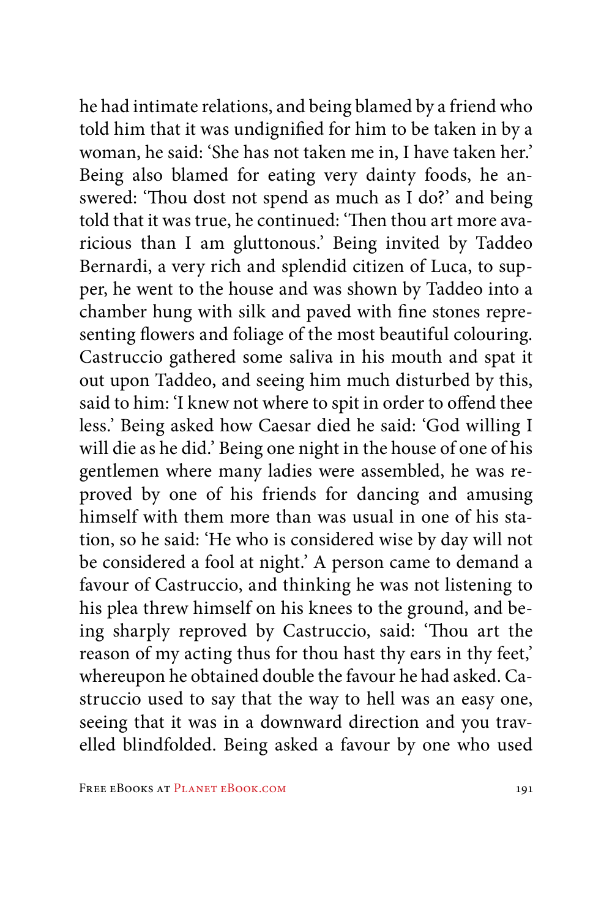he had intimate relations, and being blamed by a friend who told him that it was undignified for him to be taken in by a woman, he said: 'She has not taken me in, I have taken her.' Being also blamed for eating very dainty foods, he answered: 'Thou dost not spend as much as I do?' and being told that it was true, he continued: 'Then thou art more avaricious than I am gluttonous.' Being invited by Taddeo Bernardi, a very rich and splendid citizen of Luca, to supper, he went to the house and was shown by Taddeo into a chamber hung with silk and paved with fine stones representing flowers and foliage of the most beautiful colouring. Castruccio gathered some saliva in his mouth and spat it out upon Taddeo, and seeing him much disturbed by this, said to him: 'I knew not where to spit in order to offend thee less.' Being asked how Caesar died he said: 'God willing I will die as he did.' Being one night in the house of one of his gentlemen where many ladies were assembled, he was reproved by one of his friends for dancing and amusing himself with them more than was usual in one of his station, so he said: 'He who is considered wise by day will not be considered a fool at night.' A person came to demand a favour of Castruccio, and thinking he was not listening to his plea threw himself on his knees to the ground, and being sharply reproved by Castruccio, said: 'Thou art the reason of my acting thus for thou hast thy ears in thy feet,' whereupon he obtained double the favour he had asked. Castruccio used to say that the way to hell was an easy one, seeing that it was in a downward direction and you travelled blindfolded. Being asked a favour by one who used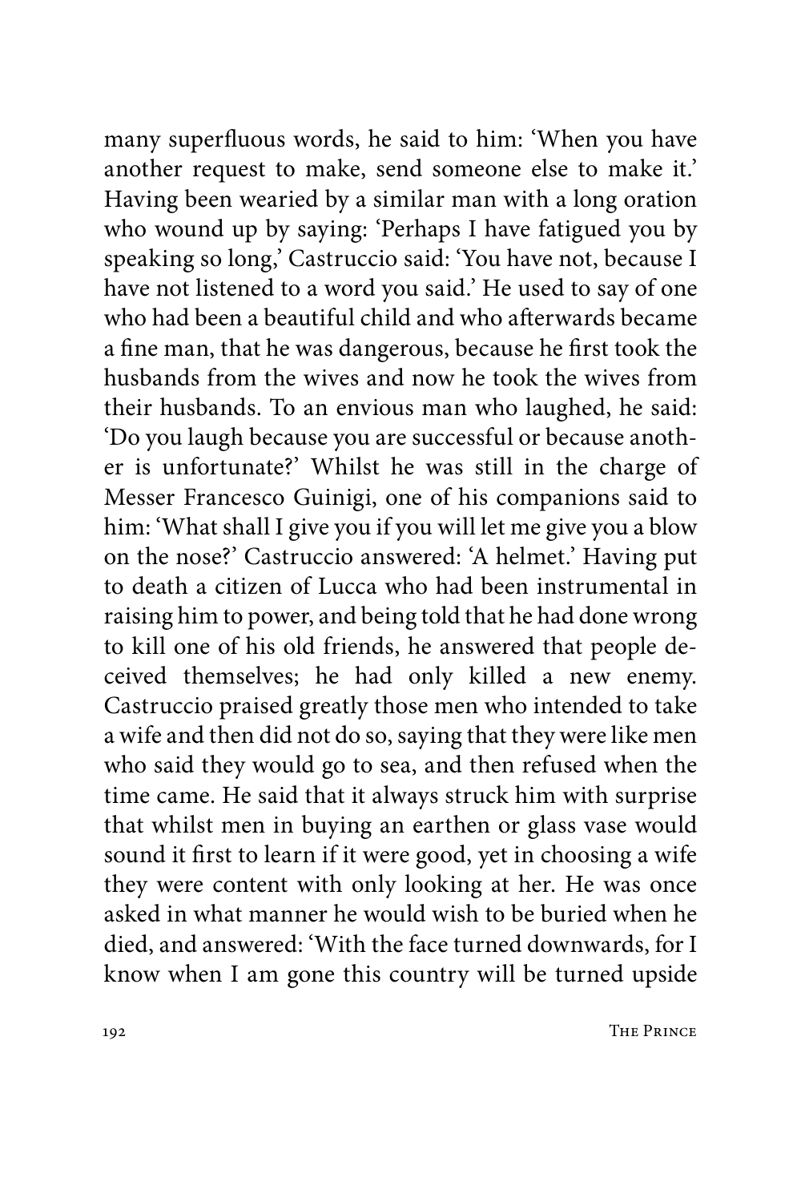many superfluous words, he said to him: 'When you have another request to make, send someone else to make it.' Having been wearied by a similar man with a long oration who wound up by saying: 'Perhaps I have fatigued you by speaking so long,' Castruccio said: 'You have not, because I have not listened to a word you said.' He used to say of one who had been a beautiful child and who afterwards became a fine man, that he was dangerous, because he first took the husbands from the wives and now he took the wives from their husbands. To an envious man who laughed, he said: 'Do you laugh because you are successful or because another is unfortunate?' Whilst he was still in the charge of Messer Francesco Guinigi, one of his companions said to him: 'What shall I give you if you will let me give you a blow on the nose?' Castruccio answered: 'A helmet.' Having put to death a citizen of Lucca who had been instrumental in raising him to power, and being told that he had done wrong to kill one of his old friends, he answered that people deceived themselves; he had only killed a new enemy. Castruccio praised greatly those men who intended to take a wife and then did not do so, saying that they were like men who said they would go to sea, and then refused when the time came. He said that it always struck him with surprise that whilst men in buying an earthen or glass vase would sound it first to learn if it were good, yet in choosing a wife they were content with only looking at her. He was once asked in what manner he would wish to be buried when he died, and answered: 'With the face turned downwards, for I know when I am gone this country will be turned upside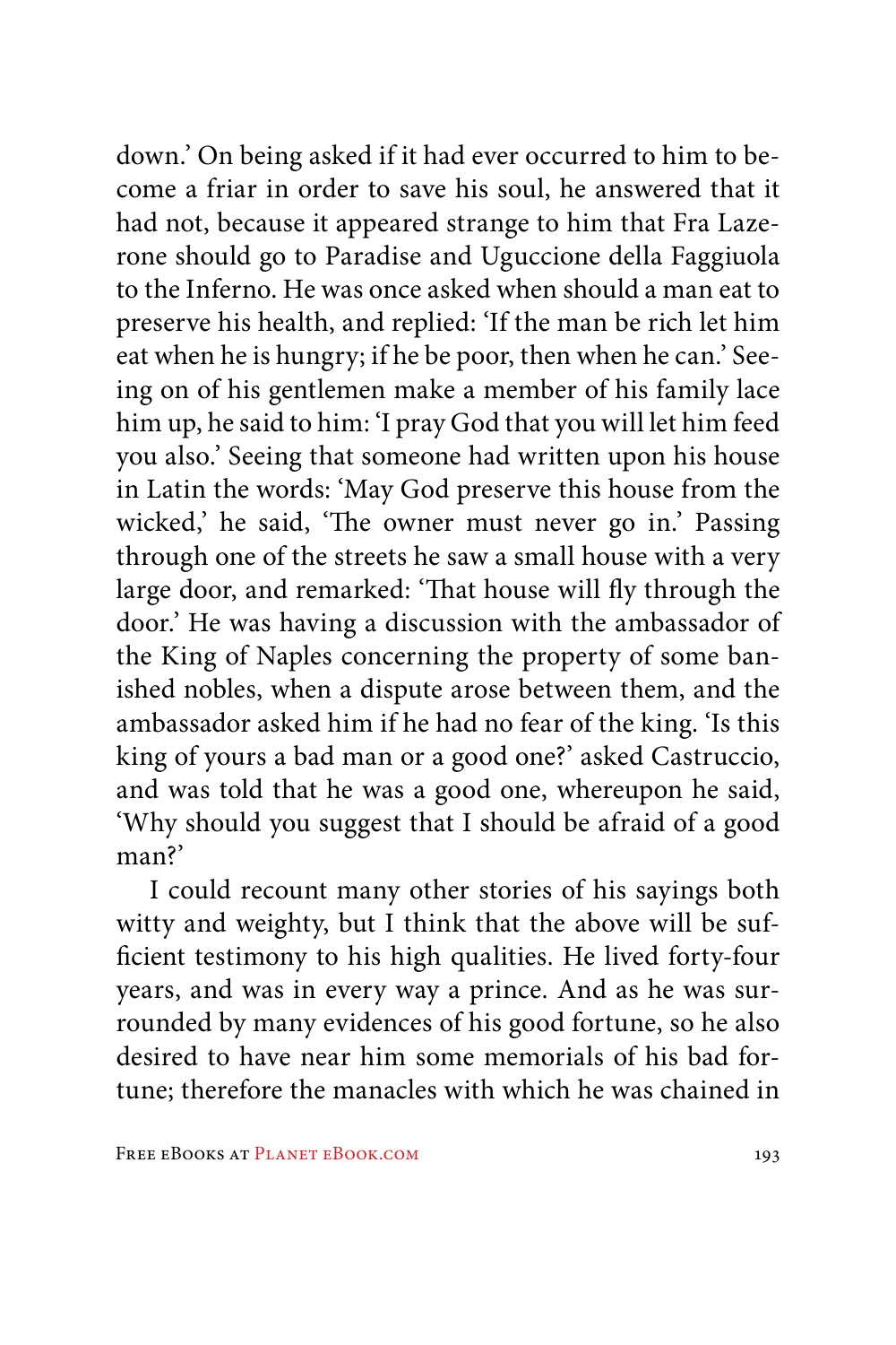down.' On being asked if it had ever occurred to him to become a friar in order to save his soul, he answered that it had not, because it appeared strange to him that Fra Lazerone should go to Paradise and Uguccione della Faggiuola to the Inferno. He was once asked when should a man eat to preserve his health, and replied: 'If the man be rich let him eat when he is hungry; if he be poor, then when he can.' Seeing on of his gentlemen make a member of his family lace him up, he said to him: 'I pray God that you will let him feed you also.' Seeing that someone had written upon his house in Latin the words: 'May God preserve this house from the wicked,' he said, 'The owner must never go in.' Passing through one of the streets he saw a small house with a very large door, and remarked: 'That house will fly through the door.' He was having a discussion with the ambassador of the King of Naples concerning the property of some banished nobles, when a dispute arose between them, and the ambassador asked him if he had no fear of the king. 'Is this king of yours a bad man or a good one?' asked Castruccio, and was told that he was a good one, whereupon he said, 'Why should you suggest that I should be afraid of a good man?'

I could recount many other stories of his sayings both witty and weighty, but I think that the above will be sufficient testimony to his high qualities. He lived forty-four years, and was in every way a prince. And as he was surrounded by many evidences of his good fortune, so he also desired to have near him some memorials of his bad fortune; therefore the manacles with which he was chained in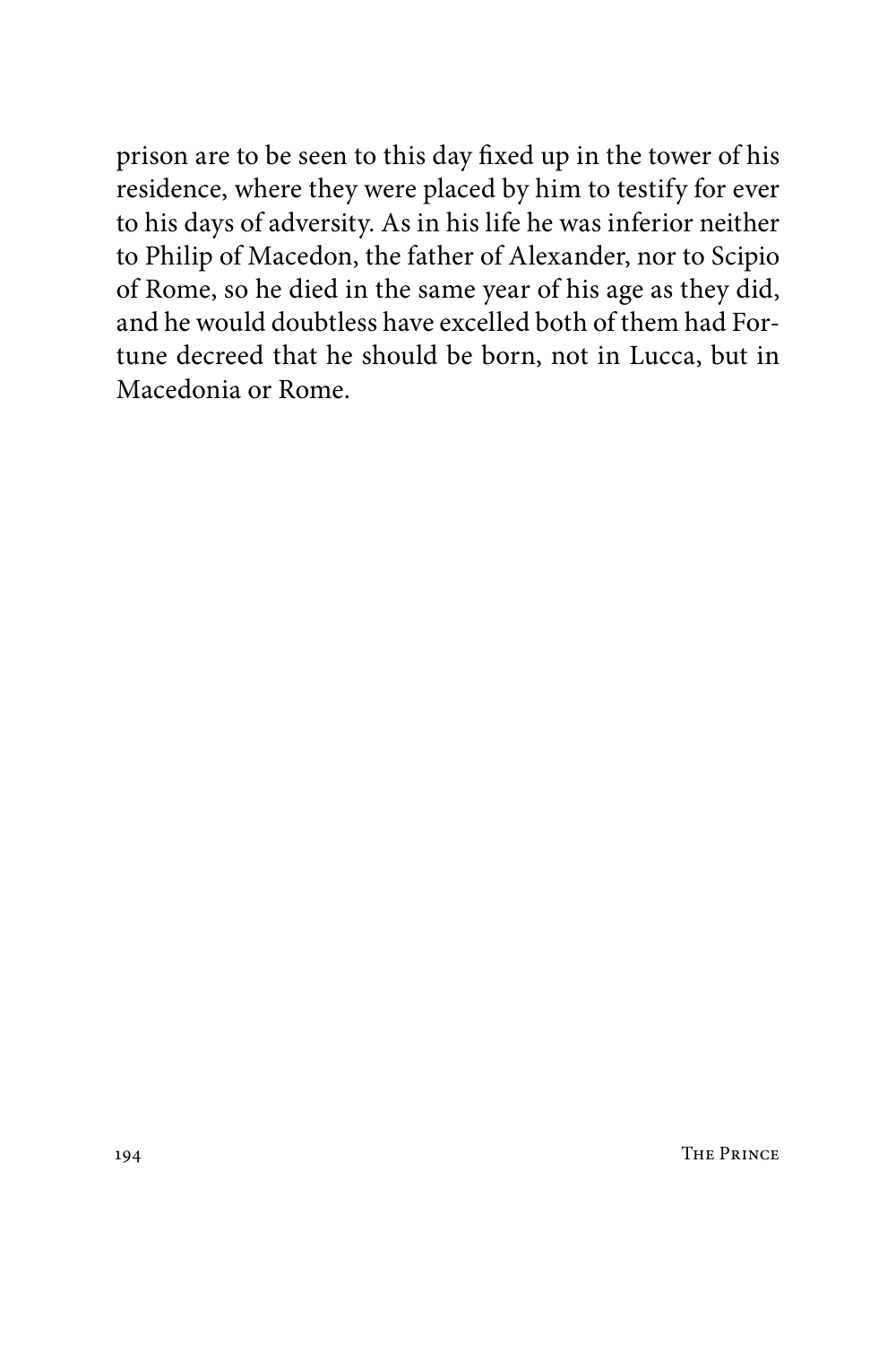prison are to be seen to this day fixed up in the tower of his residence, where they were placed by him to testify for ever to his days of adversity. As in his life he was inferior neither to Philip of Macedon, the father of Alexander, nor to Scipio of Rome, so he died in the same year of his age as they did, and he would doubtless have excelled both of them had Fortune decreed that he should be born, not in Lucca, but in Macedonia or Rome.